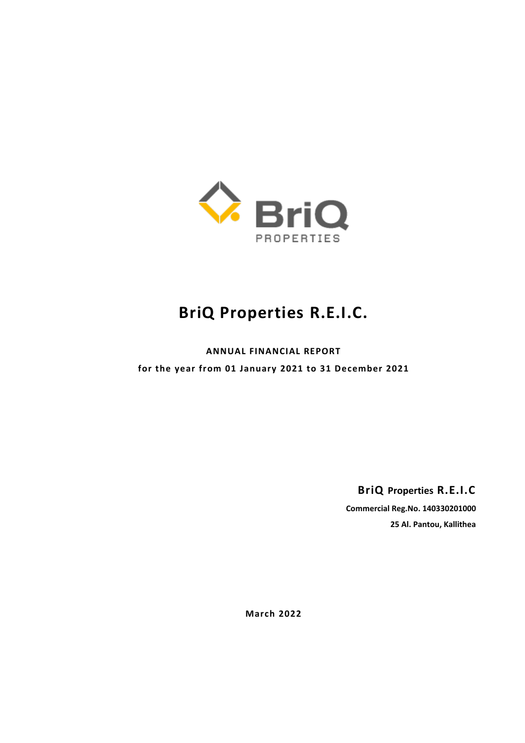# BriQ Properties R.E.I.C.

**ANNUAL FINANCIAL REPORT**

**for the year from 01 January 2021 to 31 December 2021**

**BriQ Properties R.E.I.C**

**Commercial Reg.No. 140330201000**

**25 Al. Pantou, Kallithea**

**March 2022**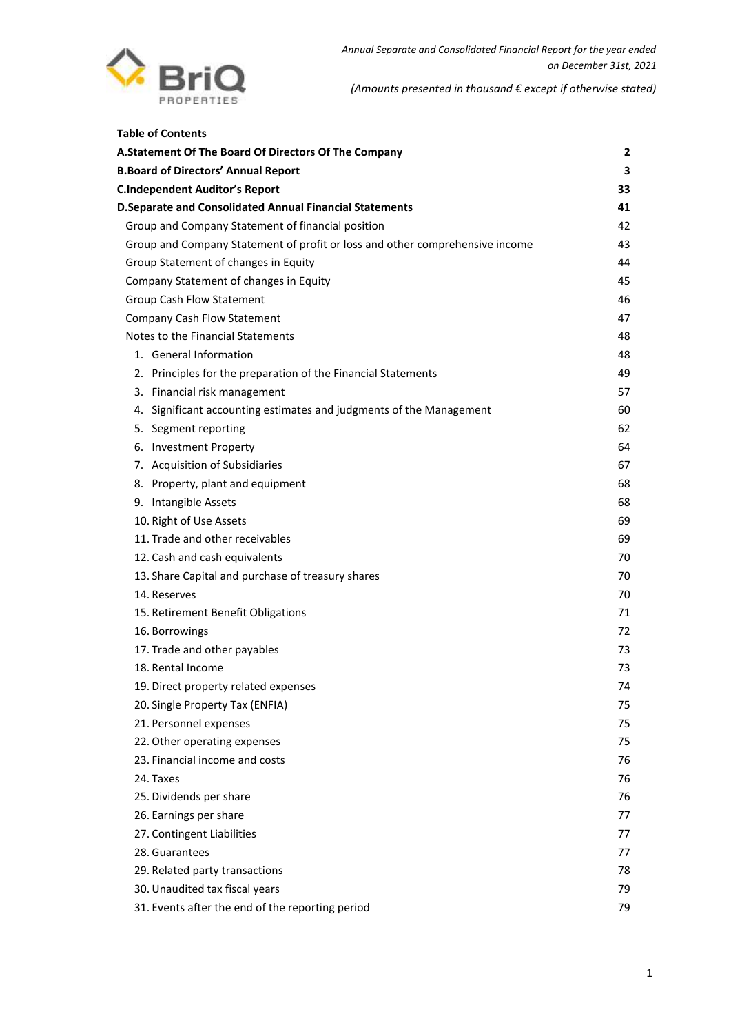**Table of Contents**

| | |
|---|---|
| **A.Statement Of The Board Of Directors Of The Company** | **2** |
| **B.Board of Directors' Annual Report** | **3** |
| **C.Independent Auditor's Report** | **33** |
| **D.Separate and Consolidated Annual Financial Statements** | **41** |
| Group and Company Statement of financial position | 42 |
| Group and Company Statement of profit or loss and other comprehensive income | 43 |
| Group Statement of changes in Equity | 44 |
| Company Statement of changes in Equity | 45 |
| Group Cash Flow Statement | 46 |
| Company Cash Flow Statement | 47 |
| Notes to the Financial Statements | 48 |
| 1. General Information | 48 |
| 2. Principles for the preparation of the Financial Statements | 49 |
| 3. Financial risk management | 57 |
| 4. Significant accounting estimates and judgments of the Management | 60 |
| 5. Segment reporting | 62 |
| 6. Investment Property | 64 |
| 7. Acquisition of Subsidiaries | 67 |
| 8. Property, plant and equipment | 68 |
| 9. Intangible Assets | 68 |
| 10. Right of Use Assets | 69 |
| 11. Trade and other receivables | 69 |
| 12. Cash and cash equivalents | 70 |
| 13. Share Capital and purchase of treasury shares | 70 |
| 14. Reserves | 70 |
| 15. Retirement Benefit Obligations | 71 |
| 16. Borrowings | 72 |
| 17. Trade and other payables | 73 |
| 18. Rental Income | 73 |
| 19. Direct property related expenses | 74 |
| 20. Single Property Tax (ENFIA) | 75 |
| 21. Personnel expenses | 75 |
| 22. Other operating expenses | 75 |
| 23. Financial income and costs | 76 |
| 24. Taxes | 76 |
| 25. Dividends per share | 76 |
| 26. Earnings per share | 77 |
| 27. Contingent Liabilities | 77 |
| 28. Guarantees | 77 |
| 29. Related party transactions | 78 |
| 30. Unaudited tax fiscal years | 79 |
| 31. Events after the end of the reporting period | 79 |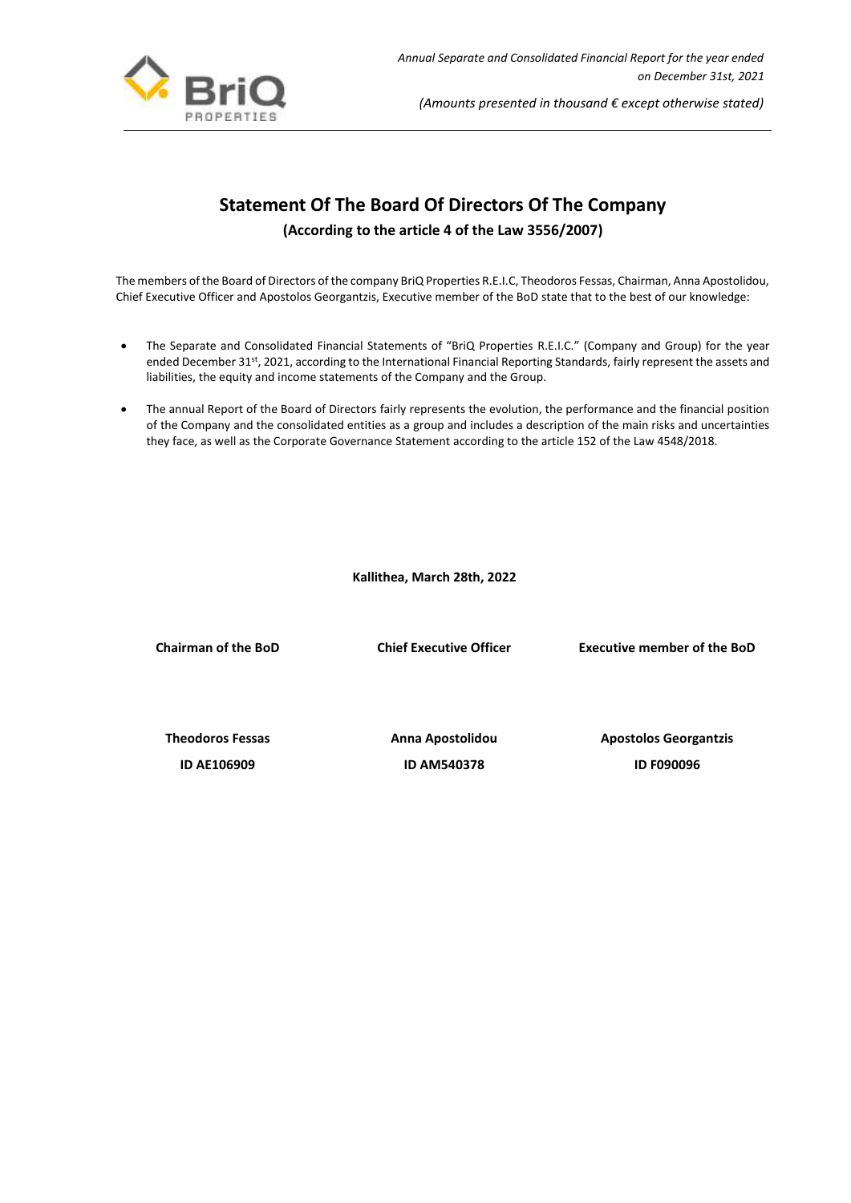# Statement Of The Board Of Directors Of The Company

**(According to the article 4 of the Law 3556/2007)**

The members of the Board of Directors of the company BriQ Properties R.E.I.C, Theodoros Fessas, Chairman, Anna Apostolidou, Chief Executive Officer and Apostolos Georgantzis, Executive member of the BoD state that to the best of our knowledge:

- The Separate and Consolidated Financial Statements of "BriQ Properties R.E.I.C." (Company and Group) for the year ended December 31st, 2021, according to the International Financial Reporting Standards, fairly represent the assets and liabilities, the equity and income statements of the Company and the Group.

- The annual Report of the Board of Directors fairly represents the evolution, the performance and the financial position of the Company and the consolidated entities as a group and includes a description of the main risks and uncertainties they face, as well as the Corporate Governance Statement according to the article 152 of the Law 4548/2018.

**Kallithea, March 28th, 2022**

| Chairman of the BoD | Chief Executive Officer | Executive member of the BoD |
|---|---|---|
| **Theodoros Fessas** | **Anna Apostolidou** | **Apostolos Georgantzis** |
| **ID AE106909** | **ID AM540378** | **ID F090096** |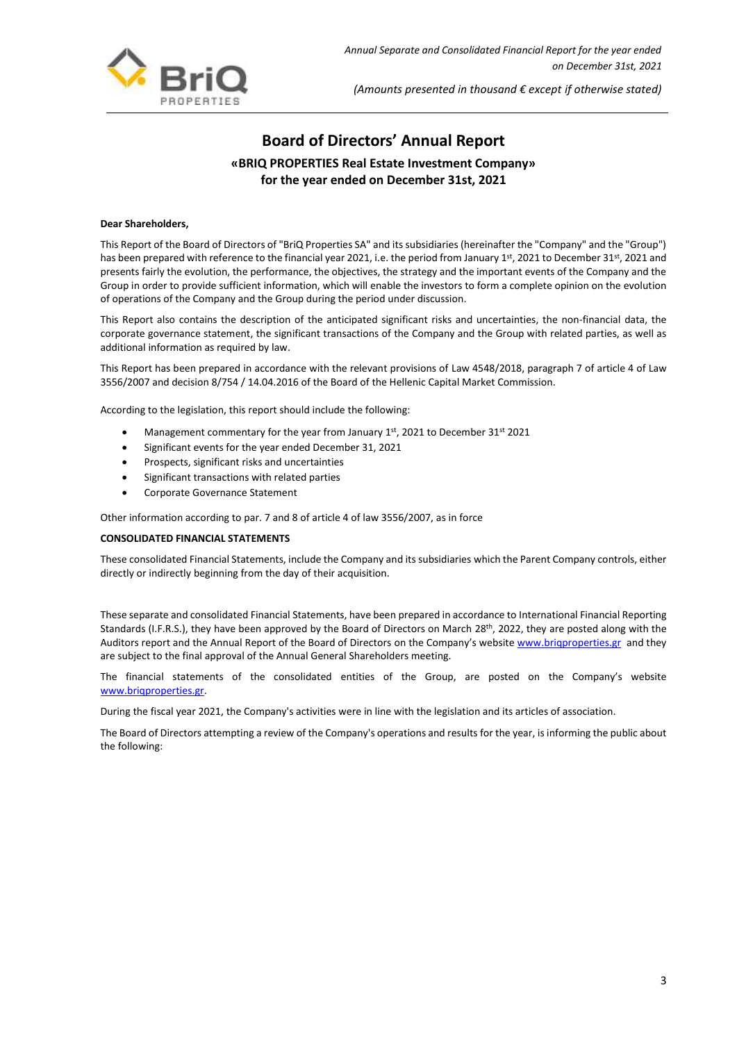# Board of Directors' Annual Report

## «BRIQ PROPERTIES Real Estate Investment Company» for the year ended on December 31st, 2021

**Dear Shareholders,**

This Report of the Board of Directors of "BriQ Properties SA" and its subsidiaries (hereinafter the "Company" and the "Group") has been prepared with reference to the financial year 2021, i.e. the period from January 1st, 2021 to December 31st, 2021 and presents fairly the evolution, the performance, the objectives, the strategy and the important events of the Company and the Group in order to provide sufficient information, which will enable the investors to form a complete opinion on the evolution of operations of the Company and the Group during the period under discussion.

This Report also contains the description of the anticipated significant risks and uncertainties, the non-financial data, the corporate governance statement, the significant transactions of the Company and the Group with related parties, as well as additional information as required by law.

This Report has been prepared in accordance with the relevant provisions of Law 4548/2018, paragraph 7 of article 4 of Law 3556/2007 and decision 8/754 / 14.04.2016 of the Board of the Hellenic Capital Market Commission.

According to the legislation, this report should include the following:

- Management commentary for the year from January 1st, 2021 to December 31st 2021
- Significant events for the year ended December 31, 2021
- Prospects, significant risks and uncertainties
- Significant transactions with related parties
- Corporate Governance Statement

Other information according to par. 7 and 8 of article 4 of law 3556/2007, as in force

**CONSOLIDATED FINANCIAL STATEMENTS**

These consolidated Financial Statements, include the Company and its subsidiaries which the Parent Company controls, either directly or indirectly beginning from the day of their acquisition.

These separate and consolidated Financial Statements, have been prepared in accordance to International Financial Reporting Standards (I.F.R.S.), they have been approved by the Board of Directors on March 28th, 2022, they are posted along with the Auditors report and the Annual Report of the Board of Directors on the Company's website www.briqproperties.gr and they are subject to the final approval of the Annual General Shareholders meeting.

The financial statements of the consolidated entities of the Group, are posted on the Company's website www.briqproperties.gr.

During the fiscal year 2021, the Company's activities were in line with the legislation and its articles of association.

The Board of Directors attempting a review of the Company's operations and results for the year, is informing the public about the following: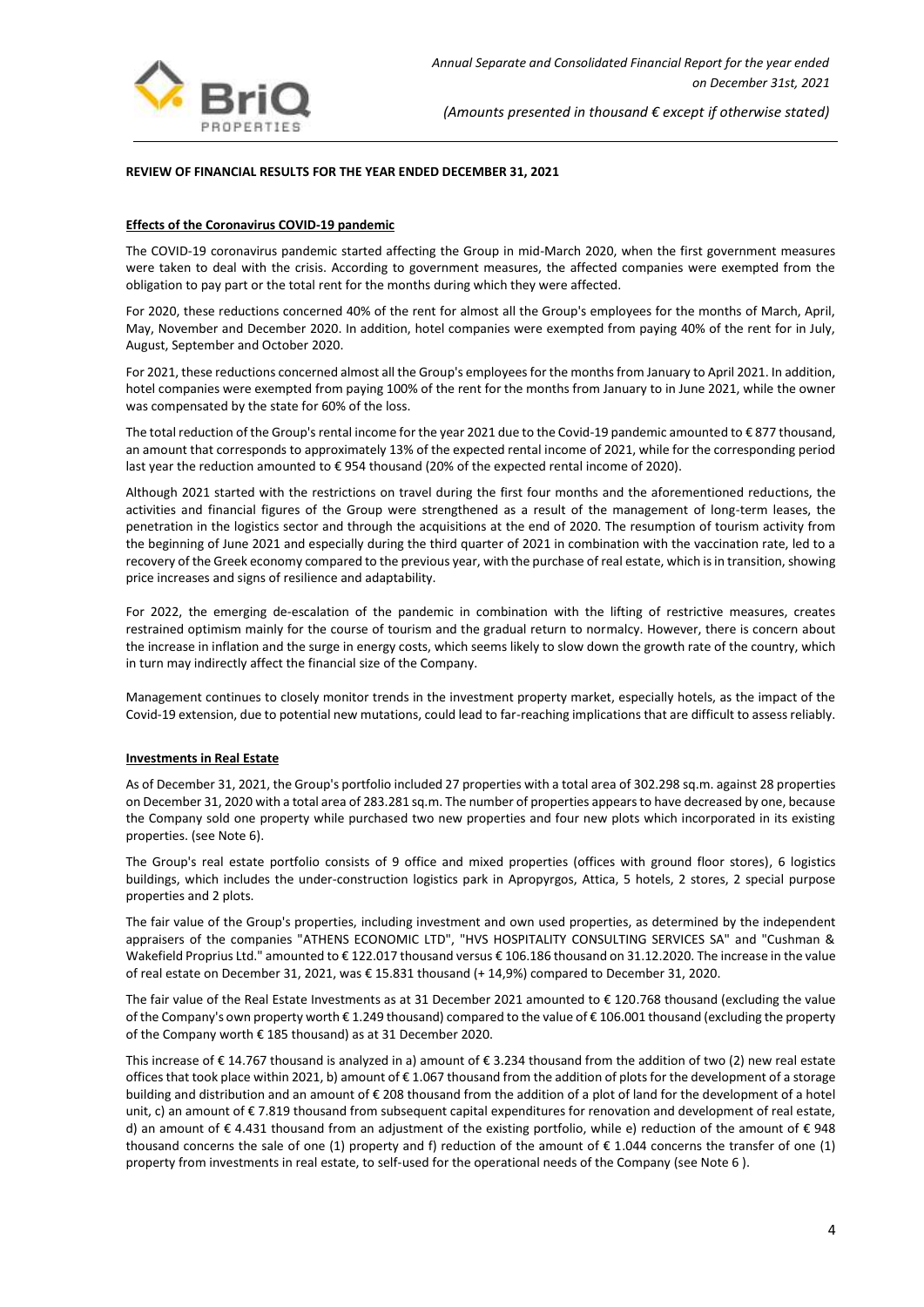## REVIEW OF FINANCIAL RESULTS FOR THE YEAR ENDED DECEMBER 31, 2021

### Effects of the Coronavirus COVID-19 pandemic

The COVID-19 coronavirus pandemic started affecting the Group in mid-March 2020, when the first government measures were taken to deal with the crisis. According to government measures, the affected companies were exempted from the obligation to pay part or the total rent for the months during which they were affected.

For 2020, these reductions concerned 40% of the rent for almost all the Group's employees for the months of March, April, May, November and December 2020. In addition, hotel companies were exempted from paying 40% of the rent for in July, August, September and October 2020.

For 2021, these reductions concerned almost all the Group's employees for the months from January to April 2021. In addition, hotel companies were exempted from paying 100% of the rent for the months from January to in June 2021, while the owner was compensated by the state for 60% of the loss.

The total reduction of the Group's rental income for the year 2021 due to the Covid-19 pandemic amounted to € 877 thousand, an amount that corresponds to approximately 13% of the expected rental income of 2021, while for the corresponding period last year the reduction amounted to € 954 thousand (20% of the expected rental income of 2020).

Although 2021 started with the restrictions on travel during the first four months and the aforementioned reductions, the activities and financial figures of the Group were strengthened as a result of the management of long-term leases, the penetration in the logistics sector and through the acquisitions at the end of 2020. The resumption of tourism activity from the beginning of June 2021 and especially during the third quarter of 2021 in combination with the vaccination rate, led to a recovery of the Greek economy compared to the previous year, with the purchase of real estate, which is in transition, showing price increases and signs of resilience and adaptability.

For 2022, the emerging de-escalation of the pandemic in combination with the lifting of restrictive measures, creates restrained optimism mainly for the course of tourism and the gradual return to normalcy. However, there is concern about the increase in inflation and the surge in energy costs, which seems likely to slow down the growth rate of the country, which in turn may indirectly affect the financial size of the Company.

Management continues to closely monitor trends in the investment property market, especially hotels, as the impact of the Covid-19 extension, due to potential new mutations, could lead to far-reaching implications that are difficult to assess reliably.

### Investments in Real Estate

As of December 31, 2021, the Group's portfolio included 27 properties with a total area of 302.298 sq.m. against 28 properties on December 31, 2020 with a total area of 283.281 sq.m. The number of properties appears to have decreased by one, because the Company sold one property while purchased two new properties and four new plots which incorporated in its existing properties. (see Note 6).

The Group's real estate portfolio consists of 9 office and mixed properties (offices with ground floor stores), 6 logistics buildings, which includes the under-construction logistics park in Apropyrgos, Attica, 5 hotels, 2 stores, 2 special purpose properties and 2 plots.

The fair value of the Group's properties, including investment and own used properties, as determined by the independent appraisers of the companies "ATHENS ECONOMIC LTD", "HVS HOSPITALITY CONSULTING SERVICES SA" and "Cushman & Wakefield Proprius Ltd." amounted to € 122.017 thousand versus € 106.186 thousand on 31.12.2020. The increase in the value of real estate on December 31, 2021, was € 15.831 thousand (+ 14,9%) compared to December 31, 2020.

The fair value of the Real Estate Investments as at 31 December 2021 amounted to € 120.768 thousand (excluding the value of the Company's own property worth € 1.249 thousand) compared to the value of € 106.001 thousand (excluding the property of the Company worth € 185 thousand) as at 31 December 2020.

This increase of € 14.767 thousand is analyzed in a) amount of € 3.234 thousand from the addition of two (2) new real estate offices that took place within 2021, b) amount of € 1.067 thousand from the addition of plots for the development of a storage building and distribution and an amount of € 208 thousand from the addition of a plot of land for the development of a hotel unit, c) an amount of € 7.819 thousand from subsequent capital expenditures for renovation and development of real estate, d) an amount of € 4.431 thousand from an adjustment of the existing portfolio, while e) reduction of the amount of € 948 thousand concerns the sale of one (1) property and f) reduction of the amount of € 1.044 concerns the transfer of one (1) property from investments in real estate, to self-used for the operational needs of the Company (see Note 6 ).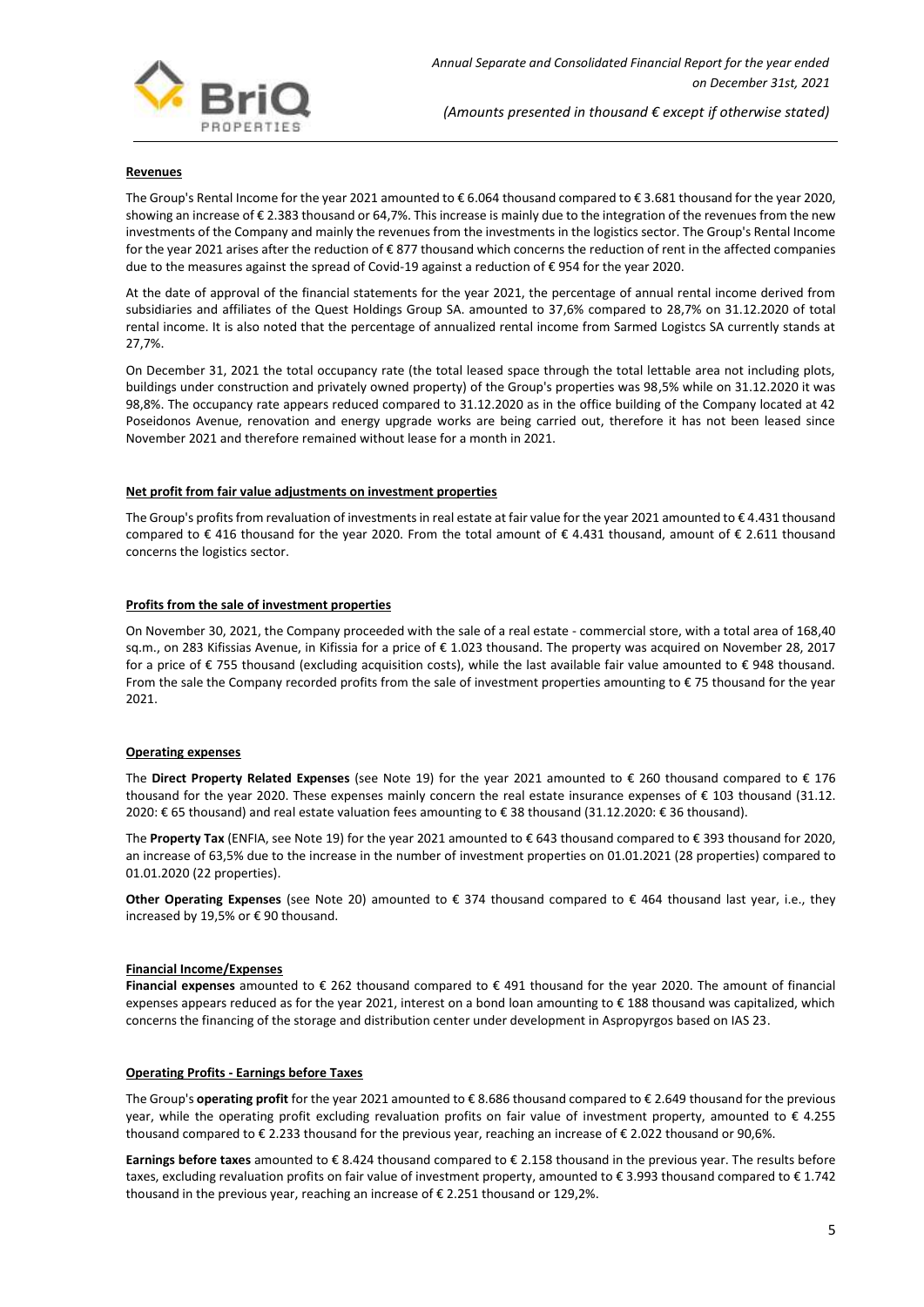#### **Revenues**

The Group's Rental Income for the year 2021 amounted to € 6.064 thousand compared to € 3.681 thousand for the year 2020, showing an increase of € 2.383 thousand or 64,7%. This increase is mainly due to the integration of the revenues from the new investments of the Company and mainly the revenues from the investments in the logistics sector. The Group's Rental Income for the year 2021 arises after the reduction of € 877 thousand which concerns the reduction of rent in the affected companies due to the measures against the spread of Covid-19 against a reduction of € 954 for the year 2020.

At the date of approval of the financial statements for the year 2021, the percentage of annual rental income derived from subsidiaries and affiliates of the Quest Holdings Group SA. amounted to 37,6% compared to 28,7% on 31.12.2020 of total rental income. It is also noted that the percentage of annualized rental income from Sarmed Logistcs SA currently stands at 27,7%.

On December 31, 2021 the total occupancy rate (the total leased space through the total lettable area not including plots, buildings under construction and privately owned property) of the Group's properties was 98,5% while on 31.12.2020 it was 98,8%. The occupancy rate appears reduced compared to 31.12.2020 as in the office building of the Company located at 42 Poseidonos Avenue, renovation and energy upgrade works are being carried out, therefore it has not been leased since November 2021 and therefore remained without lease for a month in 2021.

#### **Net profit from fair value adjustments on investment properties**

The Group's profits from revaluation of investments in real estate at fair value for the year 2021 amounted to € 4.431 thousand compared to € 416 thousand for the year 2020. From the total amount of € 4.431 thousand, amount of € 2.611 thousand concerns the logistics sector.

#### **Profits from the sale of investment properties**

On November 30, 2021, the Company proceeded with the sale of a real estate - commercial store, with a total area of 168,40 sq.m., on 283 Kifissias Avenue, in Kifissia for a price of € 1.023 thousand. The property was acquired on November 28, 2017 for a price of € 755 thousand (excluding acquisition costs), while the last available fair value amounted to € 948 thousand. From the sale the Company recorded profits from the sale of investment properties amounting to € 75 thousand for the year 2021.

#### **Operating expenses**

The **Direct Property Related Expenses** (see Note 19) for the year 2021 amounted to € 260 thousand compared to € 176 thousand for the year 2020. These expenses mainly concern the real estate insurance expenses of € 103 thousand (31.12. 2020: € 65 thousand) and real estate valuation fees amounting to € 38 thousand (31.12.2020: € 36 thousand).

The **Property Tax** (ENFIA, see Note 19) for the year 2021 amounted to € 643 thousand compared to € 393 thousand for 2020, an increase of 63,5% due to the increase in the number of investment properties on 01.01.2021 (28 properties) compared to 01.01.2020 (22 properties).

**Other Operating Expenses** (see Note 20) amounted to € 374 thousand compared to € 464 thousand last year, i.e., they increased by 19,5% or € 90 thousand.

#### **Financial Income/Expenses**

**Financial expenses** amounted to € 262 thousand compared to € 491 thousand for the year 2020. The amount of financial expenses appears reduced as for the year 2021, interest on a bond loan amounting to € 188 thousand was capitalized, which concerns the financing of the storage and distribution center under development in Aspropyrgos based on IAS 23.

#### **Operating Profits - Earnings before Taxes**

The Group's **operating profit** for the year 2021 amounted to € 8.686 thousand compared to € 2.649 thousand for the previous year, while the operating profit excluding revaluation profits on fair value of investment property, amounted to € 4.255 thousand compared to € 2.233 thousand for the previous year, reaching an increase of € 2.022 thousand or 90,6%.

**Earnings before taxes** amounted to € 8.424 thousand compared to € 2.158 thousand in the previous year. The results before taxes, excluding revaluation profits on fair value of investment property, amounted to € 3.993 thousand compared to € 1.742 thousand in the previous year, reaching an increase of € 2.251 thousand or 129,2%.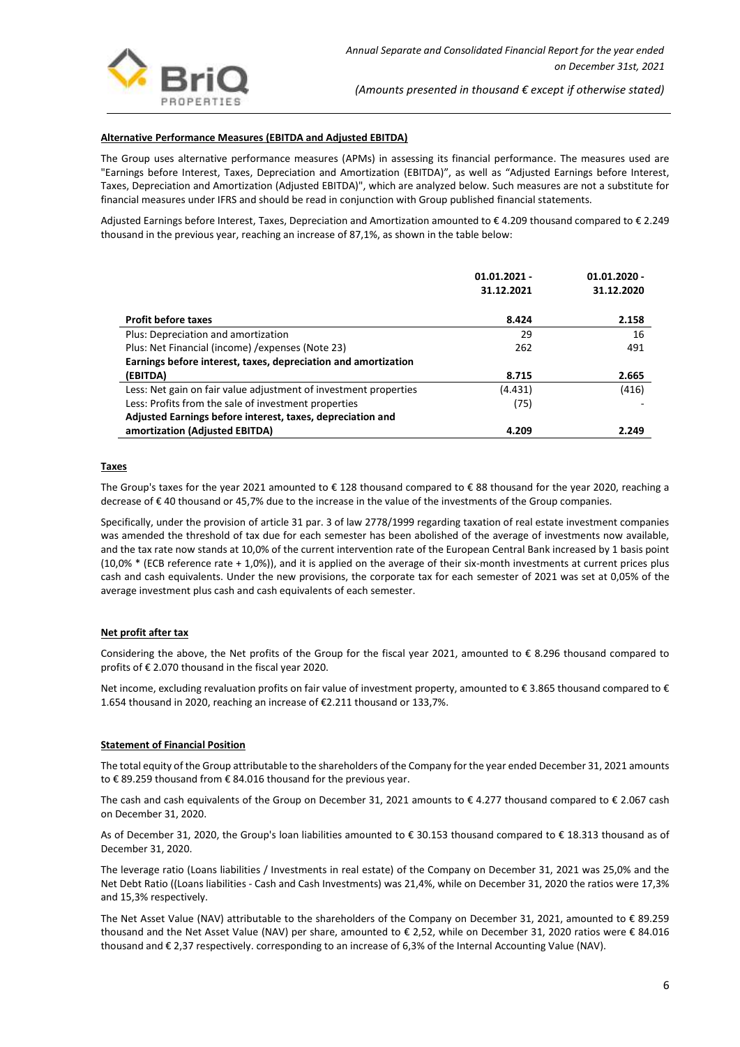#### Alternative Performance Measures (EBITDA and Adjusted EBITDA)

The Group uses alternative performance measures (APMs) in assessing its financial performance. The measures used are "Earnings before Interest, Taxes, Depreciation and Amortization (EBITDA)", as well as "Adjusted Earnings before Interest, Taxes, Depreciation and Amortization (Adjusted EBITDA)", which are analyzed below. Such measures are not a substitute for financial measures under IFRS and should be read in conjunction with Group published financial statements.

Adjusted Earnings before Interest, Taxes, Depreciation and Amortization amounted to € 4.209 thousand compared to € 2.249 thousand in the previous year, reaching an increase of 87,1%, as shown in the table below:

| | 01.01.2021 - 31.12.2021 | 01.01.2020 - 31.12.2020 |
|---|---|---|
| **Profit before taxes** | **8.424** | **2.158** |
| Plus: Depreciation and amortization | 29 | 16 |
| Plus: Net Financial (income) /expenses (Note 23) | 262 | 491 |
| **Earnings before interest, taxes, depreciation and amortization (EBITDA)** | **8.715** | **2.665** |
| Less: Net gain on fair value adjustment of investment properties | (4.431) | (416) |
| Less: Profits from the sale of investment properties | (75) | - |
| **Adjusted Earnings before interest, taxes, depreciation and amortization (Adjusted EBITDA)** | **4.209** | **2.249** |

#### Taxes

The Group's taxes for the year 2021 amounted to € 128 thousand compared to € 88 thousand for the year 2020, reaching a decrease of € 40 thousand or 45,7% due to the increase in the value of the investments of the Group companies.

Specifically, under the provision of article 31 par. 3 of law 2778/1999 regarding taxation of real estate investment companies was amended the threshold of tax due for each semester has been abolished of the average of investments now available, and the tax rate now stands at 10,0% of the current intervention rate of the European Central Bank increased by 1 basis point (10,0% * (ECB reference rate + 1,0%)), and it is applied on the average of their six-month investments at current prices plus cash and cash equivalents. Under the new provisions, the corporate tax for each semester of 2021 was set at 0,05% of the average investment plus cash and cash equivalents of each semester.

#### Net profit after tax

Considering the above, the Net profits of the Group for the fiscal year 2021, amounted to € 8.296 thousand compared to profits of € 2.070 thousand in the fiscal year 2020.

Net income, excluding revaluation profits on fair value of investment property, amounted to € 3.865 thousand compared to € 1.654 thousand in 2020, reaching an increase of €2.211 thousand or 133,7%.

#### Statement of Financial Position

The total equity of the Group attributable to the shareholders of the Company for the year ended December 31, 2021 amounts to € 89.259 thousand from € 84.016 thousand for the previous year.

The cash and cash equivalents of the Group on December 31, 2021 amounts to € 4.277 thousand compared to € 2.067 cash on December 31, 2020.

As of December 31, 2020, the Group's loan liabilities amounted to € 30.153 thousand compared to € 18.313 thousand as of December 31, 2020.

The leverage ratio (Loans liabilities / Investments in real estate) of the Company on December 31, 2021 was 25,0% and the Net Debt Ratio ((Loans liabilities - Cash and Cash Investments) was 21,4%, while on December 31, 2020 the ratios were 17,3% and 15,3% respectively.

The Net Asset Value (NAV) attributable to the shareholders of the Company on December 31, 2021, amounted to € 89.259 thousand and the Net Asset Value (NAV) per share, amounted to € 2,52, while on December 31, 2020 ratios were € 84.016 thousand and € 2,37 respectively. corresponding to an increase of 6,3% of the Internal Accounting Value (NAV).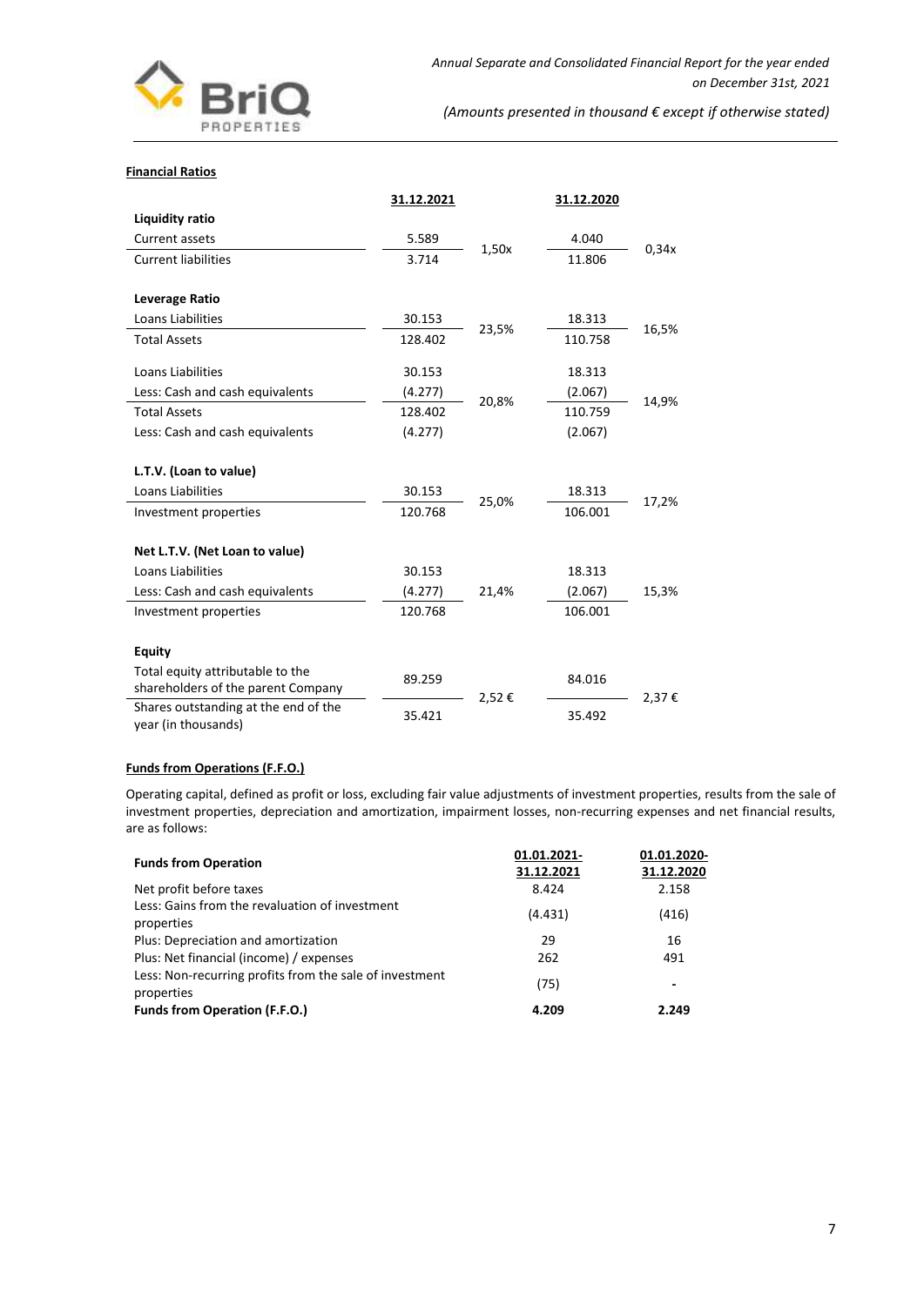**Financial Ratios**

| | 31.12.2021 | | 31.12.2020 | |
|---|---|---|---|---|
| **Liquidity ratio** | | | | |
| Current assets | 5.589 | 1,50x | 4.040 | 0,34x |
| Current liabilities | 3.714 | | 11.806 | |
| | | | | |
| **Leverage Ratio** | | | | |
| Loans Liabilities | 30.153 | 23,5% | 18.313 | 16,5% |
| Total Assets | 128.402 | | 110.758 | |
| | | | | |
| Loans Liabilities | 30.153 | | 18.313 | |
| Less: Cash and cash equivalents | (4.277) | 20,8% | (2.067) | 14,9% |
| Total Assets | 128.402 | | 110.759 | |
| Less: Cash and cash equivalents | (4.277) | | (2.067) | |
| | | | | |
| **L.T.V. (Loan to value)** | | | | |
| Loans Liabilities | 30.153 | 25,0% | 18.313 | 17,2% |
| Investment properties | 120.768 | | 106.001 | |
| | | | | |
| **Net L.T.V. (Net Loan to value)** | | | | |
| Loans Liabilities | 30.153 | | 18.313 | |
| Less: Cash and cash equivalents | (4.277) | 21,4% | (2.067) | 15,3% |
| Investment properties | 120.768 | | 106.001 | |
| | | | | |
| **Equity** | | | | |
| Total equity attributable to the shareholders of the parent Company | 89.259 | 2,52 € | 84.016 | 2,37 € |
| Shares outstanding at the end of the year (in thousands) | 35.421 | | 35.492 | |

**Funds from Operations (F.F.O.)**

Operating capital, defined as profit or loss, excluding fair value adjustments of investment properties, results from the sale of investment properties, depreciation and amortization, impairment losses, non-recurring expenses and net financial results, are as follows:

| **Funds from Operation** | 01.01.2021-31.12.2021 | 01.01.2020-31.12.2020 |
|---|---|---|
| Net profit before taxes | 8.424 | 2.158 |
| Less: Gains from the revaluation of investment properties | (4.431) | (416) |
| Plus: Depreciation and amortization | 29 | 16 |
| Plus: Net financial (income) / expenses | 262 | 491 |
| Less: Non-recurring profits from the sale of investment properties | (75) | - |
| **Funds from Operation (F.F.O.)** | **4.209** | **2.249** |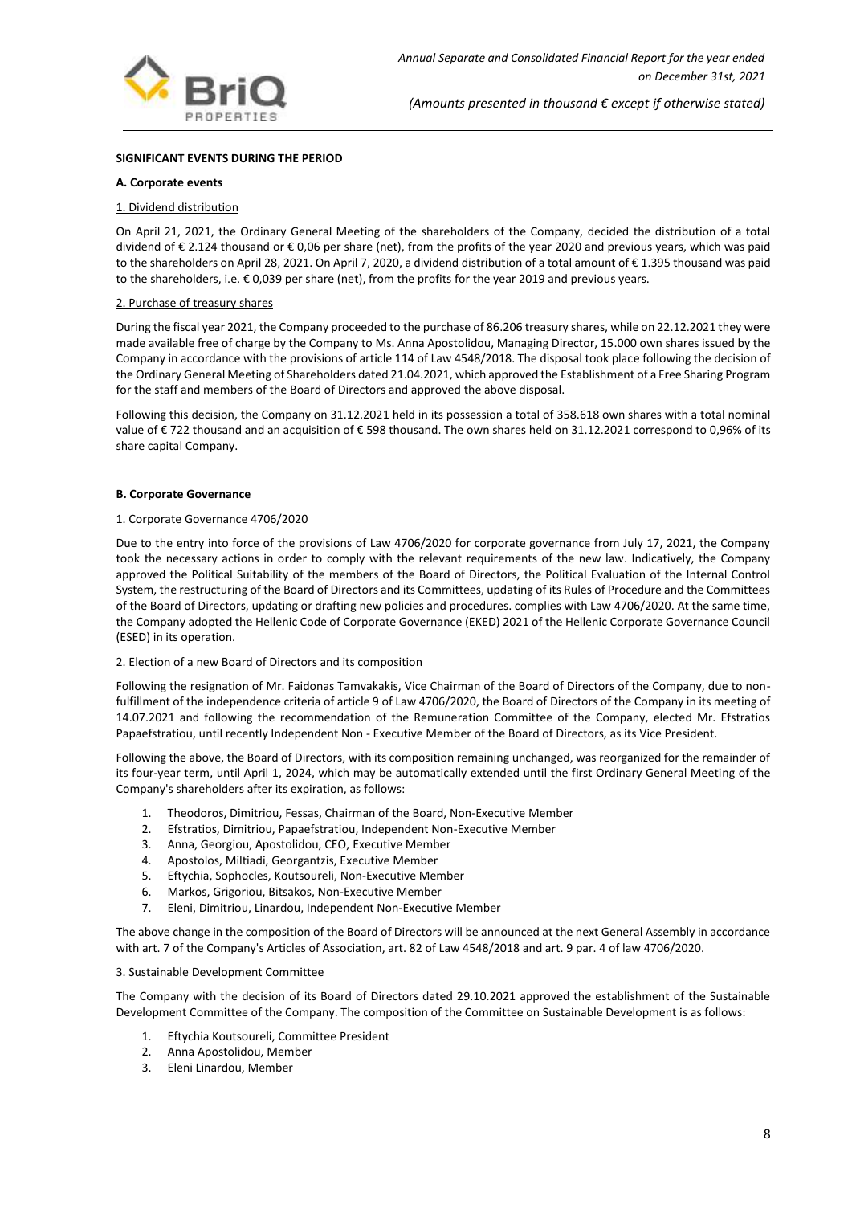**SIGNIFICANT EVENTS DURING THE PERIOD**

**A. Corporate events**

1. Dividend distribution

On April 21, 2021, the Ordinary General Meeting of the shareholders of the Company, decided the distribution of a total dividend of € 2.124 thousand or € 0,06 per share (net), from the profits of the year 2020 and previous years, which was paid to the shareholders on April 28, 2021. On April 7, 2020, a dividend distribution of a total amount of € 1.395 thousand was paid to the shareholders, i.e. € 0,039 per share (net), from the profits for the year 2019 and previous years.

2. Purchase of treasury shares

During the fiscal year 2021, the Company proceeded to the purchase of 86.206 treasury shares, while on 22.12.2021 they were made available free of charge by the Company to Ms. Anna Apostolidou, Managing Director, 15.000 own shares issued by the Company in accordance with the provisions of article 114 of Law 4548/2018. The disposal took place following the decision of the Ordinary General Meeting of Shareholders dated 21.04.2021, which approved the Establishment of a Free Sharing Program for the staff and members of the Board of Directors and approved the above disposal.

Following this decision, the Company on 31.12.2021 held in its possession a total of 358.618 own shares with a total nominal value of € 722 thousand and an acquisition of € 598 thousand. The own shares held on 31.12.2021 correspond to 0,96% of its share capital Company.

**B. Corporate Governance**

1. Corporate Governance 4706/2020

Due to the entry into force of the provisions of Law 4706/2020 for corporate governance from July 17, 2021, the Company took the necessary actions in order to comply with the relevant requirements of the new law. Indicatively, the Company approved the Political Suitability of the members of the Board of Directors, the Political Evaluation of the Internal Control System, the restructuring of the Board of Directors and its Committees, updating of its Rules of Procedure and the Committees of the Board of Directors, updating or drafting new policies and procedures. complies with Law 4706/2020. At the same time, the Company adopted the Hellenic Code of Corporate Governance (EKED) 2021 of the Hellenic Corporate Governance Council (ESED) in its operation.

2. Election of a new Board of Directors and its composition

Following the resignation of Mr. Faidonas Tamvakakis, Vice Chairman of the Board of Directors of the Company, due to non-fulfillment of the independence criteria of article 9 of Law 4706/2020, the Board of Directors of the Company in its meeting of 14.07.2021 and following the recommendation of the Remuneration Committee of the Company, elected Mr. Efstratios Papaefstratiou, until recently Independent Non - Executive Member of the Board of Directors, as its Vice President.

Following the above, the Board of Directors, with its composition remaining unchanged, was reorganized for the remainder of its four-year term, until April 1, 2024, which may be automatically extended until the first Ordinary General Meeting of the Company's shareholders after its expiration, as follows:

1. Theodoros, Dimitriou, Fessas, Chairman of the Board, Non-Executive Member
2. Efstratios, Dimitriou, Papaefstratiou, Independent Non-Executive Member
3. Anna, Georgiou, Apostolidou, CEO, Executive Member
4. Apostolos, Miltiadi, Georgantzis, Executive Member
5. Eftychia, Sophocles, Koutsoureli, Non-Executive Member
6. Markos, Grigoriou, Bitsakos, Non-Executive Member
7. Eleni, Dimitriou, Linardou, Independent Non-Executive Member

The above change in the composition of the Board of Directors will be announced at the next General Assembly in accordance with art. 7 of the Company's Articles of Association, art. 82 of Law 4548/2018 and art. 9 par. 4 of law 4706/2020.

3. Sustainable Development Committee

The Company with the decision of its Board of Directors dated 29.10.2021 approved the establishment of the Sustainable Development Committee of the Company. The composition of the Committee on Sustainable Development is as follows:

1. Eftychia Koutsoureli, Committee President
2. Anna Apostolidou, Member
3. Eleni Linardou, Member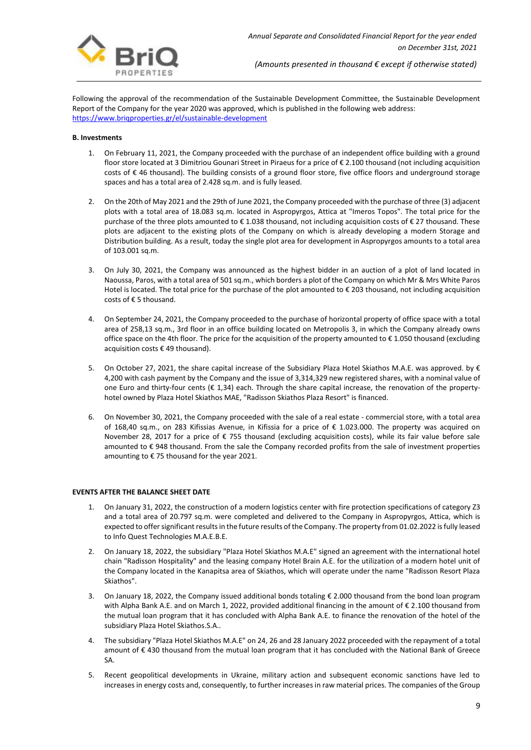Following the approval of the recommendation of the Sustainable Development Committee, the Sustainable Development Report of the Company for the year 2020 was approved, which is published in the following web address: https://www.briqproperties.gr/el/sustainable-development

**B. Investments**

1. On February 11, 2021, the Company proceeded with the purchase of an independent office building with a ground floor store located at 3 Dimitriou Gounari Street in Piraeus for a price of € 2.100 thousand (not including acquisition costs of € 46 thousand). The building consists of a ground floor store, five office floors and underground storage spaces and has a total area of 2.428 sq.m. and is fully leased.

2. On the 20th of May 2021 and the 29th of June 2021, the Company proceeded with the purchase of three (3) adjacent plots with a total area of 18.083 sq.m. located in Aspropyrgos, Attica at "Imeros Topos". The total price for the purchase of the three plots amounted to € 1.038 thousand, not including acquisition costs of € 27 thousand. These plots are adjacent to the existing plots of the Company on which is already developing a modern Storage and Distribution building. As a result, today the single plot area for development in Aspropyrgos amounts to a total area of 103.001 sq.m.

3. On July 30, 2021, the Company was announced as the highest bidder in an auction of a plot of land located in Naoussa, Paros, with a total area of 501 sq.m., which borders a plot of the Company on which Mr & Mrs White Paros Hotel is located. The total price for the purchase of the plot amounted to € 203 thousand, not including acquisition costs of € 5 thousand.

4. On September 24, 2021, the Company proceeded to the purchase of horizontal property of office space with a total area of 258,13 sq.m., 3rd floor in an office building located on Metropolis 3, in which the Company already owns office space on the 4th floor. The price for the acquisition of the property amounted to € 1.050 thousand (excluding acquisition costs € 49 thousand).

5. On October 27, 2021, the share capital increase of the Subsidiary Plaza Hotel Skiathos M.A.E. was approved. by € 4,200 with cash payment by the Company and the issue of 3,314,329 new registered shares, with a nominal value of one Euro and thirty-four cents (€ 1,34) each. Through the share capital increase, the renovation of the property-hotel owned by Plaza Hotel Skiathos MAE, "Radisson Skiathos Plaza Resort" is financed.

6. On November 30, 2021, the Company proceeded with the sale of a real estate - commercial store, with a total area of 168,40 sq.m., on 283 Kifissias Avenue, in Kifissia for a price of € 1.023.000. The property was acquired on November 28, 2017 for a price of € 755 thousand (excluding acquisition costs), while its fair value before sale amounted to € 948 thousand. From the sale the Company recorded profits from the sale of investment properties amounting to € 75 thousand for the year 2021.

**EVENTS AFTER THE BALANCE SHEET DATE**

1. On January 31, 2022, the construction of a modern logistics center with fire protection specifications of category Z3 and a total area of 20.797 sq.m. were completed and delivered to the Company in Aspropyrgos, Attica, which is expected to offer significant results in the future results of the Company. The property from 01.02.2022 is fully leased to Info Quest Technologies M.A.E.B.E.

2. On January 18, 2022, the subsidiary "Plaza Hotel Skiathos M.A.E" signed an agreement with the international hotel chain "Radisson Hospitality" and the leasing company Hotel Brain A.E. for the utilization of a modern hotel unit of the Company located in the Kanapitsa area of Skiathos, which will operate under the name "Radisson Resort Plaza Skiathos".

3. On January 18, 2022, the Company issued additional bonds totaling € 2.000 thousand from the bond loan program with Alpha Bank A.E. and on March 1, 2022, provided additional financing in the amount of € 2.100 thousand from the mutual loan program that it has concluded with Alpha Bank A.E. to finance the renovation of the hotel of the subsidiary Plaza Hotel Skiathos.S.A..

4. The subsidiary "Plaza Hotel Skiathos M.A.E" on 24, 26 and 28 January 2022 proceeded with the repayment of a total amount of € 430 thousand from the mutual loan program that it has concluded with the National Bank of Greece SA.

5. Recent geopolitical developments in Ukraine, military action and subsequent economic sanctions have led to increases in energy costs and, consequently, to further increases in raw material prices. The companies of the Group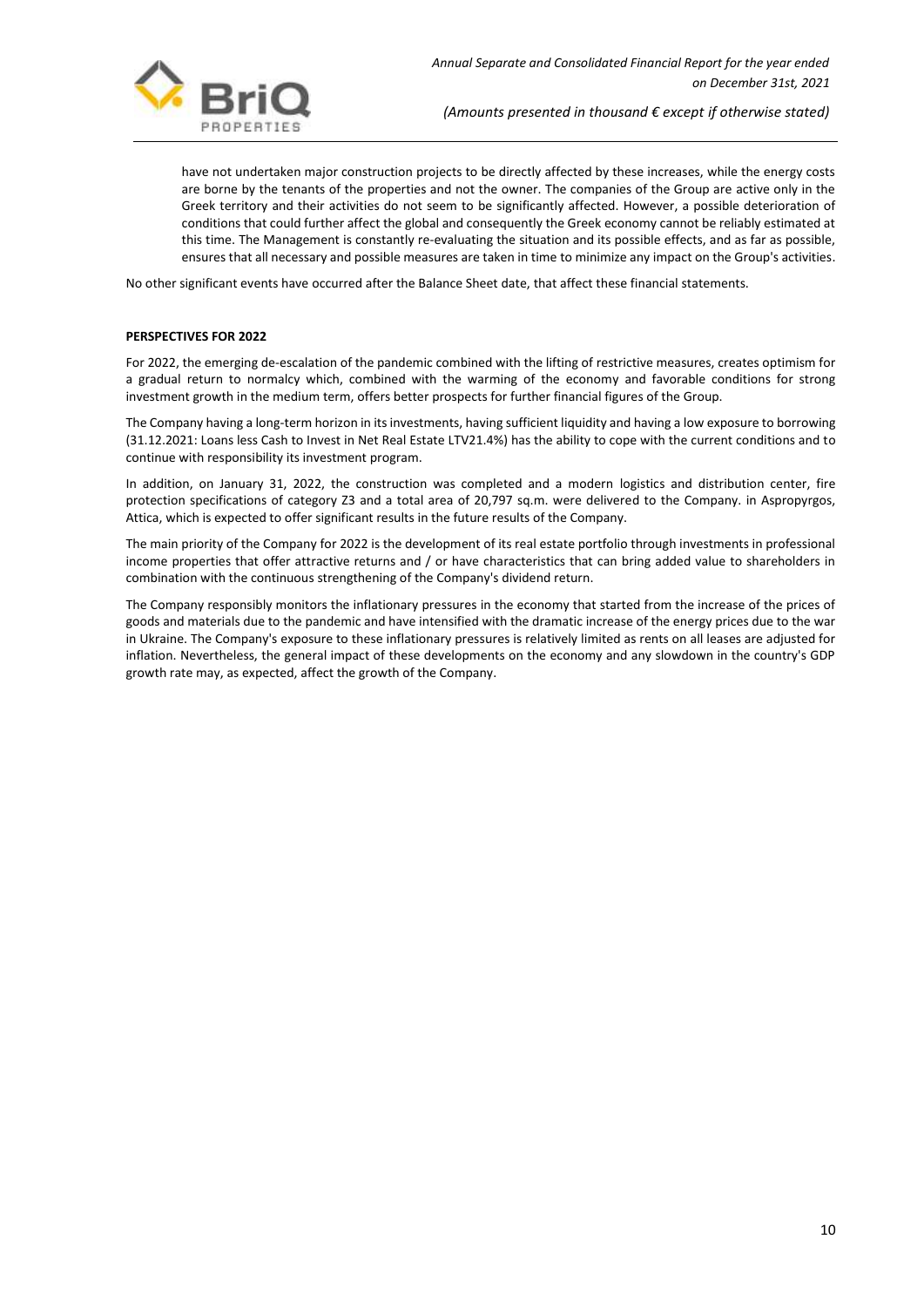have not undertaken major construction projects to be directly affected by these increases, while the energy costs are borne by the tenants of the properties and not the owner. The companies of the Group are active only in the Greek territory and their activities do not seem to be significantly affected. However, a possible deterioration of conditions that could further affect the global and consequently the Greek economy cannot be reliably estimated at this time. The Management is constantly re-evaluating the situation and its possible effects, and as far as possible, ensures that all necessary and possible measures are taken in time to minimize any impact on the Group's activities.

No other significant events have occurred after the Balance Sheet date, that affect these financial statements.

**PERSPECTIVES FOR 2022**

For 2022, the emerging de-escalation of the pandemic combined with the lifting of restrictive measures, creates optimism for a gradual return to normalcy which, combined with the warming of the economy and favorable conditions for strong investment growth in the medium term, offers better prospects for further financial figures of the Group.

The Company having a long-term horizon in its investments, having sufficient liquidity and having a low exposure to borrowing (31.12.2021: Loans less Cash to Invest in Net Real Estate LTV21.4%) has the ability to cope with the current conditions and to continue with responsibility its investment program.

In addition, on January 31, 2022, the construction was completed and a modern logistics and distribution center, fire protection specifications of category Z3 and a total area of 20,797 sq.m. were delivered to the Company. in Aspropyrgos, Attica, which is expected to offer significant results in the future results of the Company.

The main priority of the Company for 2022 is the development of its real estate portfolio through investments in professional income properties that offer attractive returns and / or have characteristics that can bring added value to shareholders in combination with the continuous strengthening of the Company's dividend return.

The Company responsibly monitors the inflationary pressures in the economy that started from the increase of the prices of goods and materials due to the pandemic and have intensified with the dramatic increase of the energy prices due to the war in Ukraine. The Company's exposure to these inflationary pressures is relatively limited as rents on all leases are adjusted for inflation. Nevertheless, the general impact of these developments on the economy and any slowdown in the country's GDP growth rate may, as expected, affect the growth of the Company.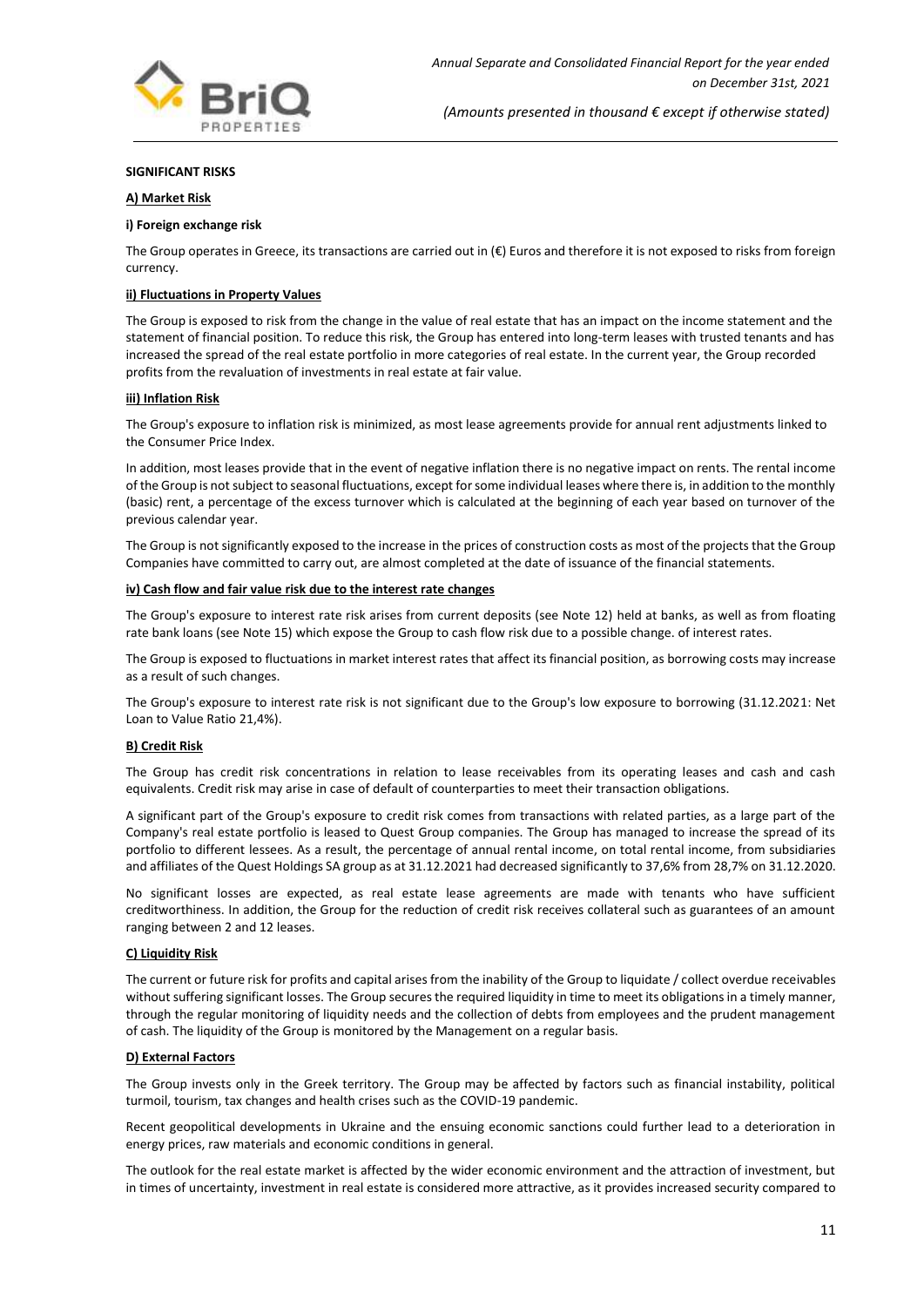**SIGNIFICANT RISKS**

**A) Market Risk**

**i) Foreign exchange risk**

The Group operates in Greece, its transactions are carried out in (€) Euros and therefore it is not exposed to risks from foreign currency.

**ii) Fluctuations in Property Values**

The Group is exposed to risk from the change in the value of real estate that has an impact on the income statement and the statement of financial position. To reduce this risk, the Group has entered into long-term leases with trusted tenants and has increased the spread of the real estate portfolio in more categories of real estate. In the current year, the Group recorded profits from the revaluation of investments in real estate at fair value.

**iii) Inflation Risk**

The Group's exposure to inflation risk is minimized, as most lease agreements provide for annual rent adjustments linked to the Consumer Price Index.

In addition, most leases provide that in the event of negative inflation there is no negative impact on rents. The rental income of the Group is not subject to seasonal fluctuations, except for some individual leases where there is, in addition to the monthly (basic) rent, a percentage of the excess turnover which is calculated at the beginning of each year based on turnover of the previous calendar year.

The Group is not significantly exposed to the increase in the prices of construction costs as most of the projects that the Group Companies have committed to carry out, are almost completed at the date of issuance of the financial statements.

**iv) Cash flow and fair value risk due to the interest rate changes**

The Group's exposure to interest rate risk arises from current deposits (see Note 12) held at banks, as well as from floating rate bank loans (see Note 15) which expose the Group to cash flow risk due to a possible change. of interest rates.

The Group is exposed to fluctuations in market interest rates that affect its financial position, as borrowing costs may increase as a result of such changes.

The Group's exposure to interest rate risk is not significant due to the Group's low exposure to borrowing (31.12.2021: Net Loan to Value Ratio 21,4%).

**B) Credit Risk**

The Group has credit risk concentrations in relation to lease receivables from its operating leases and cash and cash equivalents. Credit risk may arise in case of default of counterparties to meet their transaction obligations.

A significant part of the Group's exposure to credit risk comes from transactions with related parties, as a large part of the Company's real estate portfolio is leased to Quest Group companies. The Group has managed to increase the spread of its portfolio to different lessees. As a result, the percentage of annual rental income, on total rental income, from subsidiaries and affiliates of the Quest Holdings SA group as at 31.12.2021 had decreased significantly to 37,6% from 28,7% on 31.12.2020.

No significant losses are expected, as real estate lease agreements are made with tenants who have sufficient creditworthiness. In addition, the Group for the reduction of credit risk receives collateral such as guarantees of an amount ranging between 2 and 12 leases.

**C) Liquidity Risk**

The current or future risk for profits and capital arises from the inability of the Group to liquidate / collect overdue receivables without suffering significant losses. The Group secures the required liquidity in time to meet its obligations in a timely manner, through the regular monitoring of liquidity needs and the collection of debts from employees and the prudent management of cash. The liquidity of the Group is monitored by the Management on a regular basis.

**D) External Factors**

The Group invests only in the Greek territory. The Group may be affected by factors such as financial instability, political turmoil, tourism, tax changes and health crises such as the COVID-19 pandemic.

Recent geopolitical developments in Ukraine and the ensuing economic sanctions could further lead to a deterioration in energy prices, raw materials and economic conditions in general.

The outlook for the real estate market is affected by the wider economic environment and the attraction of investment, but in times of uncertainty, investment in real estate is considered more attractive, as it provides increased security compared to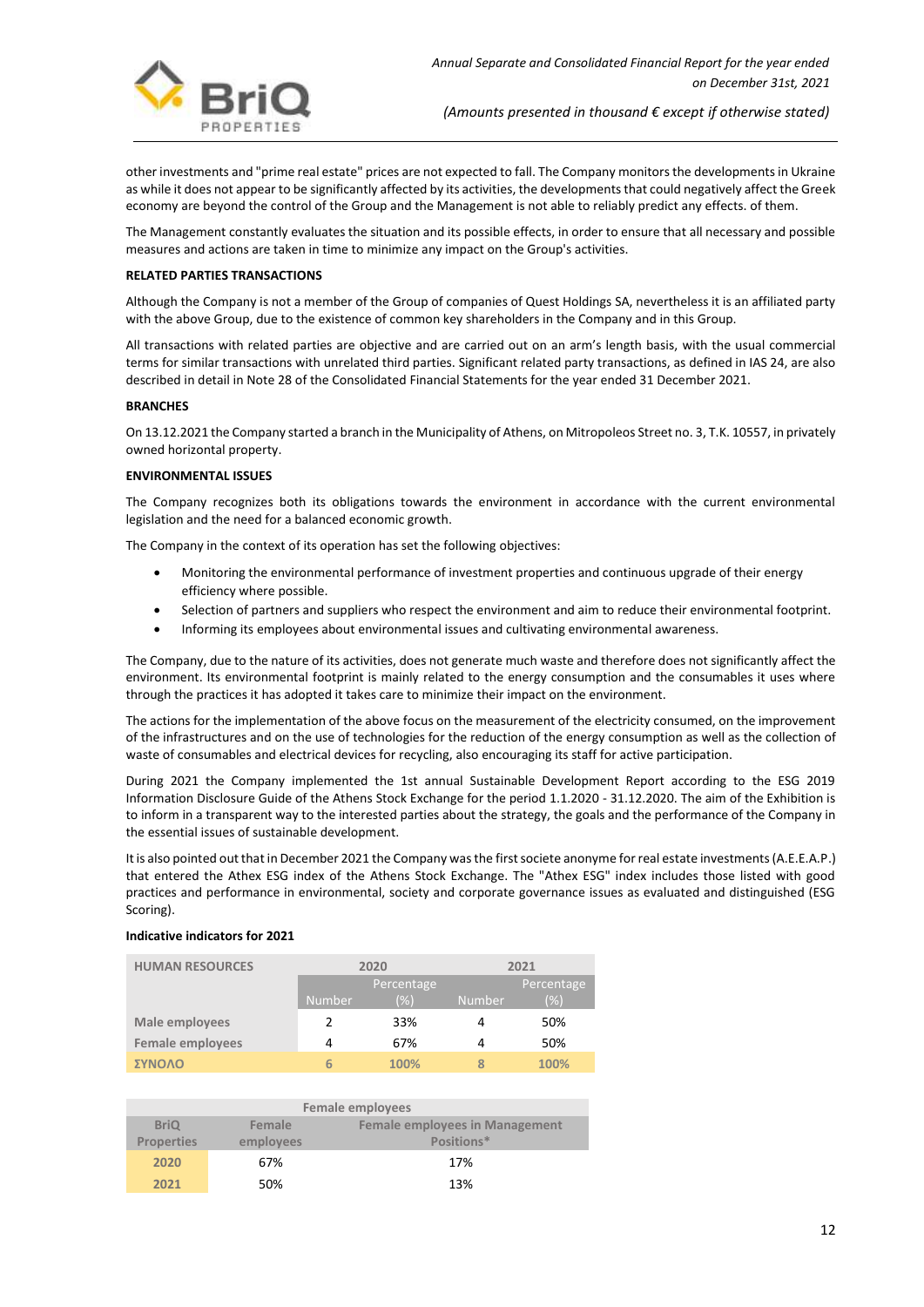other investments and "prime real estate" prices are not expected to fall. The Company monitors the developments in Ukraine as while it does not appear to be significantly affected by its activities, the developments that could negatively affect the Greek economy are beyond the control of the Group and the Management is not able to reliably predict any effects. of them.

The Management constantly evaluates the situation and its possible effects, in order to ensure that all necessary and possible measures and actions are taken in time to minimize any impact on the Group's activities.

**RELATED PARTIES TRANSACTIONS**

Although the Company is not a member of the Group of companies of Quest Holdings SA, nevertheless it is an affiliated party with the above Group, due to the existence of common key shareholders in the Company and in this Group.

All transactions with related parties are objective and are carried out on an arm's length basis, with the usual commercial terms for similar transactions with unrelated third parties. Significant related party transactions, as defined in IAS 24, are also described in detail in Note 28 of the Consolidated Financial Statements for the year ended 31 December 2021.

**BRANCHES**

On 13.12.2021 the Company started a branch in the Municipality of Athens, on Mitropoleos Street no. 3, T.K. 10557, in privately owned horizontal property.

**ENVIRONMENTAL ISSUES**

The Company recognizes both its obligations towards the environment in accordance with the current environmental legislation and the need for a balanced economic growth.

The Company in the context of its operation has set the following objectives:

- Monitoring the environmental performance of investment properties and continuous upgrade of their energy efficiency where possible.
- Selection of partners and suppliers who respect the environment and aim to reduce their environmental footprint.
- Informing its employees about environmental issues and cultivating environmental awareness.

The Company, due to the nature of its activities, does not generate much waste and therefore does not significantly affect the environment. Its environmental footprint is mainly related to the energy consumption and the consumables it uses where through the practices it has adopted it takes care to minimize their impact on the environment.

The actions for the implementation of the above focus on the measurement of the electricity consumed, on the improvement of the infrastructures and on the use of technologies for the reduction of the energy consumption as well as the collection of waste of consumables and electrical devices for recycling, also encouraging its staff for active participation.

During 2021 the Company implemented the 1st annual Sustainable Development Report according to the ESG 2019 Information Disclosure Guide of the Athens Stock Exchange for the period 1.1.2020 - 31.12.2020. The aim of the Exhibition is to inform in a transparent way to the interested parties about the strategy, the goals and the performance of the Company in the essential issues of sustainable development.

It is also pointed out that in December 2021 the Company was the first societe anonyme for real estate investments (A.E.E.A.P.) that entered the Athex ESG index of the Athens Stock Exchange. The "Athex ESG" index includes those listed with good practices and performance in environmental, society and corporate governance issues as evaluated and distinguished (ESG Scoring).

**Indicative indicators for 2021**

| HUMAN RESOURCES | 2020 | | 2021 | |
|---|---|---|---|---|
| | Number | Percentage (%) | Number | Percentage (%) |
| Male employees | 2 | 33% | 4 | 50% |
| Female employees | 4 | 67% | 4 | 50% |
| ΣΥΝΟΛΟ | 6 | 100% | 8 | 100% |

| Female employees | | |
|---|---|---|
| BriQ Properties | Female employees | Female employees in Management Positions* |
| 2020 | 67% | 17% |
| 2021 | 50% | 13% |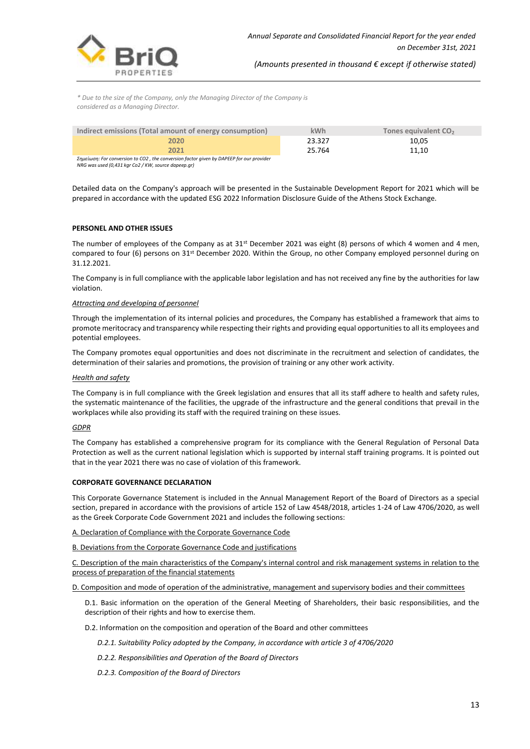\* Due to the size of the Company, only the Managing Director of the Company is considered as a Managing Director.

| Indirect emissions (Total amount of energy consumption) | kWh | Tones equivalent $CO_2$ |
|---|---|---|
| 2020 | 23.327 | 10,05 |
| 2021 | 25.764 | 11,10 |

*Σημείωση: For conversion to CO2 , the conversion factor given by DAPEEP for our provider NRG was used (0,431 kgr Co2 / KW, source dapeep.gr)*

Detailed data on the Company's approach will be presented in the Sustainable Development Report for 2021 which will be prepared in accordance with the updated ESG 2022 Information Disclosure Guide of the Athens Stock Exchange.

**PERSONEL AND OTHER ISSUES**

The number of employees of the Company as at 31st December 2021 was eight (8) persons of which 4 women and 4 men, compared to four (6) persons on 31st December 2020. Within the Group, no other Company employed personnel during on 31.12.2021.

The Company is in full compliance with the applicable labor legislation and has not received any fine by the authorities for law violation.

*Attracting and developing of personnel*

Through the implementation of its internal policies and procedures, the Company has established a framework that aims to promote meritocracy and transparency while respecting their rights and providing equal opportunities to all its employees and potential employees.

The Company promotes equal opportunities and does not discriminate in the recruitment and selection of candidates, the determination of their salaries and promotions, the provision of training or any other work activity.

*Health and safety*

The Company is in full compliance with the Greek legislation and ensures that all its staff adhere to health and safety rules, the systematic maintenance of the facilities, the upgrade of the infrastructure and the general conditions that prevail in the workplaces while also providing its staff with the required training on these issues.

*GDPR*

The Company has established a comprehensive program for its compliance with the General Regulation of Personal Data Protection as well as the current national legislation which is supported by internal staff training programs. It is pointed out that in the year 2021 there was no case of violation of this framework.

**CORPORATE GOVERNANCE DECLARATION**

This Corporate Governance Statement is included in the Annual Management Report of the Board of Directors as a special section, prepared in accordance with the provisions of article 152 of Law 4548/2018, articles 1-24 of Law 4706/2020, as well as the Greek Corporate Code Government 2021 and includes the following sections:

A. Declaration of Compliance with the Corporate Governance Code

B. Deviations from the Corporate Governance Code and justifications

C. Description of the main characteristics of the Company's internal control and risk management systems in relation to the process of preparation of the financial statements

D. Composition and mode of operation of the administrative, management and supervisory bodies and their committees

D.1. Basic information on the operation of the General Meeting of Shareholders, their basic responsibilities, and the description of their rights and how to exercise them.

D.2. Information on the composition and operation of the Board and other committees

*D.2.1. Suitability Policy adopted by the Company, in accordance with article 3 of 4706/2020*

*D.2.2. Responsibilities and Operation of the Board of Directors*

*D.2.3. Composition of the Board of Directors*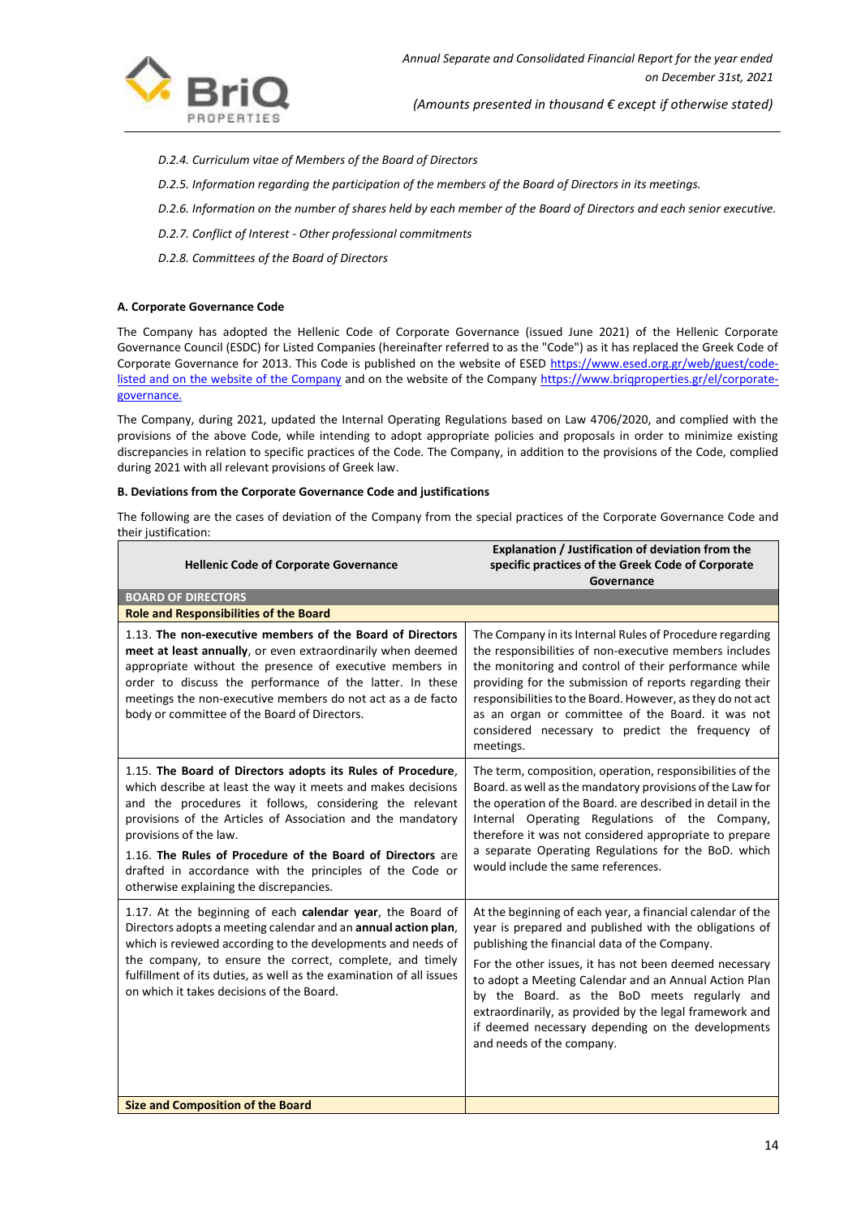*D.2.4. Curriculum vitae of Members of the Board of Directors*

*D.2.5. Information regarding the participation of the members of the Board of Directors in its meetings.*

*D.2.6. Information on the number of shares held by each member of the Board of Directors and each senior executive.*

*D.2.7. Conflict of Interest - Other professional commitments*

*D.2.8. Committees of the Board of Directors*

**A. Corporate Governance Code**

The Company has adopted the Hellenic Code of Corporate Governance (issued June 2021) of the Hellenic Corporate Governance Council (ESDC) for Listed Companies (hereinafter referred to as the "Code") as it has replaced the Greek Code of Corporate Governance for 2013. This Code is published on the website of ESED https://www.esed.org.gr/web/guest/code-listed and on the website of the Company and on the website of the Company https://www.briqproperties.gr/el/corporate-governance.

The Company, during 2021, updated the Internal Operating Regulations based on Law 4706/2020, and complied with the provisions of the above Code, while intending to adopt appropriate policies and proposals in order to minimize existing discrepancies in relation to specific practices of the Code. The Company, in addition to the provisions of the Code, complied during 2021 with all relevant provisions of Greek law.

**B. Deviations from the Corporate Governance Code and justifications**

The following are the cases of deviation of the Company from the special practices of the Corporate Governance Code and their justification:

| Hellenic Code of Corporate Governance | Explanation / Justification of deviation from the specific practices of the Greek Code of Corporate Governance |
|---|---|
| **BOARD OF DIRECTORS** | |
| **Role and Responsibilities of the Board** | |
| 1.13. **The non-executive members of the Board of Directors meet at least annually**, or even extraordinarily when deemed appropriate without the presence of executive members in order to discuss the performance of the latter. In these meetings the non-executive members do not act as a de facto body or committee of the Board of Directors. | The Company in its Internal Rules of Procedure regarding the responsibilities of non-executive members includes the monitoring and control of their performance while providing for the submission of reports regarding their responsibilities to the Board. However, as they do not act as an organ or committee of the Board. it was not considered necessary to predict the frequency of meetings. |
| 1.15. **The Board of Directors adopts its Rules of Procedure**, which describe at least the way it meets and makes decisions and the procedures it follows, considering the relevant provisions of the Articles of Association and the mandatory provisions of the law.<br>1.16. **The Rules of Procedure of the Board of Directors** are drafted in accordance with the principles of the Code or otherwise explaining the discrepancies. | The term, composition, operation, responsibilities of the Board. as well as the mandatory provisions of the Law for the operation of the Board. are described in detail in the Internal Operating Regulations of the Company, therefore it was not considered appropriate to prepare a separate Operating Regulations for the BoD. which would include the same references. |
| 1.17. At the beginning of each **calendar year**, the Board of Directors adopts a meeting calendar and an **annual action plan**, which is reviewed according to the developments and needs of the company, to ensure the correct, complete, and timely fulfillment of its duties, as well as the examination of all issues on which it takes decisions of the Board. | At the beginning of each year, a financial calendar of the year is prepared and published with the obligations of publishing the financial data of the Company.<br>For the other issues, it has not been deemed necessary to adopt a Meeting Calendar and an Annual Action Plan by the Board. as the BoD meets regularly and extraordinarily, as provided by the legal framework and if deemed necessary depending on the developments and needs of the company. |
| **Size and Composition of the Board** | |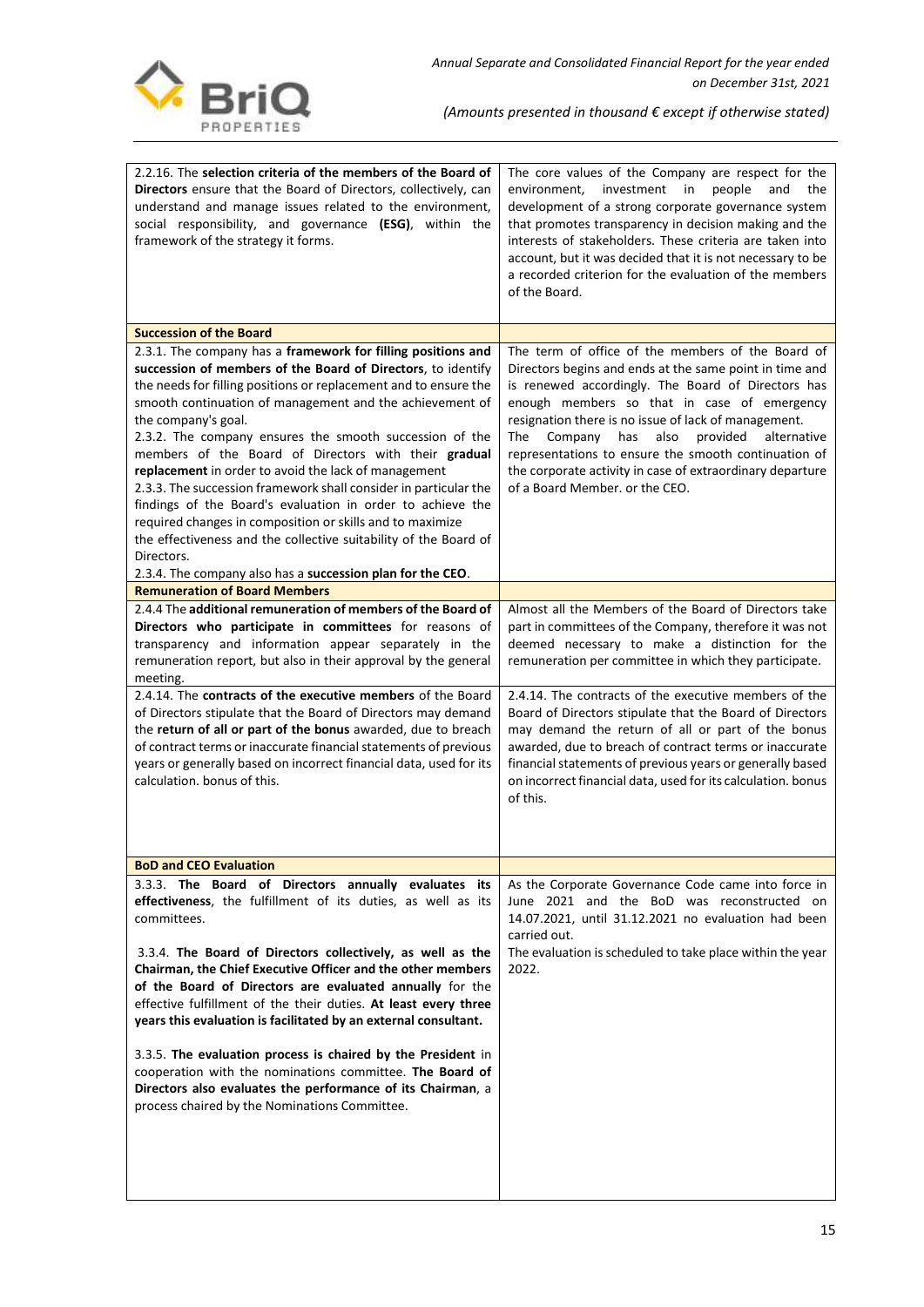| | |
|---|---|
| 2.2.16. The **selection criteria of the members of the Board of Directors** ensure that the Board of Directors, collectively, can understand and manage issues related to the environment, social responsibility, and governance **(ESG)**, within the framework of the strategy it forms. | The core values of the Company are respect for the environment, investment in people and the development of a strong corporate governance system that promotes transparency in decision making and the interests of stakeholders. These criteria are taken into account, but it was decided that it is not necessary to be a recorded criterion for the evaluation of the members of the Board. |
| **Succession of the Board** | |
| 2.3.1. The company has a **framework for filling positions and succession of members of the Board of Directors**, to identify the needs for filling positions or replacement and to ensure the smooth continuation of management and the achievement of the company's goal.<br>2.3.2. The company ensures the smooth succession of the members of the Board of Directors with their **gradual replacement** in order to avoid the lack of management<br>2.3.3. The succession framework shall consider in particular the findings of the Board's evaluation in order to achieve the required changes in composition or skills and to maximize the effectiveness and the collective suitability of the Board of Directors.<br>2.3.4. The company also has a **succession plan for the CEO**. | The term of office of the members of the Board of Directors begins and ends at the same point in time and is renewed accordingly. The Board of Directors has enough members so that in case of emergency resignation there is no issue of lack of management. The Company has also provided alternative representations to ensure the smooth continuation of the corporate activity in case of extraordinary departure of a Board Member. or the CEO. |
| **Remuneration of Board Members** | |
| 2.4.4 The **additional remuneration of members of the Board of Directors who participate in committees** for reasons of transparency and information appear separately in the remuneration report, but also in their approval by the general meeting. | Almost all the Members of the Board of Directors take part in committees of the Company, therefore it was not deemed necessary to make a distinction for the remuneration per committee in which they participate. |
| 2.4.14. The **contracts of the executive members** of the Board of Directors stipulate that the Board of Directors may demand the **return of all or part of the bonus** awarded, due to breach of contract terms or inaccurate financial statements of previous years or generally based on incorrect financial data, used for its calculation. bonus of this. | 2.4.14. The contracts of the executive members of the Board of Directors stipulate that the Board of Directors may demand the return of all or part of the bonus awarded, due to breach of contract terms or inaccurate financial statements of previous years or generally based on incorrect financial data, used for its calculation. bonus of this. |
| **BoD and CEO Evaluation** | |
| 3.3.3. **The Board of Directors annually evaluates its effectiveness**, the fulfillment of its duties, as well as its committees.<br><br>3.3.4. **The Board of Directors collectively, as well as the Chairman, the Chief Executive Officer and the other members of the Board of Directors are evaluated annually** for the effective fulfillment of the their duties. **At least every three years this evaluation is facilitated by an external consultant.**<br><br>3.3.5. **The evaluation process is chaired by the President** in cooperation with the nominations committee. **The Board of Directors also evaluates the performance of its Chairman**, a process chaired by the Nominations Committee. | As the Corporate Governance Code came into force in June 2021 and the BoD was reconstructed on 14.07.2021, until 31.12.2021 no evaluation had been carried out.<br>The evaluation is scheduled to take place within the year 2022. |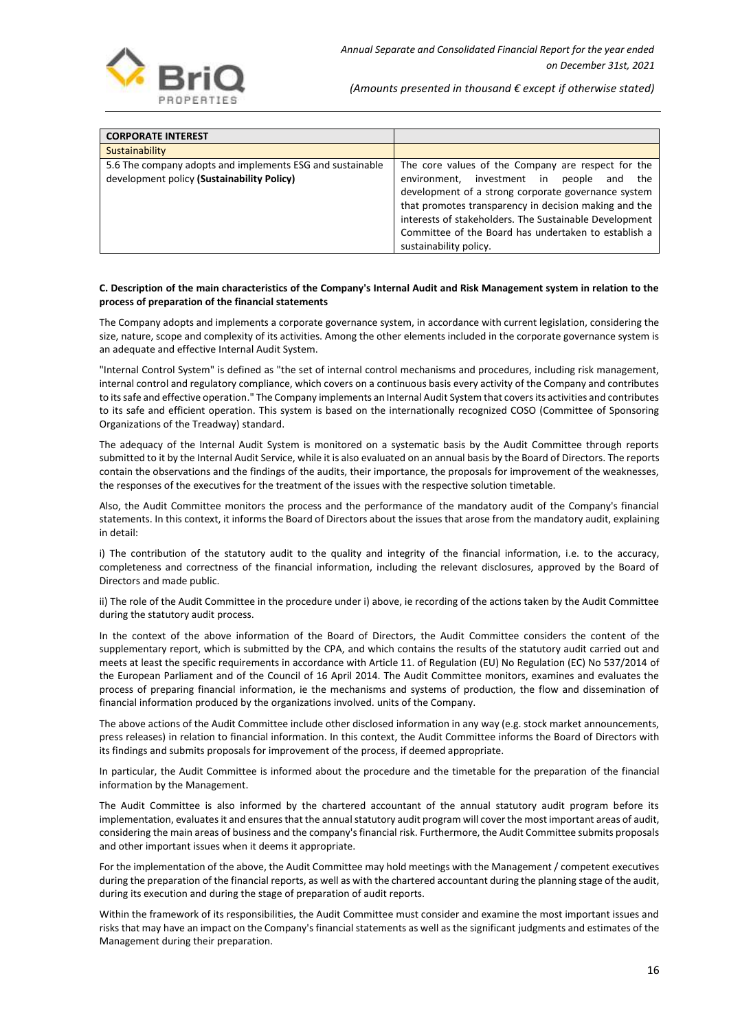| CORPORATE INTEREST | |
|---|---|
| Sustainability | |
| 5.6 The company adopts and implements ESG and sustainable development policy **(Sustainability Policy)** | The core values of the Company are respect for the environment, investment in people and the development of a strong corporate governance system that promotes transparency in decision making and the interests of stakeholders. The Sustainable Development Committee of the Board has undertaken to establish a sustainability policy. |

**C. Description of the main characteristics of the Company's Internal Audit and Risk Management system in relation to the process of preparation of the financial statements**

The Company adopts and implements a corporate governance system, in accordance with current legislation, considering the size, nature, scope and complexity of its activities. Among the other elements included in the corporate governance system is an adequate and effective Internal Audit System.

"Internal Control System" is defined as "the set of internal control mechanisms and procedures, including risk management, internal control and regulatory compliance, which covers on a continuous basis every activity of the Company and contributes to its safe and effective operation." The Company implements an Internal Audit System that covers its activities and contributes to its safe and efficient operation. This system is based on the internationally recognized COSO (Committee of Sponsoring Organizations of the Treadway) standard.

The adequacy of the Internal Audit System is monitored on a systematic basis by the Audit Committee through reports submitted to it by the Internal Audit Service, while it is also evaluated on an annual basis by the Board of Directors. The reports contain the observations and the findings of the audits, their importance, the proposals for improvement of the weaknesses, the responses of the executives for the treatment of the issues with the respective solution timetable.

Also, the Audit Committee monitors the process and the performance of the mandatory audit of the Company's financial statements. In this context, it informs the Board of Directors about the issues that arose from the mandatory audit, explaining in detail:

i) The contribution of the statutory audit to the quality and integrity of the financial information, i.e. to the accuracy, completeness and correctness of the financial information, including the relevant disclosures, approved by the Board of Directors and made public.

ii) The role of the Audit Committee in the procedure under i) above, ie recording of the actions taken by the Audit Committee during the statutory audit process.

In the context of the above information of the Board of Directors, the Audit Committee considers the content of the supplementary report, which is submitted by the CPA, and which contains the results of the statutory audit carried out and meets at least the specific requirements in accordance with Article 11. of Regulation (EU) No Regulation (EC) No 537/2014 of the European Parliament and of the Council of 16 April 2014. The Audit Committee monitors, examines and evaluates the process of preparing financial information, ie the mechanisms and systems of production, the flow and dissemination of financial information produced by the organizations involved. units of the Company.

The above actions of the Audit Committee include other disclosed information in any way (e.g. stock market announcements, press releases) in relation to financial information. In this context, the Audit Committee informs the Board of Directors with its findings and submits proposals for improvement of the process, if deemed appropriate.

In particular, the Audit Committee is informed about the procedure and the timetable for the preparation of the financial information by the Management.

The Audit Committee is also informed by the chartered accountant of the annual statutory audit program before its implementation, evaluates it and ensures that the annual statutory audit program will cover the most important areas of audit, considering the main areas of business and the company's financial risk. Furthermore, the Audit Committee submits proposals and other important issues when it deems it appropriate.

For the implementation of the above, the Audit Committee may hold meetings with the Management / competent executives during the preparation of the financial reports, as well as with the chartered accountant during the planning stage of the audit, during its execution and during the stage of preparation of audit reports.

Within the framework of its responsibilities, the Audit Committee must consider and examine the most important issues and risks that may have an impact on the Company's financial statements as well as the significant judgments and estimates of the Management during their preparation.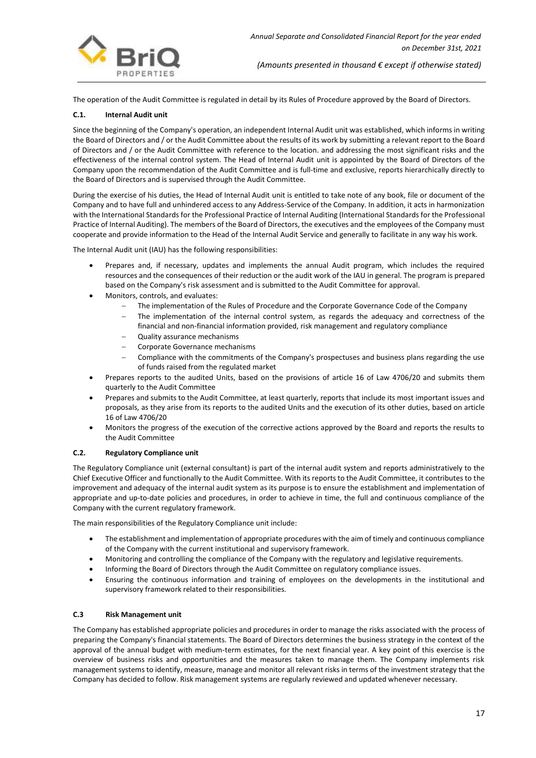The operation of the Audit Committee is regulated in detail by its Rules of Procedure approved by the Board of Directors.

### C.1. Internal Audit unit

Since the beginning of the Company's operation, an independent Internal Audit unit was established, which informs in writing the Board of Directors and / or the Audit Committee about the results of its work by submitting a relevant report to the Board of Directors and / or the Audit Committee with reference to the location. and addressing the most significant risks and the effectiveness of the internal control system. The Head of Internal Audit unit is appointed by the Board of Directors of the Company upon the recommendation of the Audit Committee and is full-time and exclusive, reports hierarchically directly to the Board of Directors and is supervised through the Audit Committee.

During the exercise of his duties, the Head of Internal Audit unit is entitled to take note of any book, file or document of the Company and to have full and unhindered access to any Address-Service of the Company. In addition, it acts in harmonization with the International Standards for the Professional Practice of Internal Auditing (International Standards for the Professional Practice of Internal Auditing). The members of the Board of Directors, the executives and the employees of the Company must cooperate and provide information to the Head of the Internal Audit Service and generally to facilitate in any way his work.

The Internal Audit unit (IAU) has the following responsibilities:

- Prepares and, if necessary, updates and implements the annual Audit program, which includes the required resources and the consequences of their reduction or the audit work of the IAU in general. The program is prepared based on the Company's risk assessment and is submitted to the Audit Committee for approval.
- Monitors, controls, and evaluates:
  - The implementation of the Rules of Procedure and the Corporate Governance Code of the Company
  - The implementation of the internal control system, as regards the adequacy and correctness of the financial and non-financial information provided, risk management and regulatory compliance
  - Quality assurance mechanisms
  - Corporate Governance mechanisms
  - Compliance with the commitments of the Company's prospectuses and business plans regarding the use of funds raised from the regulated market
- Prepares reports to the audited Units, based on the provisions of article 16 of Law 4706/20 and submits them quarterly to the Audit Committee
- Prepares and submits to the Audit Committee, at least quarterly, reports that include its most important issues and proposals, as they arise from its reports to the audited Units and the execution of its other duties, based on article 16 of Law 4706/20
- Monitors the progress of the execution of the corrective actions approved by the Board and reports the results to the Audit Committee

### C.2. Regulatory Compliance unit

The Regulatory Compliance unit (external consultant) is part of the internal audit system and reports administratively to the Chief Executive Officer and functionally to the Audit Committee. With its reports to the Audit Committee, it contributes to the improvement and adequacy of the internal audit system as its purpose is to ensure the establishment and implementation of appropriate and up-to-date policies and procedures, in order to achieve in time, the full and continuous compliance of the Company with the current regulatory framework.

The main responsibilities of the Regulatory Compliance unit include:

- The establishment and implementation of appropriate procedures with the aim of timely and continuous compliance of the Company with the current institutional and supervisory framework.
- Monitoring and controlling the compliance of the Company with the regulatory and legislative requirements.
- Informing the Board of Directors through the Audit Committee on regulatory compliance issues.
- Ensuring the continuous information and training of employees on the developments in the institutional and supervisory framework related to their responsibilities.

### C.3 Risk Management unit

The Company has established appropriate policies and procedures in order to manage the risks associated with the process of preparing the Company's financial statements. The Board of Directors determines the business strategy in the context of the approval of the annual budget with medium-term estimates, for the next financial year. A key point of this exercise is the overview of business risks and opportunities and the measures taken to manage them. The Company implements risk management systems to identify, measure, manage and monitor all relevant risks in terms of the investment strategy that the Company has decided to follow. Risk management systems are regularly reviewed and updated whenever necessary.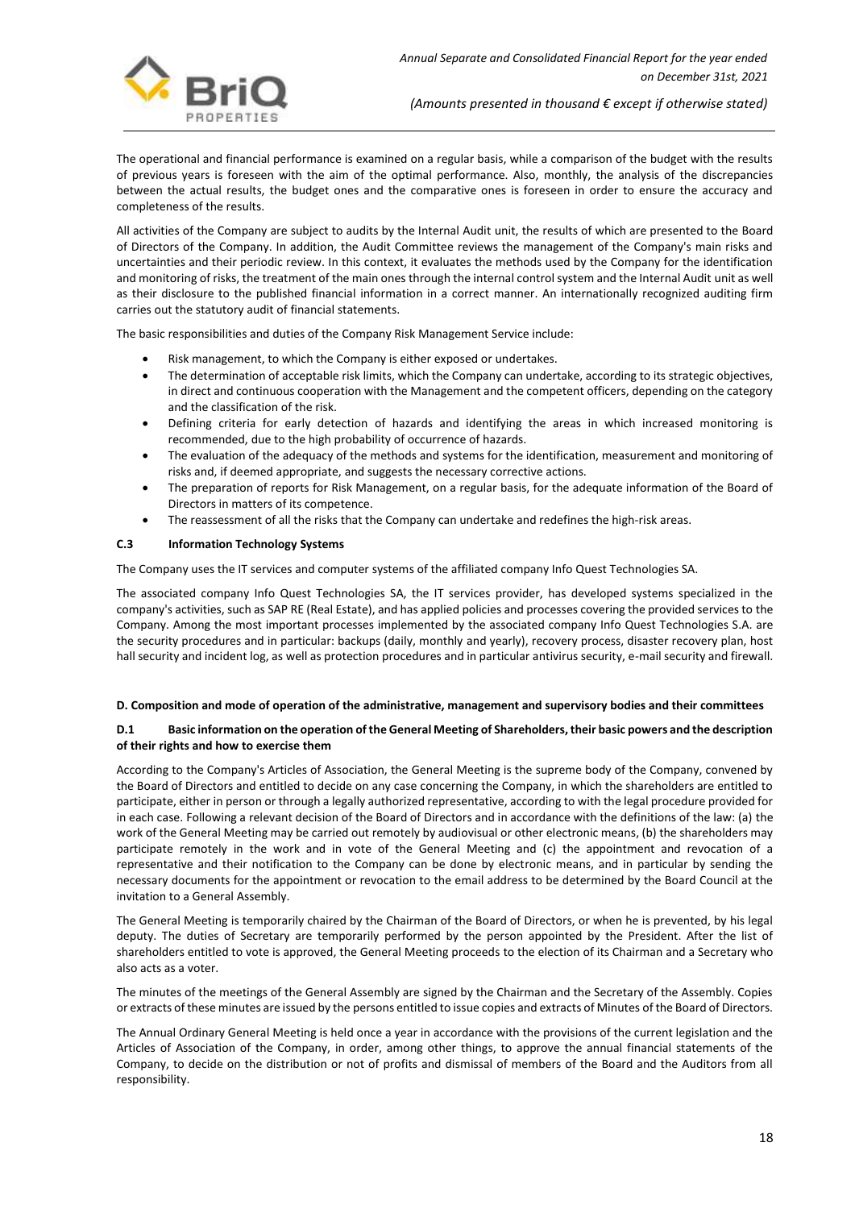The operational and financial performance is examined on a regular basis, while a comparison of the budget with the results of previous years is foreseen with the aim of the optimal performance. Also, monthly, the analysis of the discrepancies between the actual results, the budget ones and the comparative ones is foreseen in order to ensure the accuracy and completeness of the results.

All activities of the Company are subject to audits by the Internal Audit unit, the results of which are presented to the Board of Directors of the Company. In addition, the Audit Committee reviews the management of the Company's main risks and uncertainties and their periodic review. In this context, it evaluates the methods used by the Company for the identification and monitoring of risks, the treatment of the main ones through the internal control system and the Internal Audit unit as well as their disclosure to the published financial information in a correct manner. An internationally recognized auditing firm carries out the statutory audit of financial statements.

The basic responsibilities and duties of the Company Risk Management Service include:

- Risk management, to which the Company is either exposed or undertakes.
- The determination of acceptable risk limits, which the Company can undertake, according to its strategic objectives, in direct and continuous cooperation with the Management and the competent officers, depending on the category and the classification of the risk.
- Defining criteria for early detection of hazards and identifying the areas in which increased monitoring is recommended, due to the high probability of occurrence of hazards.
- The evaluation of the adequacy of the methods and systems for the identification, measurement and monitoring of risks and, if deemed appropriate, and suggests the necessary corrective actions.
- The preparation of reports for Risk Management, on a regular basis, for the adequate information of the Board of Directors in matters of its competence.
- The reassessment of all the risks that the Company can undertake and redefines the high-risk areas.

### C.3 Information Technology Systems

The Company uses the IT services and computer systems of the affiliated company Info Quest Technologies SA.

The associated company Info Quest Technologies SA, the IT services provider, has developed systems specialized in the company's activities, such as SAP RE (Real Estate), and has applied policies and processes covering the provided services to the Company. Among the most important processes implemented by the associated company Info Quest Technologies S.A. are the security procedures and in particular: backups (daily, monthly and yearly), recovery process, disaster recovery plan, host hall security and incident log, as well as protection procedures and in particular antivirus security, e-mail security and firewall.

## D. Composition and mode of operation of the administrative, management and supervisory bodies and their committees

### D.1 Basic information on the operation of the General Meeting of Shareholders, their basic powers and the description of their rights and how to exercise them

According to the Company's Articles of Association, the General Meeting is the supreme body of the Company, convened by the Board of Directors and entitled to decide on any case concerning the Company, in which the shareholders are entitled to participate, either in person or through a legally authorized representative, according to with the legal procedure provided for in each case. Following a relevant decision of the Board of Directors and in accordance with the definitions of the law: (a) the work of the General Meeting may be carried out remotely by audiovisual or other electronic means, (b) the shareholders may participate remotely in the work and in vote of the General Meeting and (c) the appointment and revocation of a representative and their notification to the Company can be done by electronic means, and in particular by sending the necessary documents for the appointment or revocation to the email address to be determined by the Board Council at the invitation to a General Assembly.

The General Meeting is temporarily chaired by the Chairman of the Board of Directors, or when he is prevented, by his legal deputy. The duties of Secretary are temporarily performed by the person appointed by the President. After the list of shareholders entitled to vote is approved, the General Meeting proceeds to the election of its Chairman and a Secretary who also acts as a voter.

The minutes of the meetings of the General Assembly are signed by the Chairman and the Secretary of the Assembly. Copies or extracts of these minutes are issued by the persons entitled to issue copies and extracts of Minutes of the Board of Directors.

The Annual Ordinary General Meeting is held once a year in accordance with the provisions of the current legislation and the Articles of Association of the Company, in order, among other things, to approve the annual financial statements of the Company, to decide on the distribution or not of profits and dismissal of members of the Board and the Auditors from all responsibility.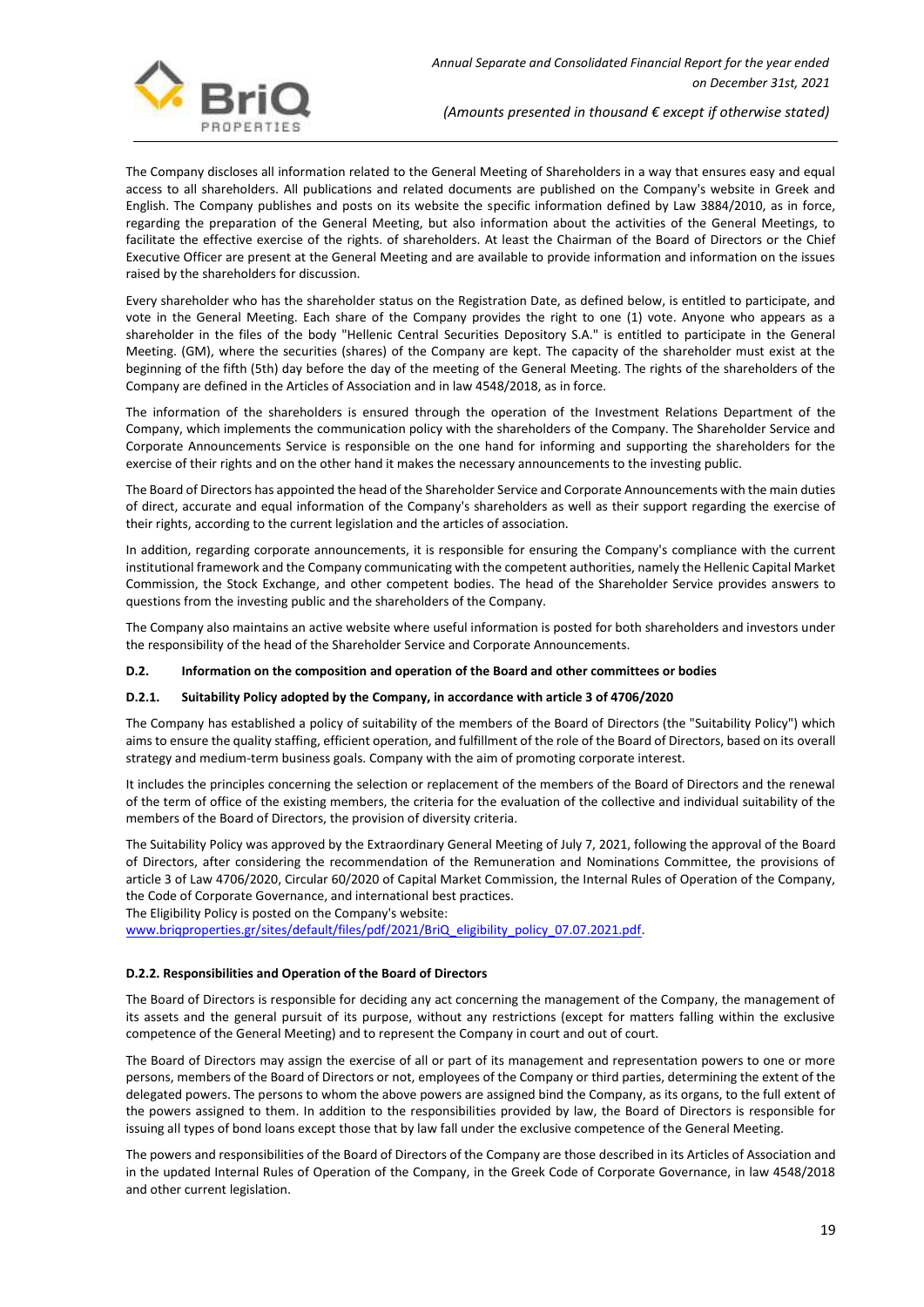The Company discloses all information related to the General Meeting of Shareholders in a way that ensures easy and equal access to all shareholders. All publications and related documents are published on the Company's website in Greek and English. The Company publishes and posts on its website the specific information defined by Law 3884/2010, as in force, regarding the preparation of the General Meeting, but also information about the activities of the General Meetings, to facilitate the effective exercise of the rights. of shareholders. At least the Chairman of the Board of Directors or the Chief Executive Officer are present at the General Meeting and are available to provide information and information on the issues raised by the shareholders for discussion.

Every shareholder who has the shareholder status on the Registration Date, as defined below, is entitled to participate, and vote in the General Meeting. Each share of the Company provides the right to one (1) vote. Anyone who appears as a shareholder in the files of the body "Hellenic Central Securities Depository S.A." is entitled to participate in the General Meeting. (GM), where the securities (shares) of the Company are kept. The capacity of the shareholder must exist at the beginning of the fifth (5th) day before the day of the meeting of the General Meeting. The rights of the shareholders of the Company are defined in the Articles of Association and in law 4548/2018, as in force.

The information of the shareholders is ensured through the operation of the Investment Relations Department of the Company, which implements the communication policy with the shareholders of the Company. The Shareholder Service and Corporate Announcements Service is responsible on the one hand for informing and supporting the shareholders for the exercise of their rights and on the other hand it makes the necessary announcements to the investing public.

The Board of Directors has appointed the head of the Shareholder Service and Corporate Announcements with the main duties of direct, accurate and equal information of the Company's shareholders as well as their support regarding the exercise of their rights, according to the current legislation and the articles of association.

In addition, regarding corporate announcements, it is responsible for ensuring the Company's compliance with the current institutional framework and the Company communicating with the competent authorities, namely the Hellenic Capital Market Commission, the Stock Exchange, and other competent bodies. The head of the Shareholder Service provides answers to questions from the investing public and the shareholders of the Company.

The Company also maintains an active website where useful information is posted for both shareholders and investors under the responsibility of the head of the Shareholder Service and Corporate Announcements.

### D.2. Information on the composition and operation of the Board and other committees or bodies

#### D.2.1. Suitability Policy adopted by the Company, in accordance with article 3 of 4706/2020

The Company has established a policy of suitability of the members of the Board of Directors (the "Suitability Policy") which aims to ensure the quality staffing, efficient operation, and fulfillment of the role of the Board of Directors, based on its overall strategy and medium-term business goals. Company with the aim of promoting corporate interest.

It includes the principles concerning the selection or replacement of the members of the Board of Directors and the renewal of the term of office of the existing members, the criteria for the evaluation of the collective and individual suitability of the members of the Board of Directors, the provision of diversity criteria.

The Suitability Policy was approved by the Extraordinary General Meeting of July 7, 2021, following the approval of the Board of Directors, after considering the recommendation of the Remuneration and Nominations Committee, the provisions of article 3 of Law 4706/2020, Circular 60/2020 of Capital Market Commission, the Internal Rules of Operation of the Company, the Code of Corporate Governance, and international best practices.
The Eligibility Policy is posted on the Company's website:
www.briqproperties.gr/sites/default/files/pdf/2021/BriQ_eligibility_policy_07.07.2021.pdf.

#### D.2.2. Responsibilities and Operation of the Board of Directors

The Board of Directors is responsible for deciding any act concerning the management of the Company, the management of its assets and the general pursuit of its purpose, without any restrictions (except for matters falling within the exclusive competence of the General Meeting) and to represent the Company in court and out of court.

The Board of Directors may assign the exercise of all or part of its management and representation powers to one or more persons, members of the Board of Directors or not, employees of the Company or third parties, determining the extent of the delegated powers. The persons to whom the above powers are assigned bind the Company, as its organs, to the full extent of the powers assigned to them. In addition to the responsibilities provided by law, the Board of Directors is responsible for issuing all types of bond loans except those that by law fall under the exclusive competence of the General Meeting.

The powers and responsibilities of the Board of Directors of the Company are those described in its Articles of Association and in the updated Internal Rules of Operation of the Company, in the Greek Code of Corporate Governance, in law 4548/2018 and other current legislation.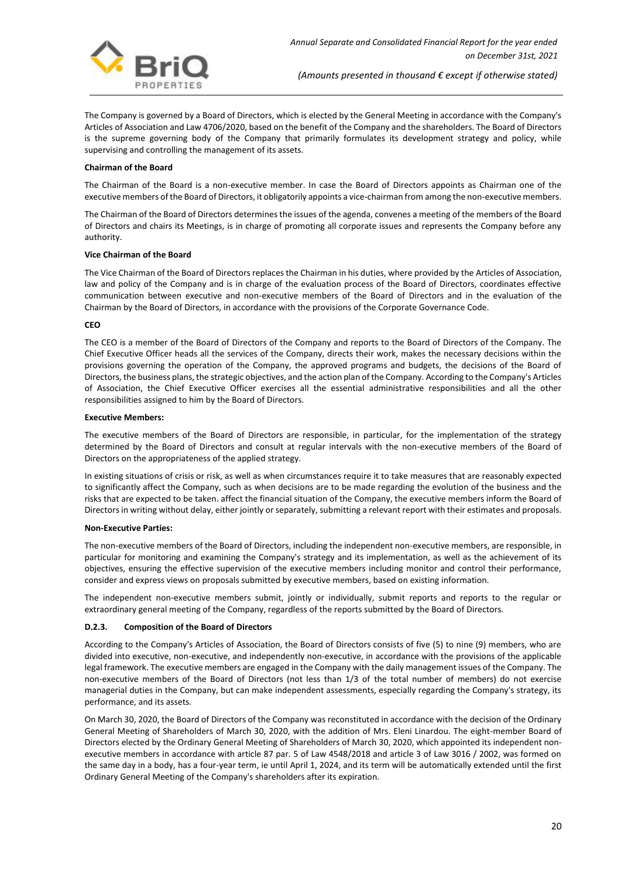The Company is governed by a Board of Directors, which is elected by the General Meeting in accordance with the Company's Articles of Association and Law 4706/2020, based on the benefit of the Company and the shareholders. The Board of Directors is the supreme governing body of the Company that primarily formulates its development strategy and policy, while supervising and controlling the management of its assets.

**Chairman of the Board**

The Chairman of the Board is a non-executive member. In case the Board of Directors appoints as Chairman one of the executive members of the Board of Directors, it obligatorily appoints a vice-chairman from among the non-executive members.

The Chairman of the Board of Directors determines the issues of the agenda, convenes a meeting of the members of the Board of Directors and chairs its Meetings, is in charge of promoting all corporate issues and represents the Company before any authority.

**Vice Chairman of the Board**

The Vice Chairman of the Board of Directors replaces the Chairman in his duties, where provided by the Articles of Association, law and policy of the Company and is in charge of the evaluation process of the Board of Directors, coordinates effective communication between executive and non-executive members of the Board of Directors and in the evaluation of the Chairman by the Board of Directors, in accordance with the provisions of the Corporate Governance Code.

**CEO**

The CEO is a member of the Board of Directors of the Company and reports to the Board of Directors of the Company. The Chief Executive Officer heads all the services of the Company, directs their work, makes the necessary decisions within the provisions governing the operation of the Company, the approved programs and budgets, the decisions of the Board of Directors, the business plans, the strategic objectives, and the action plan of the Company. According to the Company's Articles of Association, the Chief Executive Officer exercises all the essential administrative responsibilities and all the other responsibilities assigned to him by the Board of Directors.

**Executive Members:**

The executive members of the Board of Directors are responsible, in particular, for the implementation of the strategy determined by the Board of Directors and consult at regular intervals with the non-executive members of the Board of Directors on the appropriateness of the applied strategy.

In existing situations of crisis or risk, as well as when circumstances require it to take measures that are reasonably expected to significantly affect the Company, such as when decisions are to be made regarding the evolution of the business and the risks that are expected to be taken. affect the financial situation of the Company, the executive members inform the Board of Directors in writing without delay, either jointly or separately, submitting a relevant report with their estimates and proposals.

**Non-Executive Parties:**

The non-executive members of the Board of Directors, including the independent non-executive members, are responsible, in particular for monitoring and examining the Company's strategy and its implementation, as well as the achievement of its objectives, ensuring the effective supervision of the executive members including monitor and control their performance, consider and express views on proposals submitted by executive members, based on existing information.

The independent non-executive members submit, jointly or individually, submit reports and reports to the regular or extraordinary general meeting of the Company, regardless of the reports submitted by the Board of Directors.

#### D.2.3. Composition of the Board of Directors

According to the Company's Articles of Association, the Board of Directors consists of five (5) to nine (9) members, who are divided into executive, non-executive, and independently non-executive, in accordance with the provisions of the applicable legal framework. The executive members are engaged in the Company with the daily management issues of the Company. The non-executive members of the Board of Directors (not less than 1/3 of the total number of members) do not exercise managerial duties in the Company, but can make independent assessments, especially regarding the Company's strategy, its performance, and its assets.

On March 30, 2020, the Board of Directors of the Company was reconstituted in accordance with the decision of the Ordinary General Meeting of Shareholders of March 30, 2020, with the addition of Mrs. Eleni Linardou. The eight-member Board of Directors elected by the Ordinary General Meeting of Shareholders of March 30, 2020, which appointed its independent non-executive members in accordance with article 87 par. 5 of Law 4548/2018 and article 3 of Law 3016 / 2002, was formed on the same day in a body, has a four-year term, ie until April 1, 2024, and its term will be automatically extended until the first Ordinary General Meeting of the Company's shareholders after its expiration.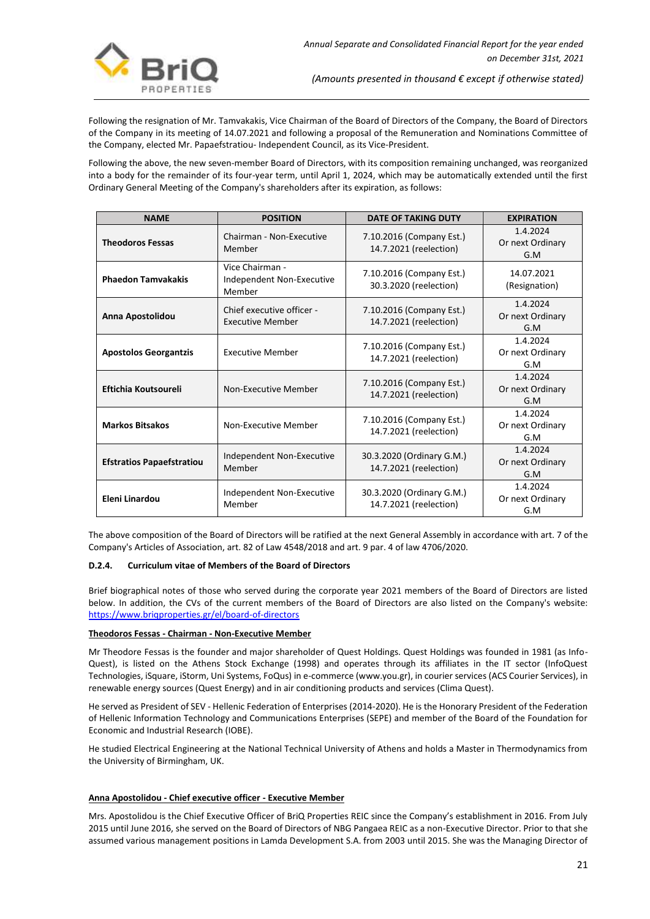Following the resignation of Mr. Tamvakakis, Vice Chairman of the Board of Directors of the Company, the Board of Directors of the Company in its meeting of 14.07.2021 and following a proposal of the Remuneration and Nominations Committee of the Company, elected Mr. Papaefstratiou- Independent Council, as its Vice-President.

Following the above, the new seven-member Board of Directors, with its composition remaining unchanged, was reorganized into a body for the remainder of its four-year term, until April 1, 2024, which may be automatically extended until the first Ordinary General Meeting of the Company's shareholders after its expiration, as follows:

| NAME | POSITION | DATE OF TAKING DUTY | EXPIRATION |
|---|---|---|---|
| **Theodoros Fessas** | Chairman - Non-Executive Member | 7.10.2016 (Company Est.) 14.7.2021 (reelection) | 1.4.2024 Or next Ordinary G.M |
| **Phaedon Tamvakakis** | Vice Chairman - Independent Non-Executive Member | 7.10.2016 (Company Est.) 30.3.2020 (reelection) | 14.07.2021 (Resignation) |
| **Anna Apostolidou** | Chief executive officer - Executive Member | 7.10.2016 (Company Est.) 14.7.2021 (reelection) | 1.4.2024 Or next Ordinary G.M |
| **Apostolos Georgantzis** | Executive Member | 7.10.2016 (Company Est.) 14.7.2021 (reelection) | 1.4.2024 Or next Ordinary G.M |
| **Eftichia Koutsoureli** | Non-Executive Member | 7.10.2016 (Company Est.) 14.7.2021 (reelection) | 1.4.2024 Or next Ordinary G.M |
| **Markos Bitsakos** | Non-Executive Member | 7.10.2016 (Company Est.) 14.7.2021 (reelection) | 1.4.2024 Or next Ordinary G.M |
| **Efstratios Papaefstratiou** | Independent Non-Executive Member | 30.3.2020 (Ordinary G.M.) 14.7.2021 (reelection) | 1.4.2024 Or next Ordinary G.M |
| **Eleni Linardou** | Independent Non-Executive Member | 30.3.2020 (Ordinary G.M.) 14.7.2021 (reelection) | 1.4.2024 Or next Ordinary G.M |

The above composition of the Board of Directors will be ratified at the next General Assembly in accordance with art. 7 of the Company's Articles of Association, art. 82 of Law 4548/2018 and art. 9 par. 4 of law 4706/2020.

#### D.2.4. Curriculum vitae of Members of the Board of Directors

Brief biographical notes of those who served during the corporate year 2021 members of the Board of Directors are listed below. In addition, the CVs of the current members of the Board of Directors are also listed on the Company's website: https://www.briqproperties.gr/el/board-of-directors

**Theodoros Fessas - Chairman - Non-Executive Member**

Mr Theodore Fessas is the founder and major shareholder of Quest Holdings. Quest Holdings was founded in 1981 (as Info-Quest), is listed on the Athens Stock Exchange (1998) and operates through its affiliates in the IT sector (InfoQuest Technologies, iSquare, iStorm, Uni Systems, FoQus) in e-commerce (www.you.gr), in courier services (ACS Courier Services), in renewable energy sources (Quest Energy) and in air conditioning products and services (Clima Quest).

He served as President of SEV - Hellenic Federation of Enterprises (2014-2020). He is the Honorary President of the Federation of Hellenic Information Technology and Communications Enterprises (SEPE) and member of the Board of the Foundation for Economic and Industrial Research (IOBE).

He studied Electrical Engineering at the National Technical University of Athens and holds a Master in Thermodynamics from the University of Birmingham, UK.

**Anna Apostolidou - Chief executive officer - Executive Member**

Mrs. Apostolidou is the Chief Executive Officer of BriQ Properties REIC since the Company's establishment in 2016. From July 2015 until June 2016, she served on the Board of Directors of NBG Pangaea REIC as a non-Executive Director. Prior to that she assumed various management positions in Lamda Development S.A. from 2003 until 2015. She was the Managing Director of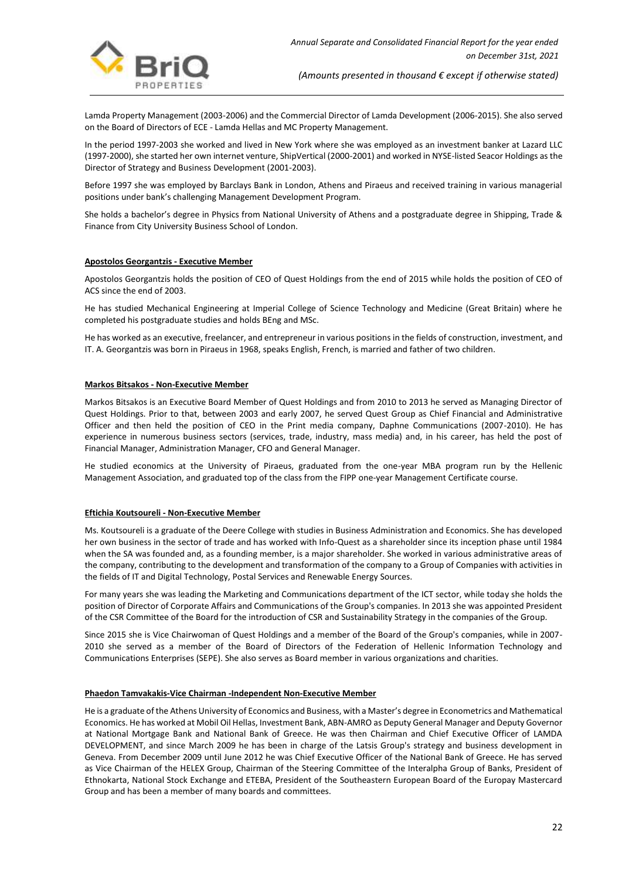Lamda Property Management (2003-2006) and the Commercial Director of Lamda Development (2006-2015). She also served on the Board of Directors of ECE - Lamda Hellas and MC Property Management.

In the period 1997-2003 she worked and lived in New York where she was employed as an investment banker at Lazard LLC (1997-2000), she started her own internet venture, ShipVertical (2000-2001) and worked in NYSE-listed Seacor Holdings as the Director of Strategy and Business Development (2001-2003).

Before 1997 she was employed by Barclays Bank in London, Athens and Piraeus and received training in various managerial positions under bank's challenging Management Development Program.

She holds a bachelor's degree in Physics from National University of Athens and a postgraduate degree in Shipping, Trade & Finance from City University Business School of London.

**Apostolos Georgantzis - Executive Member**

Apostolos Georgantzis holds the position of CEO of Quest Holdings from the end of 2015 while holds the position of CEO of ACS since the end of 2003.

He has studied Mechanical Engineering at Imperial College of Science Technology and Medicine (Great Britain) where he completed his postgraduate studies and holds BEng and MSc.

He has worked as an executive, freelancer, and entrepreneur in various positions in the fields of construction, investment, and IT. A. Georgantzis was born in Piraeus in 1968, speaks English, French, is married and father of two children.

**Markos Bitsakos - Non-Executive Member**

Markos Bitsakos is an Executive Board Member of Quest Holdings and from 2010 to 2013 he served as Managing Director of Quest Holdings. Prior to that, between 2003 and early 2007, he served Quest Group as Chief Financial and Administrative Officer and then held the position of CEO in the Print media company, Daphne Communications (2007-2010). He has experience in numerous business sectors (services, trade, industry, mass media) and, in his career, has held the post of Financial Manager, Administration Manager, CFO and General Manager.

He studied economics at the University of Piraeus, graduated from the one-year MBA program run by the Hellenic Management Association, and graduated top of the class from the FIPP one-year Management Certificate course.

**Eftichia Koutsoureli - Non-Executive Member**

Ms. Koutsoureli is a graduate of the Deere College with studies in Business Administration and Economics. She has developed her own business in the sector of trade and has worked with Info-Quest as a shareholder since its inception phase until 1984 when the SA was founded and, as a founding member, is a major shareholder. She worked in various administrative areas of the company, contributing to the development and transformation of the company to a Group of Companies with activities in the fields of IT and Digital Technology, Postal Services and Renewable Energy Sources.

For many years she was leading the Marketing and Communications department of the ICT sector, while today she holds the position of Director of Corporate Affairs and Communications of the Group's companies. In 2013 she was appointed President of the CSR Committee of the Board for the introduction of CSR and Sustainability Strategy in the companies of the Group.

Since 2015 she is Vice Chairwoman of Quest Holdings and a member of the Board of the Group's companies, while in 2007-2010 she served as a member of the Board of Directors of the Federation of Hellenic Information Technology and Communications Enterprises (SEPE). She also serves as Board member in various organizations and charities.

**Phaedon Tamvakakis-Vice Chairman -Independent Non-Executive Member**

He is a graduate of the Athens University of Economics and Business, with a Master's degree in Econometrics and Mathematical Economics. He has worked at Mobil Oil Hellas, Investment Bank, ABN-AMRO as Deputy General Manager and Deputy Governor at National Mortgage Bank and National Bank of Greece. He was then Chairman and Chief Executive Officer of LAMDA DEVELOPMENT, and since March 2009 he has been in charge of the Latsis Group's strategy and business development in Geneva. From December 2009 until June 2012 he was Chief Executive Officer of the National Bank of Greece. He has served as Vice Chairman of the HELEX Group, Chairman of the Steering Committee of the Interalpha Group of Banks, President of Ethnokarta, National Stock Exchange and ETEBA, President of the Southeastern European Board of the Europay Mastercard Group and has been a member of many boards and committees.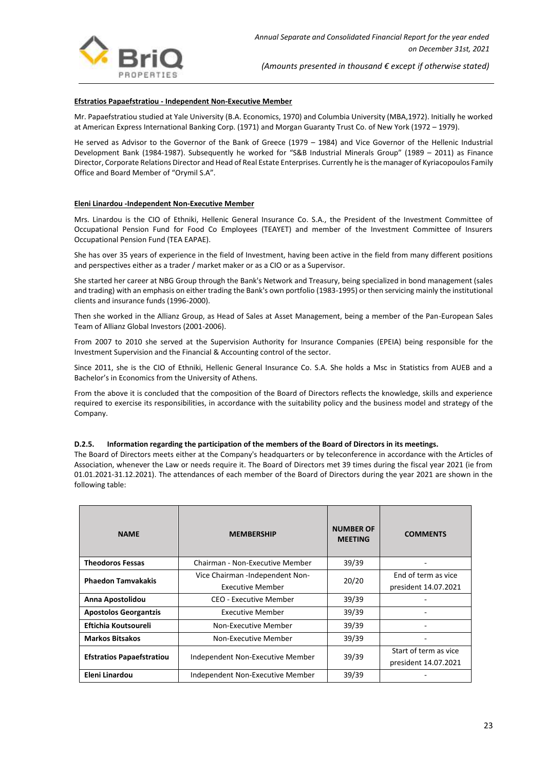**Efstratios Papaefstratiou - Independent Non-Executive Member**

Mr. Papaefstratiou studied at Yale University (B.A. Economics, 1970) and Columbia University (MBA,1972). Initially he worked at American Express International Banking Corp. (1971) and Morgan Guaranty Trust Co. of New York (1972 – 1979).

He served as Advisor to the Governor of the Bank of Greece (1979 – 1984) and Vice Governor of the Hellenic Industrial Development Bank (1984-1987). Subsequently he worked for "S&B Industrial Minerals Group" (1989 – 2011) as Finance Director, Corporate Relations Director and Head of Real Estate Enterprises. Currently he is the manager of Kyriacopoulos Family Office and Board Member of "Orymil S.A".

**Eleni Linardou -Independent Non-Executive Member**

Mrs. Linardou is the CIO of Ethniki, Hellenic General Insurance Co. S.A., the President of the Investment Committee of Occupational Pension Fund for Food Co Employees (TEAYET) and member of the Investment Committee of Insurers Occupational Pension Fund (TEA EAPAE).

She has over 35 years of experience in the field of Investment, having been active in the field from many different positions and perspectives either as a trader / market maker or as a CIO or as a Supervisor.

She started her career at NBG Group through the Bank's Network and Treasury, being specialized in bond management (sales and trading) with an emphasis on either trading the Bank's own portfolio (1983-1995) or then servicing mainly the institutional clients and insurance funds (1996-2000).

Then she worked in the Allianz Group, as Head of Sales at Asset Management, being a member of the Pan-European Sales Team of Allianz Global Investors (2001-2006).

From 2007 to 2010 she served at the Supervision Authority for Insurance Companies (EPEIA) being responsible for the Investment Supervision and the Financial & Accounting control of the sector.

Since 2011, she is the CIO of Ethniki, Hellenic General Insurance Co. S.A. She holds a Msc in Statistics from AUEB and a Bachelor's in Economics from the University of Athens.

From the above it is concluded that the composition of the Board of Directors reflects the knowledge, skills and experience required to exercise its responsibilities, in accordance with the suitability policy and the business model and strategy of the Company.

#### D.2.5. Information regarding the participation of the members of the Board of Directors in its meetings.

The Board of Directors meets either at the Company's headquarters or by teleconference in accordance with the Articles of Association, whenever the Law or needs require it. The Board of Directors met 39 times during the fiscal year 2021 (ie from 01.01.2021-31.12.2021). The attendances of each member of the Board of Directors during the year 2021 are shown in the following table:

| NAME | MEMBERSHIP | NUMBER OF MEETING | COMMENTS |
|---|---|---|---|
| **Theodoros Fessas** | Chairman - Non-Executive Member | 39/39 | - |
| **Phaedon Tamvakakis** | Vice Chairman -Independent Non-Executive Member | 20/20 | End of term as vice president 14.07.2021 |
| **Anna Apostolidou** | CEO - Executive Member | 39/39 | - |
| **Apostolos Georgantzis** | Executive Member | 39/39 | - |
| **Eftichia Koutsoureli** | Non-Executive Member | 39/39 | - |
| **Markos Bitsakos** | Non-Executive Member | 39/39 | - |
| **Efstratios Papaefstratiou** | Independent Non-Executive Member | 39/39 | Start of term as vice president 14.07.2021 |
| **Eleni Linardou** | Independent Non-Executive Member | 39/39 | - |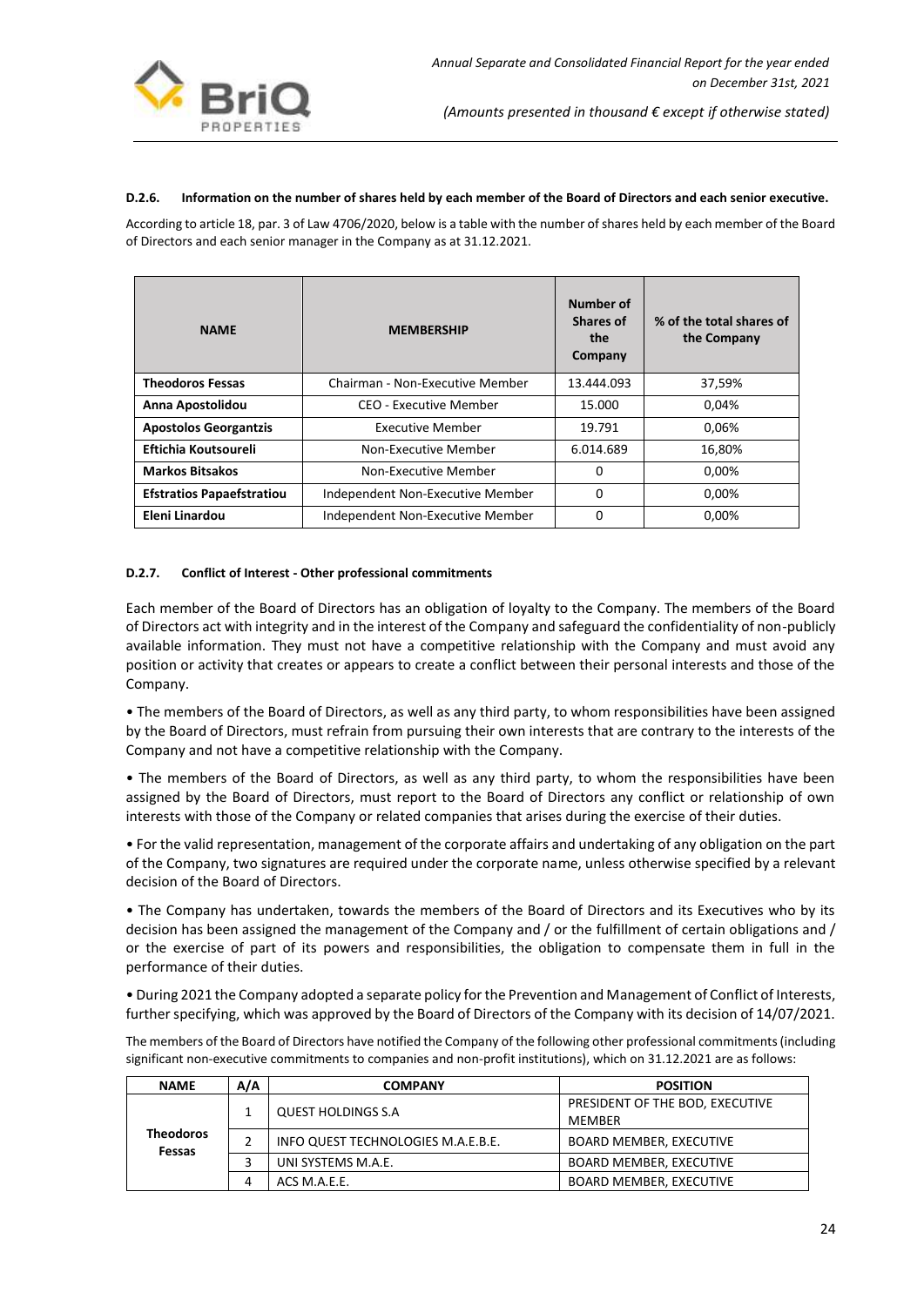#### D.2.6. Information on the number of shares held by each member of the Board of Directors and each senior executive.

According to article 18, par. 3 of Law 4706/2020, below is a table with the number of shares held by each member of the Board of Directors and each senior manager in the Company as at 31.12.2021.

| NAME | MEMBERSHIP | Number of Shares of the Company | % of the total shares of the Company |
|---|---|---|---|
| **Theodoros Fessas** | Chairman - Non-Executive Member | 13.444.093 | 37,59% |
| **Anna Apostolidou** | CEO - Executive Member | 15.000 | 0,04% |
| **Apostolos Georgantzis** | Executive Member | 19.791 | 0,06% |
| **Eftichia Koutsoureli** | Non-Executive Member | 6.014.689 | 16,80% |
| **Markos Bitsakos** | Non-Executive Member | 0 | 0,00% |
| **Efstratios Papaefstratiou** | Independent Non-Executive Member | 0 | 0,00% |
| **Eleni Linardou** | Independent Non-Executive Member | 0 | 0,00% |

#### D.2.7. Conflict of Interest - Other professional commitments

Each member of the Board of Directors has an obligation of loyalty to the Company. The members of the Board of Directors act with integrity and in the interest of the Company and safeguard the confidentiality of non-publicly available information. They must not have a competitive relationship with the Company and must avoid any position or activity that creates or appears to create a conflict between their personal interests and those of the Company.

• The members of the Board of Directors, as well as any third party, to whom responsibilities have been assigned by the Board of Directors, must refrain from pursuing their own interests that are contrary to the interests of the Company and not have a competitive relationship with the Company.

• The members of the Board of Directors, as well as any third party, to whom the responsibilities have been assigned by the Board of Directors, must report to the Board of Directors any conflict or relationship of own interests with those of the Company or related companies that arises during the exercise of their duties.

• For the valid representation, management of the corporate affairs and undertaking of any obligation on the part of the Company, two signatures are required under the corporate name, unless otherwise specified by a relevant decision of the Board of Directors.

• The Company has undertaken, towards the members of the Board of Directors and its Executives who by its decision has been assigned the management of the Company and / or the fulfillment of certain obligations and / or the exercise of part of its powers and responsibilities, the obligation to compensate them in full in the performance of their duties.

• During 2021 the Company adopted a separate policy for the Prevention and Management of Conflict of Interests, further specifying, which was approved by the Board of Directors of the Company with its decision of 14/07/2021.

The members of the Board of Directors have notified the Company of the following other professional commitments (including significant non-executive commitments to companies and non-profit institutions), which on 31.12.2021 are as follows:

| NAME | A/A | COMPANY | POSITION |
|---|---|---|---|
| **Theodoros Fessas** | 1 | QUEST HOLDINGS S.A | PRESIDENT OF THE BOD, EXECUTIVE MEMBER |
| | 2 | INFO QUEST TECHNOLOGIES M.A.E.B.E. | BOARD MEMBER, EXECUTIVE |
| | 3 | UNI SYSTEMS M.A.E. | BOARD MEMBER, EXECUTIVE |
| | 4 | ACS M.A.E.E. | BOARD MEMBER, EXECUTIVE |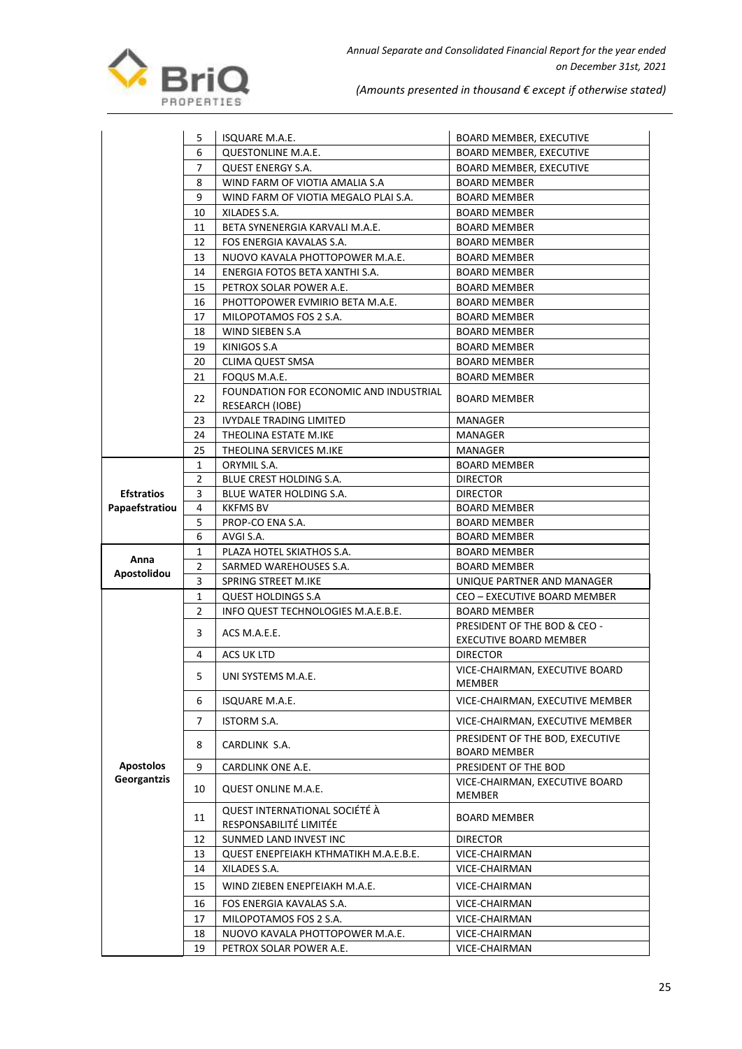| | | | |
|---|---|---|---|
| | 5 | ISQUARE M.A.E. | BOARD MEMBER, EXECUTIVE |
| | 6 | QUESTONLINE M.A.E. | BOARD MEMBER, EXECUTIVE |
| | 7 | QUEST ENERGY S.A. | BOARD MEMBER, EXECUTIVE |
| | 8 | WIND FARM OF VIOTIA AMALIA S.A | BOARD MEMBER |
| | 9 | WIND FARM OF VIOTIA MEGALO PLAI S.A. | BOARD MEMBER |
| | 10 | XILADES S.A. | BOARD MEMBER |
| | 11 | BETA SYNENERGIA KARVALI M.A.E. | BOARD MEMBER |
| | 12 | FOS ENERGIA KAVALAS S.A. | BOARD MEMBER |
| | 13 | NUOVO KAVALA PHOTTOPOWER M.A.E. | BOARD MEMBER |
| | 14 | ENERGIA FOTOS BETA XANTHI S.A. | BOARD MEMBER |
| | 15 | PETROX SOLAR POWER A.E. | BOARD MEMBER |
| | 16 | PHOTTOPOWER EVMIRIO BETA M.A.E. | BOARD MEMBER |
| | 17 | MILOPOTAMOS FOS 2 S.A. | BOARD MEMBER |
| | 18 | WIND SIEBEN S.A | BOARD MEMBER |
| | 19 | KINIGOS S.A | BOARD MEMBER |
| | 20 | CLIMA QUEST SMSA | BOARD MEMBER |
| | 21 | FOQUS M.A.E. | BOARD MEMBER |
| | 22 | FOUNDATION FOR ECONOMIC AND INDUSTRIAL RESEARCH (IOBE) | BOARD MEMBER |
| | 23 | IVYDALE TRADING LIMITED | MANAGER |
| | 24 | THEOLINA ESTATE M.IKE | MANAGER |
| | 25 | THEOLINA SERVICES M.IKE | MANAGER |
| **Efstratios Papaefstratiou** | 1 | ORYMIL S.A. | BOARD MEMBER |
| | 2 | BLUE CREST HOLDING S.A. | DIRECTOR |
| | 3 | BLUE WATER HOLDING S.A. | DIRECTOR |
| | 4 | KKFMS BV | BOARD MEMBER |
| | 5 | PROP-CO ENA S.A. | BOARD MEMBER |
| | 6 | AVGI S.A. | BOARD MEMBER |
| **Anna Apostolidou** | 1 | PLAZA HOTEL SKIATHOS S.A. | BOARD MEMBER |
| | 2 | SARMED WAREHOUSES S.A. | BOARD MEMBER |
| | 3 | SPRING STREET M.IKE | UNIQUE PARTNER AND MANAGER |
| **Apostolos Georgantzis** | 1 | QUEST HOLDINGS S.A | CEO – EXECUTIVE BOARD MEMBER |
| | 2 | INFO QUEST TECHNOLOGIES M.A.E.B.E. | BOARD MEMBER |
| | 3 | ACS M.A.E.E. | PRESIDENT OF THE BOD & CEO - EXECUTIVE BOARD MEMBER |
| | 4 | ACS UK LTD | DIRECTOR |
| | 5 | UNI SYSTEMS M.A.E. | VICE-CHAIRMAN, EXECUTIVE BOARD MEMBER |
| | 6 | ISQUARE M.A.E. | VICE-CHAIRMAN, EXECUTIVE MEMBER |
| | 7 | ISTORM S.A. | VICE-CHAIRMAN, EXECUTIVE MEMBER |
| | 8 | CARDLINK S.A. | PRESIDENT OF THE BOD, EXECUTIVE BOARD MEMBER |
| | 9 | CARDLINK ONE A.E. | PRESIDENT OF THE BOD |
| | 10 | QUEST ONLINE M.A.E. | VICE-CHAIRMAN, EXECUTIVE BOARD MEMBER |
| | 11 | QUEST INTERNATIONAL SOCIÉTÉ À RESPONSABILITÉ LIMITÉE | BOARD MEMBER |
| | 12 | SUNMED LAND INVEST INC | DIRECTOR |
| | 13 | QUEST ΕΝΕΡΓΕΙΑΚΗ ΚΤΗΜΑΤΙΚΗ M.A.E.B.E. | VICE-CHAIRMAN |
| | 14 | XILADES S.A. | VICE-CHAIRMAN |
| | 15 | WIND ZIEBEN ΕΝΕΡΓΕΙΑΚΗ M.A.E. | VICE-CHAIRMAN |
| | 16 | FOS ENERGIA KAVALAS S.A. | VICE-CHAIRMAN |
| | 17 | MILOPOTAMOS FOS 2 S.A. | VICE-CHAIRMAN |
| | 18 | NUOVO KAVALA PHOTTOPOWER M.A.E. | VICE-CHAIRMAN |
| | 19 | PETROX SOLAR POWER A.E. | VICE-CHAIRMAN |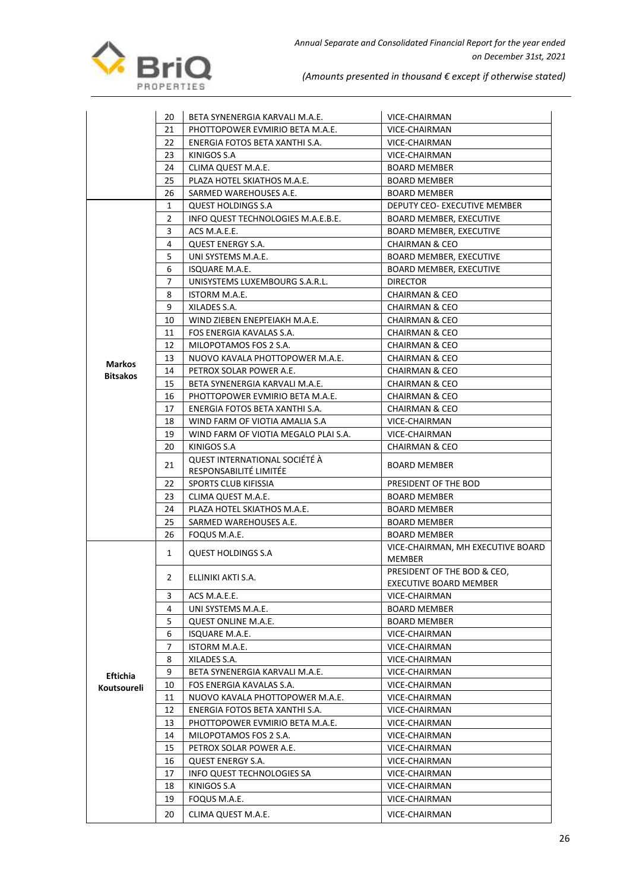| | | | |
|---|---|---|---|
| | 20 | BETA SYNENERGIA KARVALI M.A.E. | VICE-CHAIRMAN |
| | 21 | PHOTTOPOWER EVMIRIO BETA M.A.E. | VICE-CHAIRMAN |
| | 22 | ENERGIA FOTOS BETA XANTHI S.A. | VICE-CHAIRMAN |
| | 23 | KINIGOS S.A | VICE-CHAIRMAN |
| | 24 | CLIMA QUEST M.A.E. | BOARD MEMBER |
| | 25 | PLAZA HOTEL SKIATHOS M.A.E. | BOARD MEMBER |
| | 26 | SARMED WAREHOUSES A.E. | BOARD MEMBER |
| **Markos Bitsakos** | 1 | QUEST HOLDINGS S.A | DEPUTY CEO- EXECUTIVE MEMBER |
| | 2 | INFO QUEST TECHNOLOGIES M.A.E.B.E. | BOARD MEMBER, EXECUTIVE |
| | 3 | ACS M.A.E.E. | BOARD MEMBER, EXECUTIVE |
| | 4 | QUEST ENERGY S.A. | CHAIRMAN & CEO |
| | 5 | UNI SYSTEMS M.A.E. | BOARD MEMBER, EXECUTIVE |
| | 6 | ISQUARE M.A.E. | BOARD MEMBER, EXECUTIVE |
| | 7 | UNISYSTEMS LUXEMBOURG S.A.R.L. | DIRECTOR |
| | 8 | ISTORM M.A.E. | CHAIRMAN & CEO |
| | 9 | XILADES S.A. | CHAIRMAN & CEO |
| | 10 | WIND ZIEBEN ΕΝΕΡΓΕΙΑΚΗ M.A.E. | CHAIRMAN & CEO |
| | 11 | FOS ENERGIA KAVALAS S.A. | CHAIRMAN & CEO |
| | 12 | MILOPOTAMOS FOS 2 S.A. | CHAIRMAN & CEO |
| | 13 | NUOVO KAVALA PHOTTOPOWER M.A.E. | CHAIRMAN & CEO |
| | 14 | PETROX SOLAR POWER A.E. | CHAIRMAN & CEO |
| | 15 | BETA SYNENERGIA KARVALI M.A.E. | CHAIRMAN & CEO |
| | 16 | PHOTTOPOWER EVMIRIO BETA M.A.E. | CHAIRMAN & CEO |
| | 17 | ENERGIA FOTOS BETA XANTHI S.A. | CHAIRMAN & CEO |
| | 18 | WIND FARM OF VIOTIA AMALIA S.A | VICE-CHAIRMAN |
| | 19 | WIND FARM OF VIOTIA MEGALO PLAI S.A. | VICE-CHAIRMAN |
| | 20 | KINIGOS S.A | CHAIRMAN & CEO |
| | 21 | QUEST INTERNATIONAL SOCIÉTÉ À RESPONSABILITÉ LIMITÉE | BOARD MEMBER |
| | 22 | SPORTS CLUB KIFISSIA | PRESIDENT OF THE BOD |
| | 23 | CLIMA QUEST M.A.E. | BOARD MEMBER |
| | 24 | PLAZA HOTEL SKIATHOS M.A.E. | BOARD MEMBER |
| | 25 | SARMED WAREHOUSES A.E. | BOARD MEMBER |
| | 26 | FOQUS M.A.E. | BOARD MEMBER |
| **Eftichia Koutsoureli** | 1 | QUEST HOLDINGS S.A | VICE-CHAIRMAN, MH EXECUTIVE BOARD MEMBER |
| | 2 | ELLINIKI AKTI S.A. | PRESIDENT OF THE BOD & CEO, EXECUTIVE BOARD MEMBER |
| | 3 | ACS M.A.E.E. | VICE-CHAIRMAN |
| | 4 | UNI SYSTEMS M.A.E. | BOARD MEMBER |
| | 5 | QUEST ONLINE M.A.E. | BOARD MEMBER |
| | 6 | ISQUARE M.A.E. | VICE-CHAIRMAN |
| | 7 | ISTORM M.A.E. | VICE-CHAIRMAN |
| | 8 | XILADES S.A. | VICE-CHAIRMAN |
| | 9 | BETA SYNENERGIA KARVALI M.A.E. | VICE-CHAIRMAN |
| | 10 | FOS ENERGIA KAVALAS S.A. | VICE-CHAIRMAN |
| | 11 | NUOVO KAVALA PHOTTOPOWER M.A.E. | VICE-CHAIRMAN |
| | 12 | ENERGIA FOTOS BETA XANTHI S.A. | VICE-CHAIRMAN |
| | 13 | PHOTTOPOWER EVMIRIO BETA M.A.E. | VICE-CHAIRMAN |
| | 14 | MILOPOTAMOS FOS 2 S.A. | VICE-CHAIRMAN |
| | 15 | PETROX SOLAR POWER A.E. | VICE-CHAIRMAN |
| | 16 | QUEST ENERGY S.A. | VICE-CHAIRMAN |
| | 17 | INFO QUEST TECHNOLOGIES SA | VICE-CHAIRMAN |
| | 18 | KINIGOS S.A | VICE-CHAIRMAN |
| | 19 | FOQUS M.A.E. | VICE-CHAIRMAN |
| | 20 | CLIMA QUEST M.A.E. | VICE-CHAIRMAN |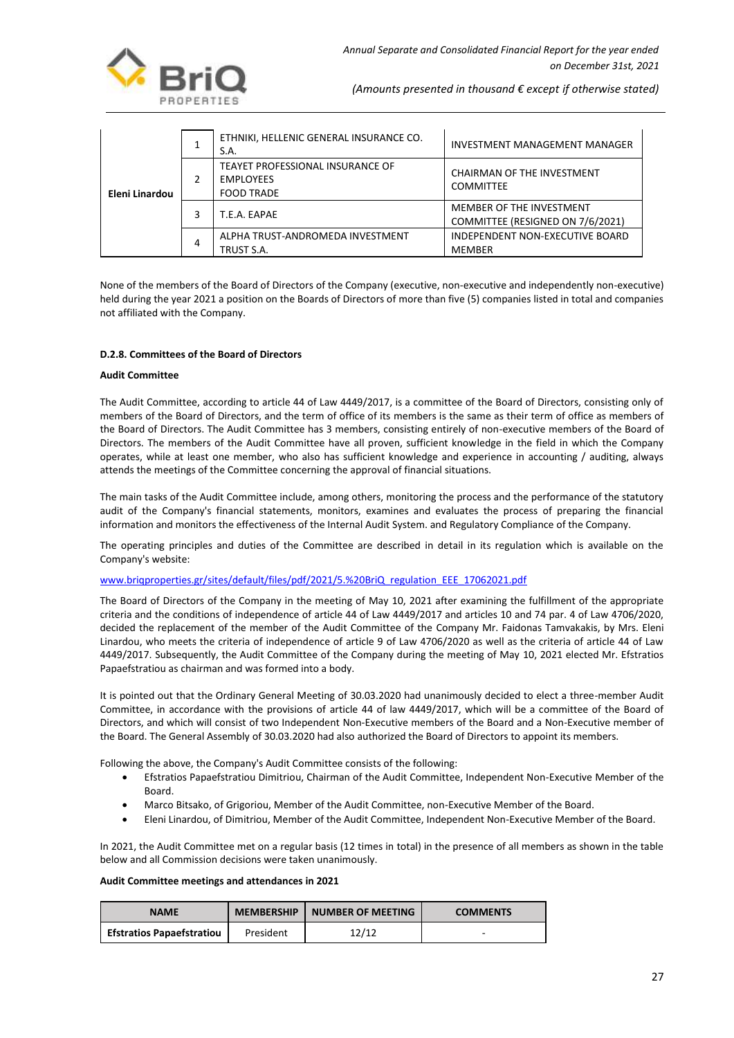| | | | |
|---|---|---|---|
| **Eleni Linardou** | 1 | ETHNIKI, HELLENIC GENERAL INSURANCE CO. S.A. | INVESTMENT MANAGEMENT MANAGER |
| | 2 | TEAYET PROFESSIONAL INSURANCE OF EMPLOYEES FOOD TRADE | CHAIRMAN OF THE INVESTMENT COMMITTEE |
| | 3 | T.E.A. EAPAE | MEMBER OF THE INVESTMENT COMMITTEE (RESIGNED ON 7/6/2021) |
| | 4 | ALPHA TRUST-ANDROMEDA INVESTMENT TRUST S.A. | INDEPENDENT NON-EXECUTIVE BOARD MEMBER |

None of the members of the Board of Directors of the Company (executive, non-executive and independently non-executive) held during the year 2021 a position on the Boards of Directors of more than five (5) companies listed in total and companies not affiliated with the Company.

**D.2.8. Committees of the Board of Directors**

**Audit Committee**

The Audit Committee, according to article 44 of Law 4449/2017, is a committee of the Board of Directors, consisting only of members of the Board of Directors, and the term of office of its members is the same as their term of office as members of the Board of Directors. The Audit Committee has 3 members, consisting entirely of non-executive members of the Board of Directors. The members of the Audit Committee have all proven, sufficient knowledge in the field in which the Company operates, while at least one member, who also has sufficient knowledge and experience in accounting / auditing, always attends the meetings of the Committee concerning the approval of financial situations.

The main tasks of the Audit Committee include, among others, monitoring the process and the performance of the statutory audit of the Company's financial statements, monitors, examines and evaluates the process of preparing the financial information and monitors the effectiveness of the Internal Audit System. and Regulatory Compliance of the Company.

The operating principles and duties of the Committee are described in detail in its regulation which is available on the Company's website:

www.briqproperties.gr/sites/default/files/pdf/2021/5.%20BriQ_regulation_EEE_17062021.pdf

The Board of Directors of the Company in the meeting of May 10, 2021 after examining the fulfillment of the appropriate criteria and the conditions of independence of article 44 of Law 4449/2017 and articles 10 and 74 par. 4 of Law 4706/2020, decided the replacement of the member of the Audit Committee of the Company Mr. Faidonas Tamvakakis, by Mrs. Eleni Linardou, who meets the criteria of independence of article 9 of Law 4706/2020 as well as the criteria of article 44 of Law 4449/2017. Subsequently, the Audit Committee of the Company during the meeting of May 10, 2021 elected Mr. Efstratios Papaefstratiou as chairman and was formed into a body.

It is pointed out that the Ordinary General Meeting of 30.03.2020 had unanimously decided to elect a three-member Audit Committee, in accordance with the provisions of article 44 of law 4449/2017, which will be a committee of the Board of Directors, and which will consist of two Independent Non-Executive members of the Board and a Non-Executive member of the Board. The General Assembly of 30.03.2020 had also authorized the Board of Directors to appoint its members.

Following the above, the Company's Audit Committee consists of the following:

- Efstratios Papaefstratiou Dimitriou, Chairman of the Audit Committee, Independent Non-Executive Member of the Board.
- Marco Bitsako, of Grigoriou, Member of the Audit Committee, non-Executive Member of the Board.
- Eleni Linardou, of Dimitriou, Member of the Audit Committee, Independent Non-Executive Member of the Board.

In 2021, the Audit Committee met on a regular basis (12 times in total) in the presence of all members as shown in the table below and all Commission decisions were taken unanimously.

**Audit Committee meetings and attendances in 2021**

| NAME | MEMBERSHIP | NUMBER OF MEETING | COMMENTS |
|---|---|---|---|
| **Efstratios Papaefstratiou** | President | 12/12 | - |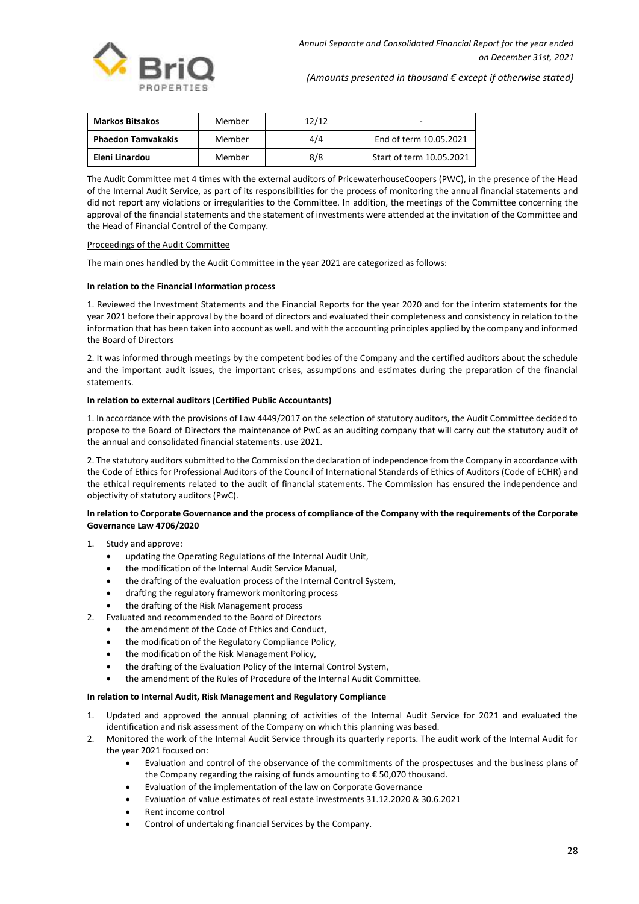| Markos Bitsakos | Member | 12/12 | - |
|---|---|---|---|
| Phaedon Tamvakakis | Member | 4/4 | End of term 10.05.2021 |
| Eleni Linardou | Member | 8/8 | Start of term 10.05.2021 |

The Audit Committee met 4 times with the external auditors of PricewaterhouseCoopers (PWC), in the presence of the Head of the Internal Audit Service, as part of its responsibilities for the process of monitoring the annual financial statements and did not report any violations or irregularities to the Committee. In addition, the meetings of the Committee concerning the approval of the financial statements and the statement of investments were attended at the invitation of the Committee and the Head of Financial Control of the Company.

Proceedings of the Audit Committee

The main ones handled by the Audit Committee in the year 2021 are categorized as follows:

**In relation to the Financial Information process**

1. Reviewed the Investment Statements and the Financial Reports for the year 2020 and for the interim statements for the year 2021 before their approval by the board of directors and evaluated their completeness and consistency in relation to the information that has been taken into account as well. and with the accounting principles applied by the company and informed the Board of Directors

2. It was informed through meetings by the competent bodies of the Company and the certified auditors about the schedule and the important audit issues, the important crises, assumptions and estimates during the preparation of the financial statements.

**In relation to external auditors (Certified Public Accountants)**

1. In accordance with the provisions of Law 4449/2017 on the selection of statutory auditors, the Audit Committee decided to propose to the Board of Directors the maintenance of PwC as an auditing company that will carry out the statutory audit of the annual and consolidated financial statements. use 2021.

2. The statutory auditors submitted to the Commission the declaration of independence from the Company in accordance with the Code of Ethics for Professional Auditors of the Council of International Standards of Ethics of Auditors (Code of ECHR) and the ethical requirements related to the audit of financial statements. The Commission has ensured the independence and objectivity of statutory auditors (PwC).

**In relation to Corporate Governance and the process of compliance of the Company with the requirements of the Corporate Governance Law 4706/2020**

1. Study and approve:
   - updating the Operating Regulations of the Internal Audit Unit,
   - the modification of the Internal Audit Service Manual,
   - the drafting of the evaluation process of the Internal Control System,
   - drafting the regulatory framework monitoring process
   - the drafting of the Risk Management process
2. Evaluated and recommended to the Board of Directors
   - the amendment of the Code of Ethics and Conduct,
   - the modification of the Regulatory Compliance Policy,
   - the modification of the Risk Management Policy,
   - the drafting of the Evaluation Policy of the Internal Control System,
   - the amendment of the Rules of Procedure of the Internal Audit Committee.

**In relation to Internal Audit, Risk Management and Regulatory Compliance**

1. Updated and approved the annual planning of activities of the Internal Audit Service for 2021 and evaluated the identification and risk assessment of the Company on which this planning was based.
2. Monitored the work of the Internal Audit Service through its quarterly reports. The audit work of the Internal Audit for the year 2021 focused on:
   - Evaluation and control of the observance of the commitments of the prospectuses and the business plans of the Company regarding the raising of funds amounting to € 50,070 thousand.
   - Evaluation of the implementation of the law on Corporate Governance
   - Evaluation of value estimates of real estate investments 31.12.2020 & 30.6.2021
   - Rent income control
   - Control of undertaking financial Services by the Company.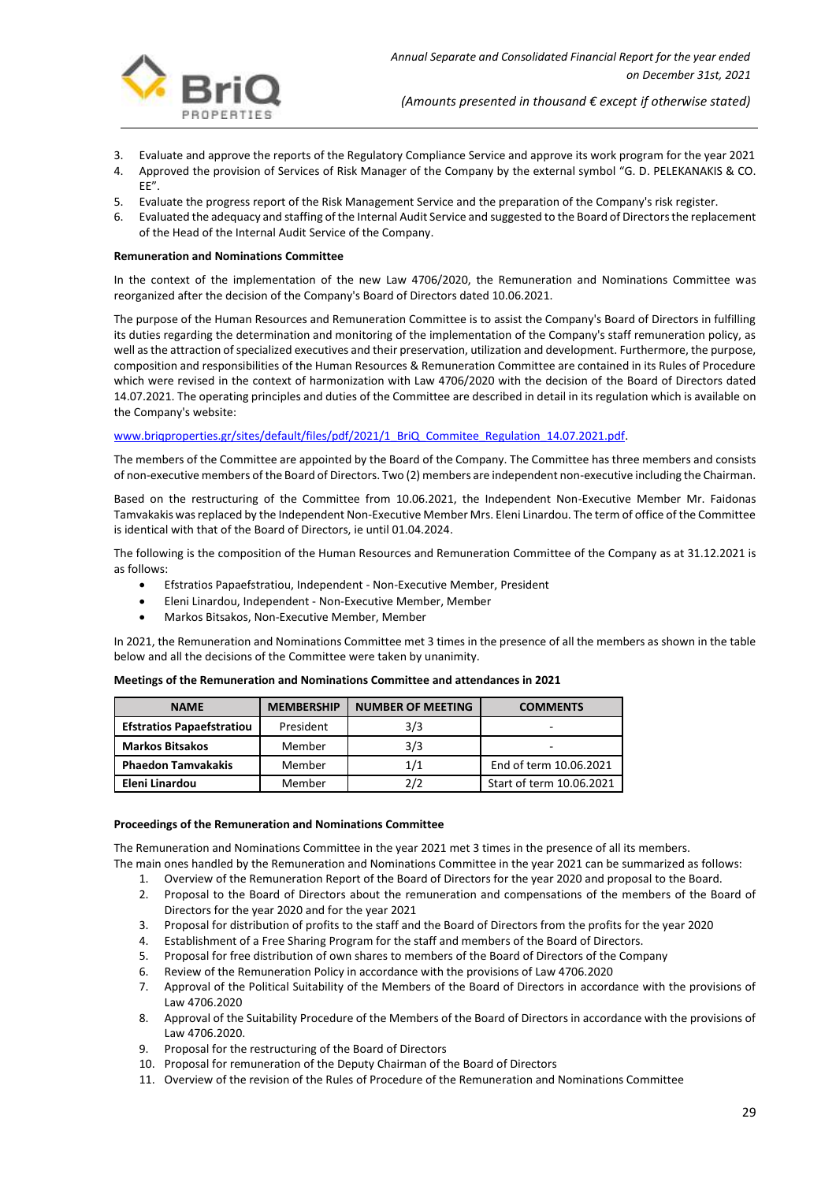3. Evaluate and approve the reports of the Regulatory Compliance Service and approve its work program for the year 2021
4. Approved the provision of Services of Risk Manager of the Company by the external symbol "G. D. PELEKANAKIS & CO. EE".
5. Evaluate the progress report of the Risk Management Service and the preparation of the Company's risk register.
6. Evaluated the adequacy and staffing of the Internal Audit Service and suggested to the Board of Directors the replacement of the Head of the Internal Audit Service of the Company.

**Remuneration and Nominations Committee**

In the context of the implementation of the new Law 4706/2020, the Remuneration and Nominations Committee was reorganized after the decision of the Company's Board of Directors dated 10.06.2021.

The purpose of the Human Resources and Remuneration Committee is to assist the Company's Board of Directors in fulfilling its duties regarding the determination and monitoring of the implementation of the Company's staff remuneration policy, as well as the attraction of specialized executives and their preservation, utilization and development. Furthermore, the purpose, composition and responsibilities of the Human Resources & Remuneration Committee are contained in its Rules of Procedure which were revised in the context of harmonization with Law 4706/2020 with the decision of the Board of Directors dated 14.07.2021. The operating principles and duties of the Committee are described in detail in its regulation which is available on the Company's website:

www.briqproperties.gr/sites/default/files/pdf/2021/1_BriQ_Commitee_Regulation_14.07.2021.pdf.

The members of the Committee are appointed by the Board of the Company. The Committee has three members and consists of non-executive members of the Board of Directors. Two (2) members are independent non-executive including the Chairman.

Based on the restructuring of the Committee from 10.06.2021, the Independent Non-Executive Member Mr. Faidonas Tamvakakis was replaced by the Independent Non-Executive Member Mrs. Eleni Linardou. The term of office of the Committee is identical with that of the Board of Directors, ie until 01.04.2024.

The following is the composition of the Human Resources and Remuneration Committee of the Company as at 31.12.2021 is as follows:

- Efstratios Papaefstratiou, Independent - Non-Executive Member, President
- Eleni Linardou, Independent - Non-Executive Member, Member
- Markos Bitsakos, Non-Executive Member, Member

In 2021, the Remuneration and Nominations Committee met 3 times in the presence of all the members as shown in the table below and all the decisions of the Committee were taken by unanimity.

**Meetings of the Remuneration and Nominations Committee and attendances in 2021**

| NAME | MEMBERSHIP | NUMBER OF MEETING | COMMENTS |
|---|---|---|---|
| **Efstratios Papaefstratiou** | President | 3/3 | - |
| **Markos Bitsakos** | Member | 3/3 | - |
| **Phaedon Tamvakakis** | Member | 1/1 | End of term 10.06.2021 |
| **Eleni Linardou** | Member | 2/2 | Start of term 10.06.2021 |

**Proceedings of the Remuneration and Nominations Committee**

The Remuneration and Nominations Committee in the year 2021 met 3 times in the presence of all its members.
The main ones handled by the Remuneration and Nominations Committee in the year 2021 can be summarized as follows:

1. Overview of the Remuneration Report of the Board of Directors for the year 2020 and proposal to the Board.
2. Proposal to the Board of Directors about the remuneration and compensations of the members of the Board of Directors for the year 2020 and for the year 2021
3. Proposal for distribution of profits to the staff and the Board of Directors from the profits for the year 2020
4. Establishment of a Free Sharing Program for the staff and members of the Board of Directors.
5. Proposal for free distribution of own shares to members of the Board of Directors of the Company
6. Review of the Remuneration Policy in accordance with the provisions of Law 4706.2020
7. Approval of the Political Suitability of the Members of the Board of Directors in accordance with the provisions of Law 4706.2020
8. Approval of the Suitability Procedure of the Members of the Board of Directors in accordance with the provisions of Law 4706.2020.
9. Proposal for the restructuring of the Board of Directors
10. Proposal for remuneration of the Deputy Chairman of the Board of Directors
11. Overview of the revision of the Rules of Procedure of the Remuneration and Nominations Committee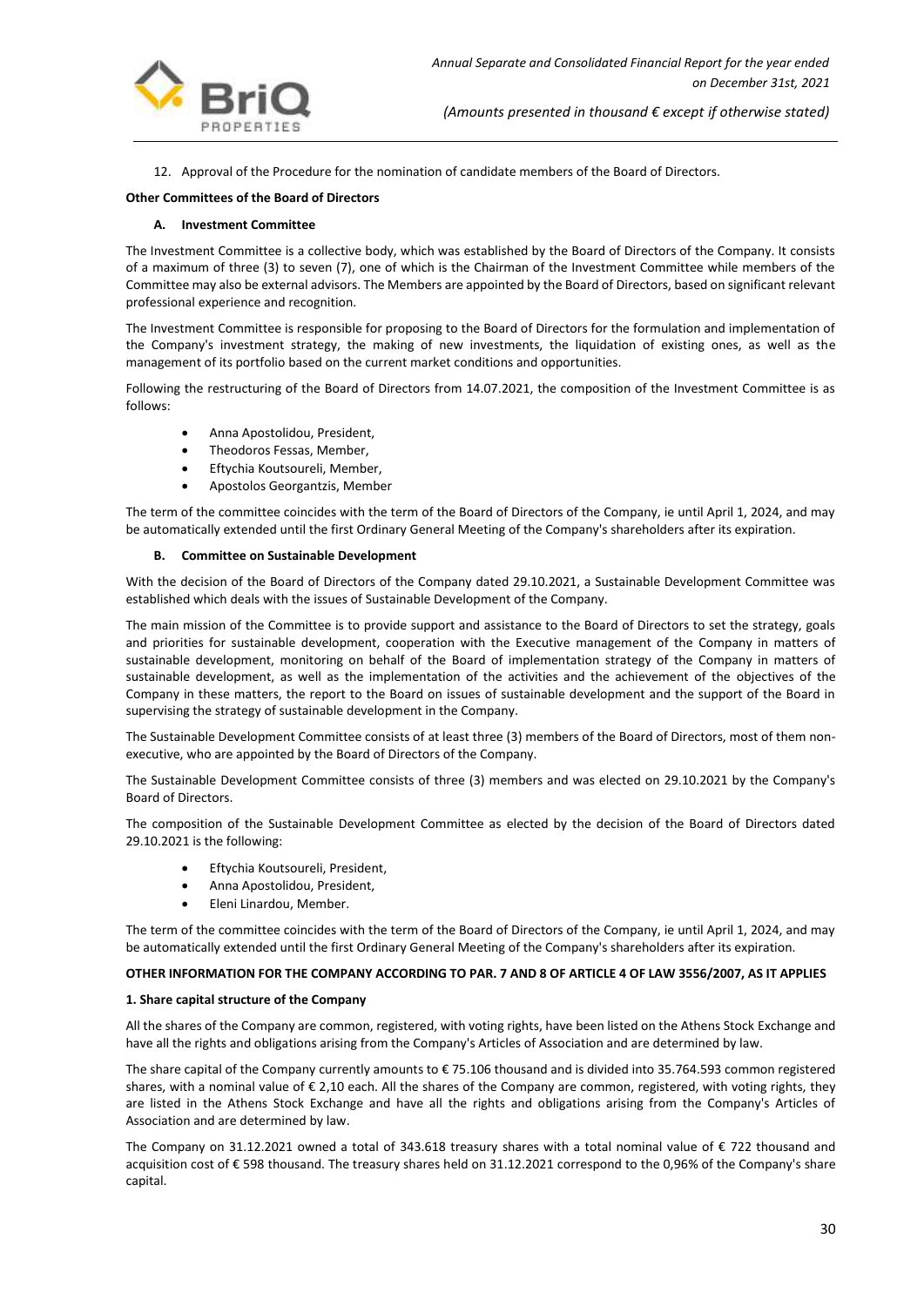12. Approval of the Procedure for the nomination of candidate members of the Board of Directors.

**Other Committees of the Board of Directors**

**A. Investment Committee**

The Investment Committee is a collective body, which was established by the Board of Directors of the Company. It consists of a maximum of three (3) to seven (7), one of which is the Chairman of the Investment Committee while members of the Committee may also be external advisors. The Members are appointed by the Board of Directors, based on significant relevant professional experience and recognition.

The Investment Committee is responsible for proposing to the Board of Directors for the formulation and implementation of the Company's investment strategy, the making of new investments, the liquidation of existing ones, as well as the management of its portfolio based on the current market conditions and opportunities.

Following the restructuring of the Board of Directors from 14.07.2021, the composition of the Investment Committee is as follows:

- Anna Apostolidou, President,
- Theodoros Fessas, Member,
- Eftychia Koutsoureli, Member,
- Apostolos Georgantzis, Member

The term of the committee coincides with the term of the Board of Directors of the Company, ie until April 1, 2024, and may be automatically extended until the first Ordinary General Meeting of the Company's shareholders after its expiration.

**B. Committee on Sustainable Development**

With the decision of the Board of Directors of the Company dated 29.10.2021, a Sustainable Development Committee was established which deals with the issues of Sustainable Development of the Company.

The main mission of the Committee is to provide support and assistance to the Board of Directors to set the strategy, goals and priorities for sustainable development, cooperation with the Executive management of the Company in matters of sustainable development, monitoring on behalf of the Board of implementation strategy of the Company in matters of sustainable development, as well as the implementation of the activities and the achievement of the objectives of the Company in these matters, the report to the Board on issues of sustainable development and the support of the Board in supervising the strategy of sustainable development in the Company.

The Sustainable Development Committee consists of at least three (3) members of the Board of Directors, most of them non-executive, who are appointed by the Board of Directors of the Company.

The Sustainable Development Committee consists of three (3) members and was elected on 29.10.2021 by the Company's Board of Directors.

The composition of the Sustainable Development Committee as elected by the decision of the Board of Directors dated 29.10.2021 is the following:

- Eftychia Koutsoureli, President,
- Anna Apostolidou, President,
- Eleni Linardou, Member.

The term of the committee coincides with the term of the Board of Directors of the Company, ie until April 1, 2024, and may be automatically extended until the first Ordinary General Meeting of the Company's shareholders after its expiration.

**OTHER INFORMATION FOR THE COMPANY ACCORDING TO PAR. 7 AND 8 OF ARTICLE 4 OF LAW 3556/2007, AS IT APPLIES**

**1. Share capital structure of the Company**

All the shares of the Company are common, registered, with voting rights, have been listed on the Athens Stock Exchange and have all the rights and obligations arising from the Company's Articles of Association and are determined by law.

The share capital of the Company currently amounts to € 75.106 thousand and is divided into 35.764.593 common registered shares, with a nominal value of € 2,10 each. All the shares of the Company are common, registered, with voting rights, they are listed in the Athens Stock Exchange and have all the rights and obligations arising from the Company's Articles of Association and are determined by law.

The Company on 31.12.2021 owned a total of 343.618 treasury shares with a total nominal value of € 722 thousand and acquisition cost of € 598 thousand. The treasury shares held on 31.12.2021 correspond to the 0,96% of the Company's share capital.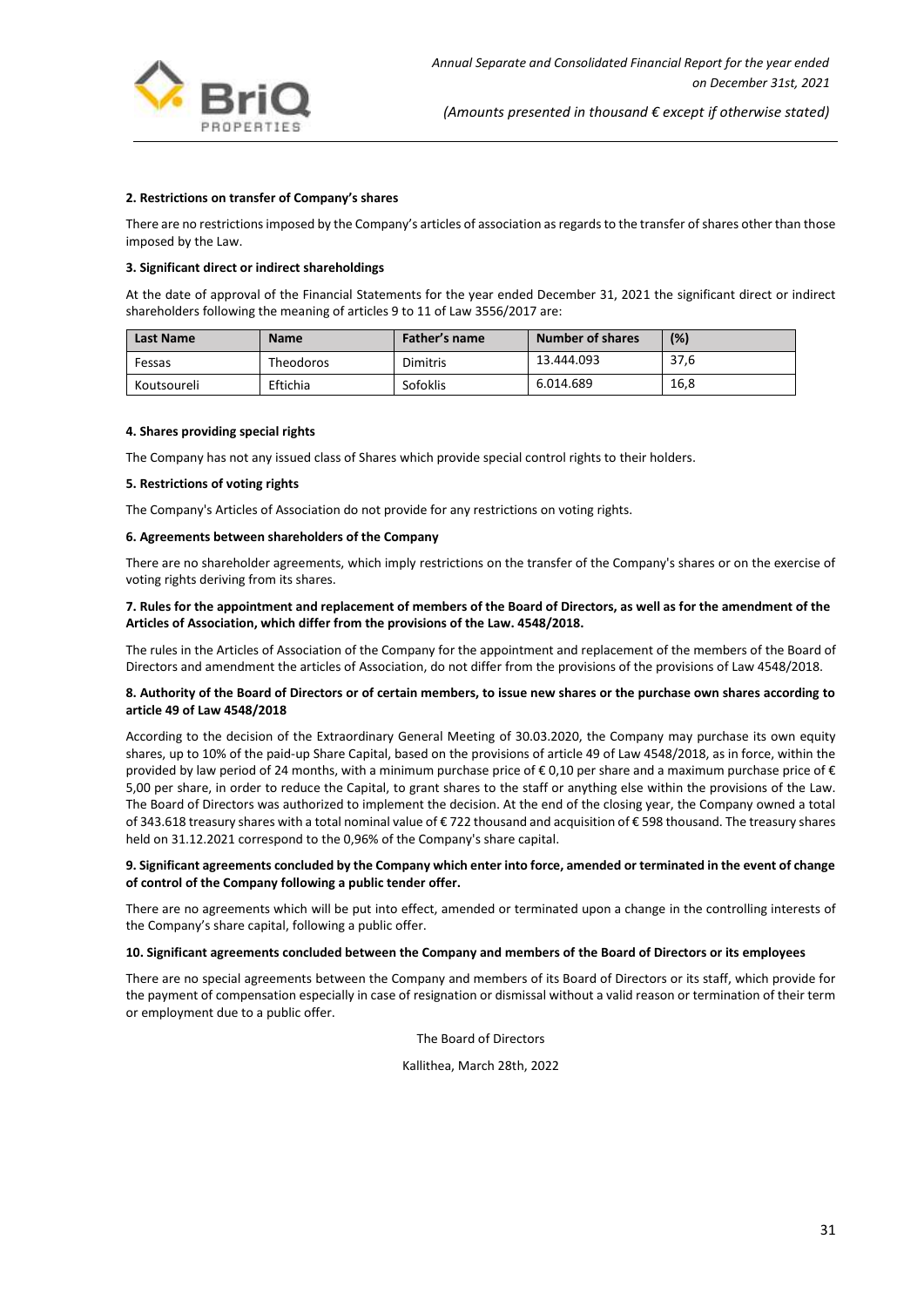**2. Restrictions on transfer of Company's shares**

There are no restrictions imposed by the Company's articles of association as regards to the transfer of shares other than those imposed by the Law.

**3. Significant direct or indirect shareholdings**

At the date of approval of the Financial Statements for the year ended December 31, 2021 the significant direct or indirect shareholders following the meaning of articles 9 to 11 of Law 3556/2017 are:

| Last Name | Name | Father's name | Number of shares | (%) |
|---|---|---|---|---|
| Fessas | Theodoros | Dimitris | 13.444.093 | 37,6 |
| Koutsoureli | Eftichia | Sofoklis | 6.014.689 | 16,8 |

**4. Shares providing special rights**

The Company has not any issued class of Shares which provide special control rights to their holders.

**5. Restrictions of voting rights**

The Company's Articles of Association do not provide for any restrictions on voting rights.

**6. Agreements between shareholders of the Company**

There are no shareholder agreements, which imply restrictions on the transfer of the Company's shares or on the exercise of voting rights deriving from its shares.

**7. Rules for the appointment and replacement of members of the Board of Directors, as well as for the amendment of the Articles of Association, which differ from the provisions of the Law. 4548/2018.**

The rules in the Articles of Association of the Company for the appointment and replacement of the members of the Board of Directors and amendment the articles of Association, do not differ from the provisions of the provisions of Law 4548/2018.

**8. Authority of the Board of Directors or of certain members, to issue new shares or the purchase own shares according to article 49 of Law 4548/2018**

According to the decision of the Extraordinary General Meeting of 30.03.2020, the Company may purchase its own equity shares, up to 10% of the paid-up Share Capital, based on the provisions of article 49 of Law 4548/2018, as in force, within the provided by law period of 24 months, with a minimum purchase price of € 0,10 per share and a maximum purchase price of € 5,00 per share, in order to reduce the Capital, to grant shares to the staff or anything else within the provisions of the Law. The Board of Directors was authorized to implement the decision. At the end of the closing year, the Company owned a total of 343.618 treasury shares with a total nominal value of € 722 thousand and acquisition of € 598 thousand. The treasury shares held on 31.12.2021 correspond to the 0,96% of the Company's share capital.

**9. Significant agreements concluded by the Company which enter into force, amended or terminated in the event of change of control of the Company following a public tender offer.**

There are no agreements which will be put into effect, amended or terminated upon a change in the controlling interests of the Company's share capital, following a public offer.

**10. Significant agreements concluded between the Company and members of the Board of Directors or its employees**

There are no special agreements between the Company and members of its Board of Directors or its staff, which provide for the payment of compensation especially in case of resignation or dismissal without a valid reason or termination of their term or employment due to a public offer.

The Board of Directors

Kallithea, March 28th, 2022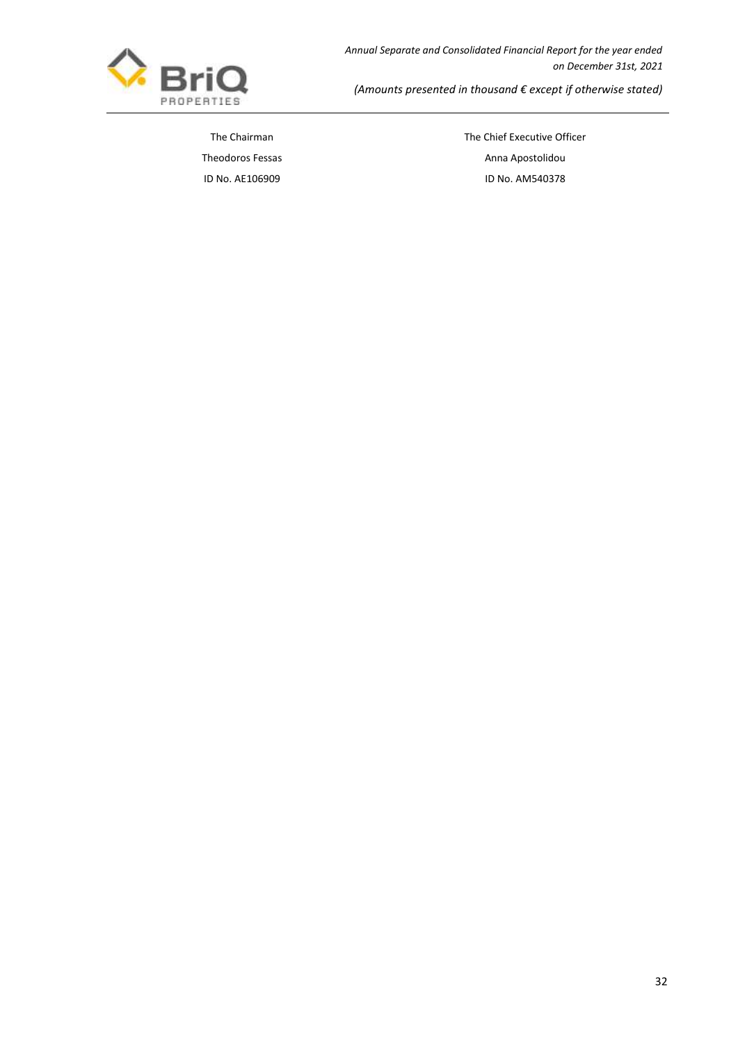| The Chairman | The Chief Executive Officer |
| --- | --- |
| Theodoros Fessas | Anna Apostolidou |
| ID No. AE106909 | ID No. AM540378 |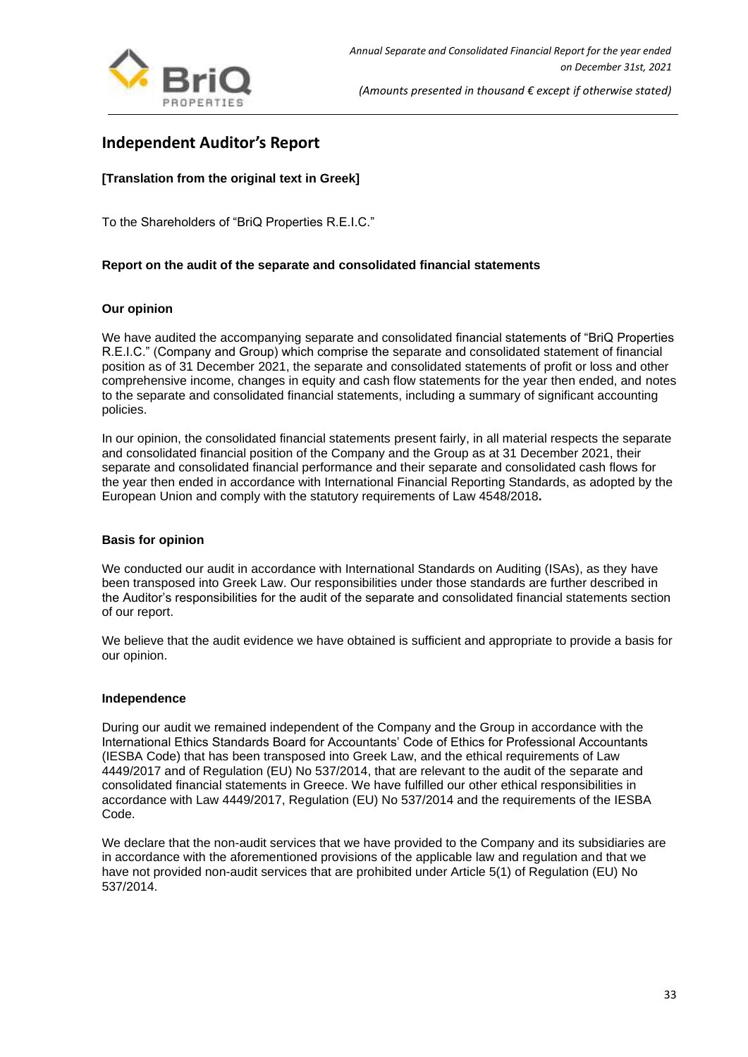# Independent Auditor's Report

**[Translation from the original text in Greek]**

To the Shareholders of "BriQ Properties R.E.I.C."

## Report on the audit of the separate and consolidated financial statements

### Our opinion

We have audited the accompanying separate and consolidated financial statements of "BriQ Properties R.E.I.C." (Company and Group) which comprise the separate and consolidated statement of financial position as of 31 December 2021, the separate and consolidated statements of profit or loss and other comprehensive income, changes in equity and cash flow statements for the year then ended, and notes to the separate and consolidated financial statements, including a summary of significant accounting policies.

In our opinion, the consolidated financial statements present fairly, in all material respects the separate and consolidated financial position of the Company and the Group as at 31 December 2021, their separate and consolidated financial performance and their separate and consolidated cash flows for the year then ended in accordance with International Financial Reporting Standards, as adopted by the European Union and comply with the statutory requirements of Law 4548/2018**.**

### Basis for opinion

We conducted our audit in accordance with International Standards on Auditing (ISAs), as they have been transposed into Greek Law. Our responsibilities under those standards are further described in the Auditor's responsibilities for the audit of the separate and consolidated financial statements section of our report.

We believe that the audit evidence we have obtained is sufficient and appropriate to provide a basis for our opinion.

### Independence

During our audit we remained independent of the Company and the Group in accordance with the International Ethics Standards Board for Accountants' Code of Ethics for Professional Accountants (IESBA Code) that has been transposed into Greek Law, and the ethical requirements of Law 4449/2017 and of Regulation (EU) No 537/2014, that are relevant to the audit of the separate and consolidated financial statements in Greece. We have fulfilled our other ethical responsibilities in accordance with Law 4449/2017, Regulation (EU) No 537/2014 and the requirements of the IESBA Code.

We declare that the non-audit services that we have provided to the Company and its subsidiaries are in accordance with the aforementioned provisions of the applicable law and regulation and that we have not provided non-audit services that are prohibited under Article 5(1) of Regulation (EU) No 537/2014.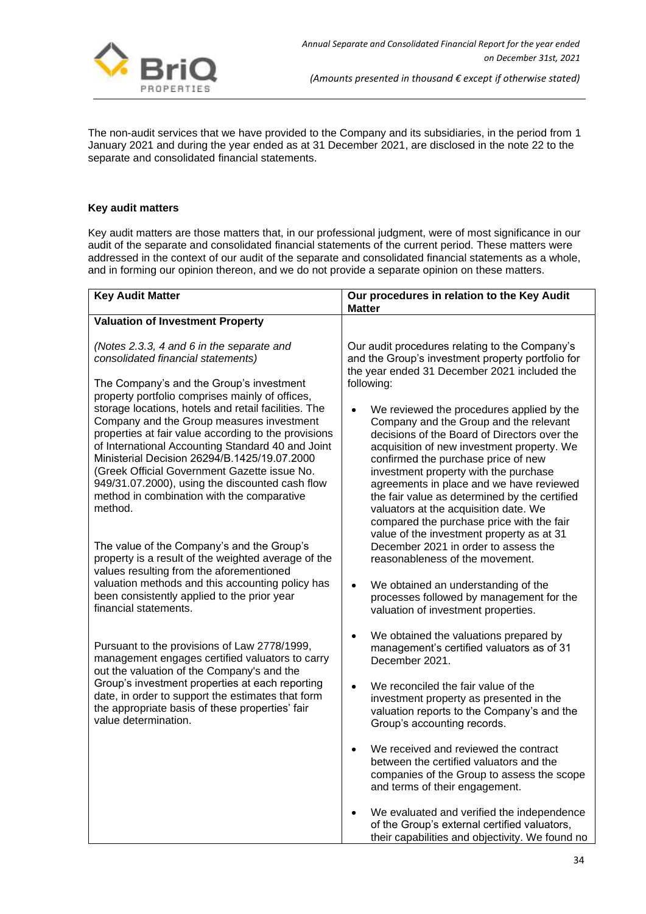The non-audit services that we have provided to the Company and its subsidiaries, in the period from 1 January 2021 and during the year ended as at 31 December 2021, are disclosed in the note 22 to the separate and consolidated financial statements.

**Key audit matters**

Key audit matters are those matters that, in our professional judgment, were of most significance in our audit of the separate and consolidated financial statements of the current period. These matters were addressed in the context of our audit of the separate and consolidated financial statements as a whole, and in forming our opinion thereon, and we do not provide a separate opinion on these matters.

| **Key Audit Matter** | **Our procedures in relation to the Key Audit Matter** |
|---|---|
| **Valuation of Investment Property** | |
| *(Notes 2.3.3, 4 and 6 in the separate and consolidated financial statements)*<br><br>The Company's and the Group's investment property portfolio comprises mainly of offices, storage locations, hotels and retail facilities. The Company and the Group measures investment properties at fair value according to the provisions of International Accounting Standard 40 and Joint Ministerial Decision 26294/B.1425/19.07.2000 (Greek Official Government Gazette issue No. 949/31.07.2000), using the discounted cash flow method in combination with the comparative method.<br><br>The value of the Company's and the Group's property is a result of the weighted average of the values resulting from the aforementioned valuation methods and this accounting policy has been consistently applied to the prior year financial statements.<br><br>Pursuant to the provisions of Law 2778/1999, management engages certified valuators to carry out the valuation of the Company's and the Group's investment properties at each reporting date, in order to support the estimates that form the appropriate basis of these properties' fair value determination. | Our audit procedures relating to the Company's and the Group's investment property portfolio for the year ended 31 December 2021 included the following:<br><br>• We reviewed the procedures applied by the Company and the Group and the relevant decisions of the Board of Directors over the acquisition of new investment property. We confirmed the purchase price of new investment property with the purchase agreements in place and we have reviewed the fair value as determined by the certified valuators at the acquisition date. We compared the purchase price with the fair value of the investment property as at 31 December 2021 in order to assess the reasonableness of the movement.<br><br>• We obtained an understanding of the processes followed by management for the valuation of investment properties.<br><br>• We obtained the valuations prepared by management's certified valuators as of 31 December 2021.<br><br>• We reconciled the fair value of the investment property as presented in the valuation reports to the Company's and the Group's accounting records.<br><br>• We received and reviewed the contract between the certified valuators and the companies of the Group to assess the scope and terms of their engagement.<br><br>• We evaluated and verified the independence of the Group's external certified valuators, their capabilities and objectivity. We found no |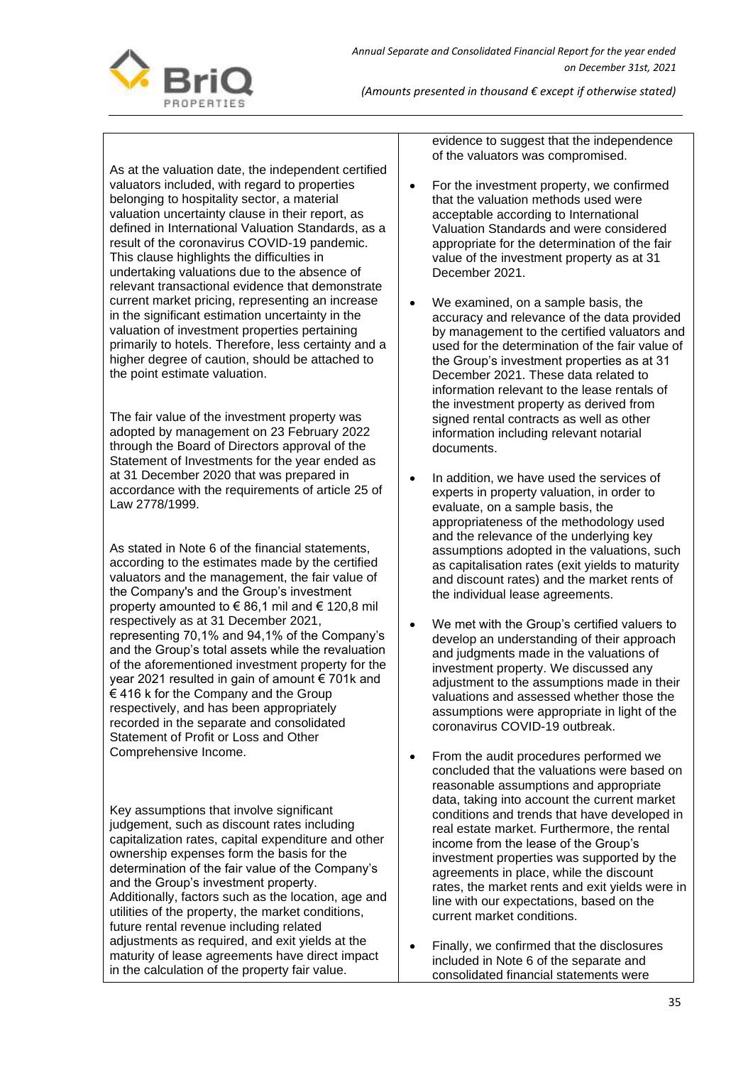| | |
|---|---|
| As at the valuation date, the independent certified valuators included, with regard to properties belonging to hospitality sector, a material valuation uncertainty clause in their report, as defined in International Valuation Standards, as a result of the coronavirus COVID-19 pandemic. This clause highlights the difficulties in undertaking valuations due to the absence of relevant transactional evidence that demonstrate current market pricing, representing an increase in the significant estimation uncertainty in the valuation of investment properties pertaining primarily to hotels. Therefore, less certainty and a higher degree of caution, should be attached to the point estimate valuation.<br><br>The fair value of the investment property was adopted by management on 23 February 2022 through the Board of Directors approval of the Statement of Investments for the year ended as at 31 December 2020 that was prepared in accordance with the requirements of article 25 of Law 2778/1999.<br><br>As stated in Note 6 of the financial statements, according to the estimates made by the certified valuators and the management, the fair value of the Company's and the Group's investment property amounted to € 86,1 mil and € 120,8 mil respectively as at 31 December 2021, representing 70,1% and 94,1% of the Company's and the Group's total assets while the revaluation of the aforementioned investment property for the year 2021 resulted in gain of amount € 701k and € 416 k for the Company and the Group respectively, and has been appropriately recorded in the separate and consolidated Statement of Profit or Loss and Other Comprehensive Income.<br><br>Key assumptions that involve significant judgement, such as discount rates including capitalization rates, capital expenditure and other ownership expenses form the basis for the determination of the fair value of the Company's and the Group's investment property. Additionally, factors such as the location, age and utilities of the property, the market conditions, future rental revenue including related adjustments as required, and exit yields at the maturity of lease agreements have direct impact in the calculation of the property fair value. | evidence to suggest that the independence of the valuators was compromised.<br><br>• For the investment property, we confirmed that the valuation methods used were acceptable according to International Valuation Standards and were considered appropriate for the determination of the fair value of the investment property as at 31 December 2021.<br><br>• We examined, on a sample basis, the accuracy and relevance of the data provided by management to the certified valuators and used for the determination of the fair value of the Group's investment properties as at 31 December 2021. These data related to information relevant to the lease rentals of the investment property as derived from signed rental contracts as well as other information including relevant notarial documents.<br><br>• In addition, we have used the services of experts in property valuation, in order to evaluate, on a sample basis, the appropriateness of the methodology used and the relevance of the underlying key assumptions adopted in the valuations, such as capitalisation rates (exit yields to maturity and discount rates) and the market rents of the individual lease agreements.<br><br>• We met with the Group's certified valuers to develop an understanding of their approach and judgments made in the valuations of investment property. We discussed any adjustment to the assumptions made in their valuations and assessed whether those the assumptions were appropriate in light of the coronavirus COVID-19 outbreak.<br><br>• From the audit procedures performed we concluded that the valuations were based on reasonable assumptions and appropriate data, taking into account the current market conditions and trends that have developed in real estate market. Furthermore, the rental income from the lease of the Group's investment properties was supported by the agreements in place, while the discount rates, the market rents and exit yields were in line with our expectations, based on the current market conditions.<br><br>• Finally, we confirmed that the disclosures included in Note 6 of the separate and consolidated financial statements were |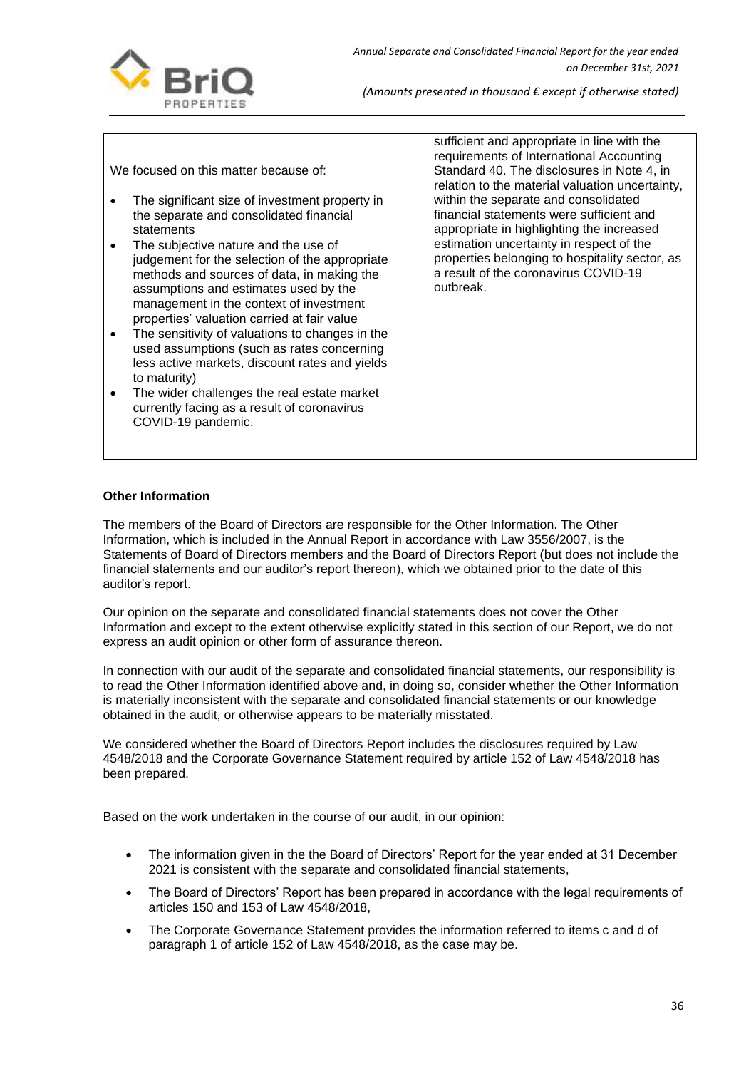| | |
|---|---|
| We focused on this matter because of:<br><br>• The significant size of investment property in the separate and consolidated financial statements<br>• The subjective nature and the use of judgement for the selection of the appropriate methods and sources of data, in making the assumptions and estimates used by the management in the context of investment properties' valuation carried at fair value<br>• The sensitivity of valuations to changes in the used assumptions (such as rates concerning less active markets, discount rates and yields to maturity)<br>• The wider challenges the real estate market currently facing as a result of coronavirus COVID-19 pandemic. | sufficient and appropriate in line with the requirements of International Accounting Standard 40. The disclosures in Note 4, in relation to the material valuation uncertainty, within the separate and consolidated financial statements were sufficient and appropriate in highlighting the increased estimation uncertainty in respect of the properties belonging to hospitality sector, as a result of the coronavirus COVID-19 outbreak. |

**Other Information**

The members of the Board of Directors are responsible for the Other Information. The Other Information, which is included in the Annual Report in accordance with Law 3556/2007, is the Statements of Board of Directors members and the Board of Directors Report (but does not include the financial statements and our auditor's report thereon), which we obtained prior to the date of this auditor's report.

Our opinion on the separate and consolidated financial statements does not cover the Other Information and except to the extent otherwise explicitly stated in this section of our Report, we do not express an audit opinion or other form of assurance thereon.

In connection with our audit of the separate and consolidated financial statements, our responsibility is to read the Other Information identified above and, in doing so, consider whether the Other Information is materially inconsistent with the separate and consolidated financial statements or our knowledge obtained in the audit, or otherwise appears to be materially misstated.

We considered whether the Board of Directors Report includes the disclosures required by Law 4548/2018 and the Corporate Governance Statement required by article 152 of Law 4548/2018 has been prepared.

Based on the work undertaken in the course of our audit, in our opinion:

- The information given in the the Board of Directors' Report for the year ended at 31 December 2021 is consistent with the separate and consolidated financial statements,
- The Board of Directors' Report has been prepared in accordance with the legal requirements of articles 150 and 153 of Law 4548/2018,
- The Corporate Governance Statement provides the information referred to items c and d of paragraph 1 of article 152 of Law 4548/2018, as the case may be.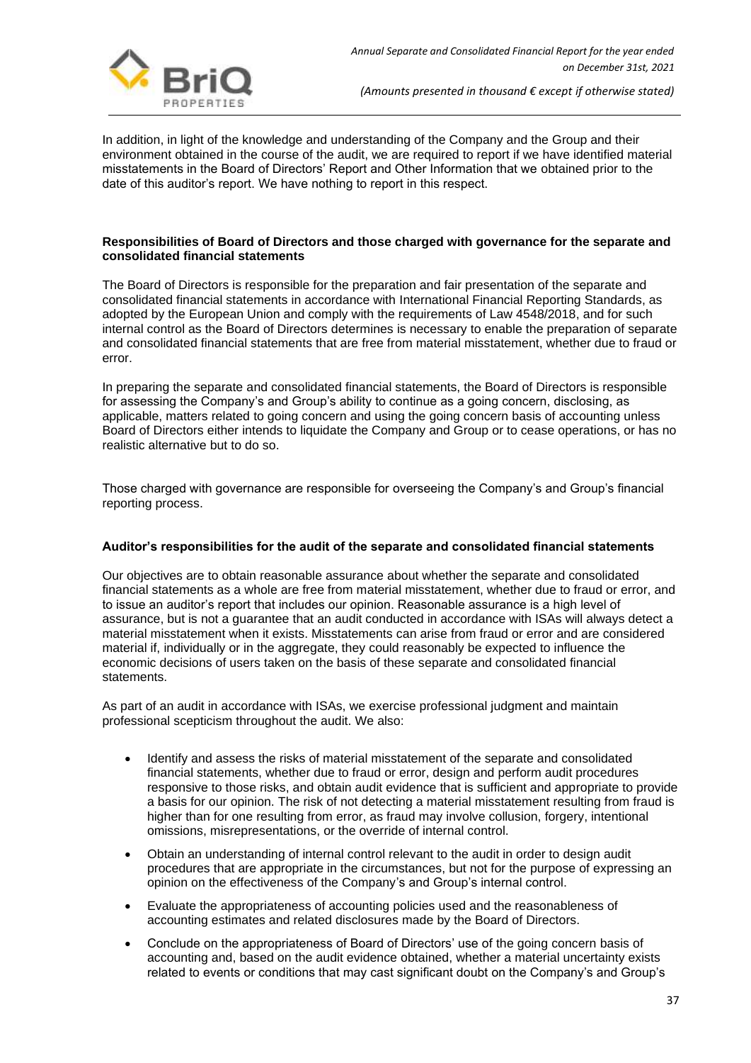In addition, in light of the knowledge and understanding of the Company and the Group and their environment obtained in the course of the audit, we are required to report if we have identified material misstatements in the Board of Directors' Report and Other Information that we obtained prior to the date of this auditor's report. We have nothing to report in this respect.

**Responsibilities of Board of Directors and those charged with governance for the separate and consolidated financial statements**

The Board of Directors is responsible for the preparation and fair presentation of the separate and consolidated financial statements in accordance with International Financial Reporting Standards, as adopted by the European Union and comply with the requirements of Law 4548/2018, and for such internal control as the Board of Directors determines is necessary to enable the preparation of separate and consolidated financial statements that are free from material misstatement, whether due to fraud or error.

In preparing the separate and consolidated financial statements, the Board of Directors is responsible for assessing the Company's and Group's ability to continue as a going concern, disclosing, as applicable, matters related to going concern and using the going concern basis of accounting unless Board of Directors either intends to liquidate the Company and Group or to cease operations, or has no realistic alternative but to do so.

Those charged with governance are responsible for overseeing the Company's and Group's financial reporting process.

**Auditor's responsibilities for the audit of the separate and consolidated financial statements**

Our objectives are to obtain reasonable assurance about whether the separate and consolidated financial statements as a whole are free from material misstatement, whether due to fraud or error, and to issue an auditor's report that includes our opinion. Reasonable assurance is a high level of assurance, but is not a guarantee that an audit conducted in accordance with ISAs will always detect a material misstatement when it exists. Misstatements can arise from fraud or error and are considered material if, individually or in the aggregate, they could reasonably be expected to influence the economic decisions of users taken on the basis of these separate and consolidated financial statements.

As part of an audit in accordance with ISAs, we exercise professional judgment and maintain professional scepticism throughout the audit. We also:

- Identify and assess the risks of material misstatement of the separate and consolidated financial statements, whether due to fraud or error, design and perform audit procedures responsive to those risks, and obtain audit evidence that is sufficient and appropriate to provide a basis for our opinion. The risk of not detecting a material misstatement resulting from fraud is higher than for one resulting from error, as fraud may involve collusion, forgery, intentional omissions, misrepresentations, or the override of internal control.
- Obtain an understanding of internal control relevant to the audit in order to design audit procedures that are appropriate in the circumstances, but not for the purpose of expressing an opinion on the effectiveness of the Company's and Group's internal control.
- Evaluate the appropriateness of accounting policies used and the reasonableness of accounting estimates and related disclosures made by the Board of Directors.
- Conclude on the appropriateness of Board of Directors' use of the going concern basis of accounting and, based on the audit evidence obtained, whether a material uncertainty exists related to events or conditions that may cast significant doubt on the Company's and Group's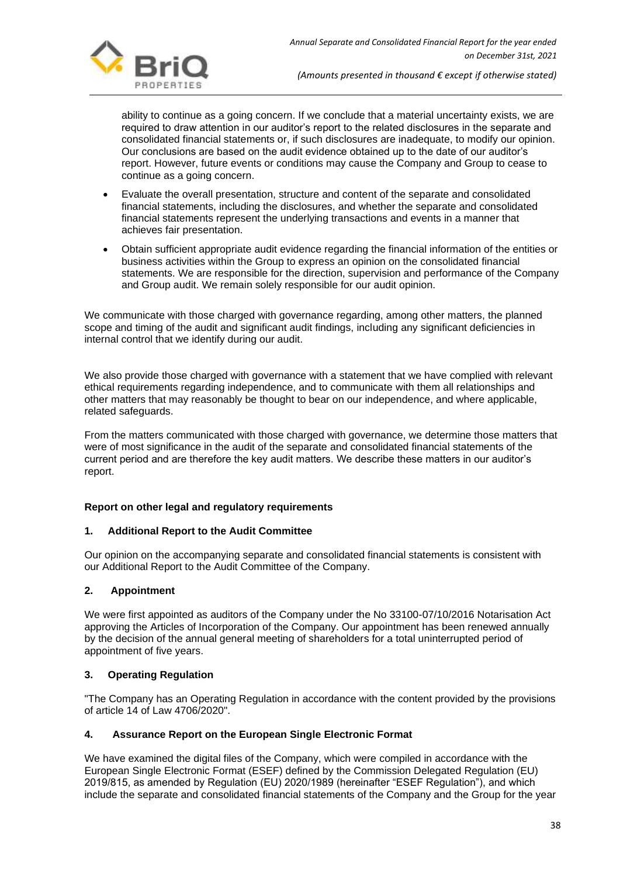ability to continue as a going concern. If we conclude that a material uncertainty exists, we are required to draw attention in our auditor's report to the related disclosures in the separate and consolidated financial statements or, if such disclosures are inadequate, to modify our opinion. Our conclusions are based on the audit evidence obtained up to the date of our auditor's report. However, future events or conditions may cause the Company and Group to cease to continue as a going concern.

- Evaluate the overall presentation, structure and content of the separate and consolidated financial statements, including the disclosures, and whether the separate and consolidated financial statements represent the underlying transactions and events in a manner that achieves fair presentation.
- Obtain sufficient appropriate audit evidence regarding the financial information of the entities or business activities within the Group to express an opinion on the consolidated financial statements. We are responsible for the direction, supervision and performance of the Company and Group audit. We remain solely responsible for our audit opinion.

We communicate with those charged with governance regarding, among other matters, the planned scope and timing of the audit and significant audit findings, including any significant deficiencies in internal control that we identify during our audit.

We also provide those charged with governance with a statement that we have complied with relevant ethical requirements regarding independence, and to communicate with them all relationships and other matters that may reasonably be thought to bear on our independence, and where applicable, related safeguards.

From the matters communicated with those charged with governance, we determine those matters that were of most significance in the audit of the separate and consolidated financial statements of the current period and are therefore the key audit matters. We describe these matters in our auditor's report.

**Report on other legal and regulatory requirements**

**1. Additional Report to the Audit Committee**

Our opinion on the accompanying separate and consolidated financial statements is consistent with our Additional Report to the Audit Committee of the Company.

**2. Appointment**

We were first appointed as auditors of the Company under the No 33100-07/10/2016 Notarisation Act approving the Articles of Incorporation of the Company. Our appointment has been renewed annually by the decision of the annual general meeting of shareholders for a total uninterrupted period of appointment of five years.

**3. Operating Regulation**

"The Company has an Operating Regulation in accordance with the content provided by the provisions of article 14 of Law 4706/2020".

**4. Assurance Report on the European Single Electronic Format**

We have examined the digital files of the Company, which were compiled in accordance with the European Single Electronic Format (ESEF) defined by the Commission Delegated Regulation (EU) 2019/815, as amended by Regulation (EU) 2020/1989 (hereinafter "ESEF Regulation"), and which include the separate and consolidated financial statements of the Company and the Group for the year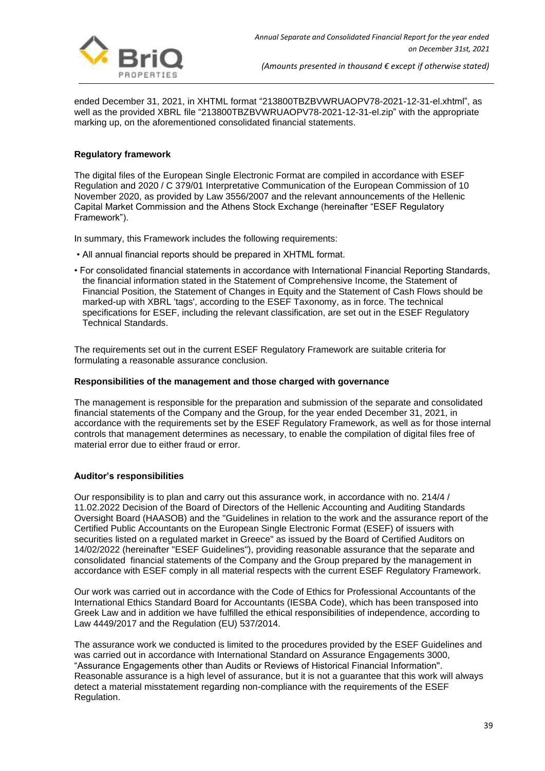ended December 31, 2021, in XHTML format "213800TBZBVWRUAOPV78-2021-12-31-el.xhtml", as well as the provided XBRL file "213800TBZBVWRUAOPV78-2021-12-31-el.zip" with the appropriate marking up, on the aforementioned consolidated financial statements.

**Regulatory framework**

The digital files of the European Single Electronic Format are compiled in accordance with ESEF Regulation and 2020 / C 379/01 Interpretative Communication of the European Commission of 10 November 2020, as provided by Law 3556/2007 and the relevant announcements of the Hellenic Capital Market Commission and the Athens Stock Exchange (hereinafter "ESEF Regulatory Framework").

In summary, this Framework includes the following requirements:

- All annual financial reports should be prepared in XHTML format.
- For consolidated financial statements in accordance with International Financial Reporting Standards, the financial information stated in the Statement of Comprehensive Income, the Statement of Financial Position, the Statement of Changes in Equity and the Statement of Cash Flows should be marked-up with XBRL 'tags', according to the ESEF Taxonomy, as in force. The technical specifications for ESEF, including the relevant classification, are set out in the ESEF Regulatory Technical Standards.

The requirements set out in the current ESEF Regulatory Framework are suitable criteria for formulating a reasonable assurance conclusion.

**Responsibilities of the management and those charged with governance**

The management is responsible for the preparation and submission of the separate and consolidated financial statements of the Company and the Group, for the year ended December 31, 2021, in accordance with the requirements set by the ESEF Regulatory Framework, as well as for those internal controls that management determines as necessary, to enable the compilation of digital files free of material error due to either fraud or error.

**Auditor's responsibilities**

Our responsibility is to plan and carry out this assurance work, in accordance with no. 214/4 / 11.02.2022 Decision of the Board of Directors of the Hellenic Accounting and Auditing Standards Oversight Board (HAASOB) and the "Guidelines in relation to the work and the assurance report of the Certified Public Accountants on the European Single Electronic Format (ESEF) of issuers with securities listed on a regulated market in Greece" as issued by the Board of Certified Auditors on 14/02/2022 (hereinafter "ESEF Guidelines"), providing reasonable assurance that the separate and consolidated financial statements of the Company and the Group prepared by the management in accordance with ESEF comply in all material respects with the current ESEF Regulatory Framework.

Our work was carried out in accordance with the Code of Ethics for Professional Accountants of the International Ethics Standard Board for Accountants (IESBA Code), which has been transposed into Greek Law and in addition we have fulfilled the ethical responsibilities of independence, according to Law 4449/2017 and the Regulation (EU) 537/2014.

The assurance work we conducted is limited to the procedures provided by the ESEF Guidelines and was carried out in accordance with International Standard on Assurance Engagements 3000, "Assurance Engagements other than Audits or Reviews of Historical Financial Information". Reasonable assurance is a high level of assurance, but it is not a guarantee that this work will always detect a material misstatement regarding non-compliance with the requirements of the ESEF Regulation.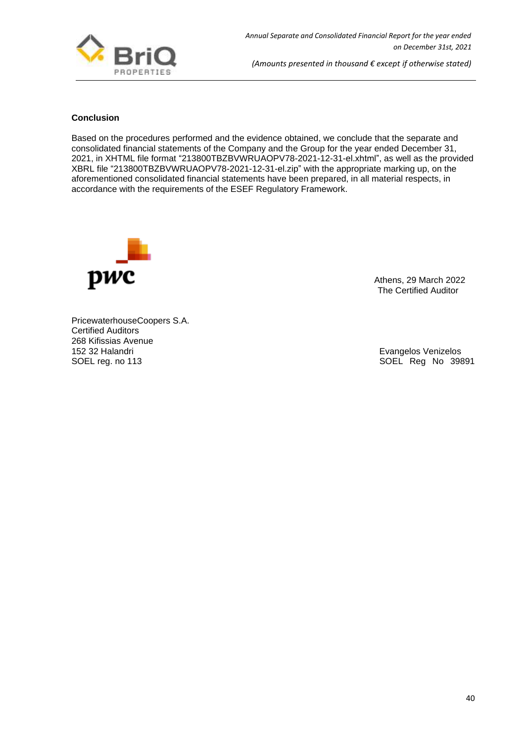**Conclusion**

Based on the procedures performed and the evidence obtained, we conclude that the separate and consolidated financial statements of the Company and the Group for the year ended December 31, 2021, in XHTML file format "213800TBZBVWRUAOPV78-2021-12-31-el.xhtml", as well as the provided XBRL file "213800TBZBVWRUAOPV78-2021-12-31-el.zip" with the appropriate marking up, on the aforementioned consolidated financial statements have been prepared, in all material respects, in accordance with the requirements of the ESEF Regulatory Framework.

Athens, 29 March 2022
The Certified Auditor

PricewaterhouseCoopers S.A.
Certified Auditors
268 Kifissias Avenue
152 32 Halandri
SOEL reg. no 113

Evangelos Venizelos
SOEL Reg No 39891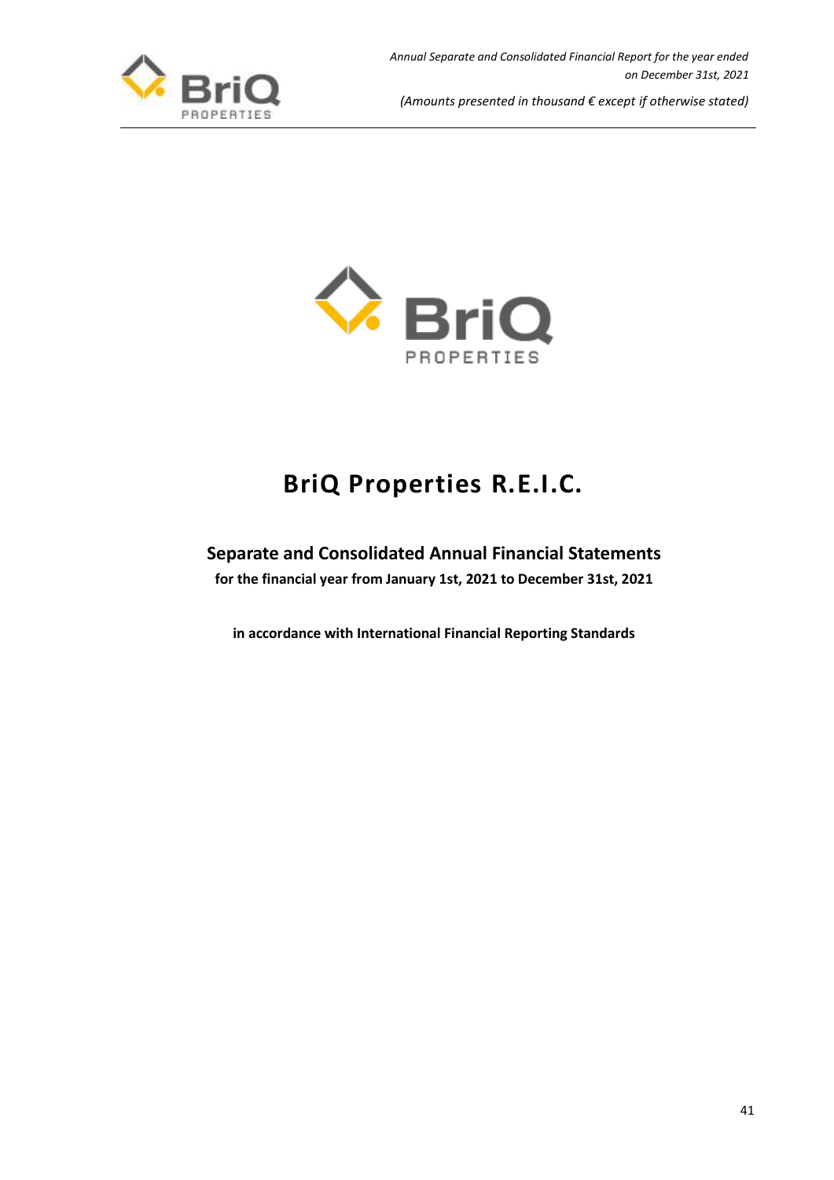# BriQ Properties R.E.I.C.

## Separate and Consolidated Annual Financial Statements

**for the financial year from January 1st, 2021 to December 31st, 2021**

**in accordance with International Financial Reporting Standards**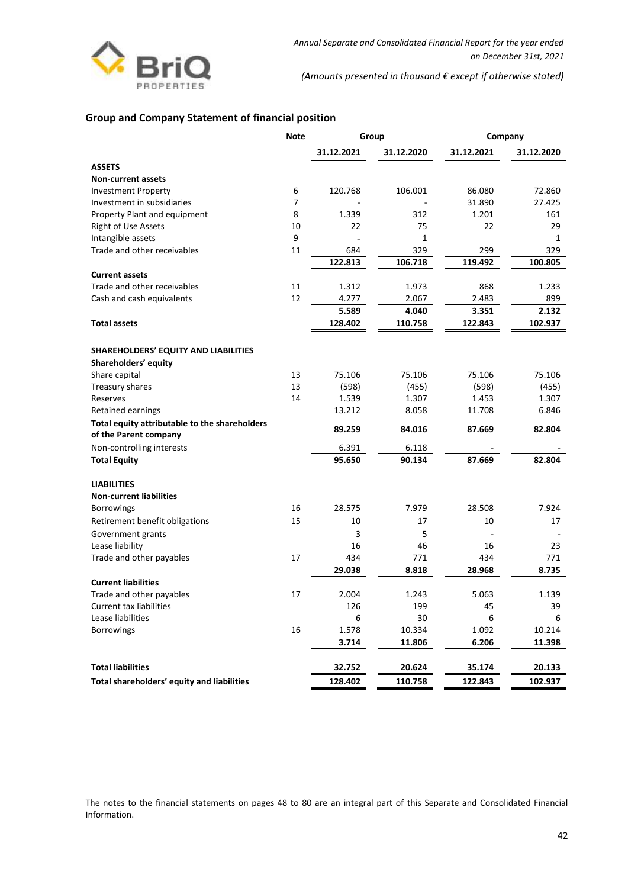## Group and Company Statement of financial position

| | Note | Group | | Company | |
|---|---|---|---|---|---|
| | | 31.12.2021 | 31.12.2020 | 31.12.2021 | 31.12.2020 |
| **ASSETS** | | | | | |
| **Non-current assets** | | | | | |
| Investment Property | 6 | 120.768 | 106.001 | 86.080 | 72.860 |
| Investment in subsidiaries | 7 | - | - | 31.890 | 27.425 |
| Property Plant and equipment | 8 | 1.339 | 312 | 1.201 | 161 |
| Right of Use Assets | 10 | 22 | 75 | 22 | 29 |
| Intangible assets | 9 | - | 1 | | 1 |
| Trade and other receivables | 11 | 684 | 329 | 299 | 329 |
| | | **122.813** | **106.718** | **119.492** | **100.805** |
| **Current assets** | | | | | |
| Trade and other receivables | 11 | 1.312 | 1.973 | 868 | 1.233 |
| Cash and cash equivalents | 12 | 4.277 | 2.067 | 2.483 | 899 |
| | | **5.589** | **4.040** | **3.351** | **2.132** |
| **Total assets** | | **128.402** | **110.758** | **122.843** | **102.937** |
| | | | | | |
| **SHAREHOLDERS' EQUITY AND LIABILITIES** | | | | | |
| **Shareholders' equity** | | | | | |
| Share capital | 13 | 75.106 | 75.106 | 75.106 | 75.106 |
| Treasury shares | 13 | (598) | (455) | (598) | (455) |
| Reserves | 14 | 1.539 | 1.307 | 1.453 | 1.307 |
| Retained earnings | | 13.212 | 8.058 | 11.708 | 6.846 |
| **Total equity attributable to the shareholders of the Parent company** | | **89.259** | **84.016** | **87.669** | **82.804** |
| Non-controlling interests | | 6.391 | 6.118 | - | - |
| **Total Equity** | | **95.650** | **90.134** | **87.669** | **82.804** |
| | | | | | |
| **LIABILITIES** | | | | | |
| **Non-current liabilities** | | | | | |
| Borrowings | 16 | 28.575 | 7.979 | 28.508 | 7.924 |
| Retirement benefit obligations | 15 | 10 | 17 | 10 | 17 |
| Government grants | | 3 | 5 | - | - |
| Lease liability | | 16 | 46 | 16 | 23 |
| Trade and other payables | 17 | 434 | 771 | 434 | 771 |
| | | **29.038** | **8.818** | **28.968** | **8.735** |
| **Current liabilities** | | | | | |
| Trade and other payables | 17 | 2.004 | 1.243 | 5.063 | 1.139 |
| Current tax liabilities | | 126 | 199 | 45 | 39 |
| Lease liabilities | | 6 | 30 | 6 | 6 |
| Borrowings | 16 | 1.578 | 10.334 | 1.092 | 10.214 |
| | | **3.714** | **11.806** | **6.206** | **11.398** |
| | | | | | |
| **Total liabilities** | | **32.752** | **20.624** | **35.174** | **20.133** |
| **Total shareholders' equity and liabilities** | | **128.402** | **110.758** | **122.843** | **102.937** |

The notes to the financial statements on pages 48 to 80 are an integral part of this Separate and Consolidated Financial Information.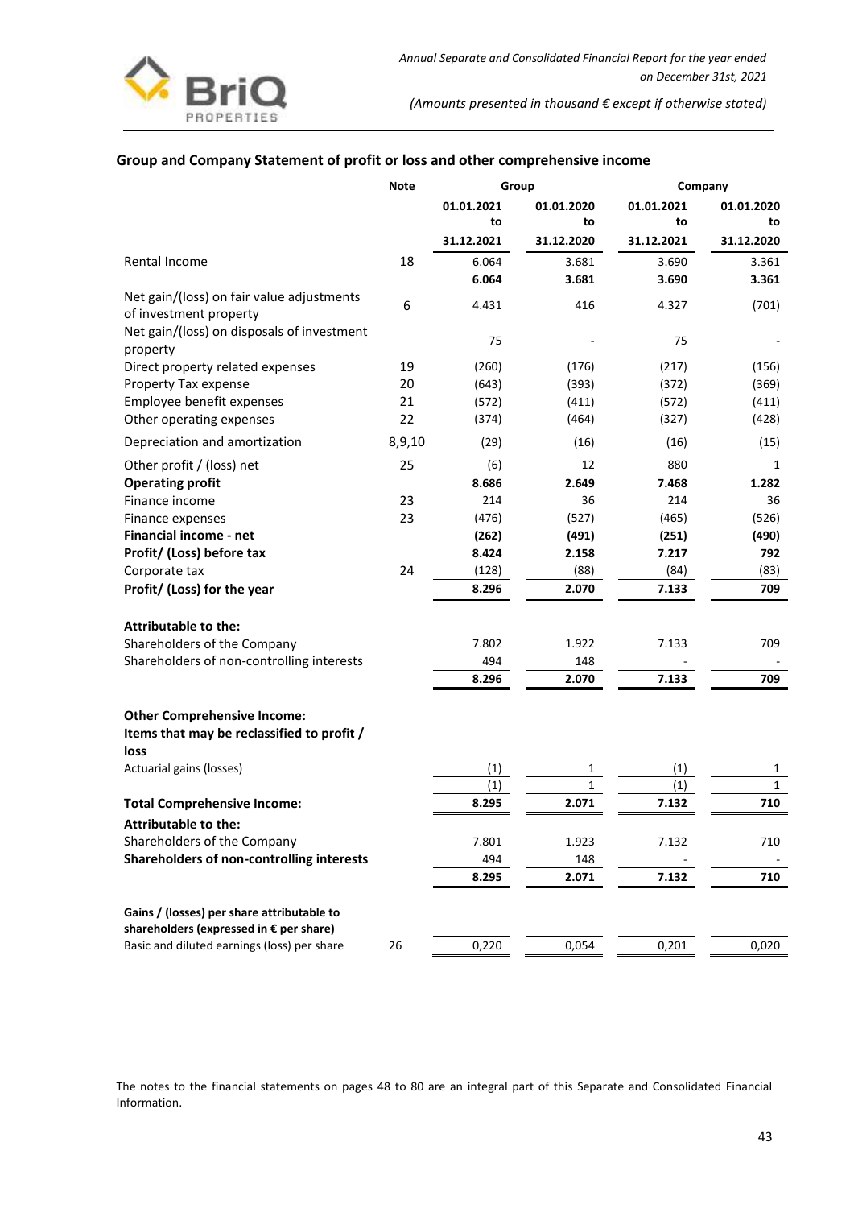## Group and Company Statement of profit or loss and other comprehensive income

| | Note | Group | | Company | |
|---|---|---|---|---|---|
| | | 01.01.2021 to 31.12.2021 | 01.01.2020 to 31.12.2020 | 01.01.2021 to 31.12.2021 | 01.01.2020 to 31.12.2020 |
| Rental Income | 18 | 6.064 | 3.681 | 3.690 | 3.361 |
| | | **6.064** | **3.681** | **3.690** | **3.361** |
| Net gain/(loss) on fair value adjustments of investment property | 6 | 4.431 | 416 | 4.327 | (701) |
| Net gain/(loss) on disposals of investment property | | 75 | - | 75 | - |
| Direct property related expenses | 19 | (260) | (176) | (217) | (156) |
| Property Tax expense | 20 | (643) | (393) | (372) | (369) |
| Employee benefit expenses | 21 | (572) | (411) | (572) | (411) |
| Other operating expenses | 22 | (374) | (464) | (327) | (428) |
| Depreciation and amortization | 8,9,10 | (29) | (16) | (16) | (15) |
| Other profit / (loss) net | 25 | (6) | 12 | 880 | 1 |
| **Operating profit** | | **8.686** | **2.649** | **7.468** | **1.282** |
| Finance income | 23 | 214 | 36 | 214 | 36 |
| Finance expenses | 23 | (476) | (527) | (465) | (526) |
| **Financial income - net** | | **(262)** | **(491)** | **(251)** | **(490)** |
| **Profit/ (Loss) before tax** | | **8.424** | **2.158** | **7.217** | **792** |
| Corporate tax | 24 | (128) | (88) | (84) | (83) |
| **Profit/ (Loss) for the year** | | **8.296** | **2.070** | **7.133** | **709** |
| | | | | | |
| **Attributable to the:** | | | | | |
| Shareholders of the Company | | 7.802 | 1.922 | 7.133 | 709 |
| Shareholders of non-controlling interests | | 494 | 148 | - | - |
| | | **8.296** | **2.070** | **7.133** | **709** |
| | | | | | |
| **Other Comprehensive Income:** | | | | | |
| **Items that may be reclassified to profit / loss** | | | | | |
| Actuarial gains (losses) | | (1) | 1 | (1) | 1 |
| | | (1) | 1 | (1) | 1 |
| **Total Comprehensive Income:** | | **8.295** | **2.071** | **7.132** | **710** |
| **Attributable to the:** | | | | | |
| Shareholders of the Company | | 7.801 | 1.923 | 7.132 | 710 |
| **Shareholders of non-controlling interests** | | 494 | 148 | - | - |
| | | **8.295** | **2.071** | **7.132** | **710** |
| | | | | | |
| **Gains / (losses) per share attributable to shareholders (expressed in € per share)** | | | | | |
| Basic and diluted earnings (loss) per share | 26 | 0,220 | 0,054 | 0,201 | 0,020 |

The notes to the financial statements on pages 48 to 80 are an integral part of this Separate and Consolidated Financial Information.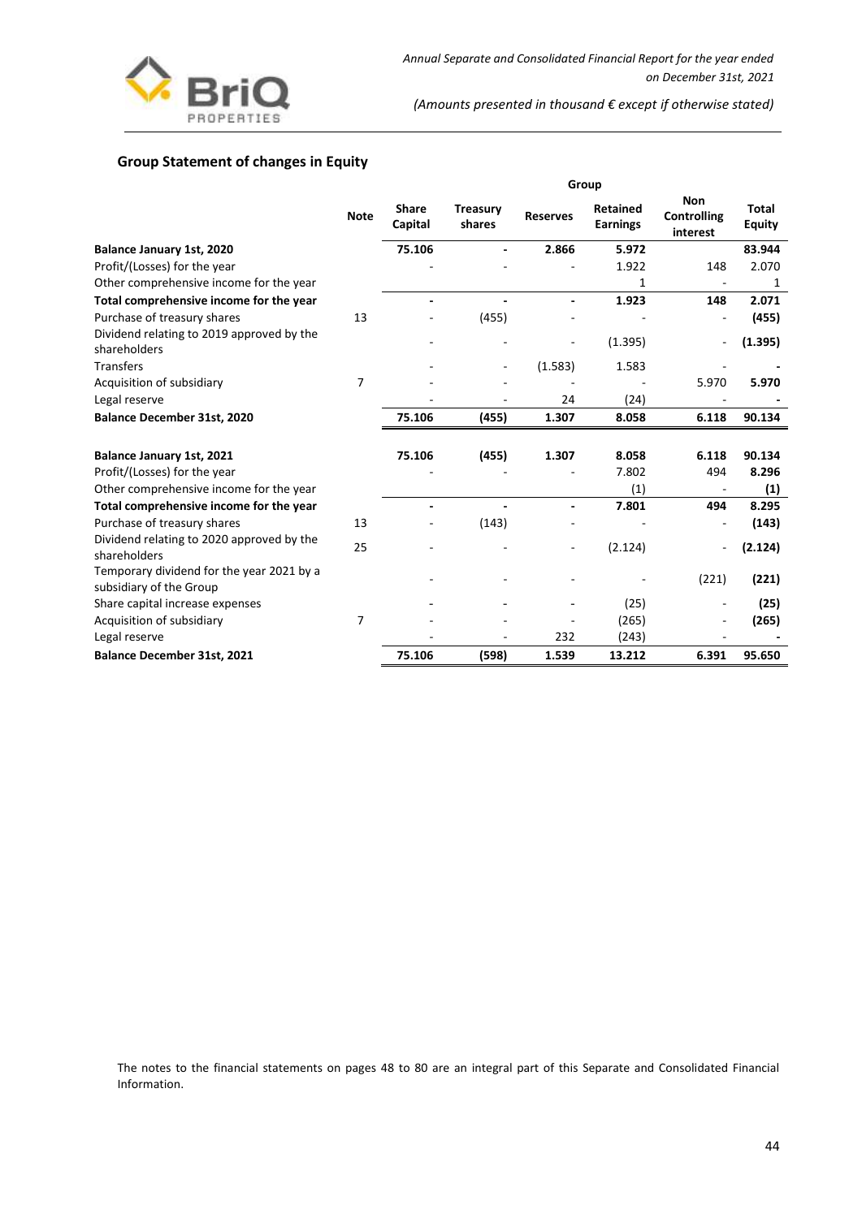## Group Statement of changes in Equity

| | Note | Group | | | | | |
|---|---|---|---|---|---|---|---|
| | | Share Capital | Treasury shares | Reserves | Retained Earnings | Non Controlling interest | Total Equity |
| **Balance January 1st, 2020** | | **75.106** | **-** | **2.866** | **5.972** | | **83.944** |
| Profit/(Losses) for the year | | - | - | - | 1.922 | 148 | 2.070 |
| Other comprehensive income for the year | | | | | 1 | - | 1 |
| **Total comprehensive income for the year** | | **-** | **-** | **-** | **1.923** | **148** | **2.071** |
| Purchase of treasury shares | 13 | - | (455) | - | - | - | **(455)** |
| Dividend relating to 2019 approved by the shareholders | | - | - | - | (1.395) | - | **(1.395)** |
| Transfers | | - | - | (1.583) | 1.583 | - | **-** |
| Acquisition of subsidiary | 7 | - | - | - | - | 5.970 | **5.970** |
| Legal reserve | | - | - | 24 | (24) | - | **-** |
| **Balance December 31st, 2020** | | **75.106** | **(455)** | **1.307** | **8.058** | **6.118** | **90.134** |
| | | | | | | | |
| **Balance January 1st, 2021** | | **75.106** | **(455)** | **1.307** | **8.058** | **6.118** | **90.134** |
| Profit/(Losses) for the year | | - | - | - | 7.802 | 494 | 8.296 |
| Other comprehensive income for the year | | | | | (1) | - | **(1)** |
| **Total comprehensive income for the year** | | **-** | **-** | **-** | **7.801** | **494** | **8.295** |
| Purchase of treasury shares | 13 | - | (143) | - | - | - | **(143)** |
| Dividend relating to 2020 approved by the shareholders | 25 | - | - | - | (2.124) | - | **(2.124)** |
| Temporary dividend for the year 2021 by a subsidiary of the Group | | - | - | - | - | (221) | **(221)** |
| Share capital increase expenses | | - | - | - | (25) | - | **(25)** |
| Acquisition of subsidiary | 7 | - | - | - | (265) | - | **(265)** |
| Legal reserve | | - | - | 232 | (243) | - | **-** |
| **Balance December 31st, 2021** | | **75.106** | **(598)** | **1.539** | **13.212** | **6.391** | **95.650** |

The notes to the financial statements on pages 48 to 80 are an integral part of this Separate and Consolidated Financial Information.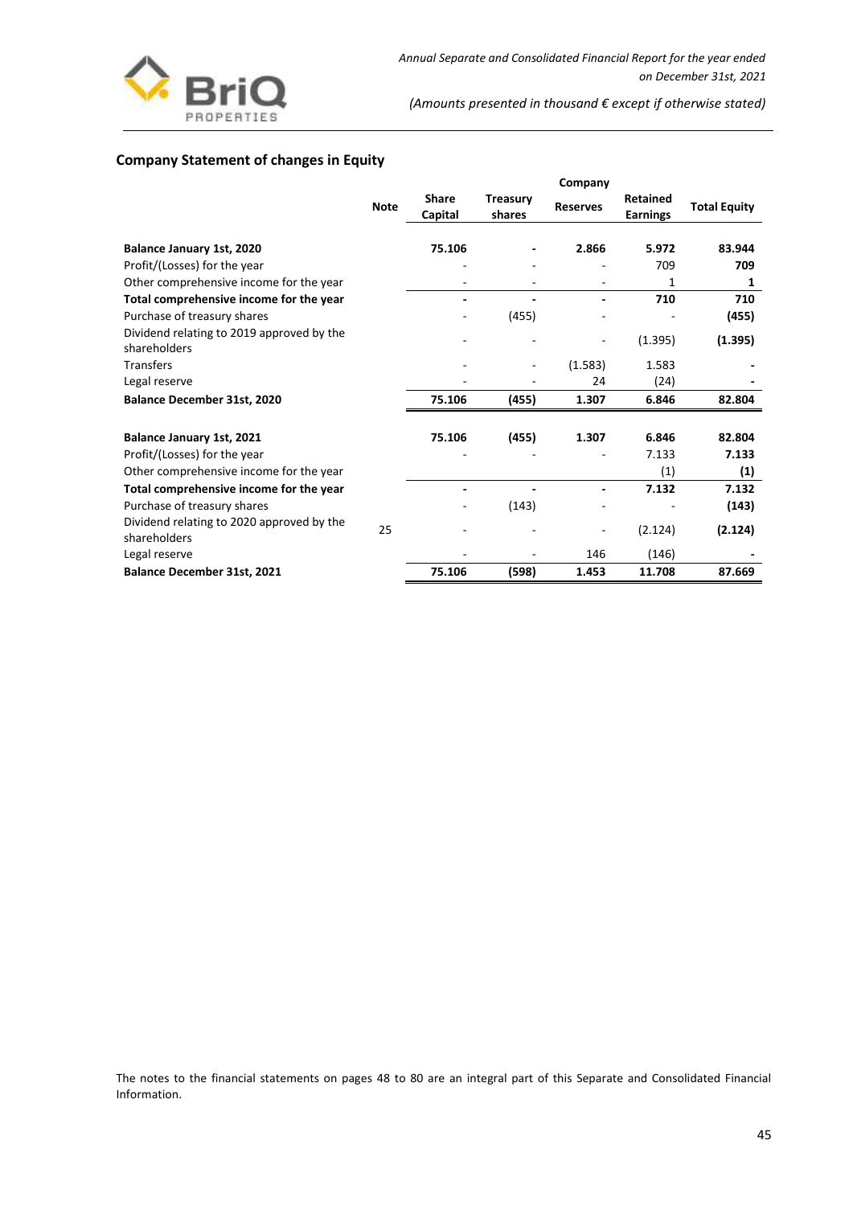## Company Statement of changes in Equity

| | Note | Share Capital | Treasury shares | Reserves | Retained Earnings | Total Equity |
|---|---|---|---|---|---|---|
| | | | | Company | | |
| **Balance January 1st, 2020** | | **75.106** | **-** | **2.866** | **5.972** | **83.944** |
| Profit/(Losses) for the year | | - | - | - | 709 | **709** |
| Other comprehensive income for the year | | - | - | - | 1 | **1** |
| **Total comprehensive income for the year** | | **-** | **-** | **-** | **710** | **710** |
| Purchase of treasury shares | | - | (455) | - | - | **(455)** |
| Dividend relating to 2019 approved by the shareholders | | - | - | - | (1.395) | **(1.395)** |
| Transfers | | - | - | (1.583) | 1.583 | **-** |
| Legal reserve | | - | - | 24 | (24) | **-** |
| **Balance December 31st, 2020** | | **75.106** | **(455)** | **1.307** | **6.846** | **82.804** |
| | | | | | | |
| **Balance January 1st, 2021** | | **75.106** | **(455)** | **1.307** | **6.846** | **82.804** |
| Profit/(Losses) for the year | | - | - | - | 7.133 | **7.133** |
| Other comprehensive income for the year | | | | | (1) | **(1)** |
| **Total comprehensive income for the year** | | **-** | **-** | **-** | **7.132** | **7.132** |
| Purchase of treasury shares | | - | (143) | - | - | **(143)** |
| Dividend relating to 2020 approved by the shareholders | 25 | - | - | - | (2.124) | **(2.124)** |
| Legal reserve | | - | - | 146 | (146) | **-** |
| **Balance December 31st, 2021** | | **75.106** | **(598)** | **1.453** | **11.708** | **87.669** |

The notes to the financial statements on pages 48 to 80 are an integral part of this Separate and Consolidated Financial Information.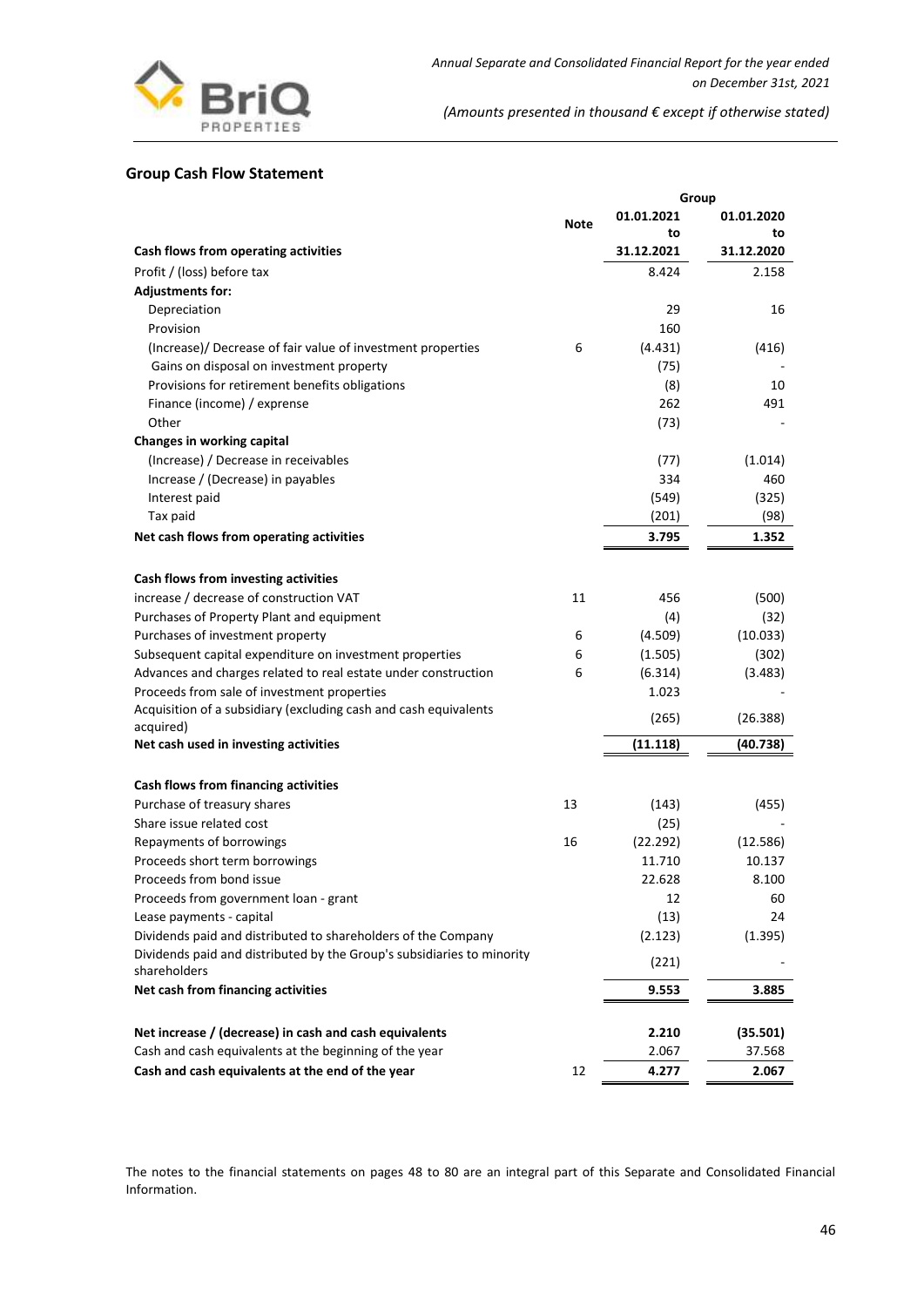## Group Cash Flow Statement

| | Note | Group 01.01.2021 to 31.12.2021 | Group 01.01.2020 to 31.12.2020 |
|---|---|---|---|
| **Cash flows from operating activities** | | | |
| Profit / (loss) before tax | | 8.424 | 2.158 |
| **Adjustments for:** | | | |
| Depreciation | | 29 | 16 |
| Provision | | 160 | |
| (Increase)/ Decrease of fair value of investment properties | 6 | (4.431) | (416) |
| Gains on disposal on investment property | | (75) | - |
| Provisions for retirement benefits obligations | | (8) | 10 |
| Finance (income) / exprense | | 262 | 491 |
| Other | | (73) | - |
| **Changes in working capital** | | | |
| (Increase) / Decrease in receivables | | (77) | (1.014) |
| Increase / (Decrease) in payables | | 334 | 460 |
| Interest paid | | (549) | (325) |
| Tax paid | | (201) | (98) |
| **Net cash flows from operating activities** | | **3.795** | **1.352** |
| | | | |
| **Cash flows from investing activities** | | | |
| increase / decrease of construction VAT | 11 | 456 | (500) |
| Purchases of Property Plant and equipment | | (4) | (32) |
| Purchases of investment property | 6 | (4.509) | (10.033) |
| Subsequent capital expenditure on investment properties | 6 | (1.505) | (302) |
| Advances and charges related to real estate under construction | 6 | (6.314) | (3.483) |
| Proceeds from sale of investment properties | | 1.023 | - |
| Acquisition of a subsidiary (excluding cash and cash equivalents acquired) | | (265) | (26.388) |
| **Net cash used in investing activities** | | **(11.118)** | **(40.738)** |
| | | | |
| **Cash flows from financing activities** | | | |
| Purchase of treasury shares | 13 | (143) | (455) |
| Share issue related cost | | (25) | - |
| Repayments of borrowings | 16 | (22.292) | (12.586) |
| Proceeds short term borrowings | | 11.710 | 10.137 |
| Proceeds from bond issue | | 22.628 | 8.100 |
| Proceeds from government loan - grant | | 12 | 60 |
| Lease payments - capital | | (13) | 24 |
| Dividends paid and distributed to shareholders of the Company | | (2.123) | (1.395) |
| Dividends paid and distributed by the Group's subsidiaries to minority shareholders | | (221) | - |
| **Net cash from financing activities** | | **9.553** | **3.885** |
| | | | |
| **Net increase / (decrease) in cash and cash equivalents** | | **2.210** | **(35.501)** |
| Cash and cash equivalents at the beginning of the year | | 2.067 | 37.568 |
| **Cash and cash equivalents at the end of the year** | 12 | **4.277** | **2.067** |

The notes to the financial statements on pages 48 to 80 are an integral part of this Separate and Consolidated Financial Information.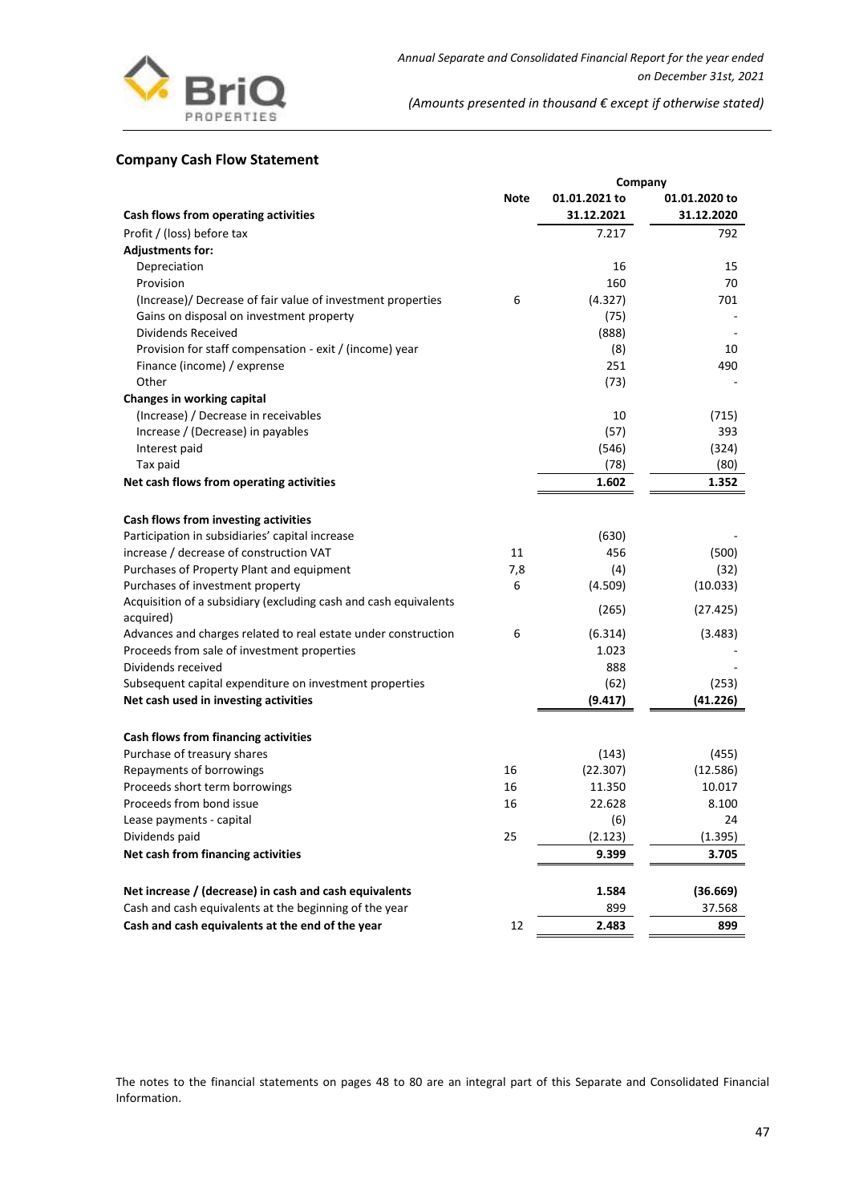## Company Cash Flow Statement

| | Note | Company | |
|---|---|---|---|
| | | 01.01.2021 to 31.12.2021 | 01.01.2020 to 31.12.2020 |
| **Cash flows from operating activities** | | | |
| Profit / (loss) before tax | | 7.217 | 792 |
| **Adjustments for:** | | | |
| Depreciation | | 16 | 15 |
| Provision | | 160 | 70 |
| (Increase)/ Decrease of fair value of investment properties | 6 | (4.327) | 701 |
| Gains on disposal on investment property | | (75) | - |
| Dividends Received | | (888) | - |
| Provision for staff compensation - exit / (income) year | | (8) | 10 |
| Finance (income) / exprense | | 251 | 490 |
| Other | | (73) | - |
| **Changes in working capital** | | | |
| (Increase) / Decrease in receivables | | 10 | (715) |
| Increase / (Decrease) in payables | | (57) | 393 |
| Interest paid | | (546) | (324) |
| Tax paid | | (78) | (80) |
| **Net cash flows from operating activities** | | **1.602** | **1.352** |
| | | | |
| **Cash flows from investing activities** | | | |
| Participation in subsidiaries' capital increase | | (630) | - |
| increase / decrease of construction VAT | 11 | 456 | (500) |
| Purchases of Property Plant and equipment | 7,8 | (4) | (32) |
| Purchases of investment property | 6 | (4.509) | (10.033) |
| Acquisition of a subsidiary (excluding cash and cash equivalents acquired) | | (265) | (27.425) |
| Advances and charges related to real estate under construction | 6 | (6.314) | (3.483) |
| Proceeds from sale of investment properties | | 1.023 | - |
| Dividends received | | 888 | - |
| Subsequent capital expenditure on investment properties | | (62) | (253) |
| **Net cash used in investing activities** | | **(9.417)** | **(41.226)** |
| | | | |
| **Cash flows from financing activities** | | | |
| Purchase of treasury shares | | (143) | (455) |
| Repayments of borrowings | 16 | (22.307) | (12.586) |
| Proceeds short term borrowings | 16 | 11.350 | 10.017 |
| Proceeds from bond issue | 16 | 22.628 | 8.100 |
| Lease payments - capital | | (6) | 24 |
| Dividends paid | 25 | (2.123) | (1.395) |
| **Net cash from financing activities** | | **9.399** | **3.705** |
| | | | |
| **Net increase / (decrease) in cash and cash equivalents** | | **1.584** | **(36.669)** |
| Cash and cash equivalents at the beginning of the year | | 899 | 37.568 |
| **Cash and cash equivalents at the end of the year** | 12 | **2.483** | **899** |

The notes to the financial statements on pages 48 to 80 are an integral part of this Separate and Consolidated Financial Information.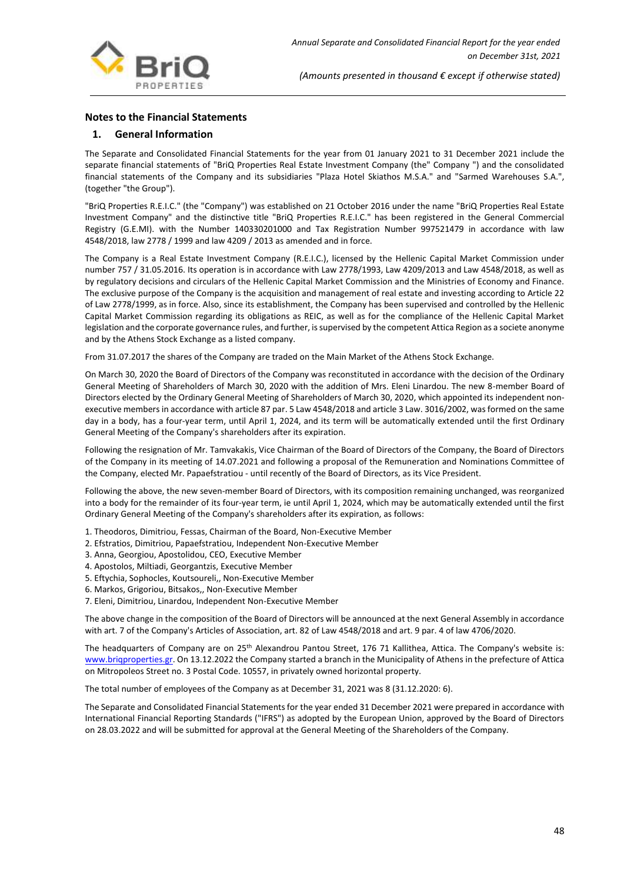## Notes to the Financial Statements

### 1. General Information

The Separate and Consolidated Financial Statements for the year from 01 January 2021 to 31 December 2021 include the separate financial statements of "BriQ Properties Real Estate Investment Company (the" Company ") and the consolidated financial statements of the Company and its subsidiaries "Plaza Hotel Skiathos M.S.A." and "Sarmed Warehouses S.A.", (together "the Group").

"BriQ Properties R.E.I.C." (the "Company") was established on 21 October 2016 under the name "BriQ Properties Real Estate Investment Company" and the distinctive title "BriQ Properties R.E.I.C." has been registered in the General Commercial Registry (G.E.MI). with the Number 140330201000 and Tax Registration Number 997521479 in accordance with law 4548/2018, law 2778 / 1999 and law 4209 / 2013 as amended and in force.

The Company is a Real Estate Investment Company (R.E.I.C.), licensed by the Hellenic Capital Market Commission under number 757 / 31.05.2016. Its operation is in accordance with Law 2778/1993, Law 4209/2013 and Law 4548/2018, as well as by regulatory decisions and circulars of the Hellenic Capital Market Commission and the Ministries of Economy and Finance. The exclusive purpose of the Company is the acquisition and management of real estate and investing according to Article 22 of Law 2778/1999, as in force. Also, since its establishment, the Company has been supervised and controlled by the Hellenic Capital Market Commission regarding its obligations as REIC, as well as for the compliance of the Hellenic Capital Market legislation and the corporate governance rules, and further, is supervised by the competent Attica Region as a societe anonyme and by the Athens Stock Exchange as a listed company.

From 31.07.2017 the shares of the Company are traded on the Main Market of the Athens Stock Exchange.

On March 30, 2020 the Board of Directors of the Company was reconstituted in accordance with the decision of the Ordinary General Meeting of Shareholders of March 30, 2020 with the addition of Mrs. Eleni Linardou. The new 8-member Board of Directors elected by the Ordinary General Meeting of Shareholders of March 30, 2020, which appointed its independent non-executive members in accordance with article 87 par. 5 Law 4548/2018 and article 3 Law. 3016/2002, was formed on the same day in a body, has a four-year term, until April 1, 2024, and its term will be automatically extended until the first Ordinary General Meeting of the Company's shareholders after its expiration.

Following the resignation of Mr. Tamvakakis, Vice Chairman of the Board of Directors of the Company, the Board of Directors of the Company in its meeting of 14.07.2021 and following a proposal of the Remuneration and Nominations Committee of the Company, elected Mr. Papaefstratiou - until recently of the Board of Directors, as its Vice President.

Following the above, the new seven-member Board of Directors, with its composition remaining unchanged, was reorganized into a body for the remainder of its four-year term, ie until April 1, 2024, which may be automatically extended until the first Ordinary General Meeting of the Company's shareholders after its expiration, as follows:

1. Theodoros, Dimitriou, Fessas, Chairman of the Board, Non-Executive Member
2. Efstratios, Dimitriou, Papaefstratiou, Independent Non-Executive Member
3. Anna, Georgiou, Apostolidou, CEO, Executive Member
4. Apostolos, Miltiadi, Georgantzis, Executive Member
5. Eftychia, Sophocles, Koutsoureli,, Non-Executive Member
6. Markos, Grigoriou, Bitsakos,, Non-Executive Member
7. Eleni, Dimitriou, Linardou, Independent Non-Executive Member

The above change in the composition of the Board of Directors will be announced at the next General Assembly in accordance with art. 7 of the Company's Articles of Association, art. 82 of Law 4548/2018 and art. 9 par. 4 of law 4706/2020.

The headquarters of Company are on 25th Alexandrou Pantou Street, 176 71 Kallithea, Attica. The Company's website is: www.briqproperties.gr. On 13.12.2022 the Company started a branch in the Municipality of Athens in the prefecture of Attica on Mitropoleos Street no. 3 Postal Code. 10557, in privately owned horizontal property.

The total number of employees of the Company as at December 31, 2021 was 8 (31.12.2020: 6).

The Separate and Consolidated Financial Statements for the year ended 31 December 2021 were prepared in accordance with International Financial Reporting Standards ("IFRS") as adopted by the European Union, approved by the Board of Directors on 28.03.2022 and will be submitted for approval at the General Meeting of the Shareholders of the Company.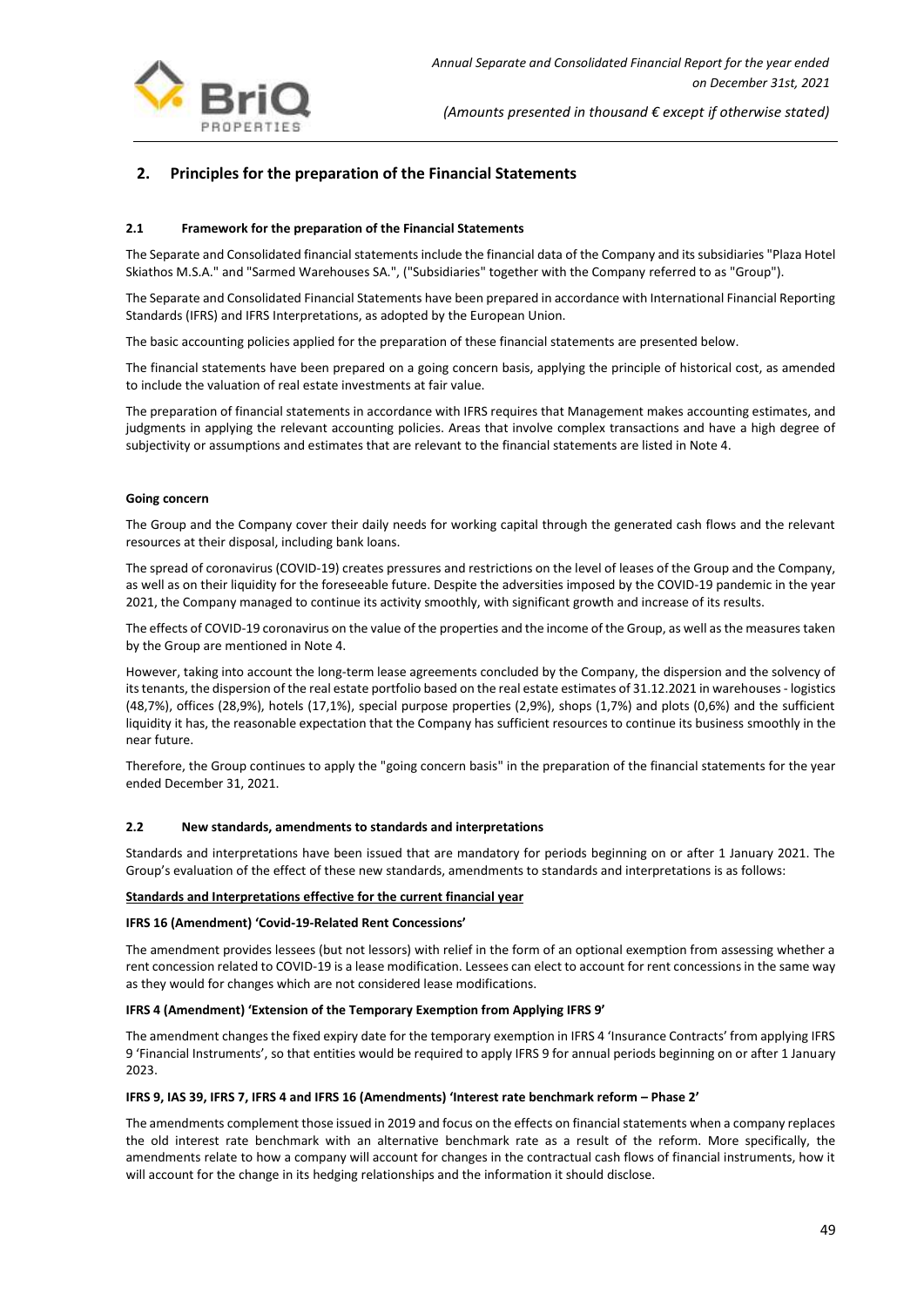## 2. Principles for the preparation of the Financial Statements

### 2.1 Framework for the preparation of the Financial Statements

The Separate and Consolidated financial statements include the financial data of the Company and its subsidiaries "Plaza Hotel Skiathos M.S.A." and "Sarmed Warehouses SA.", ("Subsidiaries" together with the Company referred to as "Group").

The Separate and Consolidated Financial Statements have been prepared in accordance with International Financial Reporting Standards (IFRS) and IFRS Interpretations, as adopted by the European Union.

The basic accounting policies applied for the preparation of these financial statements are presented below.

The financial statements have been prepared on a going concern basis, applying the principle of historical cost, as amended to include the valuation of real estate investments at fair value.

The preparation of financial statements in accordance with IFRS requires that Management makes accounting estimates, and judgments in applying the relevant accounting policies. Areas that involve complex transactions and have a high degree of subjectivity or assumptions and estimates that are relevant to the financial statements are listed in Note 4.

**Going concern**

The Group and the Company cover their daily needs for working capital through the generated cash flows and the relevant resources at their disposal, including bank loans.

The spread of coronavirus (COVID-19) creates pressures and restrictions on the level of leases of the Group and the Company, as well as on their liquidity for the foreseeable future. Despite the adversities imposed by the COVID-19 pandemic in the year 2021, the Company managed to continue its activity smoothly, with significant growth and increase of its results.

The effects of COVID-19 coronavirus on the value of the properties and the income of the Group, as well as the measures taken by the Group are mentioned in Note 4.

However, taking into account the long-term lease agreements concluded by the Company, the dispersion and the solvency of its tenants, the dispersion of the real estate portfolio based on the real estate estimates of 31.12.2021 in warehouses - logistics (48,7%), offices (28,9%), hotels (17,1%), special purpose properties (2,9%), shops (1,7%) and plots (0,6%) and the sufficient liquidity it has, the reasonable expectation that the Company has sufficient resources to continue its business smoothly in the near future.

Therefore, the Group continues to apply the "going concern basis" in the preparation of the financial statements for the year ended December 31, 2021.

### 2.2 New standards, amendments to standards and interpretations

Standards and interpretations have been issued that are mandatory for periods beginning on or after 1 January 2021. The Group's evaluation of the effect of these new standards, amendments to standards and interpretations is as follows:

**Standards and Interpretations effective for the current financial year**

**IFRS 16 (Amendment) 'Covid-19-Related Rent Concessions'**

The amendment provides lessees (but not lessors) with relief in the form of an optional exemption from assessing whether a rent concession related to COVID-19 is a lease modification. Lessees can elect to account for rent concessions in the same way as they would for changes which are not considered lease modifications.

**IFRS 4 (Amendment) 'Extension of the Temporary Exemption from Applying IFRS 9'**

The amendment changes the fixed expiry date for the temporary exemption in IFRS 4 'Insurance Contracts' from applying IFRS 9 'Financial Instruments', so that entities would be required to apply IFRS 9 for annual periods beginning on or after 1 January 2023.

**IFRS 9, IAS 39, IFRS 7, IFRS 4 and IFRS 16 (Amendments) 'Interest rate benchmark reform – Phase 2'**

The amendments complement those issued in 2019 and focus on the effects on financial statements when a company replaces the old interest rate benchmark with an alternative benchmark rate as a result of the reform. More specifically, the amendments relate to how a company will account for changes in the contractual cash flows of financial instruments, how it will account for the change in its hedging relationships and the information it should disclose.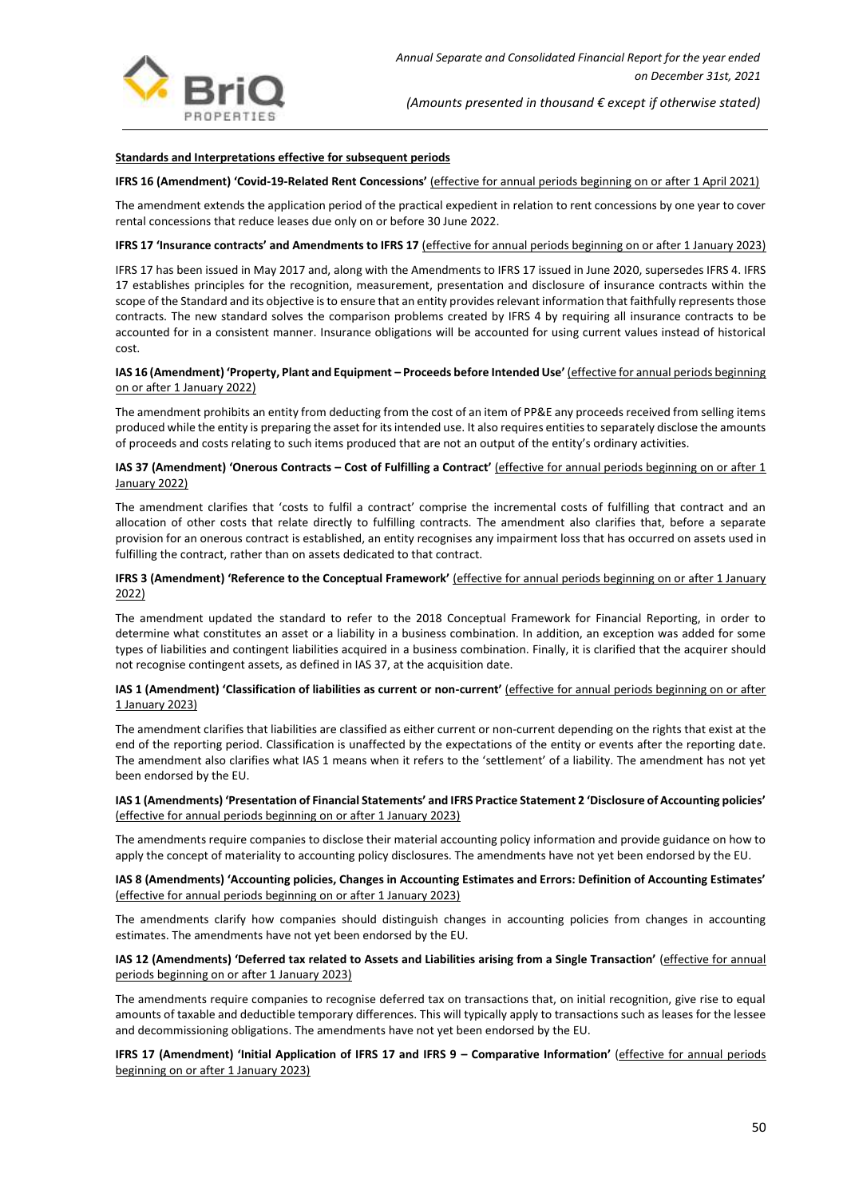**Standards and Interpretations effective for subsequent periods**

**IFRS 16 (Amendment) 'Covid-19-Related Rent Concessions'** (effective for annual periods beginning on or after 1 April 2021)

The amendment extends the application period of the practical expedient in relation to rent concessions by one year to cover rental concessions that reduce leases due only on or before 30 June 2022.

**IFRS 17 'Insurance contracts' and Amendments to IFRS 17** (effective for annual periods beginning on or after 1 January 2023)

IFRS 17 has been issued in May 2017 and, along with the Amendments to IFRS 17 issued in June 2020, supersedes IFRS 4. IFRS 17 establishes principles for the recognition, measurement, presentation and disclosure of insurance contracts within the scope of the Standard and its objective is to ensure that an entity provides relevant information that faithfully represents those contracts. The new standard solves the comparison problems created by IFRS 4 by requiring all insurance contracts to be accounted for in a consistent manner. Insurance obligations will be accounted for using current values instead of historical cost.

**IAS 16 (Amendment) 'Property, Plant and Equipment – Proceeds before Intended Use'** (effective for annual periods beginning on or after 1 January 2022)

The amendment prohibits an entity from deducting from the cost of an item of PP&E any proceeds received from selling items produced while the entity is preparing the asset for its intended use. It also requires entities to separately disclose the amounts of proceeds and costs relating to such items produced that are not an output of the entity's ordinary activities.

**IAS 37 (Amendment) 'Onerous Contracts – Cost of Fulfilling a Contract'** (effective for annual periods beginning on or after 1 January 2022)

The amendment clarifies that 'costs to fulfil a contract' comprise the incremental costs of fulfilling that contract and an allocation of other costs that relate directly to fulfilling contracts. The amendment also clarifies that, before a separate provision for an onerous contract is established, an entity recognises any impairment loss that has occurred on assets used in fulfilling the contract, rather than on assets dedicated to that contract.

**IFRS 3 (Amendment) 'Reference to the Conceptual Framework'** (effective for annual periods beginning on or after 1 January 2022)

The amendment updated the standard to refer to the 2018 Conceptual Framework for Financial Reporting, in order to determine what constitutes an asset or a liability in a business combination. In addition, an exception was added for some types of liabilities and contingent liabilities acquired in a business combination. Finally, it is clarified that the acquirer should not recognise contingent assets, as defined in IAS 37, at the acquisition date.

**IAS 1 (Amendment) 'Classification of liabilities as current or non-current'** (effective for annual periods beginning on or after 1 January 2023)

The amendment clarifies that liabilities are classified as either current or non-current depending on the rights that exist at the end of the reporting period. Classification is unaffected by the expectations of the entity or events after the reporting date. The amendment also clarifies what IAS 1 means when it refers to the 'settlement' of a liability. The amendment has not yet been endorsed by the EU.

**IAS 1 (Amendments) 'Presentation of Financial Statements' and IFRS Practice Statement 2 'Disclosure of Accounting policies'** (effective for annual periods beginning on or after 1 January 2023)

The amendments require companies to disclose their material accounting policy information and provide guidance on how to apply the concept of materiality to accounting policy disclosures. The amendments have not yet been endorsed by the EU.

**IAS 8 (Amendments) 'Accounting policies, Changes in Accounting Estimates and Errors: Definition of Accounting Estimates'** (effective for annual periods beginning on or after 1 January 2023)

The amendments clarify how companies should distinguish changes in accounting policies from changes in accounting estimates. The amendments have not yet been endorsed by the EU.

**IAS 12 (Amendments) 'Deferred tax related to Assets and Liabilities arising from a Single Transaction'** (effective for annual periods beginning on or after 1 January 2023)

The amendments require companies to recognise deferred tax on transactions that, on initial recognition, give rise to equal amounts of taxable and deductible temporary differences. This will typically apply to transactions such as leases for the lessee and decommissioning obligations. The amendments have not yet been endorsed by the EU.

**IFRS 17 (Amendment) 'Initial Application of IFRS 17 and IFRS 9 – Comparative Information'** (effective for annual periods beginning on or after 1 January 2023)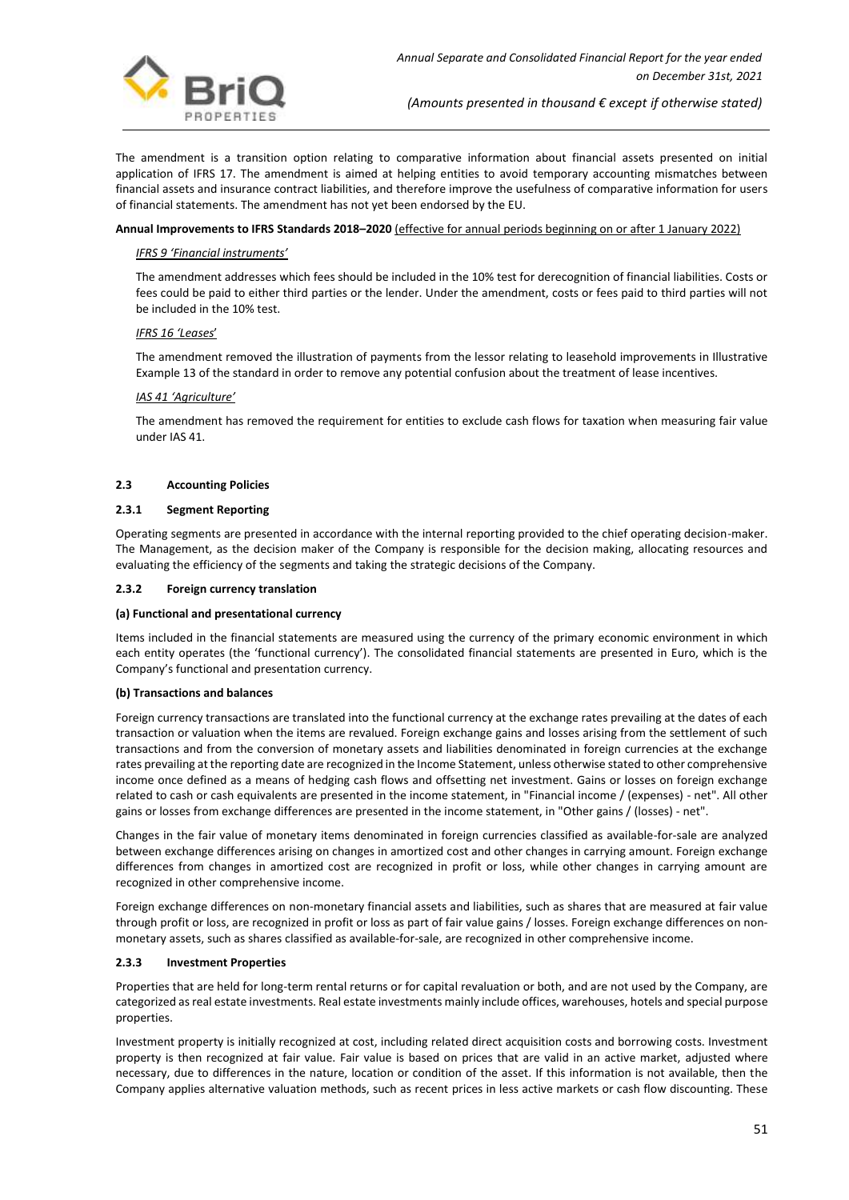The amendment is a transition option relating to comparative information about financial assets presented on initial application of IFRS 17. The amendment is aimed at helping entities to avoid temporary accounting mismatches between financial assets and insurance contract liabilities, and therefore improve the usefulness of comparative information for users of financial statements. The amendment has not yet been endorsed by the EU.

**Annual Improvements to IFRS Standards 2018–2020** (effective for annual periods beginning on or after 1 January 2022)

*IFRS 9 'Financial instruments'*

The amendment addresses which fees should be included in the 10% test for derecognition of financial liabilities. Costs or fees could be paid to either third parties or the lender. Under the amendment, costs or fees paid to third parties will not be included in the 10% test.

*IFRS 16 'Leases'*

The amendment removed the illustration of payments from the lessor relating to leasehold improvements in Illustrative Example 13 of the standard in order to remove any potential confusion about the treatment of lease incentives.

*IAS 41 'Agriculture'*

The amendment has removed the requirement for entities to exclude cash flows for taxation when measuring fair value under IAS 41.

## 2.3 Accounting Policies

### 2.3.1 Segment Reporting

Operating segments are presented in accordance with the internal reporting provided to the chief operating decision-maker. The Management, as the decision maker of the Company is responsible for the decision making, allocating resources and evaluating the efficiency of the segments and taking the strategic decisions of the Company.

### 2.3.2 Foreign currency translation

**(a) Functional and presentational currency**

Items included in the financial statements are measured using the currency of the primary economic environment in which each entity operates (the 'functional currency'). The consolidated financial statements are presented in Euro, which is the Company's functional and presentation currency.

**(b) Transactions and balances**

Foreign currency transactions are translated into the functional currency at the exchange rates prevailing at the dates of each transaction or valuation when the items are revalued. Foreign exchange gains and losses arising from the settlement of such transactions and from the conversion of monetary assets and liabilities denominated in foreign currencies at the exchange rates prevailing at the reporting date are recognized in the Income Statement, unless otherwise stated to other comprehensive income once defined as a means of hedging cash flows and offsetting net investment. Gains or losses on foreign exchange related to cash or cash equivalents are presented in the income statement, in "Financial income / (expenses) - net". All other gains or losses from exchange differences are presented in the income statement, in "Other gains / (losses) - net".

Changes in the fair value of monetary items denominated in foreign currencies classified as available-for-sale are analyzed between exchange differences arising on changes in amortized cost and other changes in carrying amount. Foreign exchange differences from changes in amortized cost are recognized in profit or loss, while other changes in carrying amount are recognized in other comprehensive income.

Foreign exchange differences on non-monetary financial assets and liabilities, such as shares that are measured at fair value through profit or loss, are recognized in profit or loss as part of fair value gains / losses. Foreign exchange differences on non-monetary assets, such as shares classified as available-for-sale, are recognized in other comprehensive income.

### 2.3.3 Investment Properties

Properties that are held for long-term rental returns or for capital revaluation or both, and are not used by the Company, are categorized as real estate investments. Real estate investments mainly include offices, warehouses, hotels and special purpose properties.

Investment property is initially recognized at cost, including related direct acquisition costs and borrowing costs. Investment property is then recognized at fair value. Fair value is based on prices that are valid in an active market, adjusted where necessary, due to differences in the nature, location or condition of the asset. If this information is not available, then the Company applies alternative valuation methods, such as recent prices in less active markets or cash flow discounting. These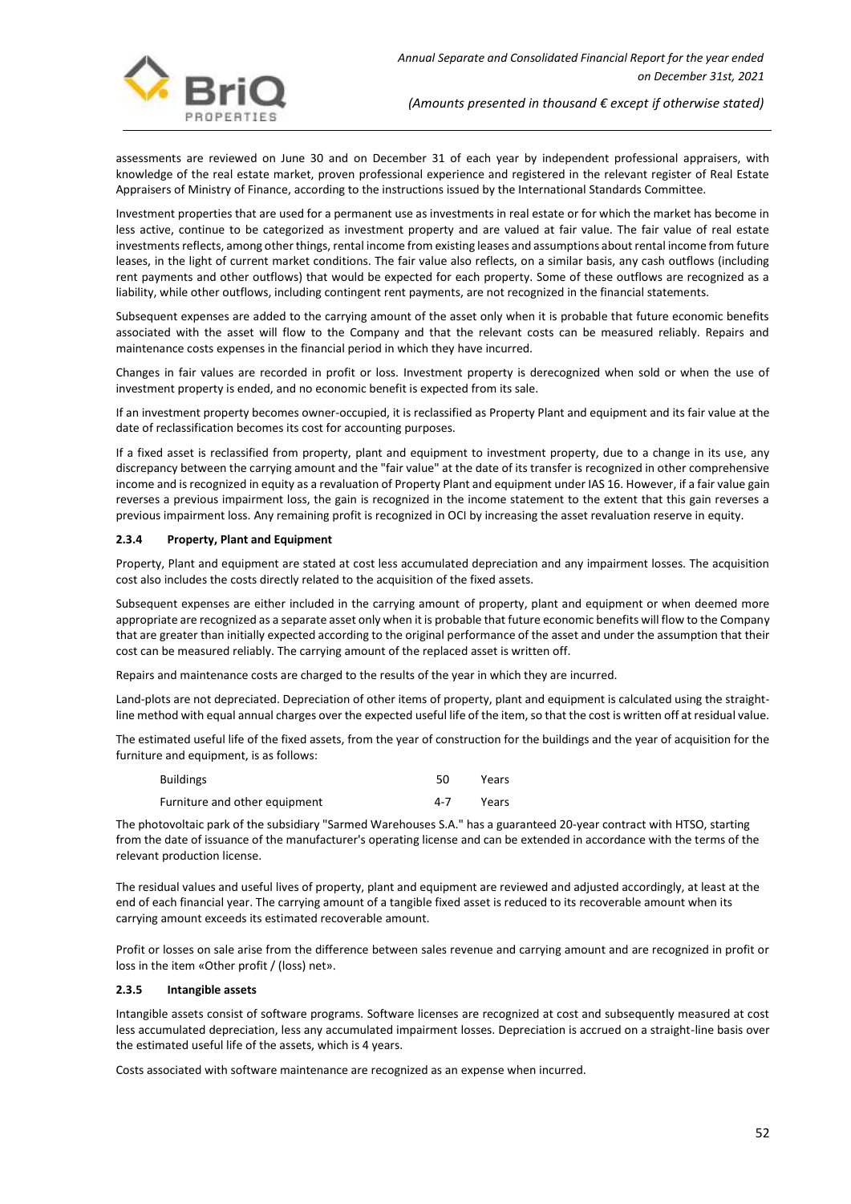assessments are reviewed on June 30 and on December 31 of each year by independent professional appraisers, with knowledge of the real estate market, proven professional experience and registered in the relevant register of Real Estate Appraisers of Ministry of Finance, according to the instructions issued by the International Standards Committee.

Investment properties that are used for a permanent use as investments in real estate or for which the market has become in less active, continue to be categorized as investment property and are valued at fair value. The fair value of real estate investments reflects, among other things, rental income from existing leases and assumptions about rental income from future leases, in the light of current market conditions. The fair value also reflects, on a similar basis, any cash outflows (including rent payments and other outflows) that would be expected for each property. Some of these outflows are recognized as a liability, while other outflows, including contingent rent payments, are not recognized in the financial statements.

Subsequent expenses are added to the carrying amount of the asset only when it is probable that future economic benefits associated with the asset will flow to the Company and that the relevant costs can be measured reliably. Repairs and maintenance costs expenses in the financial period in which they have incurred.

Changes in fair values are recorded in profit or loss. Investment property is derecognized when sold or when the use of investment property is ended, and no economic benefit is expected from its sale.

If an investment property becomes owner-occupied, it is reclassified as Property Plant and equipment and its fair value at the date of reclassification becomes its cost for accounting purposes.

If a fixed asset is reclassified from property, plant and equipment to investment property, due to a change in its use, any discrepancy between the carrying amount and the "fair value" at the date of its transfer is recognized in other comprehensive income and is recognized in equity as a revaluation of Property Plant and equipment under IAS 16. However, if a fair value gain reverses a previous impairment loss, the gain is recognized in the income statement to the extent that this gain reverses a previous impairment loss. Any remaining profit is recognized in OCI by increasing the asset revaluation reserve in equity.

### 2.3.4 Property, Plant and Equipment

Property, Plant and equipment are stated at cost less accumulated depreciation and any impairment losses. The acquisition cost also includes the costs directly related to the acquisition of the fixed assets.

Subsequent expenses are either included in the carrying amount of property, plant and equipment or when deemed more appropriate are recognized as a separate asset only when it is probable that future economic benefits will flow to the Company that are greater than initially expected according to the original performance of the asset and under the assumption that their cost can be measured reliably. The carrying amount of the replaced asset is written off.

Repairs and maintenance costs are charged to the results of the year in which they are incurred.

Land-plots are not depreciated. Depreciation of other items of property, plant and equipment is calculated using the straight-line method with equal annual charges over the expected useful life of the item, so that the cost is written off at residual value.

The estimated useful life of the fixed assets, from the year of construction for the buildings and the year of acquisition for the furniture and equipment, is as follows:

| | | |
|---|---|---|
| Buildings | 50 | Years |
| Furniture and other equipment | 4-7 | Years |

The photovoltaic park of the subsidiary "Sarmed Warehouses S.A." has a guaranteed 20-year contract with HTSO, starting from the date of issuance of the manufacturer's operating license and can be extended in accordance with the terms of the relevant production license.

The residual values and useful lives of property, plant and equipment are reviewed and adjusted accordingly, at least at the end of each financial year. The carrying amount of a tangible fixed asset is reduced to its recoverable amount when its carrying amount exceeds its estimated recoverable amount.

Profit or losses on sale arise from the difference between sales revenue and carrying amount and are recognized in profit or loss in the item «Other profit / (loss) net».

### 2.3.5 Intangible assets

Intangible assets consist of software programs. Software licenses are recognized at cost and subsequently measured at cost less accumulated depreciation, less any accumulated impairment losses. Depreciation is accrued on a straight-line basis over the estimated useful life of the assets, which is 4 years.

Costs associated with software maintenance are recognized as an expense when incurred.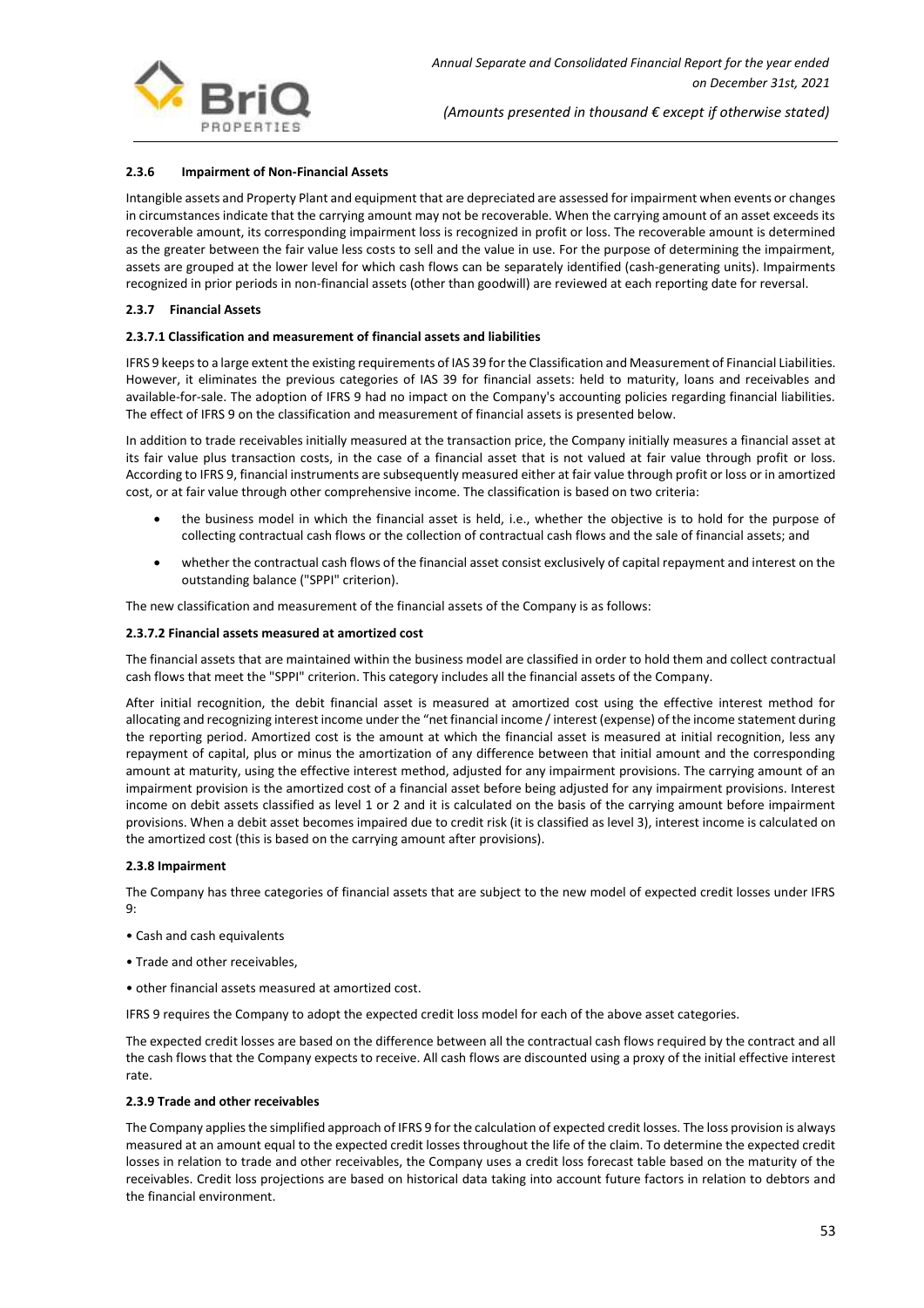#### 2.3.6 Impairment of Non-Financial Assets

Intangible assets and Property Plant and equipment that are depreciated are assessed for impairment when events or changes in circumstances indicate that the carrying amount may not be recoverable. When the carrying amount of an asset exceeds its recoverable amount, its corresponding impairment loss is recognized in profit or loss. The recoverable amount is determined as the greater between the fair value less costs to sell and the value in use. For the purpose of determining the impairment, assets are grouped at the lower level for which cash flows can be separately identified (cash-generating units). Impairments recognized in prior periods in non-financial assets (other than goodwill) are reviewed at each reporting date for reversal.

#### 2.3.7 Financial Assets

##### 2.3.7.1 Classification and measurement of financial assets and liabilities

IFRS 9 keeps to a large extent the existing requirements of IAS 39 for the Classification and Measurement of Financial Liabilities. However, it eliminates the previous categories of IAS 39 for financial assets: held to maturity, loans and receivables and available-for-sale. The adoption of IFRS 9 had no impact on the Company's accounting policies regarding financial liabilities. The effect of IFRS 9 on the classification and measurement of financial assets is presented below.

In addition to trade receivables initially measured at the transaction price, the Company initially measures a financial asset at its fair value plus transaction costs, in the case of a financial asset that is not valued at fair value through profit or loss. According to IFRS 9, financial instruments are subsequently measured either at fair value through profit or loss or in amortized cost, or at fair value through other comprehensive income. The classification is based on two criteria:

- the business model in which the financial asset is held, i.e., whether the objective is to hold for the purpose of collecting contractual cash flows or the collection of contractual cash flows and the sale of financial assets; and
- whether the contractual cash flows of the financial asset consist exclusively of capital repayment and interest on the outstanding balance ("SPPI" criterion).

The new classification and measurement of the financial assets of the Company is as follows:

##### 2.3.7.2 Financial assets measured at amortized cost

The financial assets that are maintained within the business model are classified in order to hold them and collect contractual cash flows that meet the "SPPI" criterion. This category includes all the financial assets of the Company.

After initial recognition, the debit financial asset is measured at amortized cost using the effective interest method for allocating and recognizing interest income under the "net financial income / interest (expense) of the income statement during the reporting period. Amortized cost is the amount at which the financial asset is measured at initial recognition, less any repayment of capital, plus or minus the amortization of any difference between that initial amount and the corresponding amount at maturity, using the effective interest method, adjusted for any impairment provisions. The carrying amount of an impairment provision is the amortized cost of a financial asset before being adjusted for any impairment provisions. Interest income on debit assets classified as level 1 or 2 and it is calculated on the basis of the carrying amount before impairment provisions. When a debit asset becomes impaired due to credit risk (it is classified as level 3), interest income is calculated on the amortized cost (this is based on the carrying amount after provisions).

#### 2.3.8 Impairment

The Company has three categories of financial assets that are subject to the new model of expected credit losses under IFRS 9:

- Cash and cash equivalents
- Trade and other receivables,
- other financial assets measured at amortized cost.

IFRS 9 requires the Company to adopt the expected credit loss model for each of the above asset categories.

The expected credit losses are based on the difference between all the contractual cash flows required by the contract and all the cash flows that the Company expects to receive. All cash flows are discounted using a proxy of the initial effective interest rate.

#### 2.3.9 Trade and other receivables

The Company applies the simplified approach of IFRS 9 for the calculation of expected credit losses. The loss provision is always measured at an amount equal to the expected credit losses throughout the life of the claim. To determine the expected credit losses in relation to trade and other receivables, the Company uses a credit loss forecast table based on the maturity of the receivables. Credit loss projections are based on historical data taking into account future factors in relation to debtors and the financial environment.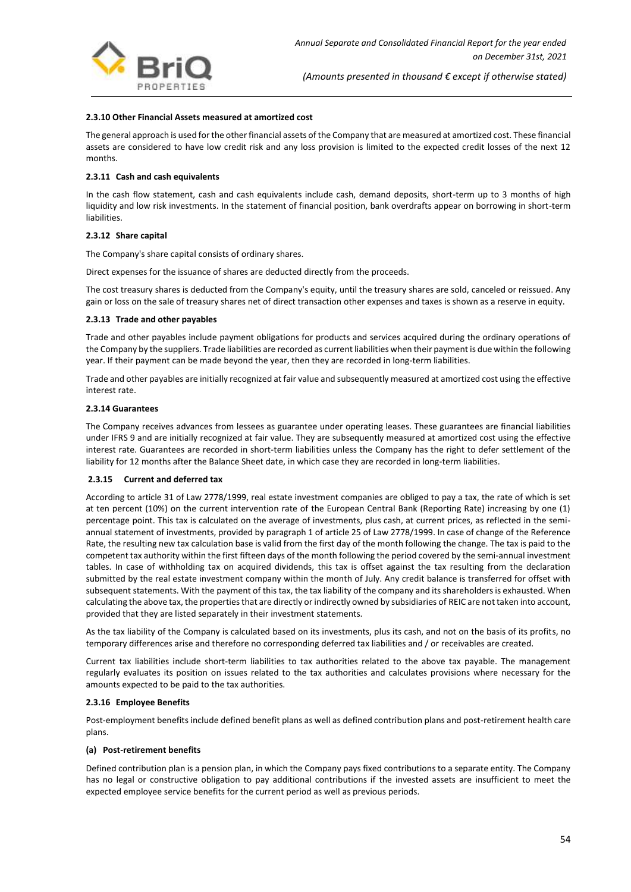#### 2.3.10 Other Financial Assets measured at amortized cost

The general approach is used for the other financial assets of the Company that are measured at amortized cost. These financial assets are considered to have low credit risk and any loss provision is limited to the expected credit losses of the next 12 months.

#### 2.3.11 Cash and cash equivalents

In the cash flow statement, cash and cash equivalents include cash, demand deposits, short-term up to 3 months of high liquidity and low risk investments. In the statement of financial position, bank overdrafts appear on borrowing in short-term liabilities.

#### 2.3.12 Share capital

The Company's share capital consists of ordinary shares.

Direct expenses for the issuance of shares are deducted directly from the proceeds.

The cost treasury shares is deducted from the Company's equity, until the treasury shares are sold, canceled or reissued. Any gain or loss on the sale of treasury shares net of direct transaction other expenses and taxes is shown as a reserve in equity.

#### 2.3.13 Trade and other payables

Trade and other payables include payment obligations for products and services acquired during the ordinary operations of the Company by the suppliers. Trade liabilities are recorded as current liabilities when their payment is due within the following year. If their payment can be made beyond the year, then they are recorded in long-term liabilities.

Trade and other payables are initially recognized at fair value and subsequently measured at amortized cost using the effective interest rate.

#### 2.3.14 Guarantees

The Company receives advances from lessees as guarantee under operating leases. These guarantees are financial liabilities under IFRS 9 and are initially recognized at fair value. They are subsequently measured at amortized cost using the effective interest rate. Guarantees are recorded in short-term liabilities unless the Company has the right to defer settlement of the liability for 12 months after the Balance Sheet date, in which case they are recorded in long-term liabilities.

#### 2.3.15 Current and deferred tax

According to article 31 of Law 2778/1999, real estate investment companies are obliged to pay a tax, the rate of which is set at ten percent (10%) on the current intervention rate of the European Central Bank (Reporting Rate) increasing by one (1) percentage point. This tax is calculated on the average of investments, plus cash, at current prices, as reflected in the semi-annual statement of investments, provided by paragraph 1 of article 25 of Law 2778/1999. In case of change of the Reference Rate, the resulting new tax calculation base is valid from the first day of the month following the change. The tax is paid to the competent tax authority within the first fifteen days of the month following the period covered by the semi-annual investment tables. In case of withholding tax on acquired dividends, this tax is offset against the tax resulting from the declaration submitted by the real estate investment company within the month of July. Any credit balance is transferred for offset with subsequent statements. With the payment of this tax, the tax liability of the company and its shareholders is exhausted. When calculating the above tax, the properties that are directly or indirectly owned by subsidiaries of REIC are not taken into account, provided that they are listed separately in their investment statements.

As the tax liability of the Company is calculated based on its investments, plus its cash, and not on the basis of its profits, no temporary differences arise and therefore no corresponding deferred tax liabilities and / or receivables are created.

Current tax liabilities include short-term liabilities to tax authorities related to the above tax payable. The management regularly evaluates its position on issues related to the tax authorities and calculates provisions where necessary for the amounts expected to be paid to the tax authorities.

#### 2.3.16 Employee Benefits

Post-employment benefits include defined benefit plans as well as defined contribution plans and post-retirement health care plans.

**(a) Post-retirement benefits**

Defined contribution plan is a pension plan, in which the Company pays fixed contributions to a separate entity. The Company has no legal or constructive obligation to pay additional contributions if the invested assets are insufficient to meet the expected employee service benefits for the current period as well as previous periods.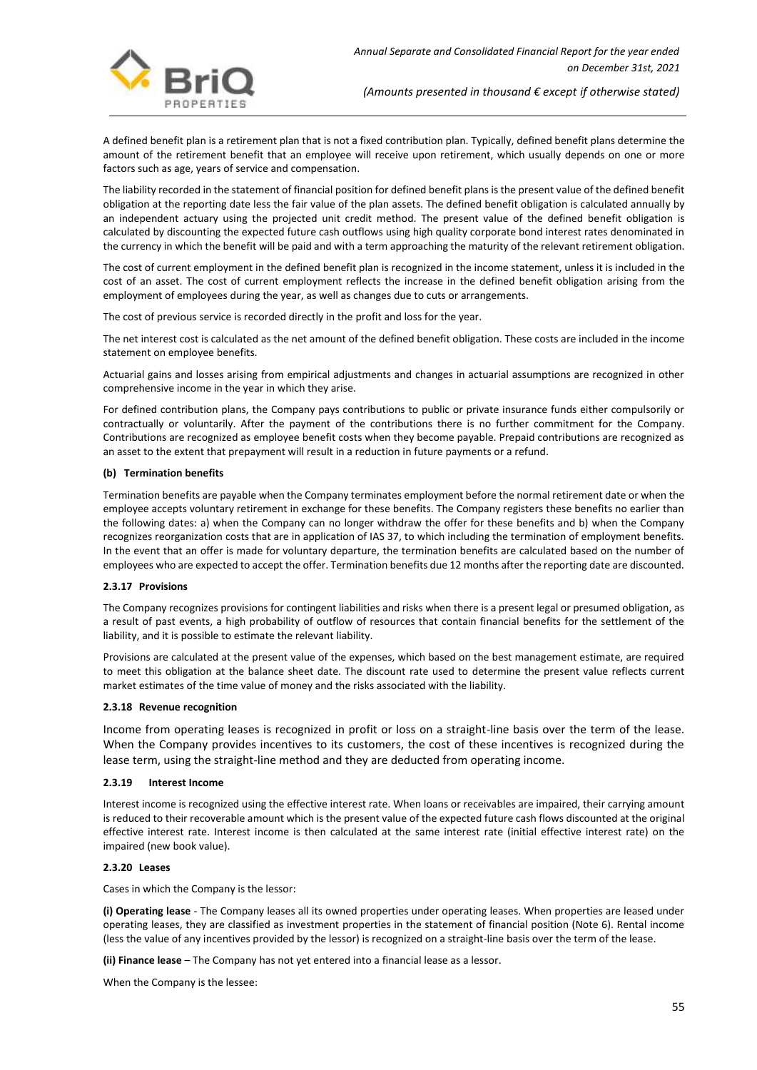A defined benefit plan is a retirement plan that is not a fixed contribution plan. Typically, defined benefit plans determine the amount of the retirement benefit that an employee will receive upon retirement, which usually depends on one or more factors such as age, years of service and compensation.

The liability recorded in the statement of financial position for defined benefit plans is the present value of the defined benefit obligation at the reporting date less the fair value of the plan assets. The defined benefit obligation is calculated annually by an independent actuary using the projected unit credit method. The present value of the defined benefit obligation is calculated by discounting the expected future cash outflows using high quality corporate bond interest rates denominated in the currency in which the benefit will be paid and with a term approaching the maturity of the relevant retirement obligation.

The cost of current employment in the defined benefit plan is recognized in the income statement, unless it is included in the cost of an asset. The cost of current employment reflects the increase in the defined benefit obligation arising from the employment of employees during the year, as well as changes due to cuts or arrangements.

The cost of previous service is recorded directly in the profit and loss for the year.

The net interest cost is calculated as the net amount of the defined benefit obligation. These costs are included in the income statement on employee benefits.

Actuarial gains and losses arising from empirical adjustments and changes in actuarial assumptions are recognized in other comprehensive income in the year in which they arise.

For defined contribution plans, the Company pays contributions to public or private insurance funds either compulsorily or contractually or voluntarily. After the payment of the contributions there is no further commitment for the Company. Contributions are recognized as employee benefit costs when they become payable. Prepaid contributions are recognized as an asset to the extent that prepayment will result in a reduction in future payments or a refund.

**(b) Termination benefits**

Termination benefits are payable when the Company terminates employment before the normal retirement date or when the employee accepts voluntary retirement in exchange for these benefits. The Company registers these benefits no earlier than the following dates: a) when the Company can no longer withdraw the offer for these benefits and b) when the Company recognizes reorganization costs that are in application of IAS 37, to which including the termination of employment benefits. In the event that an offer is made for voluntary departure, the termination benefits are calculated based on the number of employees who are expected to accept the offer. Termination benefits due 12 months after the reporting date are discounted.

#### 2.3.17 Provisions

The Company recognizes provisions for contingent liabilities and risks when there is a present legal or presumed obligation, as a result of past events, a high probability of outflow of resources that contain financial benefits for the settlement of the liability, and it is possible to estimate the relevant liability.

Provisions are calculated at the present value of the expenses, which based on the best management estimate, are required to meet this obligation at the balance sheet date. The discount rate used to determine the present value reflects current market estimates of the time value of money and the risks associated with the liability.

#### 2.3.18 Revenue recognition

Income from operating leases is recognized in profit or loss on a straight-line basis over the term of the lease. When the Company provides incentives to its customers, the cost of these incentives is recognized during the lease term, using the straight-line method and they are deducted from operating income.

#### 2.3.19 Interest Income

Interest income is recognized using the effective interest rate. When loans or receivables are impaired, their carrying amount is reduced to their recoverable amount which is the present value of the expected future cash flows discounted at the original effective interest rate. Interest income is then calculated at the same interest rate (initial effective interest rate) on the impaired (new book value).

#### 2.3.20 Leases

Cases in which the Company is the lessor:

**(i) Operating lease** - The Company leases all its owned properties under operating leases. When properties are leased under operating leases, they are classified as investment properties in the statement of financial position (Note 6). Rental income (less the value of any incentives provided by the lessor) is recognized on a straight-line basis over the term of the lease.

**(ii) Finance lease** – The Company has not yet entered into a financial lease as a lessor.

When the Company is the lessee: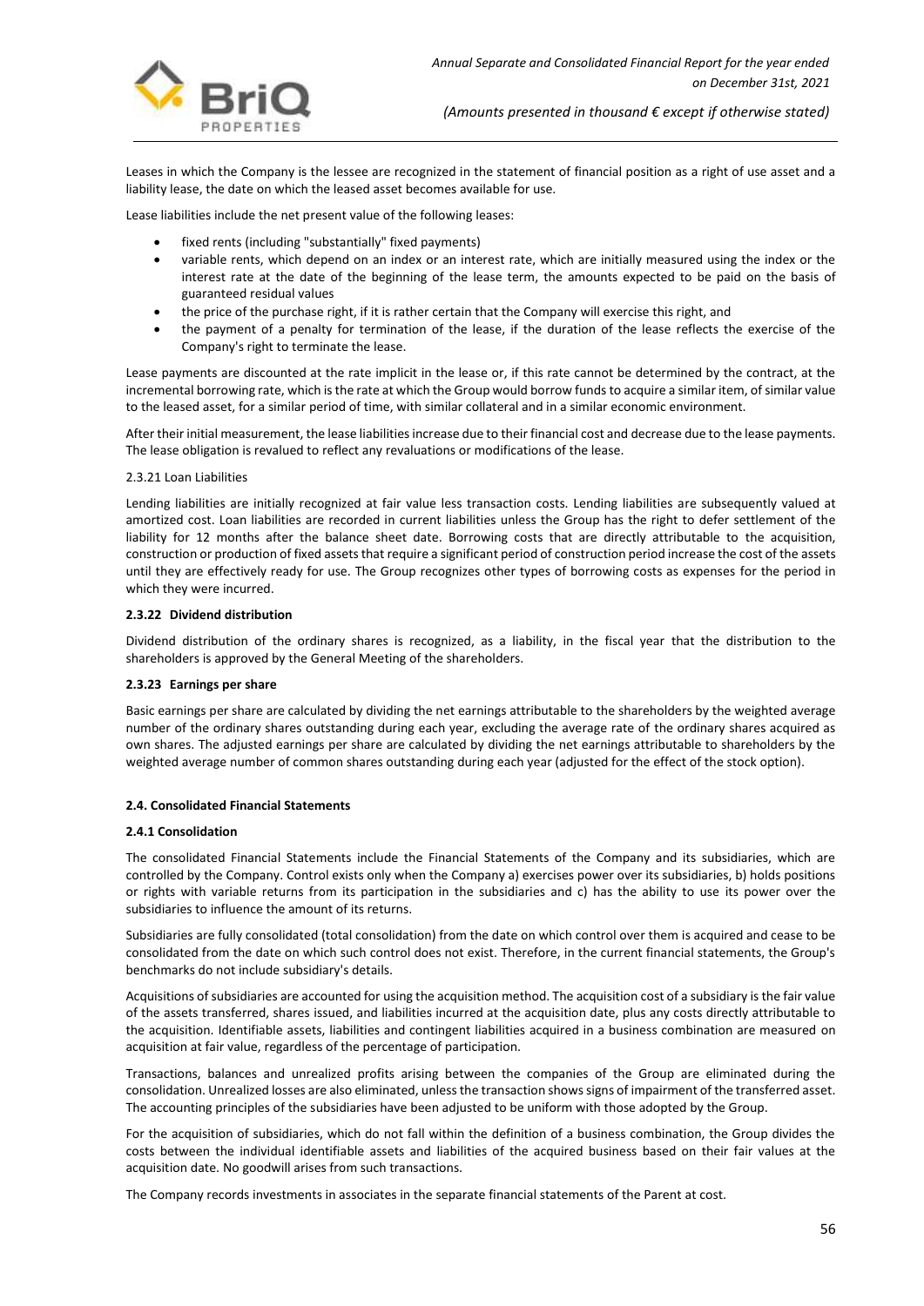Leases in which the Company is the lessee are recognized in the statement of financial position as a right of use asset and a liability lease, the date on which the leased asset becomes available for use.

Lease liabilities include the net present value of the following leases:

- fixed rents (including "substantially" fixed payments)
- variable rents, which depend on an index or an interest rate, which are initially measured using the index or the interest rate at the date of the beginning of the lease term, the amounts expected to be paid on the basis of guaranteed residual values
- the price of the purchase right, if it is rather certain that the Company will exercise this right, and
- the payment of a penalty for termination of the lease, if the duration of the lease reflects the exercise of the Company's right to terminate the lease.

Lease payments are discounted at the rate implicit in the lease or, if this rate cannot be determined by the contract, at the incremental borrowing rate, which is the rate at which the Group would borrow funds to acquire a similar item, of similar value to the leased asset, for a similar period of time, with similar collateral and in a similar economic environment.

After their initial measurement, the lease liabilities increase due to their financial cost and decrease due to the lease payments. The lease obligation is revalued to reflect any revaluations or modifications of the lease.

2.3.21 Loan Liabilities

Lending liabilities are initially recognized at fair value less transaction costs. Lending liabilities are subsequently valued at amortized cost. Loan liabilities are recorded in current liabilities unless the Group has the right to defer settlement of the liability for 12 months after the balance sheet date. Borrowing costs that are directly attributable to the acquisition, construction or production of fixed assets that require a significant period of construction period increase the cost of the assets until they are effectively ready for use. The Group recognizes other types of borrowing costs as expenses for the period in which they were incurred.

**2.3.22 Dividend distribution**

Dividend distribution of the ordinary shares is recognized, as a liability, in the fiscal year that the distribution to the shareholders is approved by the General Meeting of the shareholders.

**2.3.23 Earnings per share**

Basic earnings per share are calculated by dividing the net earnings attributable to the shareholders by the weighted average number of the ordinary shares outstanding during each year, excluding the average rate of the ordinary shares acquired as own shares. The adjusted earnings per share are calculated by dividing the net earnings attributable to shareholders by the weighted average number of common shares outstanding during each year (adjusted for the effect of the stock option).

**2.4. Consolidated Financial Statements**

**2.4.1 Consolidation**

The consolidated Financial Statements include the Financial Statements of the Company and its subsidiaries, which are controlled by the Company. Control exists only when the Company a) exercises power over its subsidiaries, b) holds positions or rights with variable returns from its participation in the subsidiaries and c) has the ability to use its power over the subsidiaries to influence the amount of its returns.

Subsidiaries are fully consolidated (total consolidation) from the date on which control over them is acquired and cease to be consolidated from the date on which such control does not exist. Therefore, in the current financial statements, the Group's benchmarks do not include subsidiary's details.

Acquisitions of subsidiaries are accounted for using the acquisition method. The acquisition cost of a subsidiary is the fair value of the assets transferred, shares issued, and liabilities incurred at the acquisition date, plus any costs directly attributable to the acquisition. Identifiable assets, liabilities and contingent liabilities acquired in a business combination are measured on acquisition at fair value, regardless of the percentage of participation.

Transactions, balances and unrealized profits arising between the companies of the Group are eliminated during the consolidation. Unrealized losses are also eliminated, unless the transaction shows signs of impairment of the transferred asset. The accounting principles of the subsidiaries have been adjusted to be uniform with those adopted by the Group.

For the acquisition of subsidiaries, which do not fall within the definition of a business combination, the Group divides the costs between the individual identifiable assets and liabilities of the acquired business based on their fair values at the acquisition date. No goodwill arises from such transactions.

The Company records investments in associates in the separate financial statements of the Parent at cost.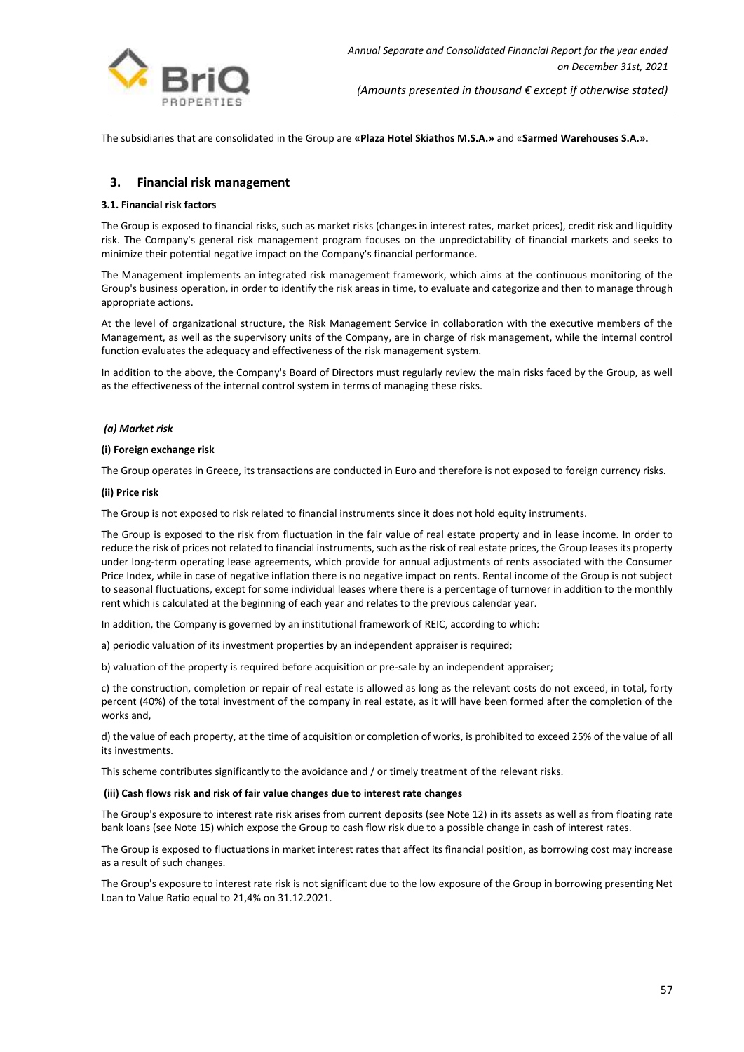The subsidiaries that are consolidated in the Group are **«Plaza Hotel Skiathos M.S.A.»** and «**Sarmed Warehouses S.A.».**

## 3. Financial risk management

#### 3.1. Financial risk factors

The Group is exposed to financial risks, such as market risks (changes in interest rates, market prices), credit risk and liquidity risk. The Company's general risk management program focuses on the unpredictability of financial markets and seeks to minimize their potential negative impact on the Company's financial performance.

The Management implements an integrated risk management framework, which aims at the continuous monitoring of the Group's business operation, in order to identify the risk areas in time, to evaluate and categorize and then to manage through appropriate actions.

At the level of organizational structure, the Risk Management Service in collaboration with the executive members of the Management, as well as the supervisory units of the Company, are in charge of risk management, while the internal control function evaluates the adequacy and effectiveness of the risk management system.

In addition to the above, the Company's Board of Directors must regularly review the main risks faced by the Group, as well as the effectiveness of the internal control system in terms of managing these risks.

***(a) Market risk***

**(i) Foreign exchange risk**

The Group operates in Greece, its transactions are conducted in Euro and therefore is not exposed to foreign currency risks.

**(ii) Price risk**

The Group is not exposed to risk related to financial instruments since it does not hold equity instruments.

The Group is exposed to the risk from fluctuation in the fair value of real estate property and in lease income. In order to reduce the risk of prices not related to financial instruments, such as the risk of real estate prices, the Group leases its property under long-term operating lease agreements, which provide for annual adjustments of rents associated with the Consumer Price Index, while in case of negative inflation there is no negative impact on rents. Rental income of the Group is not subject to seasonal fluctuations, except for some individual leases where there is a percentage of turnover in addition to the monthly rent which is calculated at the beginning of each year and relates to the previous calendar year.

In addition, the Company is governed by an institutional framework of REIC, according to which:

a) periodic valuation of its investment properties by an independent appraiser is required;

b) valuation of the property is required before acquisition or pre-sale by an independent appraiser;

c) the construction, completion or repair of real estate is allowed as long as the relevant costs do not exceed, in total, forty percent (40%) of the total investment of the company in real estate, as it will have been formed after the completion of the works and,

d) the value of each property, at the time of acquisition or completion of works, is prohibited to exceed 25% of the value of all its investments.

This scheme contributes significantly to the avoidance and / or timely treatment of the relevant risks.

**(iii) Cash flows risk and risk of fair value changes due to interest rate changes**

The Group's exposure to interest rate risk arises from current deposits (see Note 12) in its assets as well as from floating rate bank loans (see Note 15) which expose the Group to cash flow risk due to a possible change in cash of interest rates.

The Group is exposed to fluctuations in market interest rates that affect its financial position, as borrowing cost may increase as a result of such changes.

The Group's exposure to interest rate risk is not significant due to the low exposure of the Group in borrowing presenting Net Loan to Value Ratio equal to 21,4% on 31.12.2021.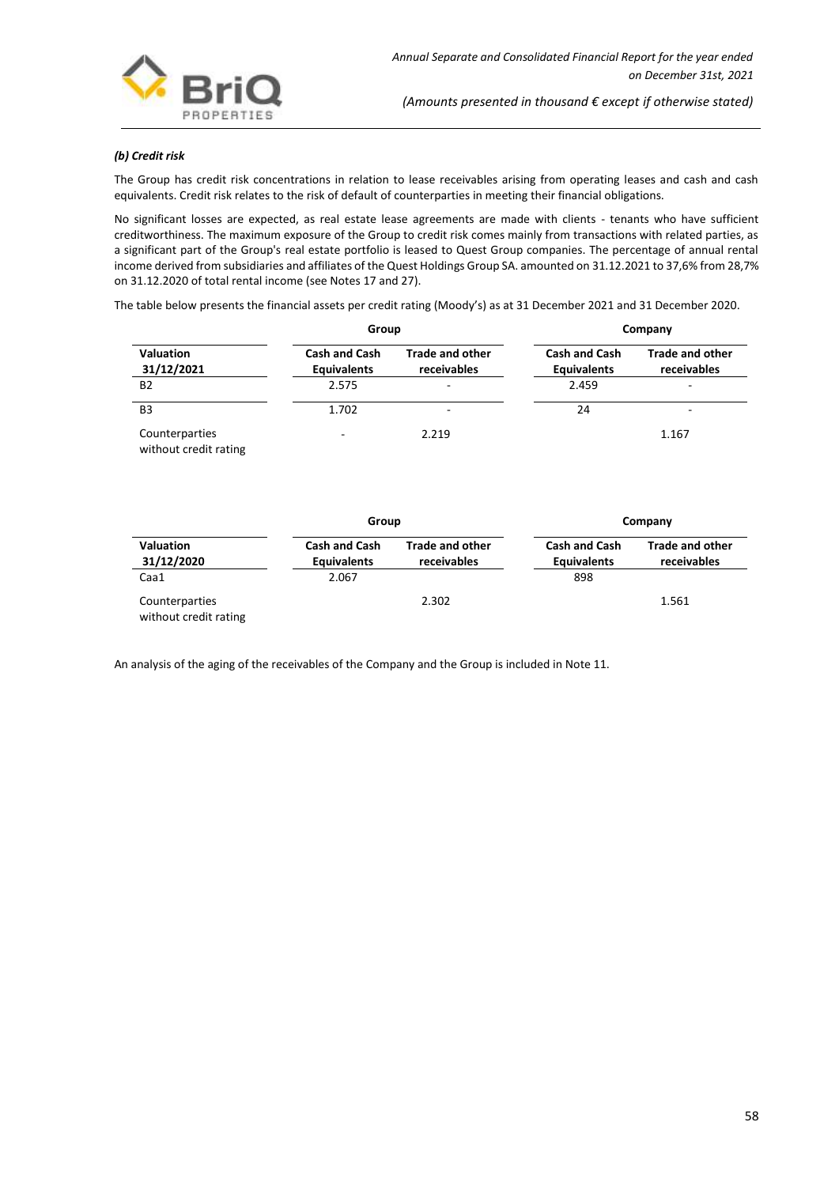### *(b) Credit risk*

The Group has credit risk concentrations in relation to lease receivables arising from operating leases and cash and cash equivalents. Credit risk relates to the risk of default of counterparties in meeting their financial obligations.

No significant losses are expected, as real estate lease agreements are made with clients - tenants who have sufficient creditworthiness. The maximum exposure of the Group to credit risk comes mainly from transactions with related parties, as a significant part of the Group's real estate portfolio is leased to Quest Group companies. The percentage of annual rental income derived from subsidiaries and affiliates of the Quest Holdings Group SA. amounted on 31.12.2021 to 37,6% from 28,7% on 31.12.2020 of total rental income (see Notes 17 and 27).

The table below presents the financial assets per credit rating (Moody's) as at 31 December 2021 and 31 December 2020.

| | Group | | Company | |
|---|---|---|---|---|
| **Valuation 31/12/2021** | **Cash and Cash Equivalents** | **Trade and other receivables** | **Cash and Cash Equivalents** | **Trade and other receivables** |
| B2 | 2.575 | - | 2.459 | - |
| B3 | 1.702 | - | 24 | - |
| Counterparties without credit rating | - | 2.219 | | 1.167 |

| | Group | | Company | |
|---|---|---|---|---|
| **Valuation 31/12/2020** | **Cash and Cash Equivalents** | **Trade and other receivables** | **Cash and Cash Equivalents** | **Trade and other receivables** |
| Caa1 | 2.067 | | 898 | |
| Counterparties without credit rating | | 2.302 | | 1.561 |

An analysis of the aging of the receivables of the Company and the Group is included in Note 11.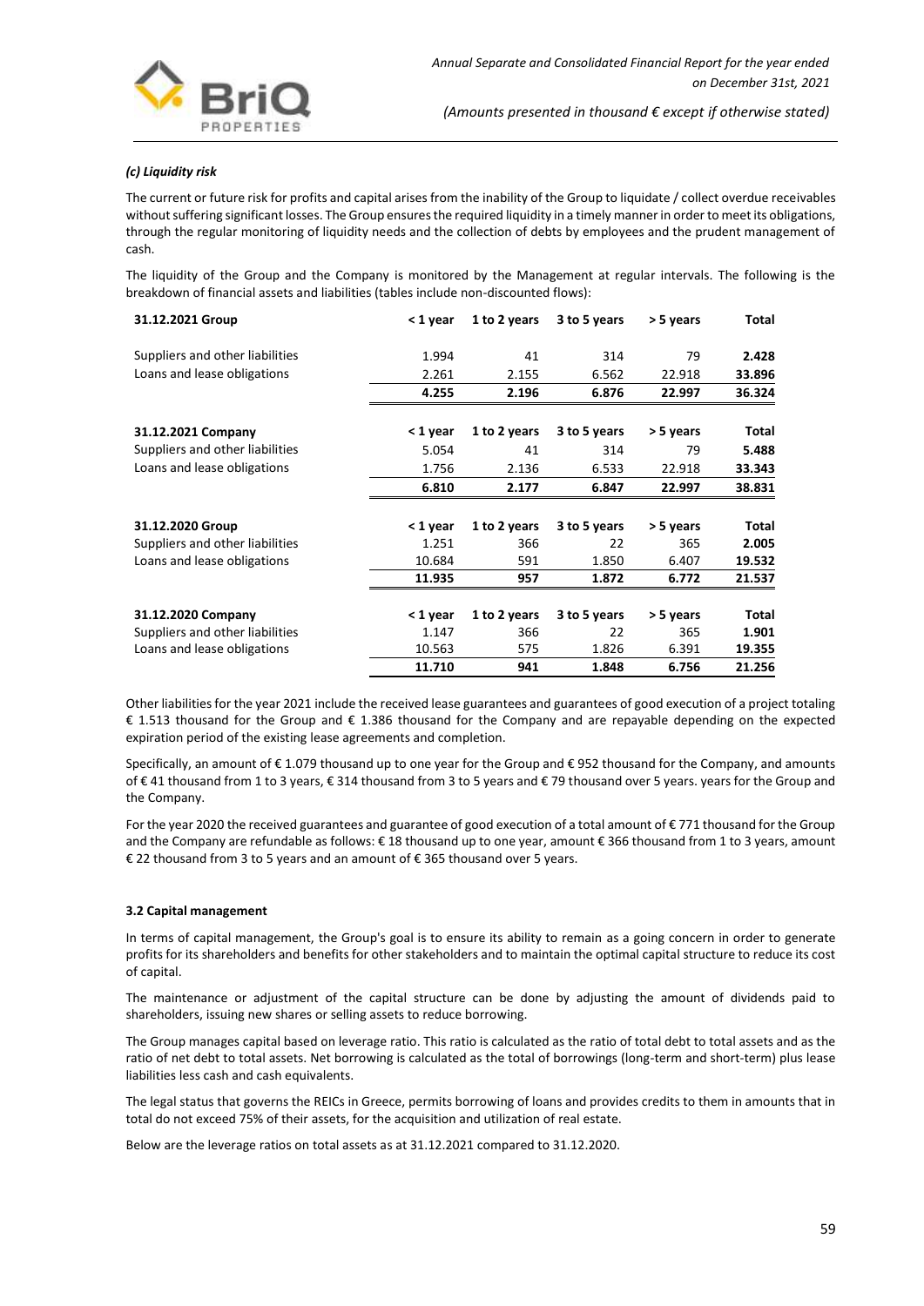### *(c) Liquidity risk*

The current or future risk for profits and capital arises from the inability of the Group to liquidate / collect overdue receivables without suffering significant losses. The Group ensures the required liquidity in a timely manner in order to meet its obligations, through the regular monitoring of liquidity needs and the collection of debts by employees and the prudent management of cash.

The liquidity of the Group and the Company is monitored by the Management at regular intervals. The following is the breakdown of financial assets and liabilities (tables include non-discounted flows):

| 31.12.2021 Group | < 1 year | 1 to 2 years | 3 to 5 years | > 5 years | Total |
|---|---|---|---|---|---|
| Suppliers and other liabilities | 1.994 | 41 | 314 | 79 | **2.428** |
| Loans and lease obligations | 2.261 | 2.155 | 6.562 | 22.918 | **33.896** |
| | **4.255** | **2.196** | **6.876** | **22.997** | **36.324** |

| 31.12.2021 Company | < 1 year | 1 to 2 years | 3 to 5 years | > 5 years | Total |
|---|---|---|---|---|---|
| Suppliers and other liabilities | 5.054 | 41 | 314 | 79 | **5.488** |
| Loans and lease obligations | 1.756 | 2.136 | 6.533 | 22.918 | **33.343** |
| | **6.810** | **2.177** | **6.847** | **22.997** | **38.831** |

| 31.12.2020 Group | < 1 year | 1 to 2 years | 3 to 5 years | > 5 years | Total |
|---|---|---|---|---|---|
| Suppliers and other liabilities | 1.251 | 366 | 22 | 365 | **2.005** |
| Loans and lease obligations | 10.684 | 591 | 1.850 | 6.407 | **19.532** |
| | **11.935** | **957** | **1.872** | **6.772** | **21.537** |

| 31.12.2020 Company | < 1 year | 1 to 2 years | 3 to 5 years | > 5 years | Total |
|---|---|---|---|---|---|
| Suppliers and other liabilities | 1.147 | 366 | 22 | 365 | **1.901** |
| Loans and lease obligations | 10.563 | 575 | 1.826 | 6.391 | **19.355** |
| | **11.710** | **941** | **1.848** | **6.756** | **21.256** |

Other liabilities for the year 2021 include the received lease guarantees and guarantees of good execution of a project totaling € 1.513 thousand for the Group and € 1.386 thousand for the Company and are repayable depending on the expected expiration period of the existing lease agreements and completion.

Specifically, an amount of € 1.079 thousand up to one year for the Group and € 952 thousand for the Company, and amounts of € 41 thousand from 1 to 3 years, € 314 thousand from 3 to 5 years and € 79 thousand over 5 years. years for the Group and the Company.

For the year 2020 the received guarantees and guarantee of good execution of a total amount of € 771 thousand for the Group and the Company are refundable as follows: € 18 thousand up to one year, amount € 366 thousand from 1 to 3 years, amount € 22 thousand from 3 to 5 years and an amount of € 365 thousand over 5 years.

### 3.2 Capital management

In terms of capital management, the Group's goal is to ensure its ability to remain as a going concern in order to generate profits for its shareholders and benefits for other stakeholders and to maintain the optimal capital structure to reduce its cost of capital.

The maintenance or adjustment of the capital structure can be done by adjusting the amount of dividends paid to shareholders, issuing new shares or selling assets to reduce borrowing.

The Group manages capital based on leverage ratio. This ratio is calculated as the ratio of total debt to total assets and as the ratio of net debt to total assets. Net borrowing is calculated as the total of borrowings (long-term and short-term) plus lease liabilities less cash and cash equivalents.

The legal status that governs the REICs in Greece, permits borrowing of loans and provides credits to them in amounts that in total do not exceed 75% of their assets, for the acquisition and utilization of real estate.

Below are the leverage ratios on total assets as at 31.12.2021 compared to 31.12.2020.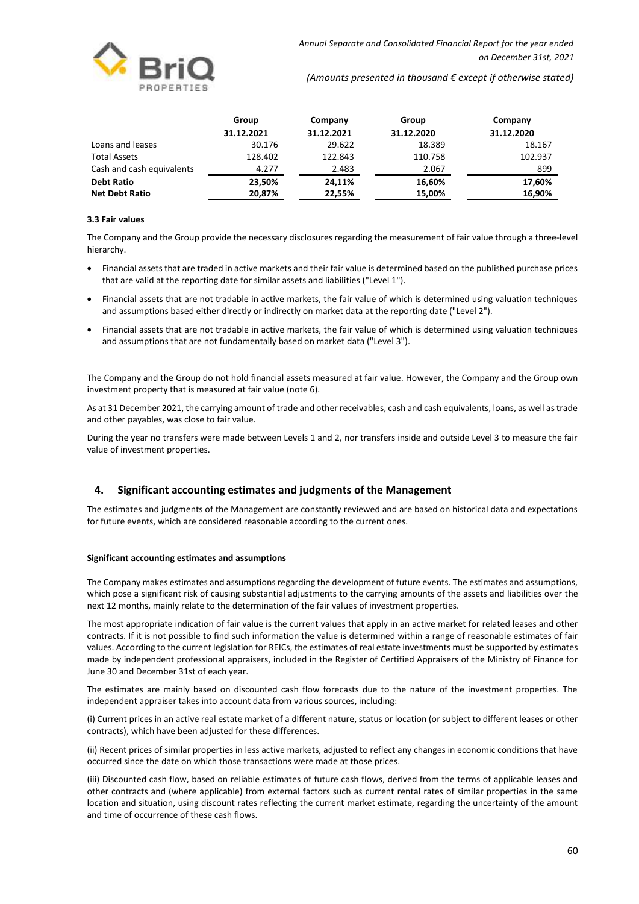| | Group | Company | Group | Company |
|---|---|---|---|---|
| | 31.12.2021 | 31.12.2021 | 31.12.2020 | 31.12.2020 |
| Loans and leases | 30.176 | 29.622 | 18.389 | 18.167 |
| Total Assets | 128.402 | 122.843 | 110.758 | 102.937 |
| Cash and cash equivalents | 4.277 | 2.483 | 2.067 | 899 |
| **Debt Ratio** | **23,50%** | **24,11%** | **16,60%** | **17,60%** |
| **Net Debt Ratio** | **20,87%** | **22,55%** | **15,00%** | **16,90%** |

#### 3.3 Fair values

The Company and the Group provide the necessary disclosures regarding the measurement of fair value through a three-level hierarchy.

- Financial assets that are traded in active markets and their fair value is determined based on the published purchase prices that are valid at the reporting date for similar assets and liabilities ("Level 1").
- Financial assets that are not tradable in active markets, the fair value of which is determined using valuation techniques and assumptions based either directly or indirectly on market data at the reporting date ("Level 2").
- Financial assets that are not tradable in active markets, the fair value of which is determined using valuation techniques and assumptions that are not fundamentally based on market data ("Level 3").

The Company and the Group do not hold financial assets measured at fair value. However, the Company and the Group own investment property that is measured at fair value (note 6).

As at 31 December 2021, the carrying amount of trade and other receivables, cash and cash equivalents, loans, as well as trade and other payables, was close to fair value.

During the year no transfers were made between Levels 1 and 2, nor transfers inside and outside Level 3 to measure the fair value of investment properties.

## 4. Significant accounting estimates and judgments of the Management

The estimates and judgments of the Management are constantly reviewed and are based on historical data and expectations for future events, which are considered reasonable according to the current ones.

#### Significant accounting estimates and assumptions

The Company makes estimates and assumptions regarding the development of future events. The estimates and assumptions, which pose a significant risk of causing substantial adjustments to the carrying amounts of the assets and liabilities over the next 12 months, mainly relate to the determination of the fair values of investment properties.

The most appropriate indication of fair value is the current values that apply in an active market for related leases and other contracts. If it is not possible to find such information the value is determined within a range of reasonable estimates of fair values. According to the current legislation for REICs, the estimates of real estate investments must be supported by estimates made by independent professional appraisers, included in the Register of Certified Appraisers of the Ministry of Finance for June 30 and December 31st of each year.

The estimates are mainly based on discounted cash flow forecasts due to the nature of the investment properties. The independent appraiser takes into account data from various sources, including:

(i) Current prices in an active real estate market of a different nature, status or location (or subject to different leases or other contracts), which have been adjusted for these differences.

(ii) Recent prices of similar properties in less active markets, adjusted to reflect any changes in economic conditions that have occurred since the date on which those transactions were made at those prices.

(iii) Discounted cash flow, based on reliable estimates of future cash flows, derived from the terms of applicable leases and other contracts and (where applicable) from external factors such as current rental rates of similar properties in the same location and situation, using discount rates reflecting the current market estimate, regarding the uncertainty of the amount and time of occurrence of these cash flows.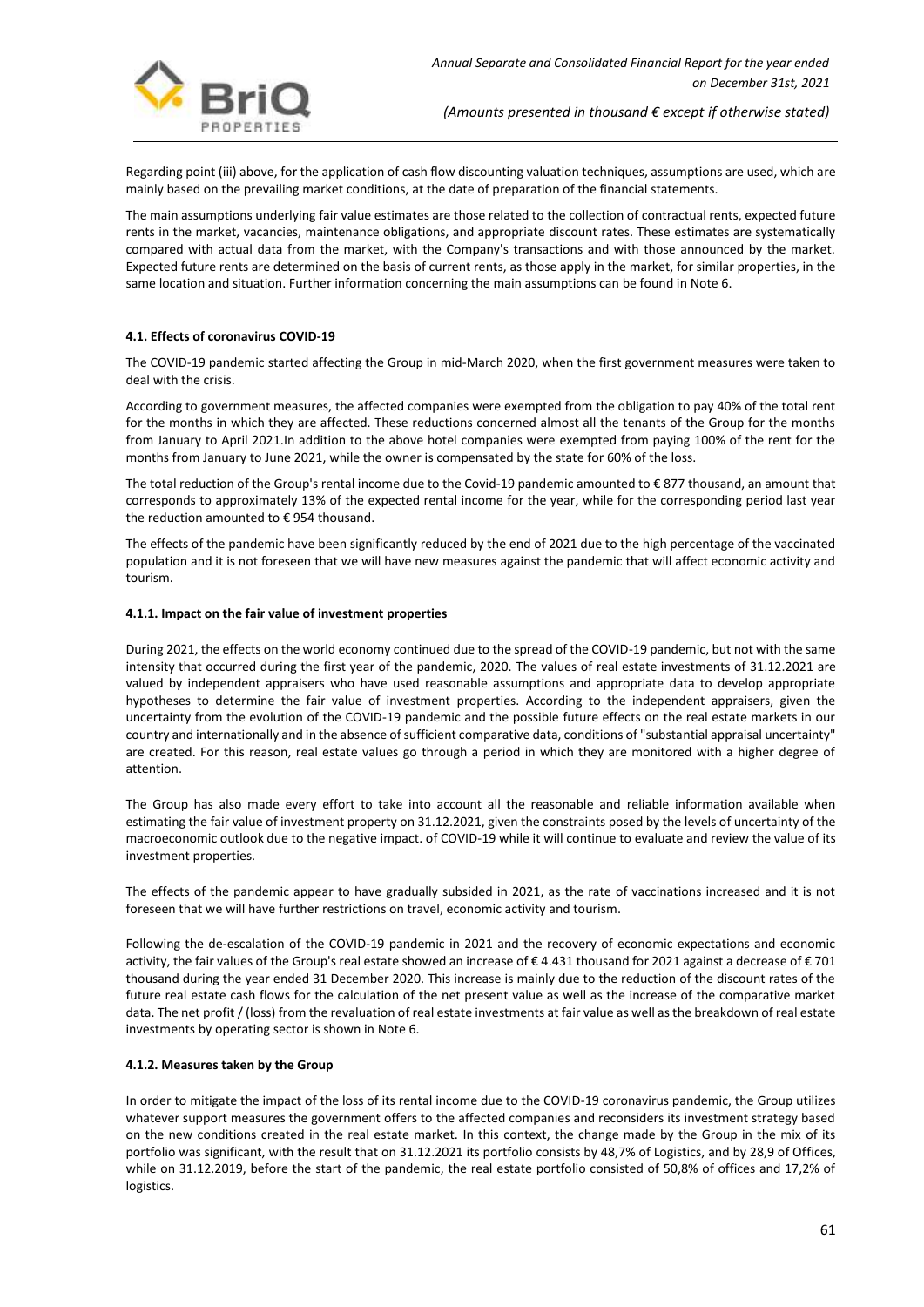Regarding point (iii) above, for the application of cash flow discounting valuation techniques, assumptions are used, which are mainly based on the prevailing market conditions, at the date of preparation of the financial statements.

The main assumptions underlying fair value estimates are those related to the collection of contractual rents, expected future rents in the market, vacancies, maintenance obligations, and appropriate discount rates. These estimates are systematically compared with actual data from the market, with the Company's transactions and with those announced by the market. Expected future rents are determined on the basis of current rents, as those apply in the market, for similar properties, in the same location and situation. Further information concerning the main assumptions can be found in Note 6.

#### 4.1. Effects of coronavirus COVID-19

The COVID-19 pandemic started affecting the Group in mid-March 2020, when the first government measures were taken to deal with the crisis.

According to government measures, the affected companies were exempted from the obligation to pay 40% of the total rent for the months in which they are affected. These reductions concerned almost all the tenants of the Group for the months from January to April 2021.In addition to the above hotel companies were exempted from paying 100% of the rent for the months from January to June 2021, while the owner is compensated by the state for 60% of the loss.

The total reduction of the Group's rental income due to the Covid-19 pandemic amounted to € 877 thousand, an amount that corresponds to approximately 13% of the expected rental income for the year, while for the corresponding period last year the reduction amounted to € 954 thousand.

The effects of the pandemic have been significantly reduced by the end of 2021 due to the high percentage of the vaccinated population and it is not foreseen that we will have new measures against the pandemic that will affect economic activity and tourism.

#### 4.1.1. Impact on the fair value of investment properties

During 2021, the effects on the world economy continued due to the spread of the COVID-19 pandemic, but not with the same intensity that occurred during the first year of the pandemic, 2020. The values of real estate investments of 31.12.2021 are valued by independent appraisers who have used reasonable assumptions and appropriate data to develop appropriate hypotheses to determine the fair value of investment properties. According to the independent appraisers, given the uncertainty from the evolution of the COVID-19 pandemic and the possible future effects on the real estate markets in our country and internationally and in the absence of sufficient comparative data, conditions of "substantial appraisal uncertainty" are created. For this reason, real estate values go through a period in which they are monitored with a higher degree of attention.

The Group has also made every effort to take into account all the reasonable and reliable information available when estimating the fair value of investment property on 31.12.2021, given the constraints posed by the levels of uncertainty of the macroeconomic outlook due to the negative impact. of COVID-19 while it will continue to evaluate and review the value of its investment properties.

The effects of the pandemic appear to have gradually subsided in 2021, as the rate of vaccinations increased and it is not foreseen that we will have further restrictions on travel, economic activity and tourism.

Following the de-escalation of the COVID-19 pandemic in 2021 and the recovery of economic expectations and economic activity, the fair values of the Group's real estate showed an increase of € 4.431 thousand for 2021 against a decrease of € 701 thousand during the year ended 31 December 2020. This increase is mainly due to the reduction of the discount rates of the future real estate cash flows for the calculation of the net present value as well as the increase of the comparative market data. The net profit / (loss) from the revaluation of real estate investments at fair value as well as the breakdown of real estate investments by operating sector is shown in Note 6.

#### 4.1.2. Measures taken by the Group

In order to mitigate the impact of the loss of its rental income due to the COVID-19 coronavirus pandemic, the Group utilizes whatever support measures the government offers to the affected companies and reconsiders its investment strategy based on the new conditions created in the real estate market. In this context, the change made by the Group in the mix of its portfolio was significant, with the result that on 31.12.2021 its portfolio consists by 48,7% of Logistics, and by 28,9 of Offices, while on 31.12.2019, before the start of the pandemic, the real estate portfolio consisted of 50,8% of offices and 17,2% of logistics.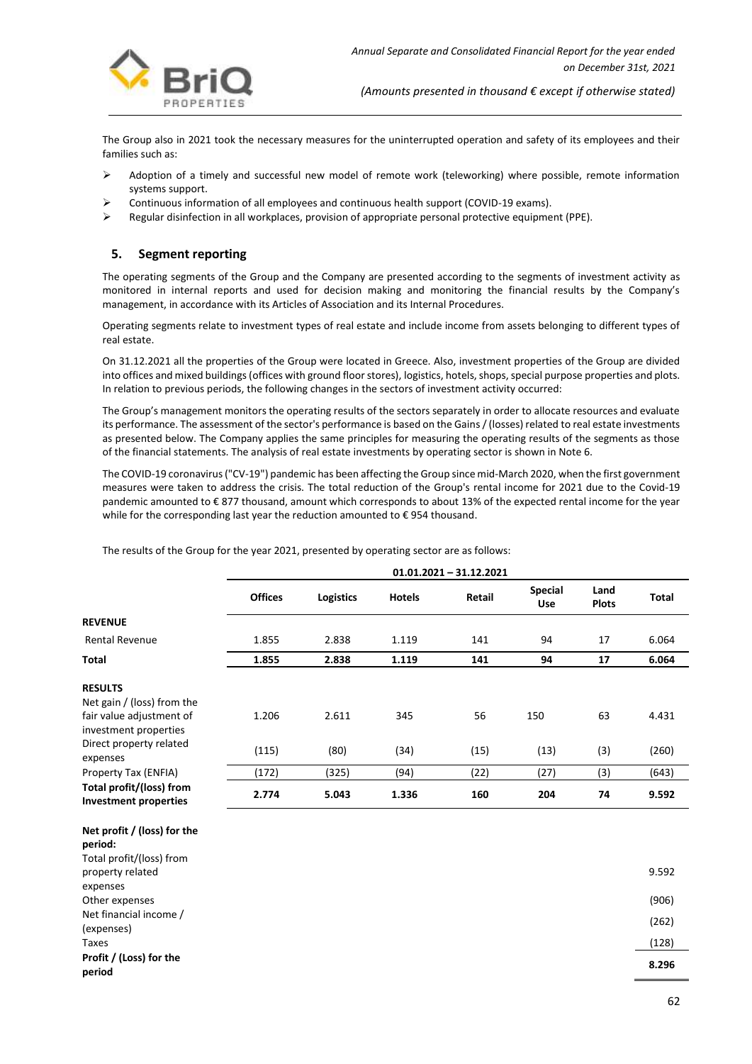The Group also in 2021 took the necessary measures for the uninterrupted operation and safety of its employees and their families such as:

- Adoption of a timely and successful new model of remote work (teleworking) where possible, remote information systems support.
- Continuous information of all employees and continuous health support (COVID-19 exams).
- Regular disinfection in all workplaces, provision of appropriate personal protective equipment (PPE).

## 5. Segment reporting

The operating segments of the Group and the Company are presented according to the segments of investment activity as monitored in internal reports and used for decision making and monitoring the financial results by the Company's management, in accordance with its Articles of Association and its Internal Procedures.

Operating segments relate to investment types of real estate and include income from assets belonging to different types of real estate.

On 31.12.2021 all the properties of the Group were located in Greece. Also, investment properties of the Group are divided into offices and mixed buildings (offices with ground floor stores), logistics, hotels, shops, special purpose properties and plots. In relation to previous periods, the following changes in the sectors of investment activity occurred:

The Group's management monitors the operating results of the sectors separately in order to allocate resources and evaluate its performance. The assessment of the sector's performance is based on the Gains / (losses) related to real estate investments as presented below. The Company applies the same principles for measuring the operating results of the segments as those of the financial statements. The analysis of real estate investments by operating sector is shown in Note 6.

The COVID-19 coronavirus ("CV-19") pandemic has been affecting the Group since mid-March 2020, when the first government measures were taken to address the crisis. The total reduction of the Group's rental income for 2021 due to the Covid-19 pandemic amounted to € 877 thousand, amount which corresponds to about 13% of the expected rental income for the year while for the corresponding last year the reduction amounted to € 954 thousand.

The results of the Group for the year 2021, presented by operating sector are as follows:

| | 01.01.2021 – 31.12.2021 | | | | | | |
|---|---|---|---|---|---|---|---|
| | **Offices** | **Logistics** | **Hotels** | **Retail** | **Special Use** | **Land Plots** | **Total** |
| **REVENUE** | | | | | | | |
| Rental Revenue | 1.855 | 2.838 | 1.119 | 141 | 94 | 17 | 6.064 |
| **Total** | **1.855** | **2.838** | **1.119** | **141** | **94** | **17** | **6.064** |
| **RESULTS** | | | | | | | |
| Net gain / (loss) from the fair value adjustment of investment properties | 1.206 | 2.611 | 345 | 56 | 150 | 63 | 4.431 |
| Direct property related expenses | (115) | (80) | (34) | (15) | (13) | (3) | (260) |
| Property Tax (ENFIA) | (172) | (325) | (94) | (22) | (27) | (3) | (643) |
| **Total profit/(loss) from Investment properties** | **2.774** | **5.043** | **1.336** | **160** | **204** | **74** | **9.592** |
| **Net profit / (loss) for the period:** | | | | | | | |
| Total profit/(loss) from property related expenses | | | | | | | 9.592 |
| Other expenses | | | | | | | (906) |
| Net financial income / (expenses) | | | | | | | (262) |
| Taxes | | | | | | | (128) |
| **Profit / (Loss) for the period** | | | | | | | **8.296** |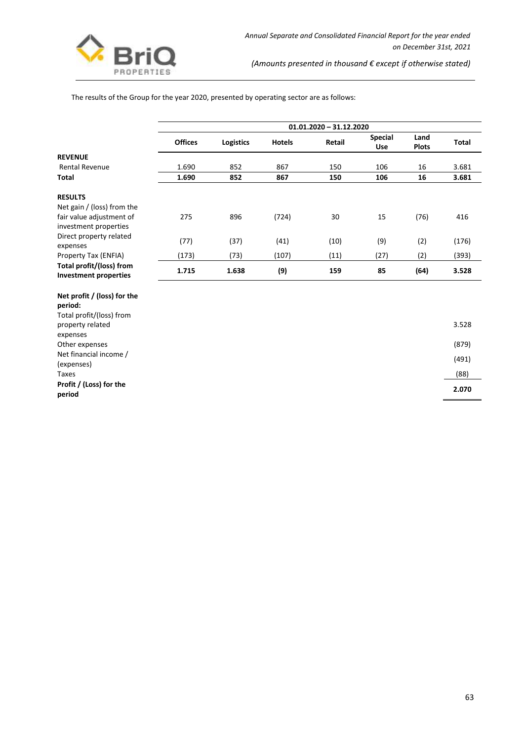The results of the Group for the year 2020, presented by operating sector are as follows:

| | 01.01.2020 – 31.12.2020 | | | | | | |
|---|---|---|---|---|---|---|---|
| | **Offices** | **Logistics** | **Hotels** | **Retail** | **Special Use** | **Land Plots** | **Total** |
| **REVENUE** | | | | | | | |
| Rental Revenue | 1.690 | 852 | 867 | 150 | 106 | 16 | 3.681 |
| **Total** | **1.690** | **852** | **867** | **150** | **106** | **16** | **3.681** |
| **RESULTS** | | | | | | | |
| Net gain / (loss) from the fair value adjustment of investment properties | 275 | 896 | (724) | 30 | 15 | (76) | 416 |
| Direct property related expenses | (77) | (37) | (41) | (10) | (9) | (2) | (176) |
| Property Tax (ENFIA) | (173) | (73) | (107) | (11) | (27) | (2) | (393) |
| **Total profit/(loss) from Investment properties** | **1.715** | **1.638** | **(9)** | **159** | **85** | **(64)** | **3.528** |
| **Net profit / (loss) for the period:** | | | | | | | |
| Total profit/(loss) from property related expenses | | | | | | | 3.528 |
| Other expenses | | | | | | | (879) |
| Net financial income / (expenses) | | | | | | | (491) |
| Taxes | | | | | | | (88) |
| **Profit / (Loss) for the period** | | | | | | | **2.070** |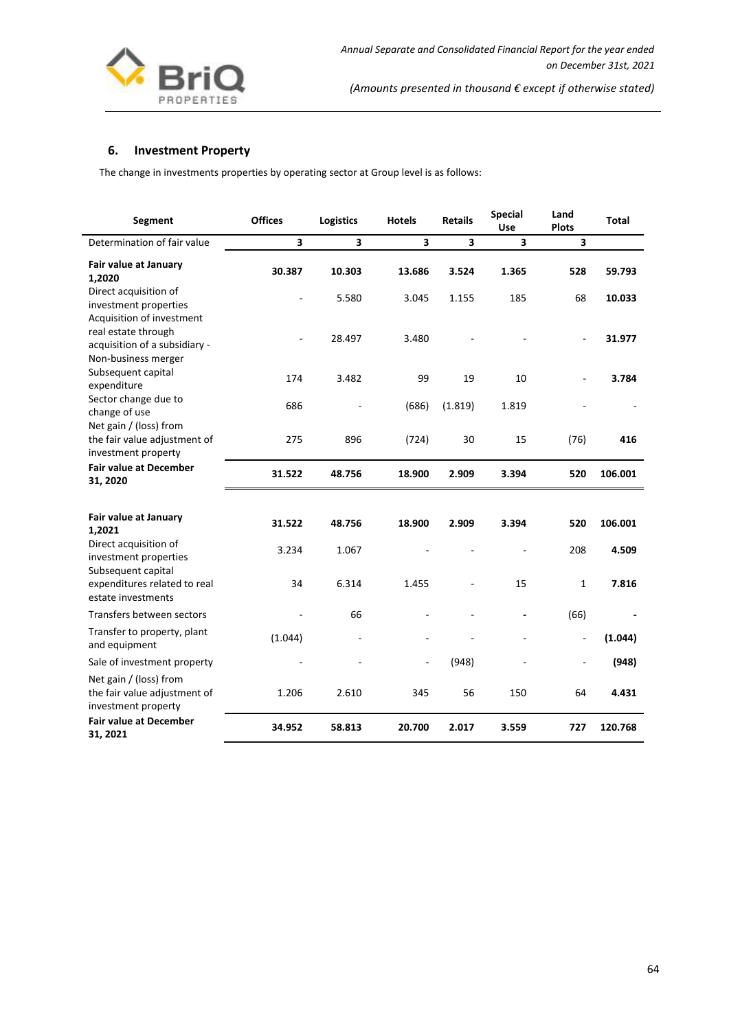## 6. Investment Property

The change in investments properties by operating sector at Group level is as follows:

| Segment | Offices | Logistics | Hotels | Retails | Special Use | Land Plots | Total |
|---|---|---|---|---|---|---|---|
| Determination of fair value | 3 | 3 | 3 | 3 | 3 | 3 | |
| **Fair value at January 1,2020** | **30.387** | **10.303** | **13.686** | **3.524** | **1.365** | **528** | **59.793** |
| Direct acquisition of investment properties | - | 5.580 | 3.045 | 1.155 | 185 | 68 | **10.033** |
| Acquisition of investment real estate through acquisition of a subsidiary - Non-business merger | - | 28.497 | 3.480 | - | - | - | **31.977** |
| Subsequent capital expenditure | 174 | 3.482 | 99 | 19 | 10 | - | **3.784** |
| Sector change due to change of use | 686 | - | (686) | (1.819) | 1.819 | - | - |
| Net gain / (loss) from the fair value adjustment of investment property | 275 | 896 | (724) | 30 | 15 | (76) | **416** |
| **Fair value at December 31, 2020** | **31.522** | **48.756** | **18.900** | **2.909** | **3.394** | **520** | **106.001** |
| | | | | | | | |
| **Fair value at January 1,2021** | **31.522** | **48.756** | **18.900** | **2.909** | **3.394** | **520** | **106.001** |
| Direct acquisition of investment properties | 3.234 | 1.067 | - | - | - | 208 | **4.509** |
| Subsequent capital expenditures related to real estate investments | 34 | 6.314 | 1.455 | - | 15 | 1 | **7.816** |
| Transfers between sectors | - | 66 | - | - | - | (66) | - |
| Transfer to property, plant and equipment | (1.044) | - | - | - | - | - | **(1.044)** |
| Sale of investment property | - | - | - | (948) | - | - | **(948)** |
| Net gain / (loss) from the fair value adjustment of investment property | 1.206 | 2.610 | 345 | 56 | 150 | 64 | **4.431** |
| **Fair value at December 31, 2021** | **34.952** | **58.813** | **20.700** | **2.017** | **3.559** | **727** | **120.768** |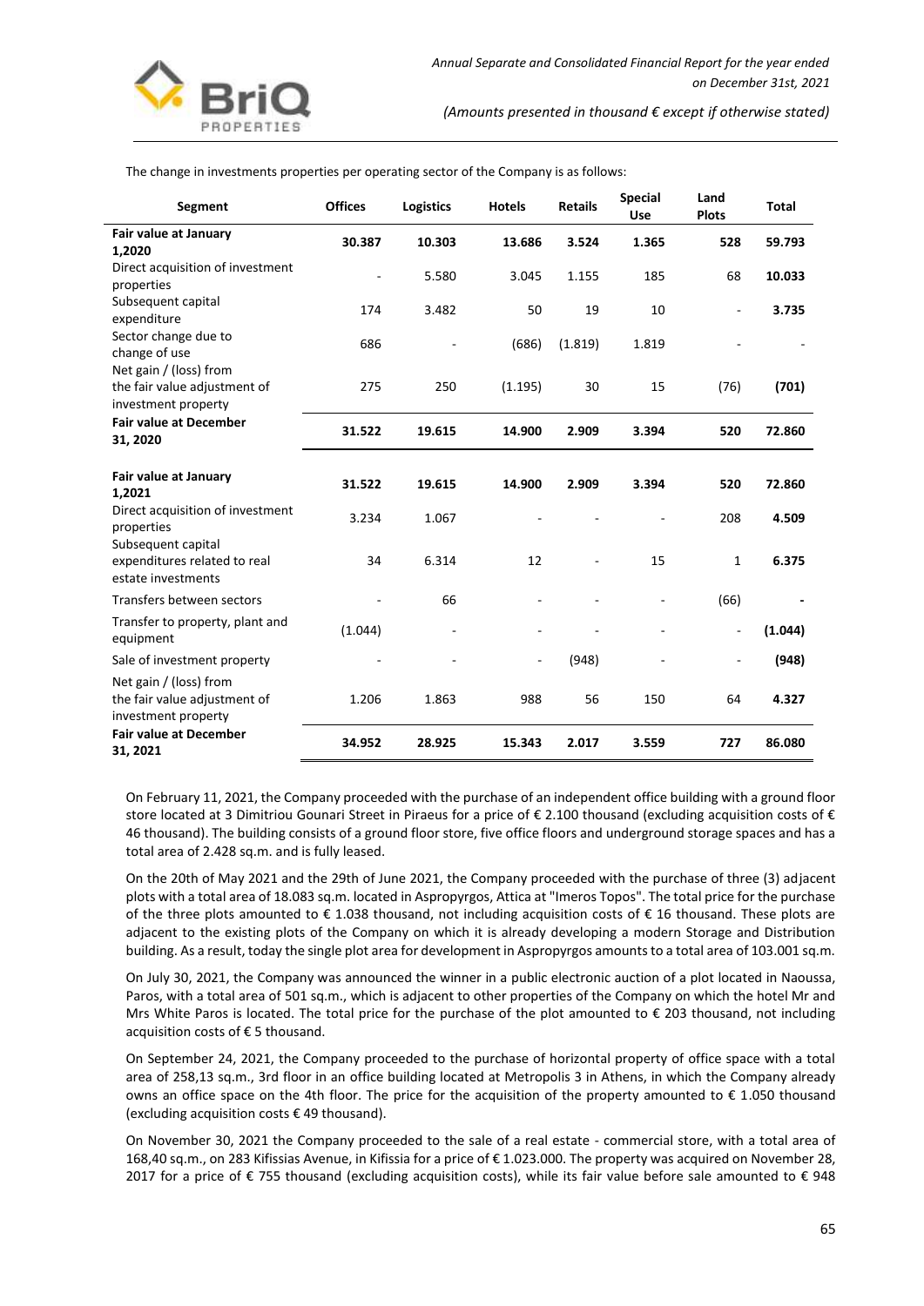The change in investments properties per operating sector of the Company is as follows:

| Segment | Offices | Logistics | Hotels | Retails | Special Use | Land Plots | Total |
|---|---|---|---|---|---|---|---|
| **Fair value at January 1,2020** | **30.387** | **10.303** | **13.686** | **3.524** | **1.365** | **528** | **59.793** |
| Direct acquisition of investment properties | - | 5.580 | 3.045 | 1.155 | 185 | 68 | **10.033** |
| Subsequent capital expenditure | 174 | 3.482 | 50 | 19 | 10 | - | **3.735** |
| Sector change due to change of use | 686 | - | (686) | (1.819) | 1.819 | - | - |
| Net gain / (loss) from the fair value adjustment of investment property | 275 | 250 | (1.195) | 30 | 15 | (76) | **(701)** |
| **Fair value at December 31, 2020** | **31.522** | **19.615** | **14.900** | **2.909** | **3.394** | **520** | **72.860** |
| **Fair value at January 1,2021** | **31.522** | **19.615** | **14.900** | **2.909** | **3.394** | **520** | **72.860** |
| Direct acquisition of investment properties | 3.234 | 1.067 | - | - | - | 208 | **4.509** |
| Subsequent capital expenditures related to real estate investments | 34 | 6.314 | 12 | - | 15 | 1 | **6.375** |
| Transfers between sectors | - | 66 | - | - | - | (66) | **-** |
| Transfer to property, plant and equipment | (1.044) | - | - | - | - | - | **(1.044)** |
| Sale of investment property | - | - | - | (948) | - | - | **(948)** |
| Net gain / (loss) from the fair value adjustment of investment property | 1.206 | 1.863 | 988 | 56 | 150 | 64 | **4.327** |
| **Fair value at December 31, 2021** | **34.952** | **28.925** | **15.343** | **2.017** | **3.559** | **727** | **86.080** |

On February 11, 2021, the Company proceeded with the purchase of an independent office building with a ground floor store located at 3 Dimitriou Gounari Street in Piraeus for a price of € 2.100 thousand (excluding acquisition costs of € 46 thousand). The building consists of a ground floor store, five office floors and underground storage spaces and has a total area of 2.428 sq.m. and is fully leased.

On the 20th of May 2021 and the 29th of June 2021, the Company proceeded with the purchase of three (3) adjacent plots with a total area of 18.083 sq.m. located in Aspropyrgos, Attica at "Imeros Topos". The total price for the purchase of the three plots amounted to € 1.038 thousand, not including acquisition costs of € 16 thousand. These plots are adjacent to the existing plots of the Company on which it is already developing a modern Storage and Distribution building. As a result, today the single plot area for development in Aspropyrgos amounts to a total area of 103.001 sq.m.

On July 30, 2021, the Company was announced the winner in a public electronic auction of a plot located in Naoussa, Paros, with a total area of 501 sq.m., which is adjacent to other properties of the Company on which the hotel Mr and Mrs White Paros is located. The total price for the purchase of the plot amounted to € 203 thousand, not including acquisition costs of € 5 thousand.

On September 24, 2021, the Company proceeded to the purchase of horizontal property of office space with a total area of 258,13 sq.m., 3rd floor in an office building located at Metropolis 3 in Athens, in which the Company already owns an office space on the 4th floor. The price for the acquisition of the property amounted to € 1.050 thousand (excluding acquisition costs € 49 thousand).

On November 30, 2021 the Company proceeded to the sale of a real estate - commercial store, with a total area of 168,40 sq.m., on 283 Kifissias Avenue, in Kifissia for a price of € 1.023.000. The property was acquired on November 28, 2017 for a price of € 755 thousand (excluding acquisition costs), while its fair value before sale amounted to € 948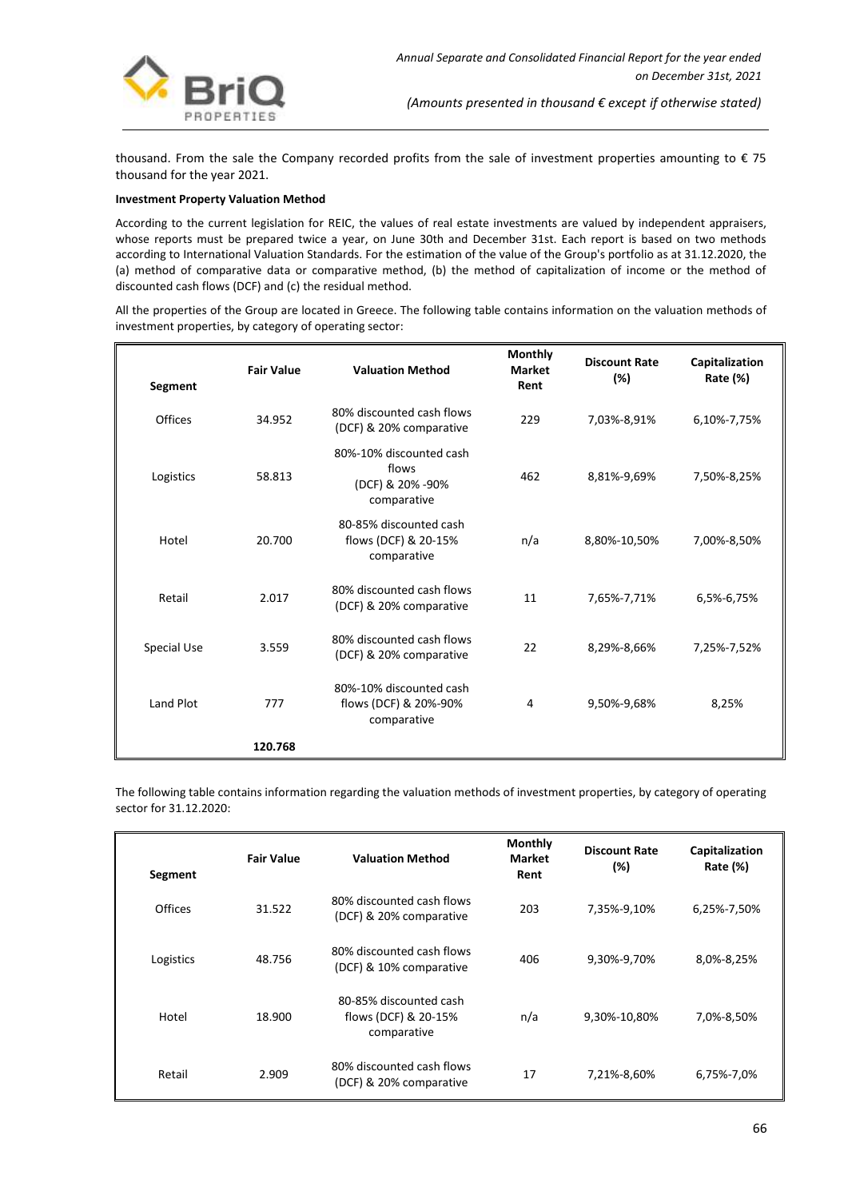thousand. From the sale the Company recorded profits from the sale of investment properties amounting to € 75 thousand for the year 2021.

**Investment Property Valuation Method**

According to the current legislation for REIC, the values of real estate investments are valued by independent appraisers, whose reports must be prepared twice a year, on June 30th and December 31st. Each report is based on two methods according to International Valuation Standards. For the estimation of the value of the Group's portfolio as at 31.12.2020, the (a) method of comparative data or comparative method, (b) the method of capitalization of income or the method of discounted cash flows (DCF) and (c) the residual method.

All the properties of the Group are located in Greece. The following table contains information on the valuation methods of investment properties, by category of operating sector:

| Segment | Fair Value | Valuation Method | Monthly Market Rent | Discount Rate (%) | Capitalization Rate (%) |
|---|---|---|---|---|---|
| Offices | 34.952 | 80% discounted cash flows (DCF) & 20% comparative | 229 | 7,03%-8,91% | 6,10%-7,75% |
| Logistics | 58.813 | 80%-10% discounted cash flows (DCF) & 20% -90% comparative | 462 | 8,81%-9,69% | 7,50%-8,25% |
| Hotel | 20.700 | 80-85% discounted cash flows (DCF) & 20-15% comparative | n/a | 8,80%-10,50% | 7,00%-8,50% |
| Retail | 2.017 | 80% discounted cash flows (DCF) & 20% comparative | 11 | 7,65%-7,71% | 6,5%-6,75% |
| Special Use | 3.559 | 80% discounted cash flows (DCF) & 20% comparative | 22 | 8,29%-8,66% | 7,25%-7,52% |
| Land Plot | 777 | 80%-10% discounted cash flows (DCF) & 20%-90% comparative | 4 | 9,50%-9,68% | 8,25% |
| | **120.768** | | | | |

The following table contains information regarding the valuation methods of investment properties, by category of operating sector for 31.12.2020:

| Segment | Fair Value | Valuation Method | Monthly Market Rent | Discount Rate (%) | Capitalization Rate (%) |
|---|---|---|---|---|---|
| Offices | 31.522 | 80% discounted cash flows (DCF) & 20% comparative | 203 | 7,35%-9,10% | 6,25%-7,50% |
| Logistics | 48.756 | 80% discounted cash flows (DCF) & 10% comparative | 406 | 9,30%-9,70% | 8,0%-8,25% |
| Hotel | 18.900 | 80-85% discounted cash flows (DCF) & 20-15% comparative | n/a | 9,30%-10,80% | 7,0%-8,50% |
| Retail | 2.909 | 80% discounted cash flows (DCF) & 20% comparative | 17 | 7,21%-8,60% | 6,75%-7,0% |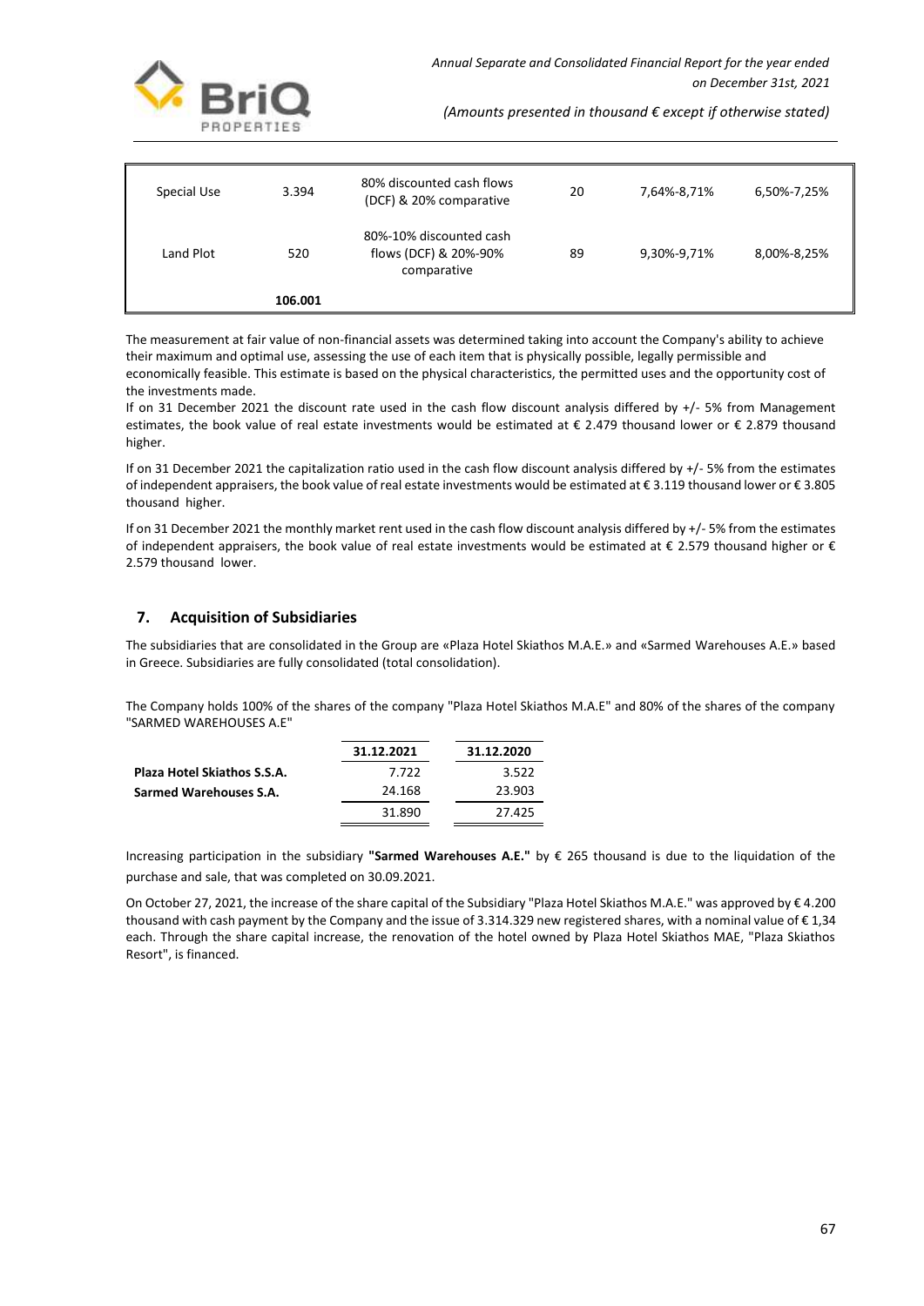| | | | | | |
|---|---|---|---|---|---|
| Special Use | 3.394 | 80% discounted cash flows (DCF) & 20% comparative | 20 | 7,64%-8,71% | 6,50%-7,25% |
| Land Plot | 520 | 80%-10% discounted cash flows (DCF) & 20%-90% comparative | 89 | 9,30%-9,71% | 8,00%-8,25% |
| | **106.001** | | | | |

The measurement at fair value of non-financial assets was determined taking into account the Company's ability to achieve their maximum and optimal use, assessing the use of each item that is physically possible, legally permissible and economically feasible. This estimate is based on the physical characteristics, the permitted uses and the opportunity cost of the investments made.

If on 31 December 2021 the discount rate used in the cash flow discount analysis differed by +/- 5% from Management estimates, the book value of real estate investments would be estimated at € 2.479 thousand lower or € 2.879 thousand higher.

If on 31 December 2021 the capitalization ratio used in the cash flow discount analysis differed by +/- 5% from the estimates of independent appraisers, the book value of real estate investments would be estimated at € 3.119 thousand lower or € 3.805 thousand higher.

If on 31 December 2021 the monthly market rent used in the cash flow discount analysis differed by +/- 5% from the estimates of independent appraisers, the book value of real estate investments would be estimated at € 2.579 thousand higher or € 2.579 thousand lower.

## 7. Acquisition of Subsidiaries

The subsidiaries that are consolidated in the Group are «Plaza Hotel Skiathos M.A.E.» and «Sarmed Warehouses A.E.» based in Greece. Subsidiaries are fully consolidated (total consolidation).

The Company holds 100% of the shares of the company "Plaza Hotel Skiathos M.A.E" and 80% of the shares of the company "SARMED WAREHOUSES A.E"

| | 31.12.2021 | 31.12.2020 |
|---|---|---|
| **Plaza Hotel Skiathos S.S.A.** | 7.722 | 3.522 |
| **Sarmed Warehouses S.A.** | 24.168 | 23.903 |
| | 31.890 | 27.425 |

Increasing participation in the subsidiary **"Sarmed Warehouses A.E."** by € 265 thousand is due to the liquidation of the purchase and sale, that was completed on 30.09.2021.

On October 27, 2021, the increase of the share capital of the Subsidiary "Plaza Hotel Skiathos M.A.E." was approved by € 4.200 thousand with cash payment by the Company and the issue of 3.314.329 new registered shares, with a nominal value of € 1,34 each. Through the share capital increase, the renovation of the hotel owned by Plaza Hotel Skiathos MAE, "Plaza Skiathos Resort", is financed.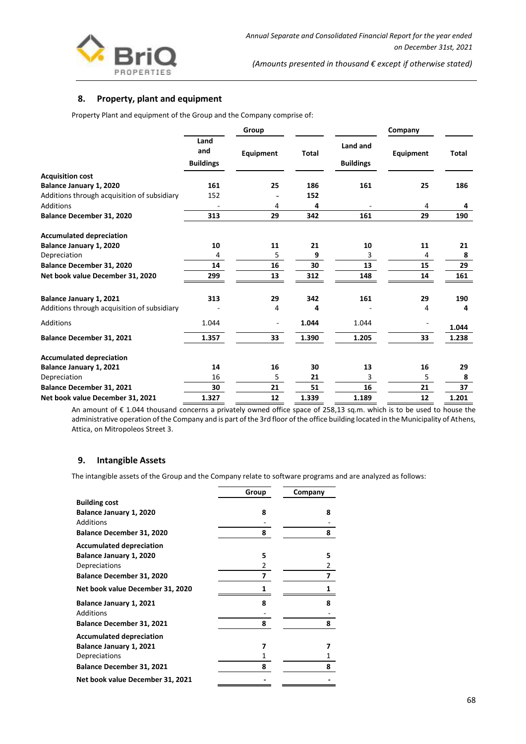## 8. Property, plant and equipment

Property Plant and equipment of the Group and the Company comprise of:

| | Group | | | Company | | |
|---|---|---|---|---|---|---|
| | Land and Buildings | Equipment | Total | Land and Buildings | Equipment | Total |
| **Acquisition cost** | | | | | | |
| **Balance January 1, 2020** | **161** | **25** | **186** | **161** | **25** | **186** |
| Additions through acquisition of subsidiary | 152 | - | **152** | | | |
| Additions | - | 4 | **4** | - | 4 | **4** |
| **Balance December 31, 2020** | **313** | **29** | **342** | **161** | **29** | **190** |
| **Accumulated depreciation** | | | | | | |
| **Balance January 1, 2020** | **10** | **11** | **21** | **10** | **11** | **21** |
| Depreciation | 4 | 5 | **9** | 3 | 4 | **8** |
| **Balance December 31, 2020** | **14** | **16** | **30** | **13** | **15** | **29** |
| **Net book value December 31, 2020** | **299** | **13** | **312** | **148** | **14** | **161** |
| **Balance January 1, 2021** | **313** | **29** | **342** | **161** | **29** | **190** |
| Additions through acquisition of subsidiary | - | 4 | **4** | - | 4 | **4** |
| Additions | 1.044 | - | **1.044** | 1.044 | - | **1.044** |
| **Balance December 31, 2021** | **1.357** | **33** | **1.390** | **1.205** | **33** | **1.238** |
| **Accumulated depreciation** | | | | | | |
| **Balance January 1, 2021** | **14** | **16** | **30** | **13** | **16** | **29** |
| Depreciation | 16 | 5 | **21** | 3 | 5 | **8** |
| **Balance December 31, 2021** | **30** | **21** | **51** | **16** | **21** | **37** |
| **Net book value December 31, 2021** | **1.327** | **12** | **1.339** | **1.189** | **12** | **1.201** |

An amount of € 1.044 thousand concerns a privately owned office space of 258,13 sq.m. which is to be used to house the administrative operation of the Company and is part of the 3rd floor of the office building located in the Municipality of Athens, Attica, on Mitropoleos Street 3.

## 9. Intangible Assets

The intangible assets of the Group and the Company relate to software programs and are analyzed as follows:

| | Group | Company |
|---|---|---|
| **Building cost** | | |
| **Balance January 1, 2020** | **8** | **8** |
| Additions | - | - |
| **Balance December 31, 2020** | **8** | **8** |
| **Accumulated depreciation** | | |
| **Balance January 1, 2020** | **5** | **5** |
| Depreciations | 2 | 2 |
| **Balance December 31, 2020** | **7** | **7** |
| **Net book value December 31, 2020** | **1** | **1** |
| **Balance January 1, 2021** | **8** | **8** |
| Additions | - | - |
| **Balance December 31, 2021** | **8** | **8** |
| **Accumulated depreciation** | | |
| **Balance January 1, 2021** | **7** | **7** |
| Depreciations | 1 | 1 |
| **Balance December 31, 2021** | **8** | **8** |
| **Net book value December 31, 2021** | **-** | **-** |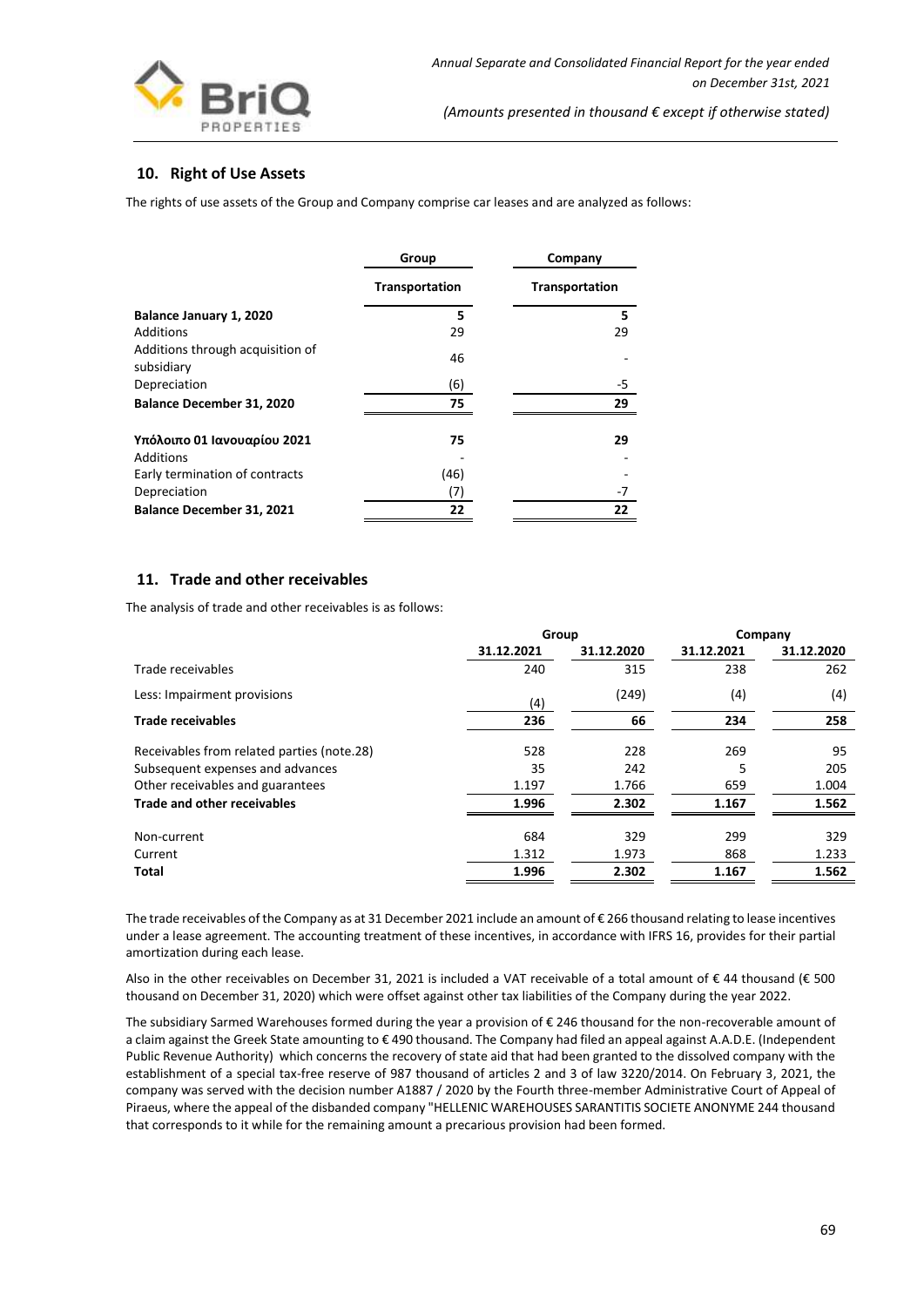## 10. Right of Use Assets

The rights of use assets of the Group and Company comprise car leases and are analyzed as follows:

| | Group | Company |
|---|---|---|
| | Transportation | Transportation |
| **Balance January 1, 2020** | **5** | **5** |
| Additions | 29 | 29 |
| Additions through acquisition of subsidiary | 46 | - |
| Depreciation | (6) | -5 |
| **Balance December 31, 2020** | **75** | **29** |
| | | |
| **Υπόλοιπο 01 Ιανουαρίου 2021** | **75** | **29** |
| Additions | - | - |
| Early termination of contracts | (46) | - |
| Depreciation | (7) | -7 |
| **Balance December 31, 2021** | **22** | **22** |

## 11. Trade and other receivables

The analysis of trade and other receivables is as follows:

| | Group | | Company | |
|---|---|---|---|---|
| | 31.12.2021 | 31.12.2020 | 31.12.2021 | 31.12.2020 |
| Trade receivables | 240 | 315 | 238 | 262 |
| Less: Impairment provisions | (4) | (249) | (4) | (4) |
| **Trade receivables** | **236** | **66** | **234** | **258** |
| Receivables from related parties (note.28) | 528 | 228 | 269 | 95 |
| Subsequent expenses and advances | 35 | 242 | 5 | 205 |
| Other receivables and guarantees | 1.197 | 1.766 | 659 | 1.004 |
| **Trade and other receivables** | **1.996** | **2.302** | **1.167** | **1.562** |
| Non-current | 684 | 329 | 299 | 329 |
| Current | 1.312 | 1.973 | 868 | 1.233 |
| **Total** | **1.996** | **2.302** | **1.167** | **1.562** |

The trade receivables of the Company as at 31 December 2021 include an amount of € 266 thousand relating to lease incentives under a lease agreement. The accounting treatment of these incentives, in accordance with IFRS 16, provides for their partial amortization during each lease.

Also in the other receivables on December 31, 2021 is included a VAT receivable of a total amount of € 44 thousand (€ 500 thousand on December 31, 2020) which were offset against other tax liabilities of the Company during the year 2022.

The subsidiary Sarmed Warehouses formed during the year a provision of € 246 thousand for the non-recoverable amount of a claim against the Greek State amounting to € 490 thousand. The Company had filed an appeal against A.A.D.E. (Independent Public Revenue Authority) which concerns the recovery of state aid that had been granted to the dissolved company with the establishment of a special tax-free reserve of 987 thousand of articles 2 and 3 of law 3220/2014. On February 3, 2021, the company was served with the decision number A1887 / 2020 by the Fourth three-member Administrative Court of Appeal of Piraeus, where the appeal of the disbanded company "HELLENIC WAREHOUSES SARANTITIS SOCIETE ANONYME 244 thousand that corresponds to it while for the remaining amount a precarious provision had been formed.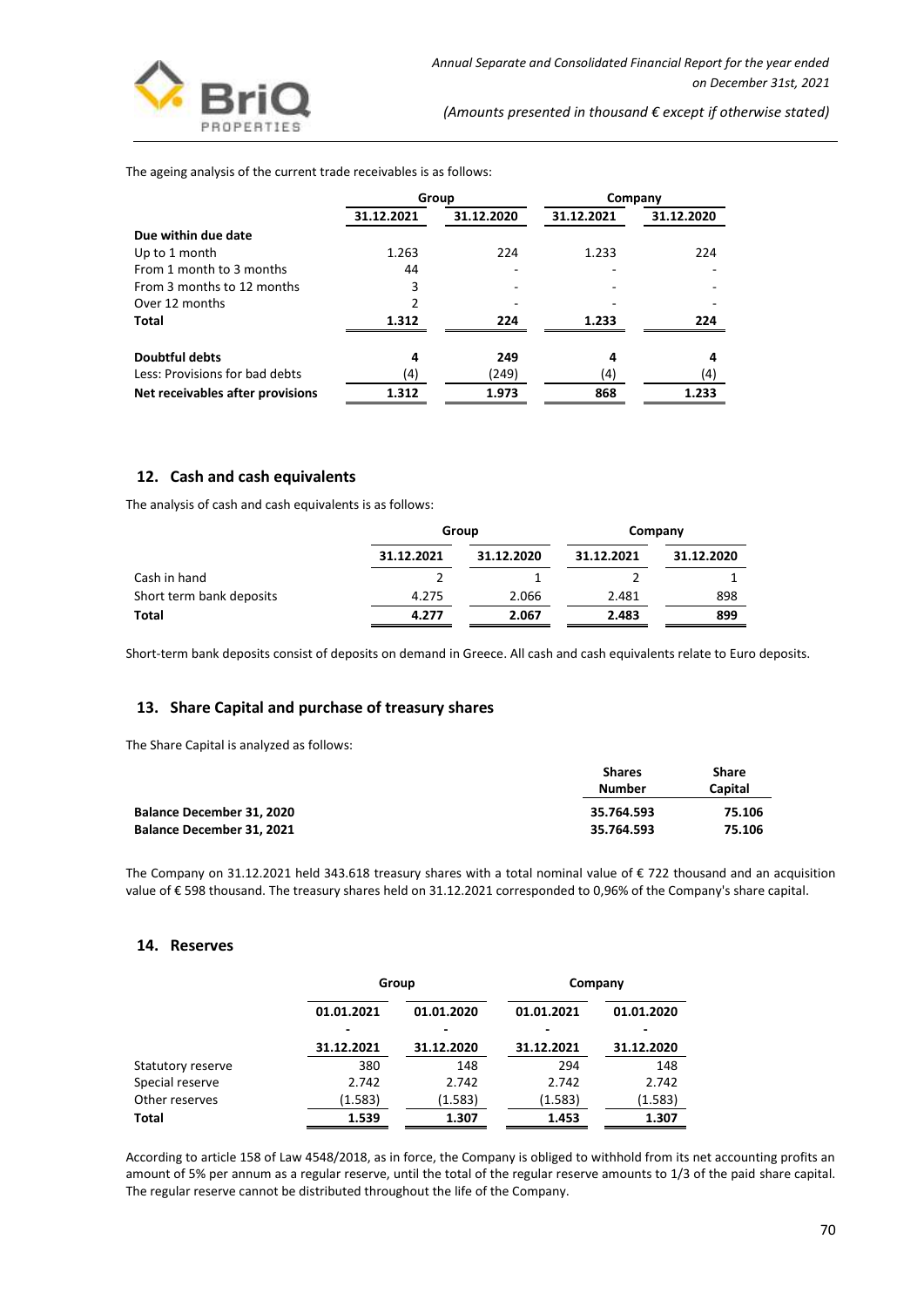The ageing analysis of the current trade receivables is as follows:

| | Group | | Company | |
|---|---|---|---|---|
| | 31.12.2021 | 31.12.2020 | 31.12.2021 | 31.12.2020 |
| **Due within due date** | | | | |
| Up to 1 month | 1.263 | 224 | 1.233 | 224 |
| From 1 month to 3 months | 44 | - | - | - |
| From 3 months to 12 months | 3 | - | - | - |
| Over 12 months | 2 | - | - | - |
| **Total** | **1.312** | **224** | **1.233** | **224** |
| **Doubtful debts** | **4** | **249** | **4** | **4** |
| Less: Provisions for bad debts | (4) | (249) | (4) | (4) |
| **Net receivables after provisions** | **1.312** | **1.973** | **868** | **1.233** |

## 12. Cash and cash equivalents

The analysis of cash and cash equivalents is as follows:

| | Group | | Company | |
|---|---|---|---|---|
| | 31.12.2021 | 31.12.2020 | 31.12.2021 | 31.12.2020 |
| Cash in hand | 2 | 1 | 2 | 1 |
| Short term bank deposits | 4.275 | 2.066 | 2.481 | 898 |
| **Total** | **4.277** | **2.067** | **2.483** | **899** |

Short-term bank deposits consist of deposits on demand in Greece. All cash and cash equivalents relate to Euro deposits.

## 13. Share Capital and purchase of treasury shares

The Share Capital is analyzed as follows:

| | Shares Number | Share Capital |
|---|---|---|
| **Balance December 31, 2020** | **35.764.593** | **75.106** |
| **Balance December 31, 2021** | **35.764.593** | **75.106** |

The Company on 31.12.2021 held 343.618 treasury shares with a total nominal value of € 722 thousand and an acquisition value of € 598 thousand. The treasury shares held on 31.12.2021 corresponded to 0,96% of the Company's share capital.

## 14. Reserves

| | Group | | Company | |
|---|---|---|---|---|
| | 01.01.2021 - 31.12.2021 | 01.01.2020 - 31.12.2020 | 01.01.2021 - 31.12.2021 | 01.01.2020 - 31.12.2020 |
| Statutory reserve | 380 | 148 | 294 | 148 |
| Special reserve | 2.742 | 2.742 | 2.742 | 2.742 |
| Other reserves | (1.583) | (1.583) | (1.583) | (1.583) |
| **Total** | **1.539** | **1.307** | **1.453** | **1.307** |

According to article 158 of Law 4548/2018, as in force, the Company is obliged to withhold from its net accounting profits an amount of 5% per annum as a regular reserve, until the total of the regular reserve amounts to 1/3 of the paid share capital. The regular reserve cannot be distributed throughout the life of the Company.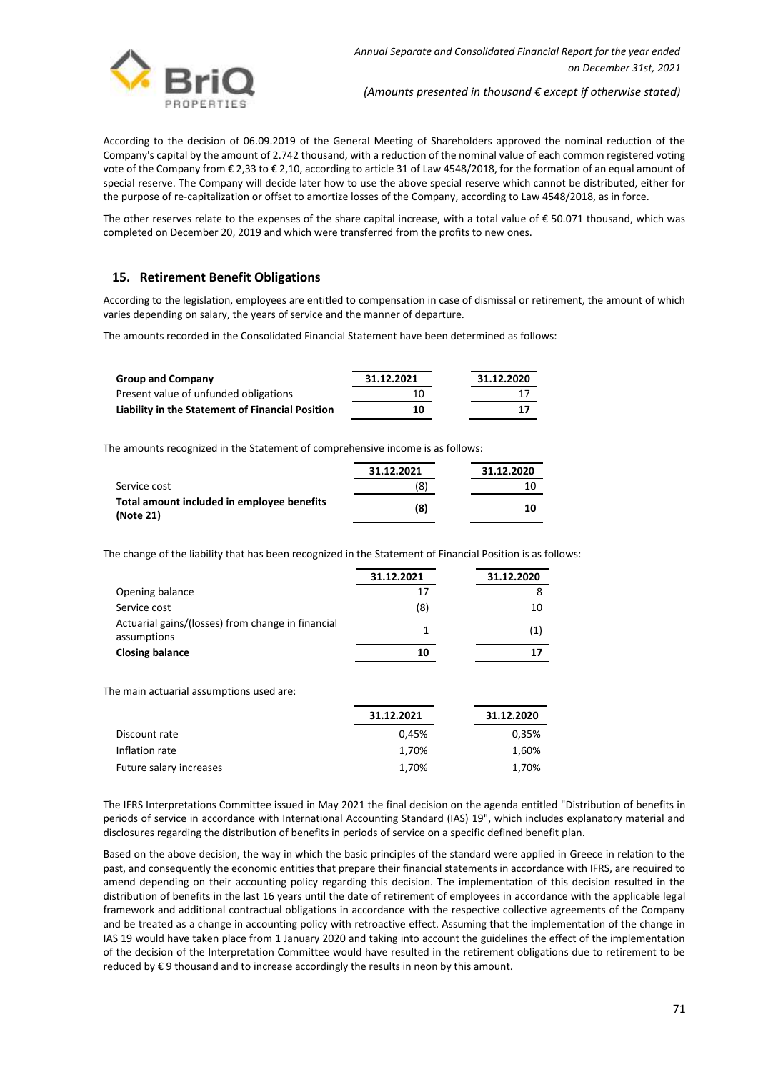According to the decision of 06.09.2019 of the General Meeting of Shareholders approved the nominal reduction of the Company's capital by the amount of 2.742 thousand, with a reduction of the nominal value of each common registered voting vote of the Company from € 2,33 to € 2,10, according to article 31 of Law 4548/2018, for the formation of an equal amount of special reserve. The Company will decide later how to use the above special reserve which cannot be distributed, either for the purpose of re-capitalization or offset to amortize losses of the Company, according to Law 4548/2018, as in force.

The other reserves relate to the expenses of the share capital increase, with a total value of € 50.071 thousand, which was completed on December 20, 2019 and which were transferred from the profits to new ones.

## 15. Retirement Benefit Obligations

According to the legislation, employees are entitled to compensation in case of dismissal or retirement, the amount of which varies depending on salary, the years of service and the manner of departure.

The amounts recorded in the Consolidated Financial Statement have been determined as follows:

| **Group and Company** | **31.12.2021** | **31.12.2020** |
|---|---|---|
| Present value of unfunded obligations | 10 | 17 |
| **Liability in the Statement of Financial Position** | **10** | **17** |

The amounts recognized in the Statement of comprehensive income is as follows:

| | **31.12.2021** | **31.12.2020** |
|---|---|---|
| Service cost | (8) | 10 |
| **Total amount included in employee benefits (Note 21)** | **(8)** | **10** |

The change of the liability that has been recognized in the Statement of Financial Position is as follows:

| | **31.12.2021** | **31.12.2020** |
|---|---|---|
| Opening balance | 17 | 8 |
| Service cost | (8) | 10 |
| Actuarial gains/(losses) from change in financial assumptions | 1 | (1) |
| **Closing balance** | **10** | **17** |

The main actuarial assumptions used are:

| | **31.12.2021** | **31.12.2020** |
|---|---|---|
| Discount rate | 0,45% | 0,35% |
| Inflation rate | 1,70% | 1,60% |
| Future salary increases | 1,70% | 1,70% |

The IFRS Interpretations Committee issued in May 2021 the final decision on the agenda entitled "Distribution of benefits in periods of service in accordance with International Accounting Standard (IAS) 19", which includes explanatory material and disclosures regarding the distribution of benefits in periods of service on a specific defined benefit plan.

Based on the above decision, the way in which the basic principles of the standard were applied in Greece in relation to the past, and consequently the economic entities that prepare their financial statements in accordance with IFRS, are required to amend depending on their accounting policy regarding this decision. The implementation of this decision resulted in the distribution of benefits in the last 16 years until the date of retirement of employees in accordance with the applicable legal framework and additional contractual obligations in accordance with the respective collective agreements of the Company and be treated as a change in accounting policy with retroactive effect. Assuming that the implementation of the change in IAS 19 would have taken place from 1 January 2020 and taking into account the guidelines the effect of the implementation of the decision of the Interpretation Committee would have resulted in the retirement obligations due to retirement to be reduced by € 9 thousand and to increase accordingly the results in neon by this amount.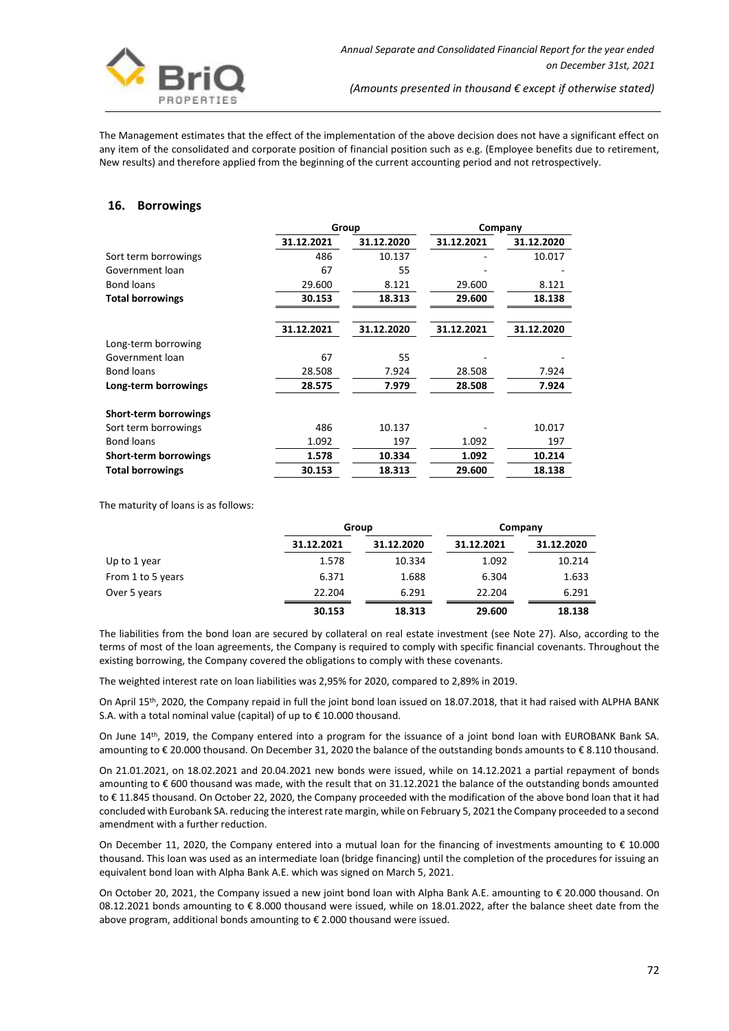The Management estimates that the effect of the implementation of the above decision does not have a significant effect on any item of the consolidated and corporate position of financial position such as e.g. (Employee benefits due to retirement, New results) and therefore applied from the beginning of the current accounting period and not retrospectively.

## 16. Borrowings

| | Group | | Company | |
|---|---|---|---|---|
| | 31.12.2021 | 31.12.2020 | 31.12.2021 | 31.12.2020 |
| Sort term borrowings | 486 | 10.137 | - | 10.017 |
| Government loan | 67 | 55 | - | - |
| Bond loans | 29.600 | 8.121 | 29.600 | 8.121 |
| **Total borrowings** | **30.153** | **18.313** | **29.600** | **18.138** |

| | 31.12.2021 | 31.12.2020 | 31.12.2021 | 31.12.2020 |
|---|---|---|---|---|
| Long-term borrowing | | | | |
| Government loan | 67 | 55 | - | - |
| Bond loans | 28.508 | 7.924 | 28.508 | 7.924 |
| **Long-term borrowings** | **28.575** | **7.979** | **28.508** | **7.924** |
| **Short-term borrowings** | | | | |
| Sort term borrowings | 486 | 10.137 | - | 10.017 |
| Bond loans | 1.092 | 197 | 1.092 | 197 |
| **Short-term borrowings** | **1.578** | **10.334** | **1.092** | **10.214** |
| **Total borrowings** | **30.153** | **18.313** | **29.600** | **18.138** |

The maturity of loans is as follows:

| | Group | | Company | |
|---|---|---|---|---|
| | 31.12.2021 | 31.12.2020 | 31.12.2021 | 31.12.2020 |
| Up to 1 year | 1.578 | 10.334 | 1.092 | 10.214 |
| From 1 to 5 years | 6.371 | 1.688 | 6.304 | 1.633 |
| Over 5 years | 22.204 | 6.291 | 22.204 | 6.291 |
| | **30.153** | **18.313** | **29.600** | **18.138** |

The liabilities from the bond loan are secured by collateral on real estate investment (see Note 27). Also, according to the terms of most of the loan agreements, the Company is required to comply with specific financial covenants. Throughout the existing borrowing, the Company covered the obligations to comply with these covenants.

The weighted interest rate on loan liabilities was 2,95% for 2020, compared to 2,89% in 2019.

On April 15th, 2020, the Company repaid in full the joint bond loan issued on 18.07.2018, that it had raised with ALPHA BANK S.A. with a total nominal value (capital) of up to € 10.000 thousand.

On June 14th, 2019, the Company entered into a program for the issuance of a joint bond loan with EUROBANK Bank SA. amounting to € 20.000 thousand. On December 31, 2020 the balance of the outstanding bonds amounts to € 8.110 thousand.

On 21.01.2021, on 18.02.2021 and 20.04.2021 new bonds were issued, while on 14.12.2021 a partial repayment of bonds amounting to € 600 thousand was made, with the result that on 31.12.2021 the balance of the outstanding bonds amounted to € 11.845 thousand. On October 22, 2020, the Company proceeded with the modification of the above bond loan that it had concluded with Eurobank SA. reducing the interest rate margin, while on February 5, 2021 the Company proceeded to a second amendment with a further reduction.

On December 11, 2020, the Company entered into a mutual loan for the financing of investments amounting to € 10.000 thousand. This loan was used as an intermediate loan (bridge financing) until the completion of the procedures for issuing an equivalent bond loan with Alpha Bank A.E. which was signed on March 5, 2021.

On October 20, 2021, the Company issued a new joint bond loan with Alpha Bank A.E. amounting to € 20.000 thousand. On 08.12.2021 bonds amounting to € 8.000 thousand were issued, while on 18.01.2022, after the balance sheet date from the above program, additional bonds amounting to € 2.000 thousand were issued.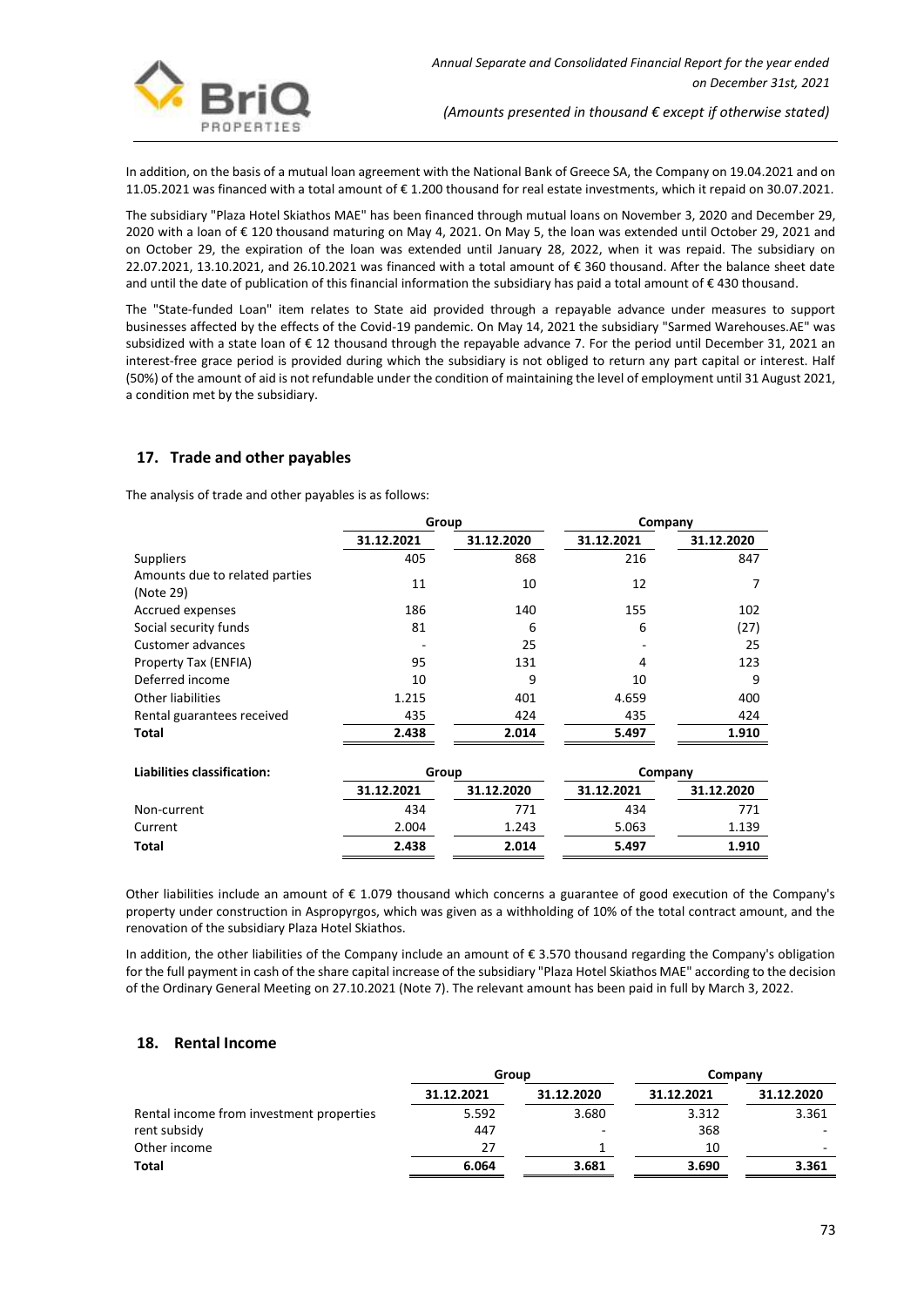In addition, on the basis of a mutual loan agreement with the National Bank of Greece SA, the Company on 19.04.2021 and on 11.05.2021 was financed with a total amount of € 1.200 thousand for real estate investments, which it repaid on 30.07.2021.

The subsidiary "Plaza Hotel Skiathos MAE" has been financed through mutual loans on November 3, 2020 and December 29, 2020 with a loan of € 120 thousand maturing on May 4, 2021. On May 5, the loan was extended until October 29, 2021 and on October 29, the expiration of the loan was extended until January 28, 2022, when it was repaid. The subsidiary on 22.07.2021, 13.10.2021, and 26.10.2021 was financed with a total amount of € 360 thousand. After the balance sheet date and until the date of publication of this financial information the subsidiary has paid a total amount of € 430 thousand.

The "State-funded Loan" item relates to State aid provided through a repayable advance under measures to support businesses affected by the effects of the Covid-19 pandemic. On May 14, 2021 the subsidiary "Sarmed Warehouses.AE" was subsidized with a state loan of € 12 thousand through the repayable advance 7. For the period until December 31, 2021 an interest-free grace period is provided during which the subsidiary is not obliged to return any part capital or interest. Half (50%) of the amount of aid is not refundable under the condition of maintaining the level of employment until 31 August 2021, a condition met by the subsidiary.

## 17. Trade and other payables

The analysis of trade and other payables is as follows:

| | Group | | Company | |
|---|---|---|---|---|
| | 31.12.2021 | 31.12.2020 | 31.12.2021 | 31.12.2020 |
| Suppliers | 405 | 868 | 216 | 847 |
| Amounts due to related parties (Note 29) | 11 | 10 | 12 | 7 |
| Accrued expenses | 186 | 140 | 155 | 102 |
| Social security funds | 81 | 6 | 6 | (27) |
| Customer advances | - | 25 | - | 25 |
| Property Tax (ENFIA) | 95 | 131 | 4 | 123 |
| Deferred income | 10 | 9 | 10 | 9 |
| Other liabilities | 1.215 | 401 | 4.659 | 400 |
| Rental guarantees received | 435 | 424 | 435 | 424 |
| **Total** | **2.438** | **2.014** | **5.497** | **1.910** |

| **Liabilities classification:** | Group | | Company | |
|---|---|---|---|---|
| | 31.12.2021 | 31.12.2020 | 31.12.2021 | 31.12.2020 |
| Non-current | 434 | 771 | 434 | 771 |
| Current | 2.004 | 1.243 | 5.063 | 1.139 |
| **Total** | **2.438** | **2.014** | **5.497** | **1.910** |

Other liabilities include an amount of € 1.079 thousand which concerns a guarantee of good execution of the Company's property under construction in Aspropyrgos, which was given as a withholding of 10% of the total contract amount, and the renovation of the subsidiary Plaza Hotel Skiathos.

In addition, the other liabilities of the Company include an amount of € 3.570 thousand regarding the Company's obligation for the full payment in cash of the share capital increase of the subsidiary "Plaza Hotel Skiathos MAE" according to the decision of the Ordinary General Meeting on 27.10.2021 (Note 7). The relevant amount has been paid in full by March 3, 2022.

## 18. Rental Income

| | Group | | Company | |
|---|---|---|---|---|
| | 31.12.2021 | 31.12.2020 | 31.12.2021 | 31.12.2020 |
| Rental income from investment properties | 5.592 | 3.680 | 3.312 | 3.361 |
| rent subsidy | 447 | - | 368 | - |
| Other income | 27 | 1 | 10 | - |
| **Total** | **6.064** | **3.681** | **3.690** | **3.361** |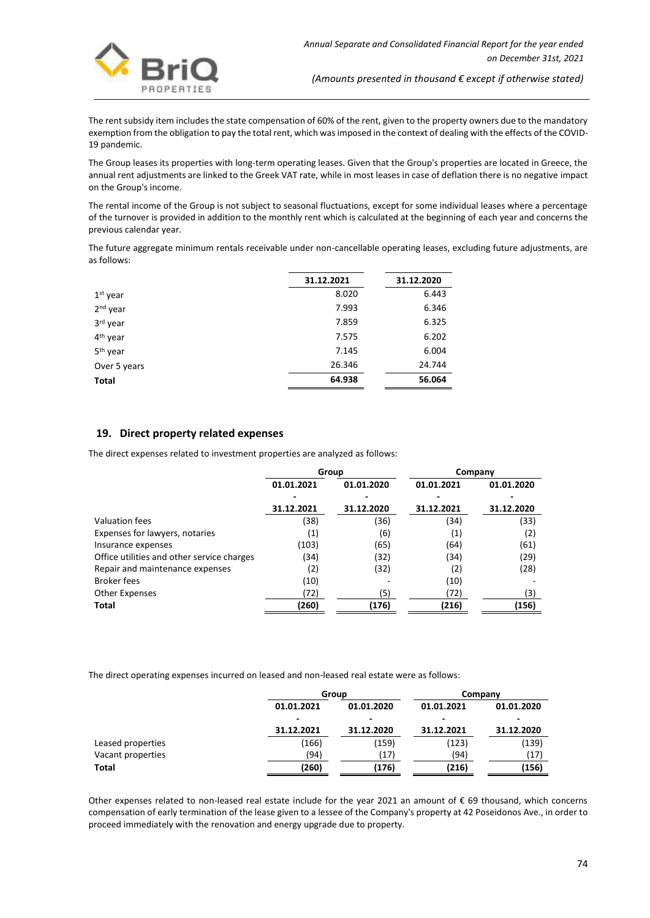The rent subsidy item includes the state compensation of 60% of the rent, given to the property owners due to the mandatory exemption from the obligation to pay the total rent, which was imposed in the context of dealing with the effects of the COVID-19 pandemic.

The Group leases its properties with long-term operating leases. Given that the Group's properties are located in Greece, the annual rent adjustments are linked to the Greek VAT rate, while in most leases in case of deflation there is no negative impact on the Group's income.

The rental income of the Group is not subject to seasonal fluctuations, except for some individual leases where a percentage of the turnover is provided in addition to the monthly rent which is calculated at the beginning of each year and concerns the previous calendar year.

The future aggregate minimum rentals receivable under non-cancellable operating leases, excluding future adjustments, are as follows:

| | 31.12.2021 | 31.12.2020 |
|---|---|---|
| 1st year | 8.020 | 6.443 |
| 2nd year | 7.993 | 6.346 |
| 3rd year | 7.859 | 6.325 |
| 4th year | 7.575 | 6.202 |
| 5th year | 7.145 | 6.004 |
| Over 5 years | 26.346 | 24.744 |
| **Total** | **64.938** | **56.064** |

## 19. Direct property related expenses

The direct expenses related to investment properties are analyzed as follows:

| | Group | | Company | |
|---|---|---|---|---|
| | 01.01.2021 - 31.12.2021 | 01.01.2020 - 31.12.2020 | 01.01.2021 - 31.12.2021 | 01.01.2020 - 31.12.2020 |
| Valuation fees | (38) | (36) | (34) | (33) |
| Expenses for lawyers, notaries | (1) | (6) | (1) | (2) |
| Insurance expenses | (103) | (65) | (64) | (61) |
| Office utilities and other service charges | (34) | (32) | (34) | (29) |
| Repair and maintenance expenses | (2) | (32) | (2) | (28) |
| Broker fees | (10) | - | (10) | - |
| Other Expenses | (72) | (5) | (72) | (3) |
| **Total** | **(260)** | **(176)** | **(216)** | **(156)** |

The direct operating expenses incurred on leased and non-leased real estate were as follows:

| | Group | | Company | |
|---|---|---|---|---|
| | 01.01.2021 - 31.12.2021 | 01.01.2020 - 31.12.2020 | 01.01.2021 - 31.12.2021 | 01.01.2020 - 31.12.2020 |
| Leased properties | (166) | (159) | (123) | (139) |
| Vacant properties | (94) | (17) | (94) | (17) |
| **Total** | **(260)** | **(176)** | **(216)** | **(156)** |

Other expenses related to non-leased real estate include for the year 2021 an amount of € 69 thousand, which concerns compensation of early termination of the lease given to a lessee of the Company's property at 42 Poseidonos Ave., in order to proceed immediately with the renovation and energy upgrade due to property.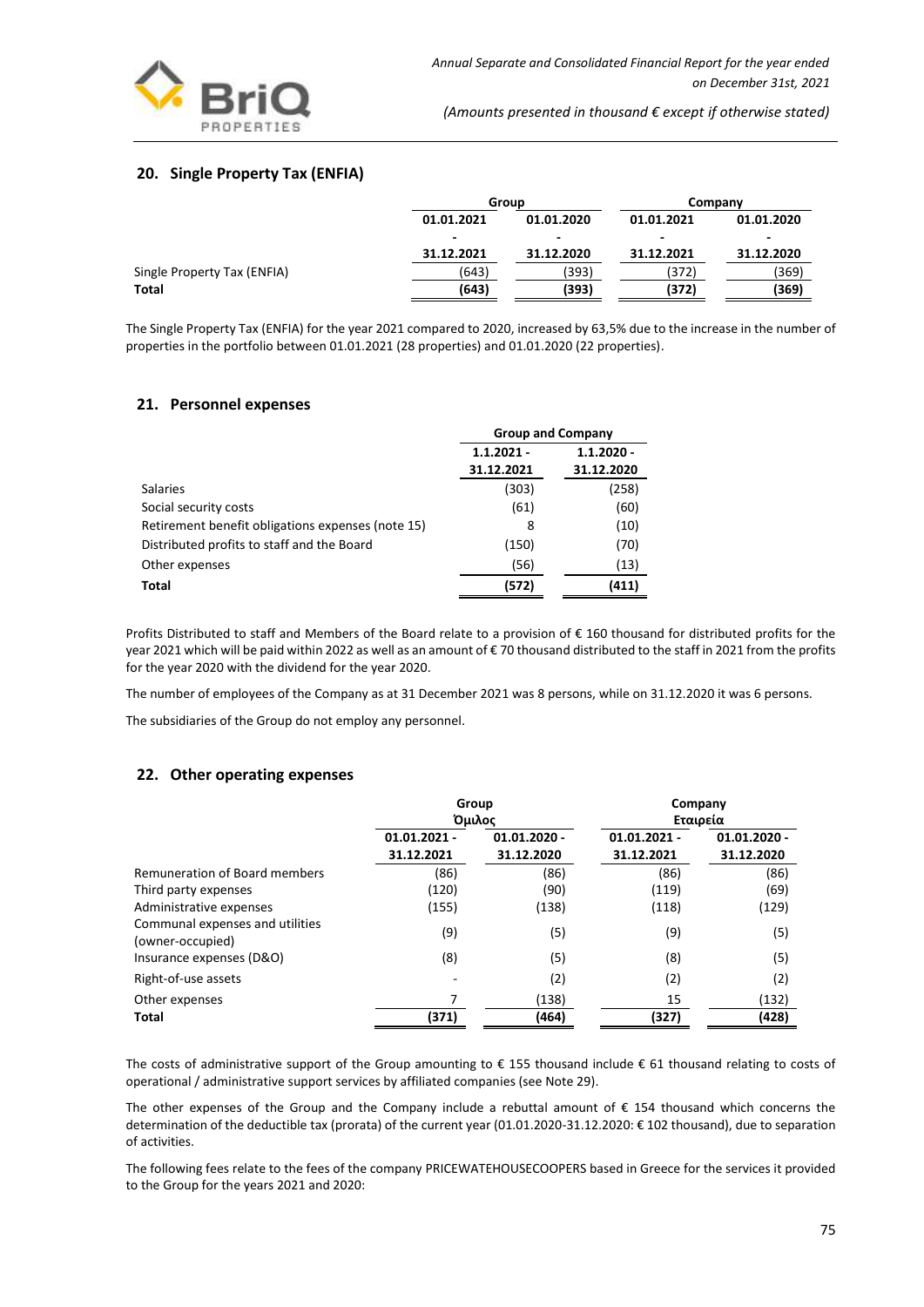## 20. Single Property Tax (ENFIA)

| | Group | | Company | |
|---|---|---|---|---|
| | 01.01.2021 - 31.12.2021 | 01.01.2020 - 31.12.2020 | 01.01.2021 - 31.12.2021 | 01.01.2020 - 31.12.2020 |
| Single Property Tax (ENFIA) | (643) | (393) | (372) | (369) |
| **Total** | **(643)** | **(393)** | **(372)** | **(369)** |

The Single Property Tax (ENFIA) for the year 2021 compared to 2020, increased by 63,5% due to the increase in the number of properties in the portfolio between 01.01.2021 (28 properties) and 01.01.2020 (22 properties).

## 21. Personnel expenses

| | Group and Company | |
|---|---|---|
| | 1.1.2021 - 31.12.2021 | 1.1.2020 - 31.12.2020 |
| Salaries | (303) | (258) |
| Social security costs | (61) | (60) |
| Retirement benefit obligations expenses (note 15) | 8 | (10) |
| Distributed profits to staff and the Board | (150) | (70) |
| Other expenses | (56) | (13) |
| **Total** | **(572)** | **(411)** |

Profits Distributed to staff and Members of the Board relate to a provision of € 160 thousand for distributed profits for the year 2021 which will be paid within 2022 as well as an amount of € 70 thousand distributed to the staff in 2021 from the profits for the year 2020 with the dividend for the year 2020.

The number of employees of the Company as at 31 December 2021 was 8 persons, while on 31.12.2020 it was 6 persons.

The subsidiaries of the Group do not employ any personnel.

## 22. Other operating expenses

| | Group Όμιλος | | Company Εταιρεία | |
|---|---|---|---|---|
| | 01.01.2021 - 31.12.2021 | 01.01.2020 - 31.12.2020 | 01.01.2021 - 31.12.2021 | 01.01.2020 - 31.12.2020 |
| Remuneration of Board members | (86) | (86) | (86) | (86) |
| Third party expenses | (120) | (90) | (119) | (69) |
| Administrative expenses | (155) | (138) | (118) | (129) |
| Communal expenses and utilities (owner-occupied) | (9) | (5) | (9) | (5) |
| Insurance expenses (D&O) | (8) | (5) | (8) | (5) |
| Right-of-use assets | - | (2) | (2) | (2) |
| Other expenses | 7 | (138) | 15 | (132) |
| **Total** | **(371)** | **(464)** | **(327)** | **(428)** |

The costs of administrative support of the Group amounting to € 155 thousand include € 61 thousand relating to costs of operational / administrative support services by affiliated companies (see Note 29).

The other expenses of the Group and the Company include a rebuttal amount of € 154 thousand which concerns the determination of the deductible tax (prorata) of the current year (01.01.2020-31.12.2020: € 102 thousand), due to separation of activities.

The following fees relate to the fees of the company PRICEWATEHOUSECOOPERS based in Greece for the services it provided to the Group for the years 2021 and 2020: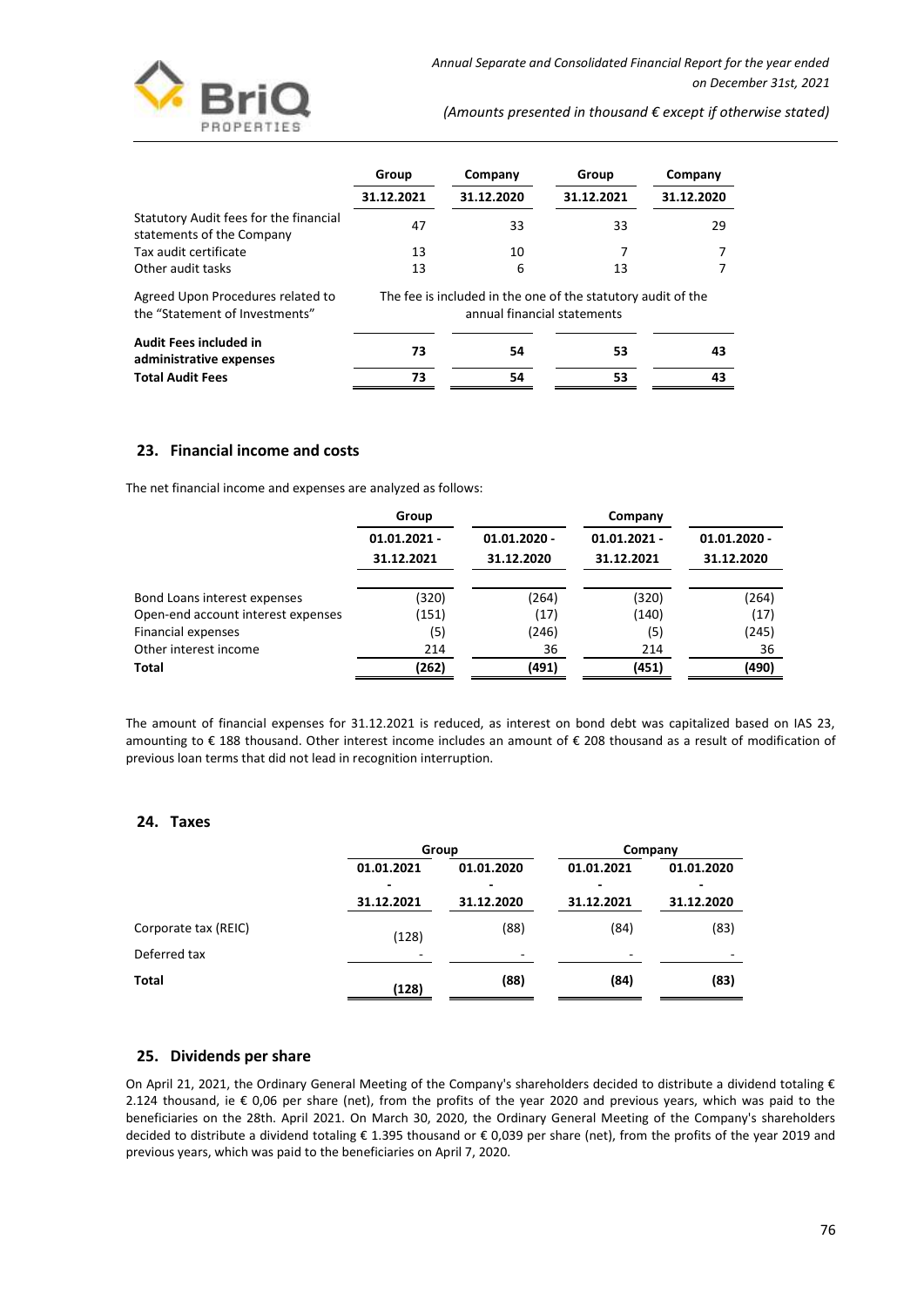| | Group | Company | Group | Company |
|---|---|---|---|---|
| | 31.12.2021 | 31.12.2020 | 31.12.2021 | 31.12.2020 |
| Statutory Audit fees for the financial statements of the Company | 47 | 33 | 33 | 29 |
| Tax audit certificate | 13 | 10 | 7 | 7 |
| Other audit tasks | 13 | 6 | 13 | 7 |
| Agreed Upon Procedures related to the "Statement of Investments" | The fee is included in the one of the statutory audit of the annual financial statements | | | |
| **Audit Fees included in administrative expenses** | **73** | **54** | **53** | **43** |
| **Total Audit Fees** | **73** | **54** | **53** | **43** |

## 23. Financial income and costs

The net financial income and expenses are analyzed as follows:

| | Group | | Company | |
|---|---|---|---|---|
| | 01.01.2021 - 31.12.2021 | 01.01.2020 - 31.12.2020 | 01.01.2021 - 31.12.2021 | 01.01.2020 - 31.12.2020 |
| Bond Loans interest expenses | (320) | (264) | (320) | (264) |
| Open-end account interest expenses | (151) | (17) | (140) | (17) |
| Financial expenses | (5) | (246) | (5) | (245) |
| Other interest income | 214 | 36 | 214 | 36 |
| **Total** | **(262)** | **(491)** | **(451)** | **(490)** |

The amount of financial expenses for 31.12.2021 is reduced, as interest on bond debt was capitalized based on IAS 23, amounting to € 188 thousand. Other interest income includes an amount of € 208 thousand as a result of modification of previous loan terms that did not lead in recognition interruption.

## 24. Taxes

| | Group | | Company | |
|---|---|---|---|---|
| | 01.01.2021 - 31.12.2021 | 01.01.2020 - 31.12.2020 | 01.01.2021 - 31.12.2021 | 01.01.2020 - 31.12.2020 |
| Corporate tax (REIC) | (128) | (88) | (84) | (83) |
| Deferred tax | - | - | - | - |
| **Total** | **(128)** | **(88)** | **(84)** | **(83)** |

## 25. Dividends per share

On April 21, 2021, the Ordinary General Meeting of the Company's shareholders decided to distribute a dividend totaling € 2.124 thousand, ie € 0,06 per share (net), from the profits of the year 2020 and previous years, which was paid to the beneficiaries on the 28th. April 2021. On March 30, 2020, the Ordinary General Meeting of the Company's shareholders decided to distribute a dividend totaling € 1.395 thousand or € 0,039 per share (net), from the profits of the year 2019 and previous years, which was paid to the beneficiaries on April 7, 2020.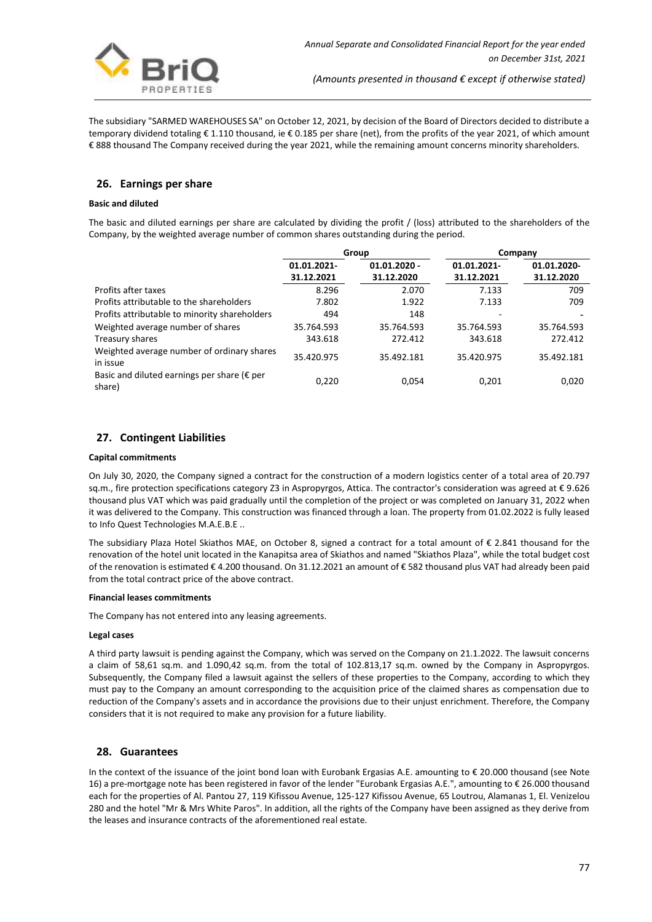The subsidiary "SARMED WAREHOUSES SA" on October 12, 2021, by decision of the Board of Directors decided to distribute a temporary dividend totaling € 1.110 thousand, ie € 0.185 per share (net), from the profits of the year 2021, of which amount € 888 thousand The Company received during the year 2021, while the remaining amount concerns minority shareholders.

## 26. Earnings per share

**Basic and diluted**

The basic and diluted earnings per share are calculated by dividing the profit / (loss) attributed to the shareholders of the Company, by the weighted average number of common shares outstanding during the period.

| | Group | | Company | |
|---|---|---|---|---|
| | **01.01.2021-31.12.2021** | **01.01.2020 - 31.12.2020** | **01.01.2021-31.12.2021** | **01.01.2020-31.12.2020** |
| Profits after taxes | 8.296 | 2.070 | 7.133 | 709 |
| Profits attributable to the shareholders | 7.802 | 1.922 | 7.133 | 709 |
| Profits attributable to minority shareholders | 494 | 148 | - | - |
| Weighted average number of shares | 35.764.593 | 35.764.593 | 35.764.593 | 35.764.593 |
| Treasury shares | 343.618 | 272.412 | 343.618 | 272.412 |
| Weighted average number of ordinary shares in issue | 35.420.975 | 35.492.181 | 35.420.975 | 35.492.181 |
| Basic and diluted earnings per share (€ per share) | 0,220 | 0,054 | 0,201 | 0,020 |

## 27. Contingent Liabilities

**Capital commitments**

On July 30, 2020, the Company signed a contract for the construction of a modern logistics center of a total area of 20.797 sq.m., fire protection specifications category Z3 in Aspropyrgos, Attica. The contractor's consideration was agreed at € 9.626 thousand plus VAT which was paid gradually until the completion of the project or was completed on January 31, 2022 when it was delivered to the Company. This construction was financed through a loan. The property from 01.02.2022 is fully leased to Info Quest Technologies M.A.E.B.E ..

The subsidiary Plaza Hotel Skiathos MAE, on October 8, signed a contract for a total amount of € 2.841 thousand for the renovation of the hotel unit located in the Kanapitsa area of Skiathos and named "Skiathos Plaza", while the total budget cost of the renovation is estimated € 4.200 thousand. On 31.12.2021 an amount of € 582 thousand plus VAT had already been paid from the total contract price of the above contract.

**Financial leases commitments**

The Company has not entered into any leasing agreements.

**Legal cases**

A third party lawsuit is pending against the Company, which was served on the Company on 21.1.2022. The lawsuit concerns a claim of 58,61 sq.m. and 1.090,42 sq.m. from the total of 102.813,17 sq.m. owned by the Company in Aspropyrgos. Subsequently, the Company filed a lawsuit against the sellers of these properties to the Company, according to which they must pay to the Company an amount corresponding to the acquisition price of the claimed shares as compensation due to reduction of the Company's assets and in accordance the provisions due to their unjust enrichment. Therefore, the Company considers that it is not required to make any provision for a future liability.

## 28. Guarantees

In the context of the issuance of the joint bond loan with Eurobank Ergasias A.E. amounting to € 20.000 thousand (see Note 16) a pre-mortgage note has been registered in favor of the lender "Eurobank Ergasias A.E.", amounting to € 26.000 thousand each for the properties of Al. Pantou 27, 119 Kifissou Avenue, 125-127 Kifissou Avenue, 65 Loutrou, Alamanas 1, El. Venizelou 280 and the hotel "Mr & Mrs White Paros". In addition, all the rights of the Company have been assigned as they derive from the leases and insurance contracts of the aforementioned real estate.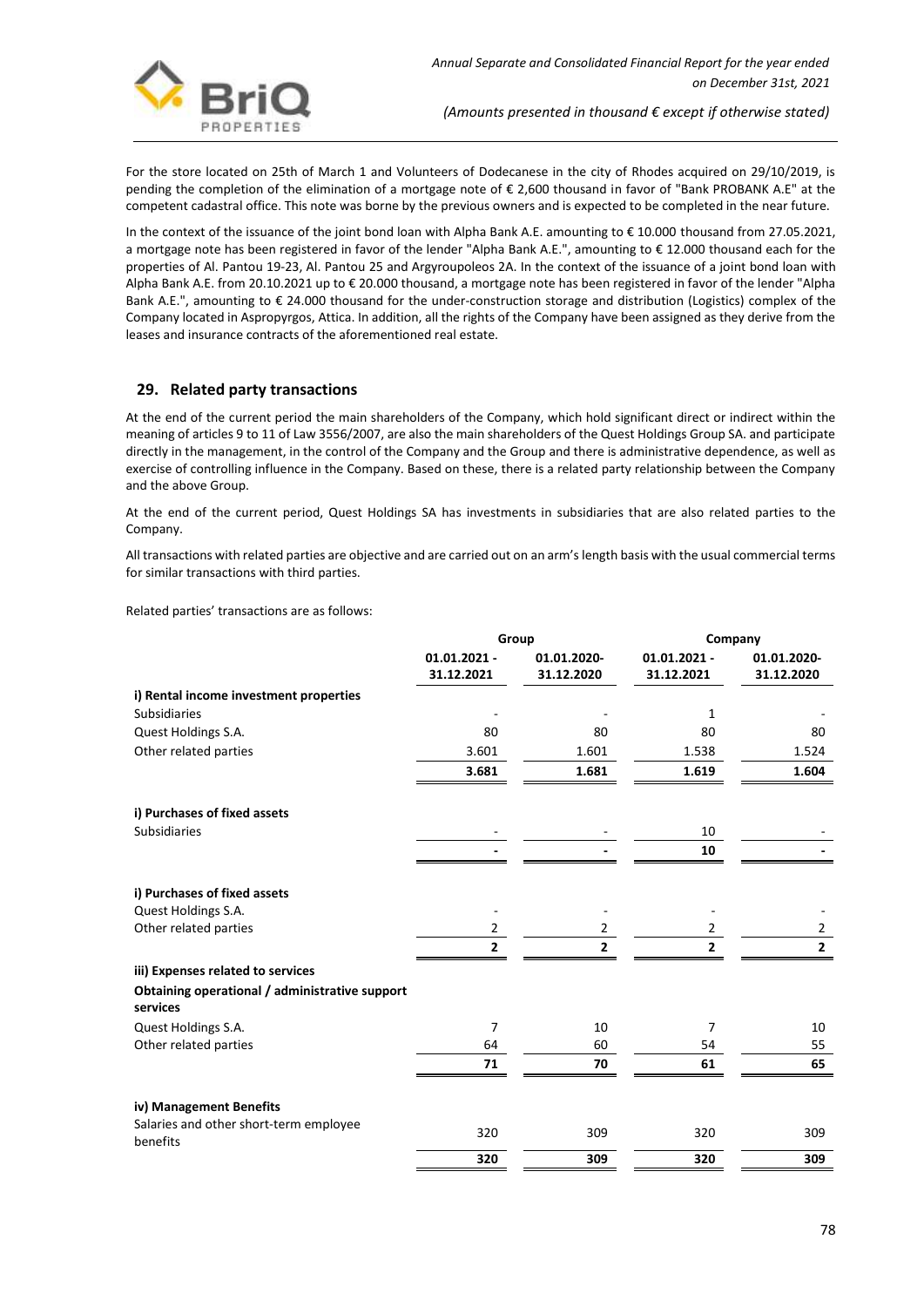For the store located on 25th of March 1 and Volunteers of Dodecanese in the city of Rhodes acquired on 29/10/2019, is pending the completion of the elimination of a mortgage note of € 2,600 thousand in favor of "Bank PROBANK A.E" at the competent cadastral office. This note was borne by the previous owners and is expected to be completed in the near future.

In the context of the issuance of the joint bond loan with Alpha Bank A.E. amounting to € 10.000 thousand from 27.05.2021, a mortgage note has been registered in favor of the lender "Alpha Bank A.E.", amounting to € 12.000 thousand each for the properties of Al. Pantou 19-23, Al. Pantou 25 and Argyroupoleos 2A. In the context of the issuance of a joint bond loan with Alpha Bank A.E. from 20.10.2021 up to € 20.000 thousand, a mortgage note has been registered in favor of the lender "Alpha Bank A.E.", amounting to € 24.000 thousand for the under-construction storage and distribution (Logistics) complex of the Company located in Aspropyrgos, Attica. In addition, all the rights of the Company have been assigned as they derive from the leases and insurance contracts of the aforementioned real estate.

## 29. Related party transactions

At the end of the current period the main shareholders of the Company, which hold significant direct or indirect within the meaning of articles 9 to 11 of Law 3556/2007, are also the main shareholders of the Quest Holdings Group SA. and participate directly in the management, in the control of the Company and the Group and there is administrative dependence, as well as exercise of controlling influence in the Company. Based on these, there is a related party relationship between the Company and the above Group.

At the end of the current period, Quest Holdings SA has investments in subsidiaries that are also related parties to the Company.

All transactions with related parties are objective and are carried out on an arm's length basis with the usual commercial terms for similar transactions with third parties.

Related parties' transactions are as follows:

| | Group | | Company | |
|---|---|---|---|---|
| | 01.01.2021 - 31.12.2021 | 01.01.2020-31.12.2020 | 01.01.2021 - 31.12.2021 | 01.01.2020-31.12.2020 |
| **i) Rental income investment properties** | | | | |
| Subsidiaries | - | - | 1 | - |
| Quest Holdings S.A. | 80 | 80 | 80 | 80 |
| Other related parties | 3.601 | 1.601 | 1.538 | 1.524 |
| | **3.681** | **1.681** | **1.619** | **1.604** |
| **i) Purchases of fixed assets** | | | | |
| Subsidiaries | - | - | 10 | - |
| | **-** | **-** | **10** | **-** |
| **i) Purchases of fixed assets** | | | | |
| Quest Holdings S.A. | - | - | - | - |
| Other related parties | 2 | 2 | 2 | 2 |
| | **2** | **2** | **2** | **2** |
| **iii) Expenses related to services** | | | | |
| **Obtaining operational / administrative support services** | | | | |
| Quest Holdings S.A. | 7 | 10 | 7 | 10 |
| Other related parties | 64 | 60 | 54 | 55 |
| | **71** | **70** | **61** | **65** |
| **iv) Management Benefits** | | | | |
| Salaries and other short-term employee benefits | 320 | 309 | 320 | 309 |
| | **320** | **309** | **320** | **309** |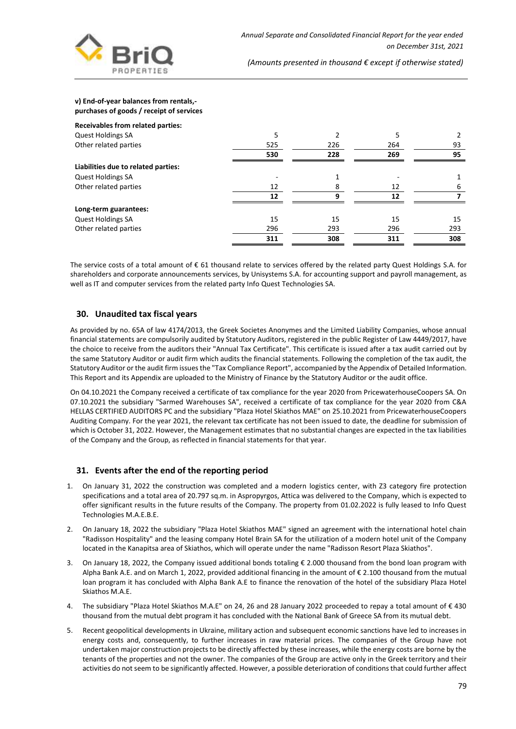**v) End-of-year balances from rentals,- purchases of goods / receipt of services**

| | | | | |
|---|---|---|---|---|
| **Receivables from related parties:** | | | | |
| Quest Holdings SA | 5 | 2 | 5 | 2 |
| Other related parties | 525 | 226 | 264 | 93 |
| | **530** | **228** | **269** | **95** |
| **Liabilities due to related parties:** | | | | |
| Quest Holdings SA | - | 1 | - | 1 |
| Other related parties | 12 | 8 | 12 | 6 |
| | **12** | **9** | **12** | **7** |
| **Long-term guarantees:** | | | | |
| Quest Holdings SA | 15 | 15 | 15 | 15 |
| Other related parties | 296 | 293 | 296 | 293 |
| | **311** | **308** | **311** | **308** |

The service costs of a total amount of € 61 thousand relate to services offered by the related party Quest Holdings S.A. for shareholders and corporate announcements services, by Unisystems S.A. for accounting support and payroll management, as well as IT and computer services from the related party Info Quest Technologies SA.

## 30. Unaudited tax fiscal years

As provided by no. 65A of law 4174/2013, the Greek Societes Anonymes and the Limited Liability Companies, whose annual financial statements are compulsorily audited by Statutory Auditors, registered in the public Register of Law 4449/2017, have the choice to receive from the auditors their "Annual Tax Certificate". This certificate is issued after a tax audit carried out by the same Statutory Auditor or audit firm which audits the financial statements. Following the completion of the tax audit, the Statutory Auditor or the audit firm issues the "Tax Compliance Report", accompanied by the Appendix of Detailed Information. This Report and its Appendix are uploaded to the Ministry of Finance by the Statutory Auditor or the audit office.

On 04.10.2021 the Company received a certificate of tax compliance for the year 2020 from PricewaterhouseCoopers SA. On 07.10.2021 the subsidiary "Sarmed Warehouses SA", received a certificate of tax compliance for the year 2020 from C&A HELLAS CERTIFIED AUDITORS PC and the subsidiary "Plaza Hotel Skiathos MAE" on 25.10.2021 from PricewaterhouseCoopers Auditing Company. For the year 2021, the relevant tax certificate has not been issued to date, the deadline for submission of which is October 31, 2022. However, the Management estimates that no substantial changes are expected in the tax liabilities of the Company and the Group, as reflected in financial statements for that year.

## 31. Events after the end of the reporting period

1. On January 31, 2022 the construction was completed and a modern logistics center, with Z3 category fire protection specifications and a total area of 20.797 sq.m. in Aspropyrgos, Attica was delivered to the Company, which is expected to offer significant results in the future results of the Company. The property from 01.02.2022 is fully leased to Info Quest Technologies M.A.E.B.E.
2. On January 18, 2022 the subsidiary "Plaza Hotel Skiathos MAE" signed an agreement with the international hotel chain "Radisson Hospitality" and the leasing company Hotel Brain SA for the utilization of a modern hotel unit of the Company located in the Kanapitsa area of Skiathos, which will operate under the name "Radisson Resort Plaza Skiathos".
3. On January 18, 2022, the Company issued additional bonds totaling € 2.000 thousand from the bond loan program with Alpha Bank A.E. and on March 1, 2022, provided additional financing in the amount of € 2.100 thousand from the mutual loan program it has concluded with Alpha Bank A.E to finance the renovation of the hotel of the subsidiary Plaza Hotel Skiathos M.A.E.
4. The subsidiary "Plaza Hotel Skiathos M.A.E" on 24, 26 and 28 January 2022 proceeded to repay a total amount of € 430 thousand from the mutual debt program it has concluded with the National Bank of Greece SA from its mutual debt.
5. Recent geopolitical developments in Ukraine, military action and subsequent economic sanctions have led to increases in energy costs and, consequently, to further increases in raw material prices. The companies of the Group have not undertaken major construction projects to be directly affected by these increases, while the energy costs are borne by the tenants of the properties and not the owner. The companies of the Group are active only in the Greek territory and their activities do not seem to be significantly affected. However, a possible deterioration of conditions that could further affect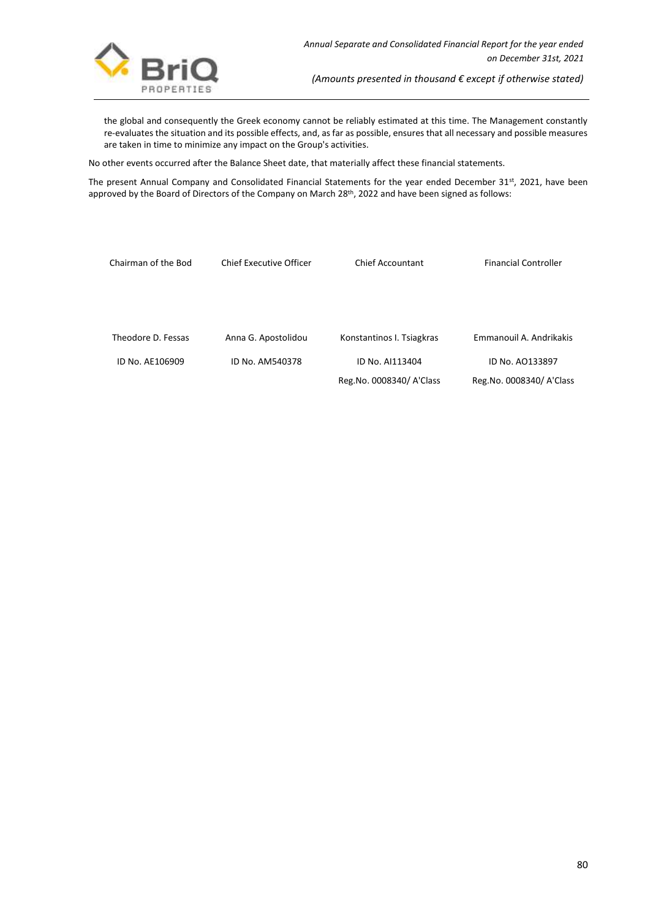the global and consequently the Greek economy cannot be reliably estimated at this time. The Management constantly re-evaluates the situation and its possible effects, and, as far as possible, ensures that all necessary and possible measures are taken in time to minimize any impact on the Group's activities.

No other events occurred after the Balance Sheet date, that materially affect these financial statements.

The present Annual Company and Consolidated Financial Statements for the year ended December 31st, 2021, have been approved by the Board of Directors of the Company on March 28th, 2022 and have been signed as follows:

| | | | |
|---|---|---|---|
| Chairman of the Bod | Chief Executive Officer | Chief Accountant | Financial Controller |
| | | | |
| Theodore D. Fessas | Anna G. Apostolidou | Konstantinos I. Tsiagkras | Emmanouil A. Andrikakis |
| ID No. AE106909 | ID No. AM540378 | ID No. AI113404 | ID No. AO133897 |
| | | Reg.No. 0008340/ A'Class | Reg.No. 0008340/ A'Class |